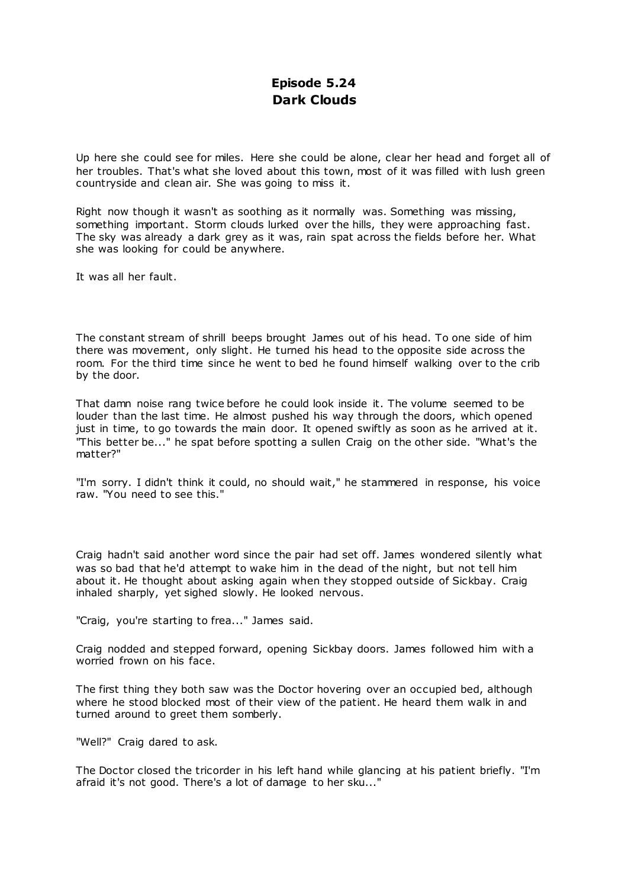# Episode 5.24
# Dark Clouds

Up here she could see for miles. Here she could be alone, clear her head and forget all of her troubles. That's what she loved about this town, most of it was filled with lush green countryside and clean air. She was going to miss it.

Right now though it wasn't as soothing as it normally was. Something was missing, something important. Storm clouds lurked over the hills, they were approaching fast. The sky was already a dark grey as it was, rain spat across the fields before her. What she was looking for could be anywhere.

It was all her fault.

The constant stream of shrill beeps brought James out of his head. To one side of him there was movement, only slight. He turned his head to the opposite side across the room. For the third time since he went to bed he found himself walking over to the crib by the door.

That damn noise rang twice before he could look inside it. The volume seemed to be louder than the last time. He almost pushed his way through the doors, which opened just in time, to go towards the main door. It opened swiftly as soon as he arrived at it. "This better be..." he spat before spotting a sullen Craig on the other side. "What's the matter?"

"I'm sorry. I didn't think it could, no should wait," he stammered in response, his voice raw. "You need to see this."

Craig hadn't said another word since the pair had set off. James wondered silently what was so bad that he'd attempt to wake him in the dead of the night, but not tell him about it. He thought about asking again when they stopped outside of Sickbay. Craig inhaled sharply, yet sighed slowly. He looked nervous.

"Craig, you're starting to frea..." James said.

Craig nodded and stepped forward, opening Sickbay doors. James followed him with a worried frown on his face.

The first thing they both saw was the Doctor hovering over an occupied bed, although where he stood blocked most of their view of the patient. He heard them walk in and turned around to greet them somberly.

"Well?" Craig dared to ask.

The Doctor closed the tricorder in his left hand while glancing at his patient briefly. "I'm afraid it's not good. There's a lot of damage to her sku..."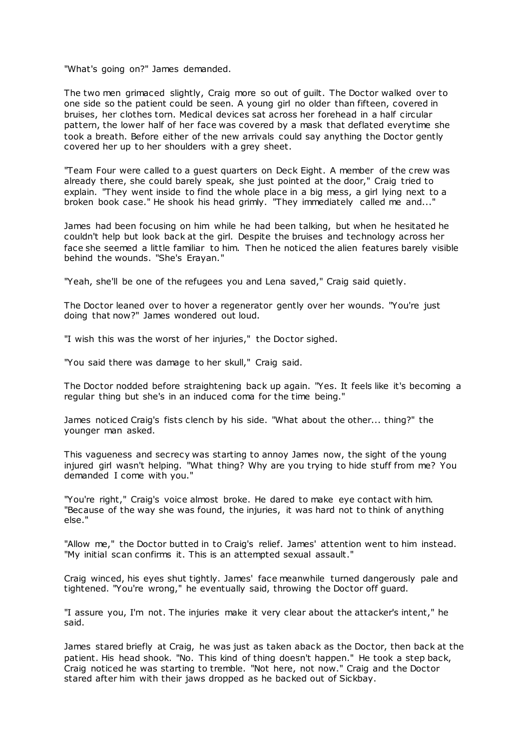"What's going on?" James demanded.

The two men grimaced slightly, Craig more so out of guilt. The Doctor walked over to one side so the patient could be seen. A young girl no older than fifteen, covered in bruises, her clothes torn. Medical devices sat across her forehead in a half circular pattern, the lower half of her face was covered by a mask that deflated everytime she took a breath. Before either of the new arrivals could say anything the Doctor gently covered her up to her shoulders with a grey sheet.

"Team Four were called to a guest quarters on Deck Eight. A member of the crew was already there, she could barely speak, she just pointed at the door," Craig tried to explain. "They went inside to find the whole place in a big mess, a girl lying next to a broken book case." He shook his head grimly. "They immediately called me and..."

James had been focusing on him while he had been talking, but when he hesitated he couldn't help but look back at the girl. Despite the bruises and technology across her face she seemed a little familiar to him. Then he noticed the alien features barely visible behind the wounds. "She's Erayan."

"Yeah, she'll be one of the refugees you and Lena saved," Craig said quietly.

The Doctor leaned over to hover a regenerator gently over her wounds. "You're just doing that now?" James wondered out loud.

"I wish this was the worst of her injuries," the Doctor sighed.

"You said there was damage to her skull," Craig said.

The Doctor nodded before straightening back up again. "Yes. It feels like it's becoming a regular thing but she's in an induced coma for the time being."

James noticed Craig's fists clench by his side. "What about the other... thing?" the younger man asked.

This vagueness and secrecy was starting to annoy James now, the sight of the young injured girl wasn't helping. "What thing? Why are you trying to hide stuff from me? You demanded I come with you."

"You're right," Craig's voice almost broke. He dared to make eye contact with him. "Because of the way she was found, the injuries, it was hard not to think of anything else."

"Allow me," the Doctor butted in to Craig's relief. James' attention went to him instead. "My initial scan confirms it. This is an attempted sexual assault."

Craig winced, his eyes shut tightly. James' face meanwhile turned dangerously pale and tightened. "You're wrong," he eventually said, throwing the Doctor off guard.

"I assure you, I'm not. The injuries make it very clear about the attacker's intent," he said.

James stared briefly at Craig, he was just as taken aback as the Doctor, then back at the patient. His head shook. "No. This kind of thing doesn't happen." He took a step back, Craig noticed he was starting to tremble. "Not here, not now." Craig and the Doctor stared after him with their jaws dropped as he backed out of Sickbay.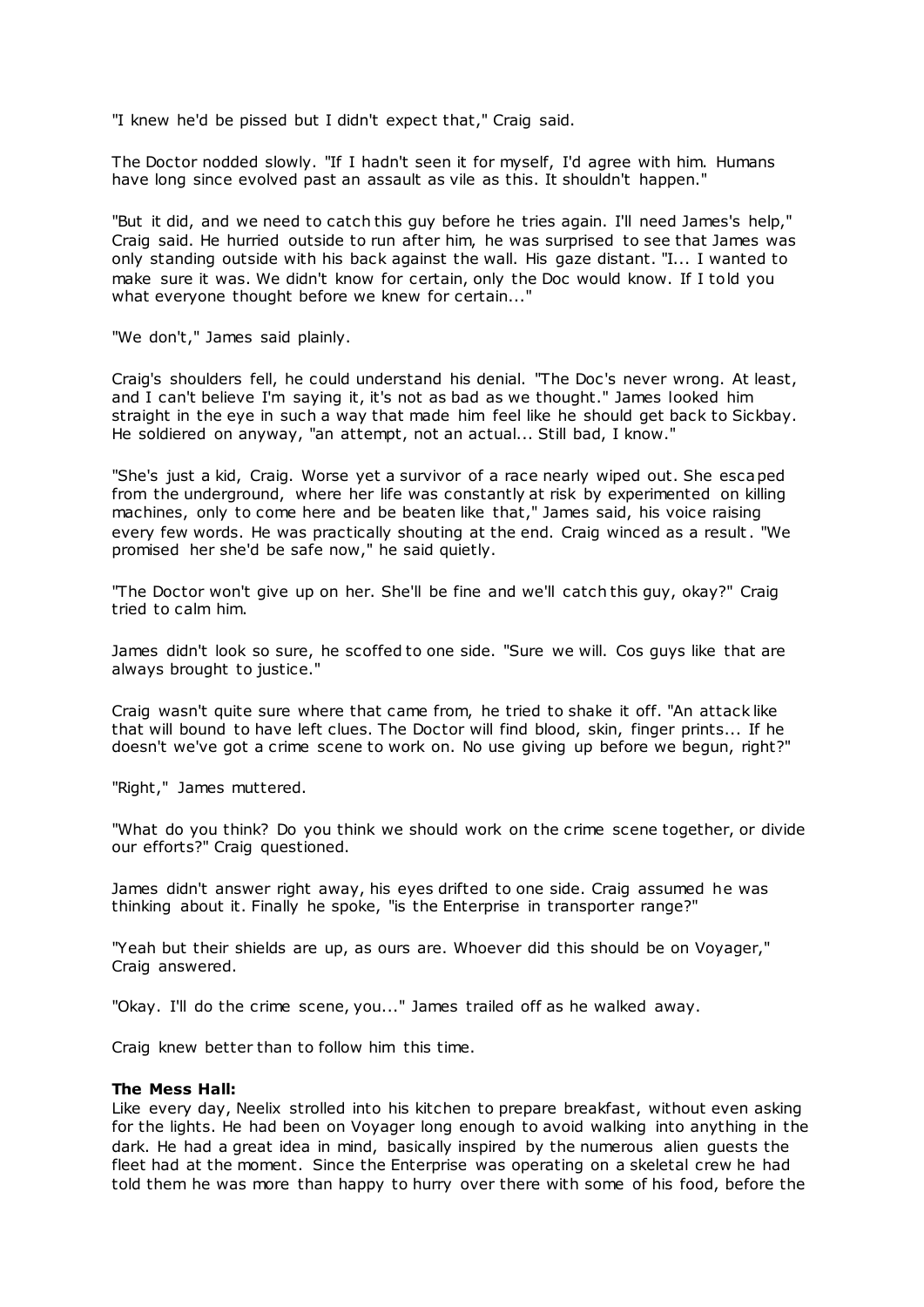"I knew he'd be pissed but I didn't expect that," Craig said.

The Doctor nodded slowly. "If I hadn't seen it for myself, I'd agree with him. Humans have long since evolved past an assault as vile as this. It shouldn't happen."

"But it did, and we need to catch this guy before he tries again. I'll need James's help," Craig said. He hurried outside to run after him, he was surprised to see that James was only standing outside with his back against the wall. His gaze distant. "I... I wanted to make sure it was. We didn't know for certain, only the Doc would know. If I told you what everyone thought before we knew for certain..."

"We don't," James said plainly.

Craig's shoulders fell, he could understand his denial. "The Doc's never wrong. At least, and I can't believe I'm saying it, it's not as bad as we thought." James looked him straight in the eye in such a way that made him feel like he should get back to Sickbay. He soldiered on anyway, "an attempt, not an actual... Still bad, I know."

"She's just a kid, Craig. Worse yet a survivor of a race nearly wiped out. She escaped from the underground, where her life was constantly at risk by experimented on killing machines, only to come here and be beaten like that," James said, his voice raising every few words. He was practically shouting at the end. Craig winced as a result. "We promised her she'd be safe now," he said quietly.

"The Doctor won't give up on her. She'll be fine and we'll catch this guy, okay?" Craig tried to calm him.

James didn't look so sure, he scoffed to one side. "Sure we will. Cos guys like that are always brought to justice."

Craig wasn't quite sure where that came from, he tried to shake it off. "An attack like that will bound to have left clues. The Doctor will find blood, skin, finger prints... If he doesn't we've got a crime scene to work on. No use giving up before we begun, right?"

"Right," James muttered.

"What do you think? Do you think we should work on the crime scene together, or divide our efforts?" Craig questioned.

James didn't answer right away, his eyes drifted to one side. Craig assumed he was thinking about it. Finally he spoke, "is the Enterprise in transporter range?"

"Yeah but their shields are up, as ours are. Whoever did this should be on Voyager," Craig answered.

"Okay. I'll do the crime scene, you..." James trailed off as he walked away.

Craig knew better than to follow him this time.

**The Mess Hall:**

Like every day, Neelix strolled into his kitchen to prepare breakfast, without even asking for the lights. He had been on Voyager long enough to avoid walking into anything in the dark. He had a great idea in mind, basically inspired by the numerous alien guests the fleet had at the moment. Since the Enterprise was operating on a skeletal crew he had told them he was more than happy to hurry over there with some of his food, before the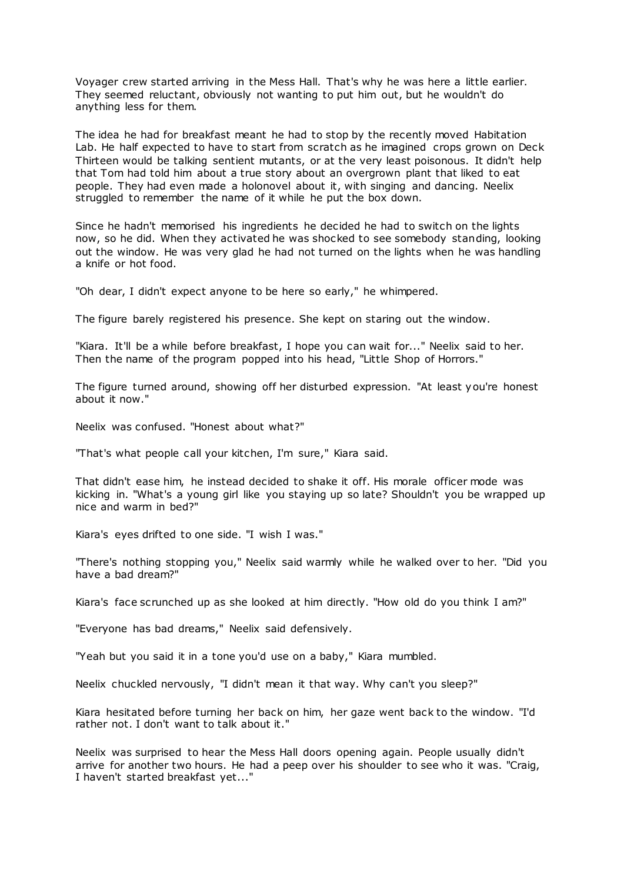Voyager crew started arriving in the Mess Hall. That's why he was here a little earlier. They seemed reluctant, obviously not wanting to put him out, but he wouldn't do anything less for them.

The idea he had for breakfast meant he had to stop by the recently moved Habitation Lab. He half expected to have to start from scratch as he imagined crops grown on Deck Thirteen would be talking sentient mutants, or at the very least poisonous. It didn't help that Tom had told him about a true story about an overgrown plant that liked to eat people. They had even made a holonovel about it, with singing and dancing. Neelix struggled to remember the name of it while he put the box down.

Since he hadn't memorised his ingredients he decided he had to switch on the lights now, so he did. When they activated he was shocked to see somebody standing, looking out the window. He was very glad he had not turned on the lights when he was handling a knife or hot food.

"Oh dear, I didn't expect anyone to be here so early," he whimpered.

The figure barely registered his presence. She kept on staring out the window.

"Kiara. It'll be a while before breakfast, I hope you can wait for..." Neelix said to her. Then the name of the program popped into his head, "Little Shop of Horrors."

The figure turned around, showing off her disturbed expression. "At least you're honest about it now."

Neelix was confused. "Honest about what?"

"That's what people call your kitchen, I'm sure," Kiara said.

That didn't ease him, he instead decided to shake it off. His morale officer mode was kicking in. "What's a young girl like you staying up so late? Shouldn't you be wrapped up nice and warm in bed?"

Kiara's eyes drifted to one side. "I wish I was."

"There's nothing stopping you," Neelix said warmly while he walked over to her. "Did you have a bad dream?"

Kiara's face scrunched up as she looked at him directly. "How old do you think I am?"

"Everyone has bad dreams," Neelix said defensively.

"Yeah but you said it in a tone you'd use on a baby," Kiara mumbled.

Neelix chuckled nervously, "I didn't mean it that way. Why can't you sleep?"

Kiara hesitated before turning her back on him, her gaze went back to the window. "I'd rather not. I don't want to talk about it."

Neelix was surprised to hear the Mess Hall doors opening again. People usually didn't arrive for another two hours. He had a peep over his shoulder to see who it was. "Craig, I haven't started breakfast yet..."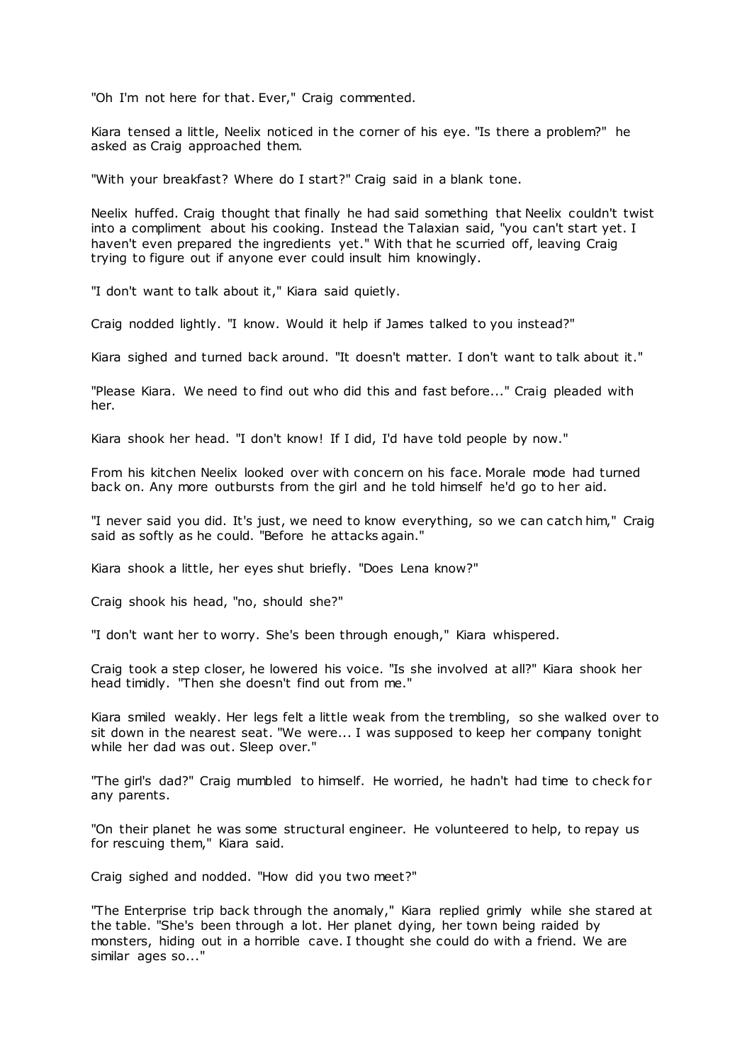"Oh I'm not here for that. Ever," Craig commented.

Kiara tensed a little, Neelix noticed in the corner of his eye. "Is there a problem?" he asked as Craig approached them.

"With your breakfast? Where do I start?" Craig said in a blank tone.

Neelix huffed. Craig thought that finally he had said something that Neelix couldn't twist into a compliment about his cooking. Instead the Talaxian said, "you can't start yet. I haven't even prepared the ingredients yet." With that he scurried off, leaving Craig trying to figure out if anyone ever could insult him knowingly.

"I don't want to talk about it," Kiara said quietly.

Craig nodded lightly. "I know. Would it help if James talked to you instead?"

Kiara sighed and turned back around. "It doesn't matter. I don't want to talk about it."

"Please Kiara. We need to find out who did this and fast before..." Craig pleaded with her.

Kiara shook her head. "I don't know! If I did, I'd have told people by now."

From his kitchen Neelix looked over with concern on his face. Morale mode had turned back on. Any more outbursts from the girl and he told himself he'd go to her aid.

"I never said you did. It's just, we need to know everything, so we can catch him," Craig said as softly as he could. "Before he attacks again."

Kiara shook a little, her eyes shut briefly. "Does Lena know?"

Craig shook his head, "no, should she?"

"I don't want her to worry. She's been through enough," Kiara whispered.

Craig took a step closer, he lowered his voice. "Is she involved at all?" Kiara shook her head timidly. "Then she doesn't find out from me."

Kiara smiled weakly. Her legs felt a little weak from the trembling, so she walked over to sit down in the nearest seat. "We were... I was supposed to keep her company tonight while her dad was out. Sleep over."

"The girl's dad?" Craig mumbled to himself. He worried, he hadn't had time to check for any parents.

"On their planet he was some structural engineer. He volunteered to help, to repay us for rescuing them," Kiara said.

Craig sighed and nodded. "How did you two meet?"

"The Enterprise trip back through the anomaly," Kiara replied grimly while she stared at the table. "She's been through a lot. Her planet dying, her town being raided by monsters, hiding out in a horrible cave. I thought she could do with a friend. We are similar ages so..."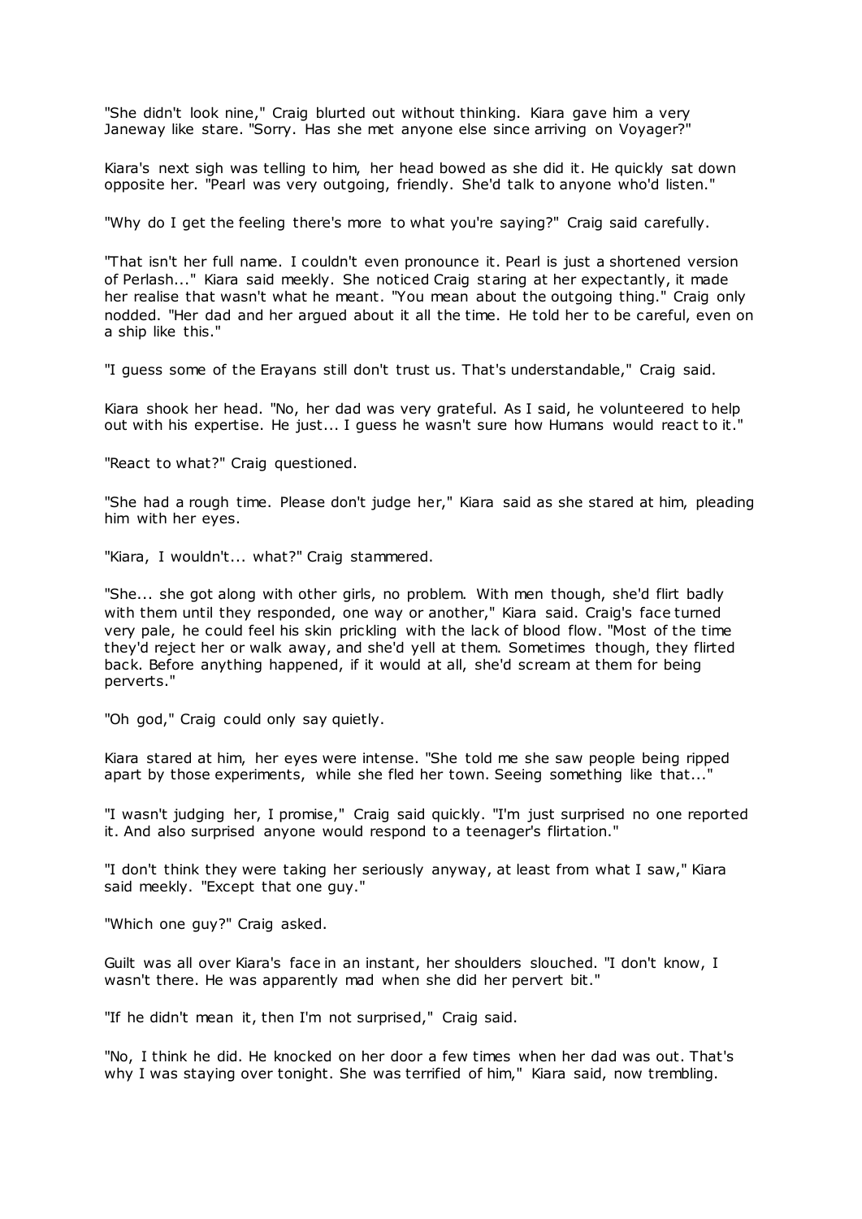"She didn't look nine," Craig blurted out without thinking. Kiara gave him a very Janeway like stare. "Sorry. Has she met anyone else since arriving on Voyager?"

Kiara's next sigh was telling to him, her head bowed as she did it. He quickly sat down opposite her. "Pearl was very outgoing, friendly. She'd talk to anyone who'd listen."

"Why do I get the feeling there's more to what you're saying?" Craig said carefully.

"That isn't her full name. I couldn't even pronounce it. Pearl is just a shortened version of Perlash..." Kiara said meekly. She noticed Craig staring at her expectantly, it made her realise that wasn't what he meant. "You mean about the outgoing thing." Craig only nodded. "Her dad and her argued about it all the time. He told her to be careful, even on a ship like this."

"I guess some of the Erayans still don't trust us. That's understandable," Craig said.

Kiara shook her head. "No, her dad was very grateful. As I said, he volunteered to help out with his expertise. He just... I guess he wasn't sure how Humans would react to it."

"React to what?" Craig questioned.

"She had a rough time. Please don't judge her," Kiara said as she stared at him, pleading him with her eyes.

"Kiara, I wouldn't... what?" Craig stammered.

"She... she got along with other girls, no problem. With men though, she'd flirt badly with them until they responded, one way or another," Kiara said. Craig's face turned very pale, he could feel his skin prickling with the lack of blood flow. "Most of the time they'd reject her or walk away, and she'd yell at them. Sometimes though, they flirted back. Before anything happened, if it would at all, she'd scream at them for being perverts."

"Oh god," Craig could only say quietly.

Kiara stared at him, her eyes were intense. "She told me she saw people being ripped apart by those experiments, while she fled her town. Seeing something like that..."

"I wasn't judging her, I promise," Craig said quickly. "I'm just surprised no one reported it. And also surprised anyone would respond to a teenager's flirtation."

"I don't think they were taking her seriously anyway, at least from what I saw," Kiara said meekly. "Except that one guy."

"Which one guy?" Craig asked.

Guilt was all over Kiara's face in an instant, her shoulders slouched. "I don't know, I wasn't there. He was apparently mad when she did her pervert bit."

"If he didn't mean it, then I'm not surprised," Craig said.

"No, I think he did. He knocked on her door a few times when her dad was out. That's why I was staying over tonight. She was terrified of him," Kiara said, now trembling.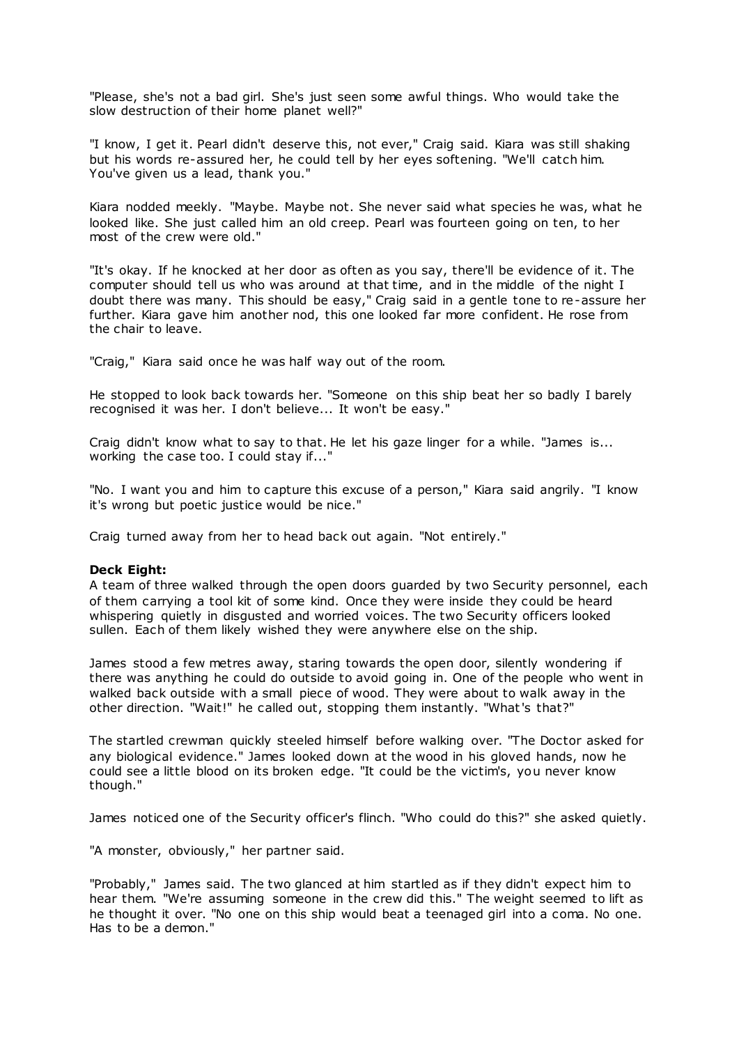"Please, she's not a bad girl. She's just seen some awful things. Who would take the slow destruction of their home planet well?"

"I know, I get it. Pearl didn't deserve this, not ever," Craig said. Kiara was still shaking but his words re-assured her, he could tell by her eyes softening. "We'll catch him. You've given us a lead, thank you."

Kiara nodded meekly. "Maybe. Maybe not. She never said what species he was, what he looked like. She just called him an old creep. Pearl was fourteen going on ten, to her most of the crew were old."

"It's okay. If he knocked at her door as often as you say, there'll be evidence of it. The computer should tell us who was around at that time, and in the middle of the night I doubt there was many. This should be easy," Craig said in a gentle tone to re-assure her further. Kiara gave him another nod, this one looked far more confident. He rose from the chair to leave.

"Craig," Kiara said once he was half way out of the room.

He stopped to look back towards her. "Someone on this ship beat her so badly I barely recognised it was her. I don't believe... It won't be easy."

Craig didn't know what to say to that. He let his gaze linger for a while. "James is... working the case too. I could stay if..."

"No. I want you and him to capture this excuse of a person," Kiara said angrily. "I know it's wrong but poetic justice would be nice."

Craig turned away from her to head back out again. "Not entirely."

**Deck Eight:**
A team of three walked through the open doors guarded by two Security personnel, each of them carrying a tool kit of some kind. Once they were inside they could be heard whispering quietly in disgusted and worried voices. The two Security officers looked sullen. Each of them likely wished they were anywhere else on the ship.

James stood a few metres away, staring towards the open door, silently wondering if there was anything he could do outside to avoid going in. One of the people who went in walked back outside with a small piece of wood. They were about to walk away in the other direction. "Wait!" he called out, stopping them instantly. "What's that?"

The startled crewman quickly steeled himself before walking over. "The Doctor asked for any biological evidence." James looked down at the wood in his gloved hands, now he could see a little blood on its broken edge. "It could be the victim's, you never know though."

James noticed one of the Security officer's flinch. "Who could do this?" she asked quietly.

"A monster, obviously," her partner said.

"Probably," James said. The two glanced at him startled as if they didn't expect him to hear them. "We're assuming someone in the crew did this." The weight seemed to lift as he thought it over. "No one on this ship would beat a teenaged girl into a coma. No one. Has to be a demon."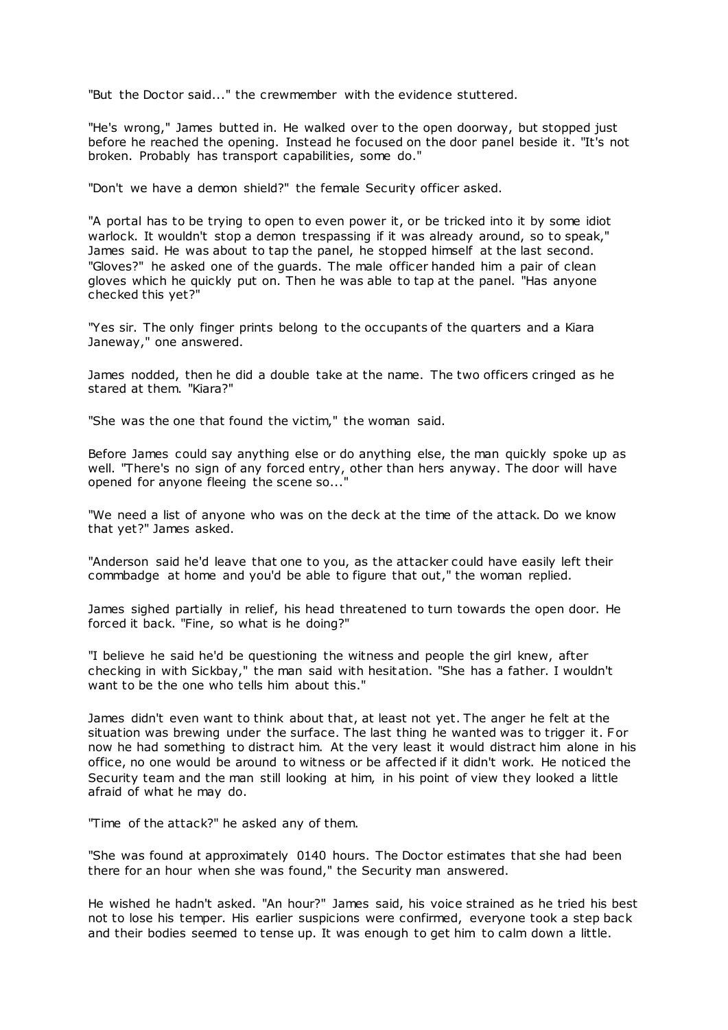"But the Doctor said..." the crewmember with the evidence stuttered.

"He's wrong," James butted in. He walked over to the open doorway, but stopped just before he reached the opening. Instead he focused on the door panel beside it. "It's not broken. Probably has transport capabilities, some do."

"Don't we have a demon shield?" the female Security officer asked.

"A portal has to be trying to open to even power it, or be tricked into it by some idiot warlock. It wouldn't stop a demon trespassing if it was already around, so to speak," James said. He was about to tap the panel, he stopped himself at the last second. "Gloves?" he asked one of the guards. The male officer handed him a pair of clean gloves which he quickly put on. Then he was able to tap at the panel. "Has anyone checked this yet?"

"Yes sir. The only finger prints belong to the occupants of the quarters and a Kiara Janeway," one answered.

James nodded, then he did a double take at the name. The two officers cringed as he stared at them. "Kiara?"

"She was the one that found the victim," the woman said.

Before James could say anything else or do anything else, the man quickly spoke up as well. "There's no sign of any forced entry, other than hers anyway. The door will have opened for anyone fleeing the scene so..."

"We need a list of anyone who was on the deck at the time of the attack. Do we know that yet?" James asked.

"Anderson said he'd leave that one to you, as the attacker could have easily left their commbadge at home and you'd be able to figure that out," the woman replied.

James sighed partially in relief, his head threatened to turn towards the open door. He forced it back. "Fine, so what is he doing?"

"I believe he said he'd be questioning the witness and people the girl knew, after checking in with Sickbay," the man said with hesitation. "She has a father. I wouldn't want to be the one who tells him about this."

James didn't even want to think about that, at least not yet. The anger he felt at the situation was brewing under the surface. The last thing he wanted was to trigger it. For now he had something to distract him. At the very least it would distract him alone in his office, no one would be around to witness or be affected if it didn't work. He noticed the Security team and the man still looking at him, in his point of view they looked a little afraid of what he may do.

"Time of the attack?" he asked any of them.

"She was found at approximately 0140 hours. The Doctor estimates that she had been there for an hour when she was found," the Security man answered.

He wished he hadn't asked. "An hour?" James said, his voice strained as he tried his best not to lose his temper. His earlier suspicions were confirmed, everyone took a step back and their bodies seemed to tense up. It was enough to get him to calm down a little.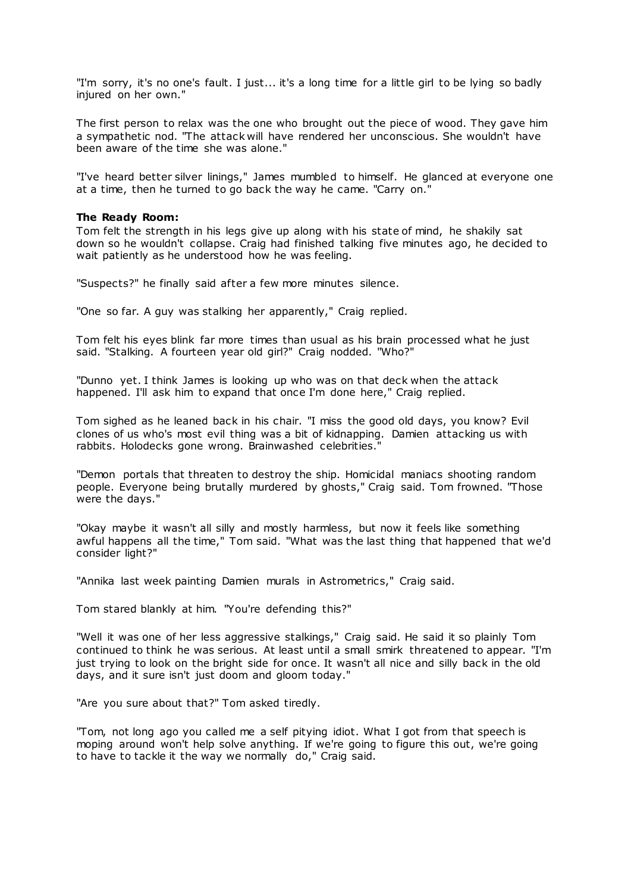"I'm sorry, it's no one's fault. I just... it's a long time for a little girl to be lying so badly injured on her own."

The first person to relax was the one who brought out the piece of wood. They gave him a sympathetic nod. "The attack will have rendered her unconscious. She wouldn't have been aware of the time she was alone."

"I've heard better silver linings," James mumbled to himself. He glanced at everyone one at a time, then he turned to go back the way he came. "Carry on."

**The Ready Room:**
Tom felt the strength in his legs give up along with his state of mind, he shakily sat down so he wouldn't collapse. Craig had finished talking five minutes ago, he decided to wait patiently as he understood how he was feeling.

"Suspects?" he finally said after a few more minutes silence.

"One so far. A guy was stalking her apparently," Craig replied.

Tom felt his eyes blink far more times than usual as his brain processed what he just said. "Stalking. A fourteen year old girl?" Craig nodded. "Who?"

"Dunno yet. I think James is looking up who was on that deck when the attack happened. I'll ask him to expand that once I'm done here," Craig replied.

Tom sighed as he leaned back in his chair. "I miss the good old days, you know? Evil clones of us who's most evil thing was a bit of kidnapping. Damien attacking us with rabbits. Holodecks gone wrong. Brainwashed celebrities."

"Demon portals that threaten to destroy the ship. Homicidal maniacs shooting random people. Everyone being brutally murdered by ghosts," Craig said. Tom frowned. "Those were the days."

"Okay maybe it wasn't all silly and mostly harmless, but now it feels like something awful happens all the time," Tom said. "What was the last thing that happened that we'd consider light?"

"Annika last week painting Damien murals in Astrometrics," Craig said.

Tom stared blankly at him. "You're defending this?"

"Well it was one of her less aggressive stalkings," Craig said. He said it so plainly Tom continued to think he was serious. At least until a small smirk threatened to appear. "I'm just trying to look on the bright side for once. It wasn't all nice and silly back in the old days, and it sure isn't just doom and gloom today."

"Are you sure about that?" Tom asked tiredly.

"Tom, not long ago you called me a self pitying idiot. What I got from that speech is moping around won't help solve anything. If we're going to figure this out, we're going to have to tackle it the way we normally do," Craig said.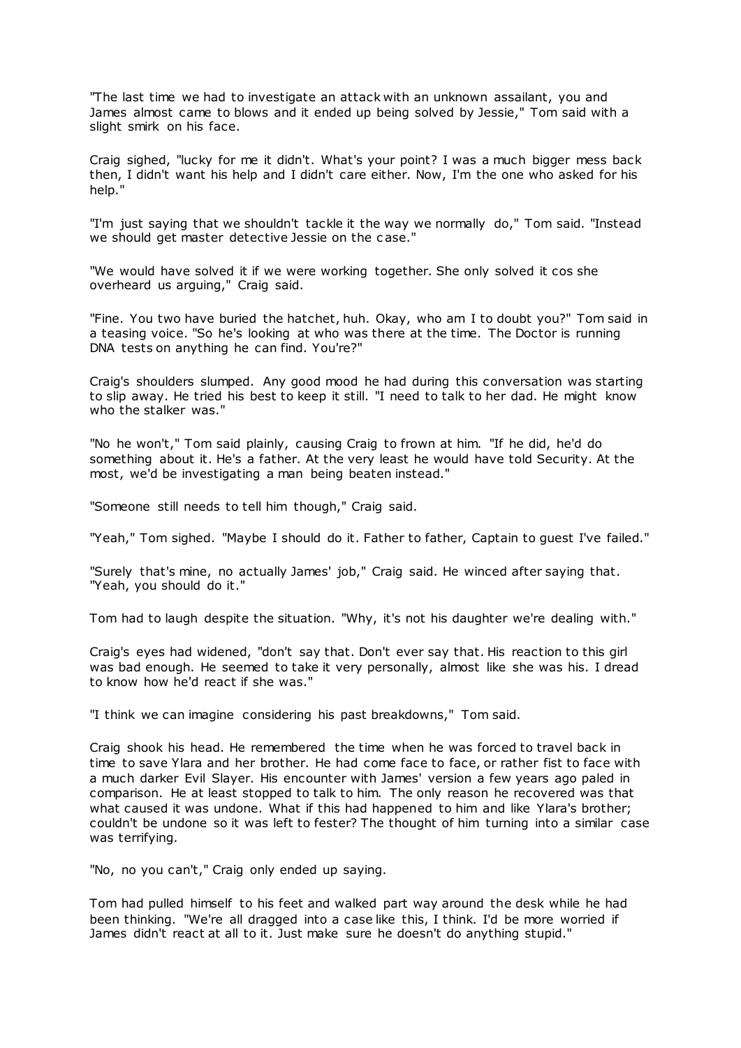"The last time we had to investigate an attack with an unknown assailant, you and James almost came to blows and it ended up being solved by Jessie," Tom said with a slight smirk on his face.

Craig sighed, "lucky for me it didn't. What's your point? I was a much bigger mess back then, I didn't want his help and I didn't care either. Now, I'm the one who asked for his help."

"I'm just saying that we shouldn't tackle it the way we normally do," Tom said. "Instead we should get master detective Jessie on the case."

"We would have solved it if we were working together. She only solved it cos she overheard us arguing," Craig said.

"Fine. You two have buried the hatchet, huh. Okay, who am I to doubt you?" Tom said in a teasing voice. "So he's looking at who was there at the time. The Doctor is running DNA tests on anything he can find. You're?"

Craig's shoulders slumped. Any good mood he had during this conversation was starting to slip away. He tried his best to keep it still. "I need to talk to her dad. He might know who the stalker was."

"No he won't," Tom said plainly, causing Craig to frown at him. "If he did, he'd do something about it. He's a father. At the very least he would have told Security. At the most, we'd be investigating a man being beaten instead."

"Someone still needs to tell him though," Craig said.

"Yeah," Tom sighed. "Maybe I should do it. Father to father, Captain to guest I've failed."

"Surely that's mine, no actually James' job," Craig said. He winced after saying that. "Yeah, you should do it."

Tom had to laugh despite the situation. "Why, it's not his daughter we're dealing with."

Craig's eyes had widened, "don't say that. Don't ever say that. His reaction to this girl was bad enough. He seemed to take it very personally, almost like she was his. I dread to know how he'd react if she was."

"I think we can imagine considering his past breakdowns," Tom said.

Craig shook his head. He remembered the time when he was forced to travel back in time to save Ylara and her brother. He had come face to face, or rather fist to face with a much darker Evil Slayer. His encounter with James' version a few years ago paled in comparison. He at least stopped to talk to him. The only reason he recovered was that what caused it was undone. What if this had happened to him and like Ylara's brother; couldn't be undone so it was left to fester? The thought of him turning into a similar case was terrifying.

"No, no you can't," Craig only ended up saying.

Tom had pulled himself to his feet and walked part way around the desk while he had been thinking. "We're all dragged into a case like this, I think. I'd be more worried if James didn't react at all to it. Just make sure he doesn't do anything stupid."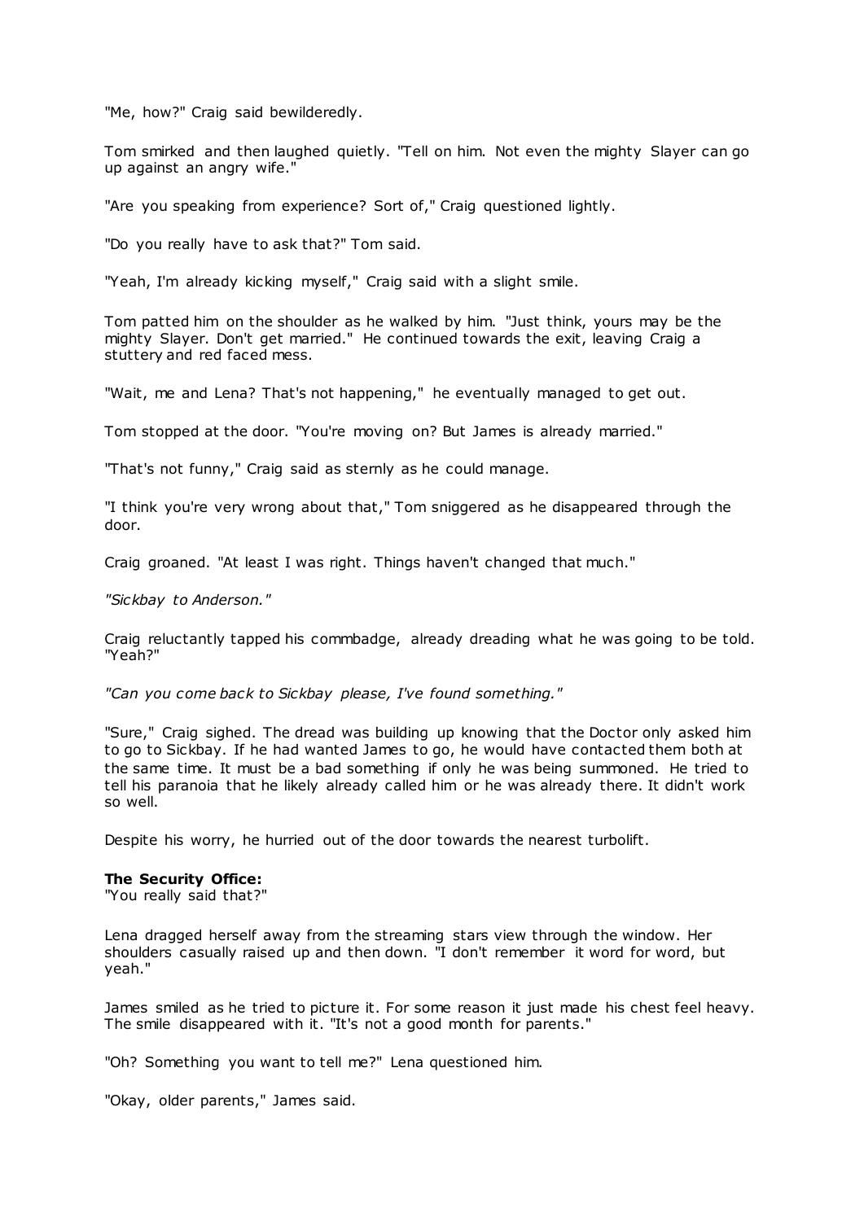"Me, how?" Craig said bewilderedly.

Tom smirked and then laughed quietly. "Tell on him. Not even the mighty Slayer can go up against an angry wife."

"Are you speaking from experience? Sort of," Craig questioned lightly.

"Do you really have to ask that?" Tom said.

"Yeah, I'm already kicking myself," Craig said with a slight smile.

Tom patted him on the shoulder as he walked by him. "Just think, yours may be the mighty Slayer. Don't get married." He continued towards the exit, leaving Craig a stuttery and red faced mess.

"Wait, me and Lena? That's not happening," he eventually managed to get out.

Tom stopped at the door. "You're moving on? But James is already married."

"That's not funny," Craig said as sternly as he could manage.

"I think you're very wrong about that," Tom sniggered as he disappeared through the door.

Craig groaned. "At least I was right. Things haven't changed that much."

*"Sickbay to Anderson."*

Craig reluctantly tapped his commbadge, already dreading what he was going to be told. "Yeah?"

*"Can you come back to Sickbay please, I've found something."*

"Sure," Craig sighed. The dread was building up knowing that the Doctor only asked him to go to Sickbay. If he had wanted James to go, he would have contacted them both at the same time. It must be a bad something if only he was being summoned. He tried to tell his paranoia that he likely already called him or he was already there. It didn't work so well.

Despite his worry, he hurried out of the door towards the nearest turbolift.

**The Security Office:**
"You really said that?"

Lena dragged herself away from the streaming stars view through the window. Her shoulders casually raised up and then down. "I don't remember it word for word, but yeah."

James smiled as he tried to picture it. For some reason it just made his chest feel heavy. The smile disappeared with it. "It's not a good month for parents."

"Oh? Something you want to tell me?" Lena questioned him.

"Okay, older parents," James said.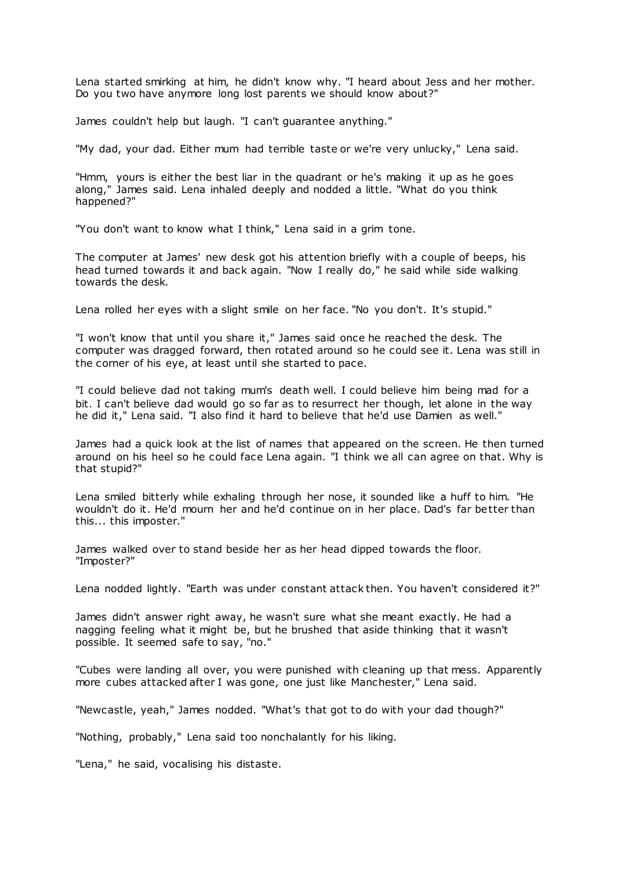Lena started smirking at him, he didn't know why. "I heard about Jess and her mother. Do you two have anymore long lost parents we should know about?"

James couldn't help but laugh. "I can't guarantee anything."

"My dad, your dad. Either mum had terrible taste or we're very unlucky," Lena said.

"Hmm, yours is either the best liar in the quadrant or he's making it up as he goes along," James said. Lena inhaled deeply and nodded a little. "What do you think happened?"

"You don't want to know what I think," Lena said in a grim tone.

The computer at James' new desk got his attention briefly with a couple of beeps, his head turned towards it and back again. "Now I really do," he said while side walking towards the desk.

Lena rolled her eyes with a slight smile on her face. "No you don't. It's stupid."

"I won't know that until you share it," James said once he reached the desk. The computer was dragged forward, then rotated around so he could see it. Lena was still in the corner of his eye, at least until she started to pace.

"I could believe dad not taking mum's death well. I could believe him being mad for a bit. I can't believe dad would go so far as to resurrect her though, let alone in the way he did it," Lena said. "I also find it hard to believe that he'd use Damien as well."

James had a quick look at the list of names that appeared on the screen. He then turned around on his heel so he could face Lena again. "I think we all can agree on that. Why is that stupid?"

Lena smiled bitterly while exhaling through her nose, it sounded like a huff to him. "He wouldn't do it. He'd mourn her and he'd continue on in her place. Dad's far better than this... this imposter."

James walked over to stand beside her as her head dipped towards the floor. "Imposter?"

Lena nodded lightly. "Earth was under constant attack then. You haven't considered it?"

James didn't answer right away, he wasn't sure what she meant exactly. He had a nagging feeling what it might be, but he brushed that aside thinking that it wasn't possible. It seemed safe to say, "no."

"Cubes were landing all over, you were punished with cleaning up that mess. Apparently more cubes attacked after I was gone, one just like Manchester," Lena said.

"Newcastle, yeah," James nodded. "What's that got to do with your dad though?"

"Nothing, probably," Lena said too nonchalantly for his liking.

"Lena," he said, vocalising his distaste.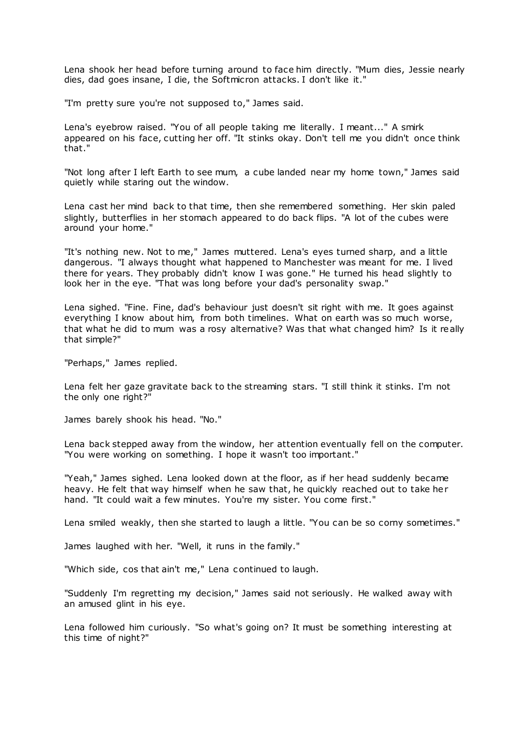Lena shook her head before turning around to face him directly. "Mum dies, Jessie nearly dies, dad goes insane, I die, the Softmicron attacks. I don't like it."

"I'm pretty sure you're not supposed to," James said.

Lena's eyebrow raised. "You of all people taking me literally. I meant..." A smirk appeared on his face, cutting her off. "It stinks okay. Don't tell me you didn't once think that."

"Not long after I left Earth to see mum, a cube landed near my home town," James said quietly while staring out the window.

Lena cast her mind back to that time, then she remembered something. Her skin paled slightly, butterflies in her stomach appeared to do back flips. "A lot of the cubes were around your home."

"It's nothing new. Not to me," James muttered. Lena's eyes turned sharp, and a little dangerous. "I always thought what happened to Manchester was meant for me. I lived there for years. They probably didn't know I was gone." He turned his head slightly to look her in the eye. "That was long before your dad's personality swap."

Lena sighed. "Fine. Fine, dad's behaviour just doesn't sit right with me. It goes against everything I know about him, from both timelines. What on earth was so much worse, that what he did to mum was a rosy alternative? Was that what changed him? Is it really that simple?"

"Perhaps," James replied.

Lena felt her gaze gravitate back to the streaming stars. "I still think it stinks. I'm not the only one right?"

James barely shook his head. "No."

Lena back stepped away from the window, her attention eventually fell on the computer. "You were working on something. I hope it wasn't too important."

"Yeah," James sighed. Lena looked down at the floor, as if her head suddenly became heavy. He felt that way himself when he saw that, he quickly reached out to take her hand. "It could wait a few minutes. You're my sister. You come first."

Lena smiled weakly, then she started to laugh a little. "You can be so corny sometimes."

James laughed with her. "Well, it runs in the family."

"Which side, cos that ain't me," Lena continued to laugh.

"Suddenly I'm regretting my decision," James said not seriously. He walked away with an amused glint in his eye.

Lena followed him curiously. "So what's going on? It must be something interesting at this time of night?"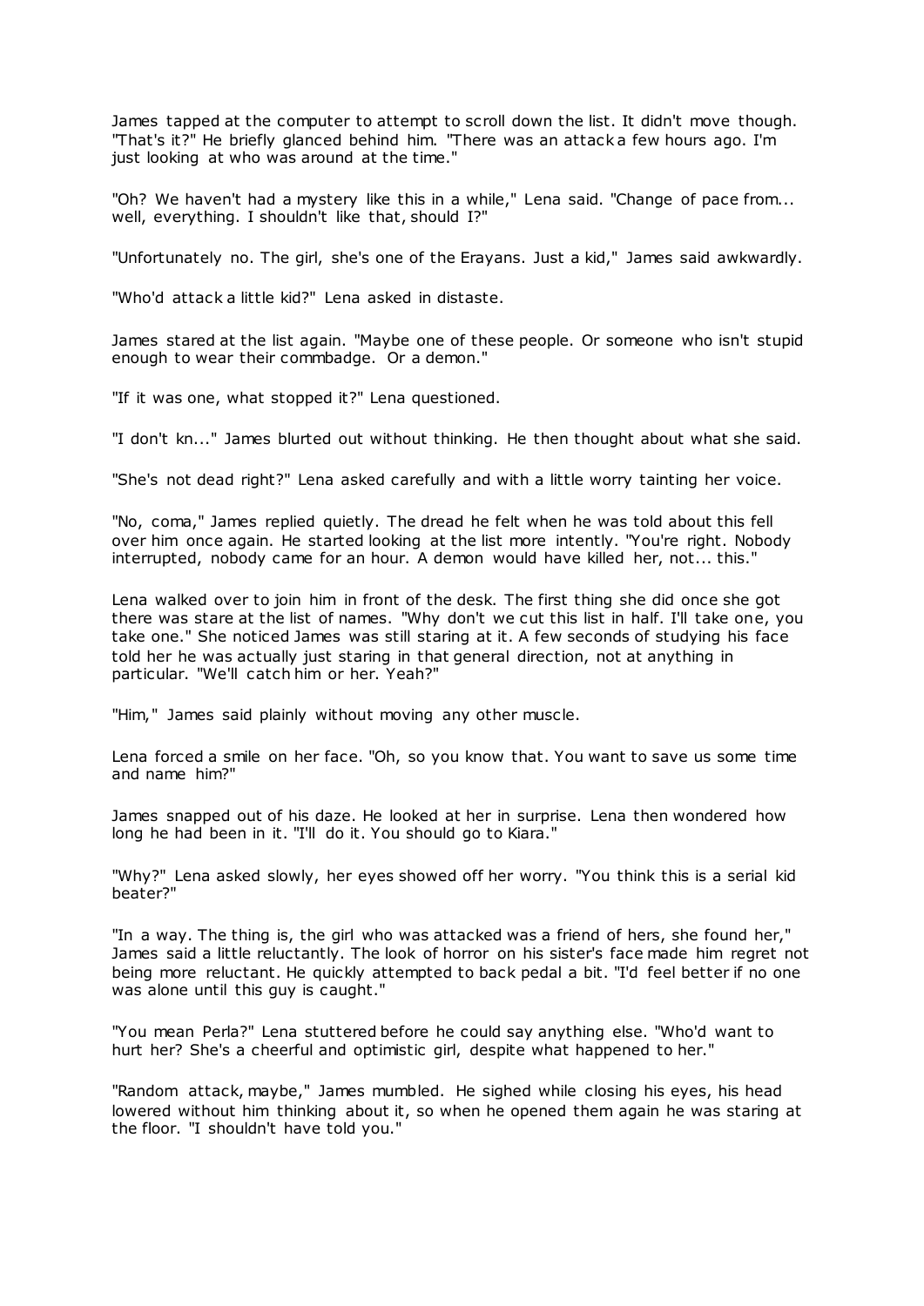James tapped at the computer to attempt to scroll down the list. It didn't move though. "That's it?" He briefly glanced behind him. "There was an attack a few hours ago. I'm just looking at who was around at the time."

"Oh? We haven't had a mystery like this in a while," Lena said. "Change of pace from... well, everything. I shouldn't like that, should I?"

"Unfortunately no. The girl, she's one of the Erayans. Just a kid," James said awkwardly.

"Who'd attack a little kid?" Lena asked in distaste.

James stared at the list again. "Maybe one of these people. Or someone who isn't stupid enough to wear their commbadge. Or a demon."

"If it was one, what stopped it?" Lena questioned.

"I don't kn..." James blurted out without thinking. He then thought about what she said.

"She's not dead right?" Lena asked carefully and with a little worry tainting her voice.

"No, coma," James replied quietly. The dread he felt when he was told about this fell over him once again. He started looking at the list more intently. "You're right. Nobody interrupted, nobody came for an hour. A demon would have killed her, not... this."

Lena walked over to join him in front of the desk. The first thing she did once she got there was stare at the list of names. "Why don't we cut this list in half. I'll take one, you take one." She noticed James was still staring at it. A few seconds of studying his face told her he was actually just staring in that general direction, not at anything in particular. "We'll catch him or her. Yeah?"

"Him," James said plainly without moving any other muscle.

Lena forced a smile on her face. "Oh, so you know that. You want to save us some time and name him?"

James snapped out of his daze. He looked at her in surprise. Lena then wondered how long he had been in it. "I'll do it. You should go to Kiara."

"Why?" Lena asked slowly, her eyes showed off her worry. "You think this is a serial kid beater?"

"In a way. The thing is, the girl who was attacked was a friend of hers, she found her," James said a little reluctantly. The look of horror on his sister's face made him regret not being more reluctant. He quickly attempted to back pedal a bit. "I'd feel better if no one was alone until this guy is caught."

"You mean Perla?" Lena stuttered before he could say anything else. "Who'd want to hurt her? She's a cheerful and optimistic girl, despite what happened to her."

"Random attack, maybe," James mumbled. He sighed while closing his eyes, his head lowered without him thinking about it, so when he opened them again he was staring at the floor. "I shouldn't have told you."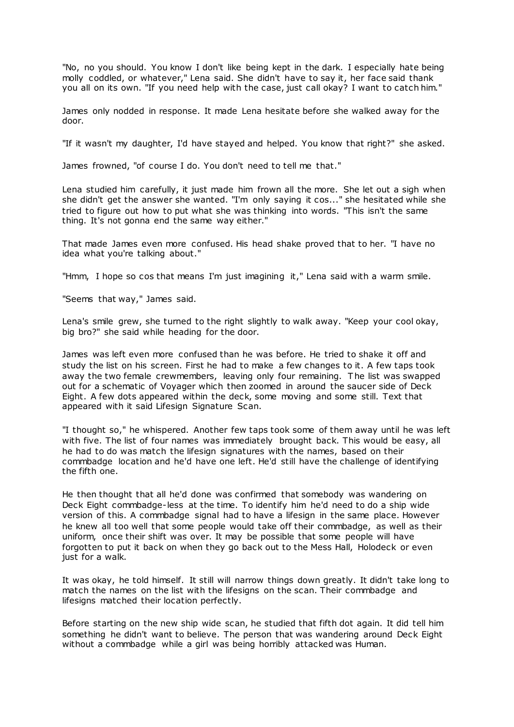"No, no you should. You know I don't like being kept in the dark. I especially hate being molly coddled, or whatever," Lena said. She didn't have to say it, her face said thank you all on its own. "If you need help with the case, just call okay? I want to catch him."

James only nodded in response. It made Lena hesitate before she walked away for the door.

"If it wasn't my daughter, I'd have stayed and helped. You know that right?" she asked.

James frowned, "of course I do. You don't need to tell me that."

Lena studied him carefully, it just made him frown all the more. She let out a sigh when she didn't get the answer she wanted. "I'm only saying it cos..." she hesitated while she tried to figure out how to put what she was thinking into words. "This isn't the same thing. It's not gonna end the same way either."

That made James even more confused. His head shake proved that to her. "I have no idea what you're talking about."

"Hmm, I hope so cos that means I'm just imagining it," Lena said with a warm smile.

"Seems that way," James said.

Lena's smile grew, she turned to the right slightly to walk away. "Keep your cool okay, big bro?" she said while heading for the door.

James was left even more confused than he was before. He tried to shake it off and study the list on his screen. First he had to make a few changes to it. A few taps took away the two female crewmembers, leaving only four remaining. The list was swapped out for a schematic of Voyager which then zoomed in around the saucer side of Deck Eight. A few dots appeared within the deck, some moving and some still. Text that appeared with it said Lifesign Signature Scan.

"I thought so," he whispered. Another few taps took some of them away until he was left with five. The list of four names was immediately brought back. This would be easy, all he had to do was match the lifesign signatures with the names, based on their commbadge location and he'd have one left. He'd still have the challenge of identifying the fifth one.

He then thought that all he'd done was confirmed that somebody was wandering on Deck Eight commbadge-less at the time. To identify him he'd need to do a ship wide version of this. A commbadge signal had to have a lifesign in the same place. However he knew all too well that some people would take off their commbadge, as well as their uniform, once their shift was over. It may be possible that some people will have forgotten to put it back on when they go back out to the Mess Hall, Holodeck or even just for a walk.

It was okay, he told himself. It still will narrow things down greatly. It didn't take long to match the names on the list with the lifesigns on the scan. Their commbadge and lifesigns matched their location perfectly.

Before starting on the new ship wide scan, he studied that fifth dot again. It did tell him something he didn't want to believe. The person that was wandering around Deck Eight without a commbadge while a girl was being horribly attacked was Human.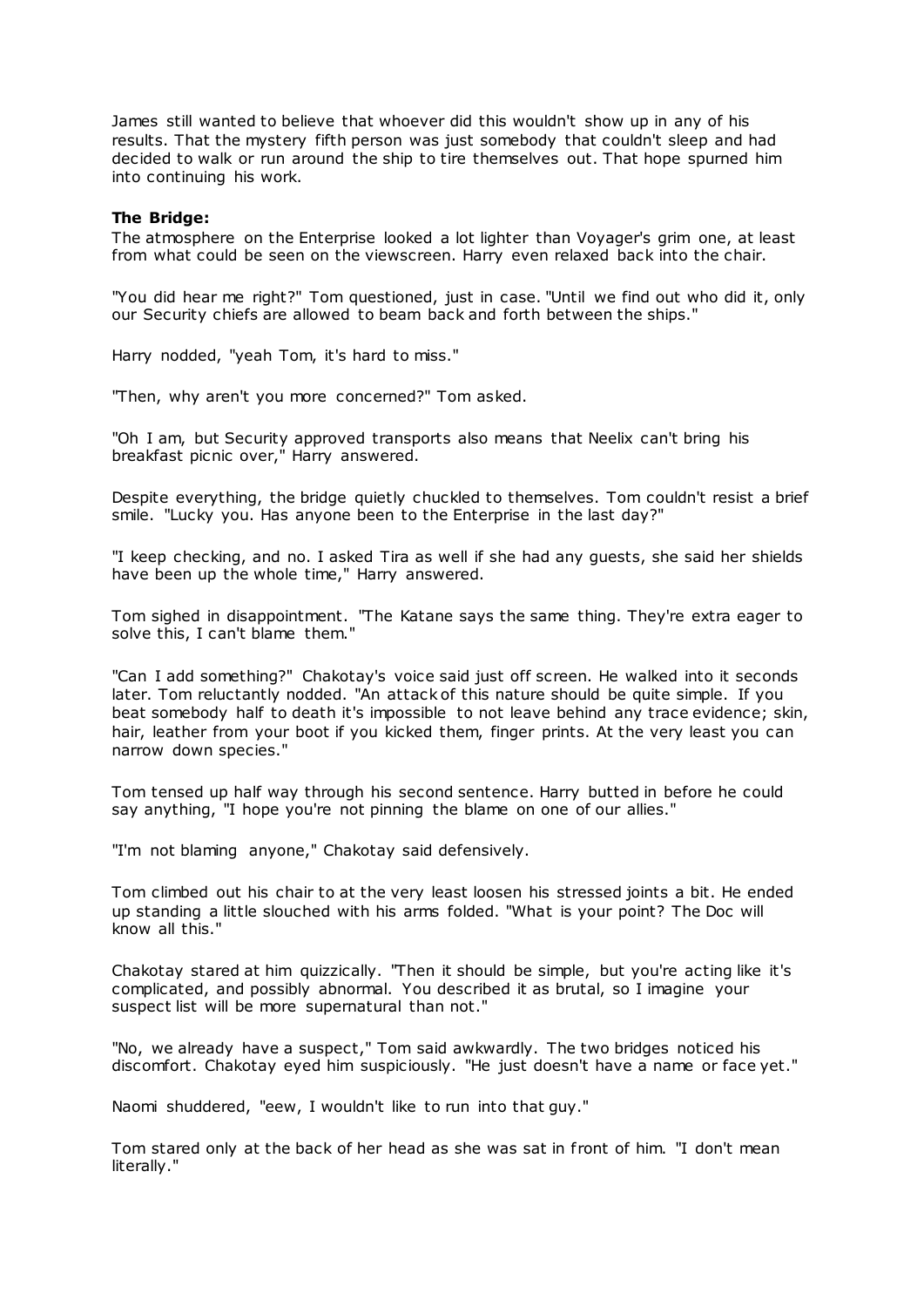James still wanted to believe that whoever did this wouldn't show up in any of his results. That the mystery fifth person was just somebody that couldn't sleep and had decided to walk or run around the ship to tire themselves out. That hope spurned him into continuing his work.

**The Bridge:**

The atmosphere on the Enterprise looked a lot lighter than Voyager's grim one, at least from what could be seen on the viewscreen. Harry even relaxed back into the chair.

"You did hear me right?" Tom questioned, just in case. "Until we find out who did it, only our Security chiefs are allowed to beam back and forth between the ships."

Harry nodded, "yeah Tom, it's hard to miss."

"Then, why aren't you more concerned?" Tom asked.

"Oh I am, but Security approved transports also means that Neelix can't bring his breakfast picnic over," Harry answered.

Despite everything, the bridge quietly chuckled to themselves. Tom couldn't resist a brief smile. "Lucky you. Has anyone been to the Enterprise in the last day?"

"I keep checking, and no. I asked Tira as well if she had any guests, she said her shields have been up the whole time," Harry answered.

Tom sighed in disappointment. "The Katane says the same thing. They're extra eager to solve this, I can't blame them."

"Can I add something?" Chakotay's voice said just off screen. He walked into it seconds later. Tom reluctantly nodded. "An attack of this nature should be quite simple. If you beat somebody half to death it's impossible to not leave behind any trace evidence; skin, hair, leather from your boot if you kicked them, finger prints. At the very least you can narrow down species."

Tom tensed up half way through his second sentence. Harry butted in before he could say anything, "I hope you're not pinning the blame on one of our allies."

"I'm not blaming anyone," Chakotay said defensively.

Tom climbed out his chair to at the very least loosen his stressed joints a bit. He ended up standing a little slouched with his arms folded. "What is your point? The Doc will know all this."

Chakotay stared at him quizzically. "Then it should be simple, but you're acting like it's complicated, and possibly abnormal. You described it as brutal, so I imagine your suspect list will be more supernatural than not."

"No, we already have a suspect," Tom said awkwardly. The two bridges noticed his discomfort. Chakotay eyed him suspiciously. "He just doesn't have a name or face yet."

Naomi shuddered, "eew, I wouldn't like to run into that guy."

Tom stared only at the back of her head as she was sat in front of him. "I don't mean literally."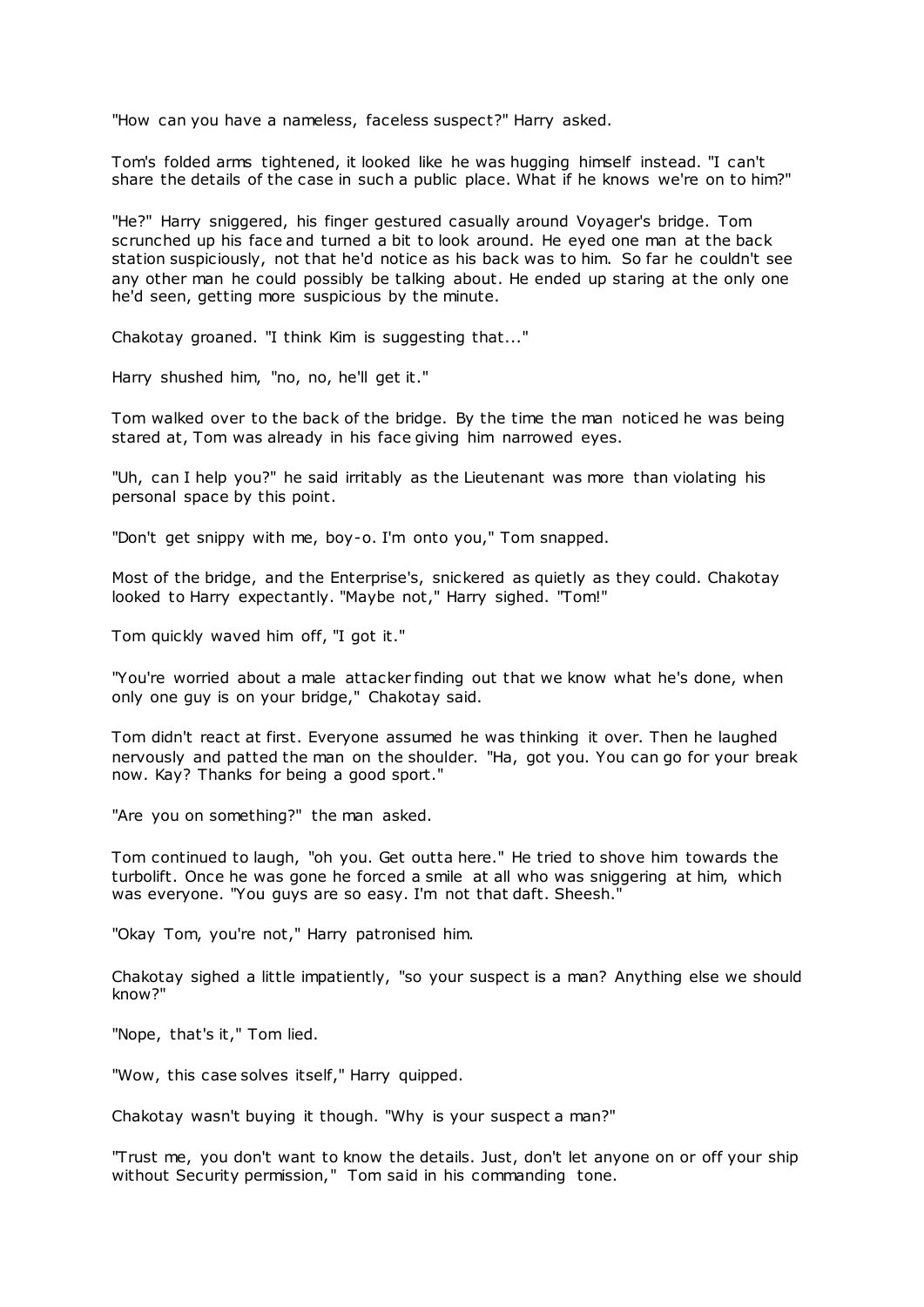"How can you have a nameless, faceless suspect?" Harry asked.

Tom's folded arms tightened, it looked like he was hugging himself instead. "I can't share the details of the case in such a public place. What if he knows we're on to him?"

"He?" Harry sniggered, his finger gestured casually around Voyager's bridge. Tom scrunched up his face and turned a bit to look around. He eyed one man at the back station suspiciously, not that he'd notice as his back was to him. So far he couldn't see any other man he could possibly be talking about. He ended up staring at the only one he'd seen, getting more suspicious by the minute.

Chakotay groaned. "I think Kim is suggesting that..."

Harry shushed him, "no, no, he'll get it."

Tom walked over to the back of the bridge. By the time the man noticed he was being stared at, Tom was already in his face giving him narrowed eyes.

"Uh, can I help you?" he said irritably as the Lieutenant was more than violating his personal space by this point.

"Don't get snippy with me, boy-o. I'm onto you," Tom snapped.

Most of the bridge, and the Enterprise's, snickered as quietly as they could. Chakotay looked to Harry expectantly. "Maybe not," Harry sighed. "Tom!"

Tom quickly waved him off, "I got it."

"You're worried about a male attacker finding out that we know what he's done, when only one guy is on your bridge," Chakotay said.

Tom didn't react at first. Everyone assumed he was thinking it over. Then he laughed nervously and patted the man on the shoulder. "Ha, got you. You can go for your break now. Kay? Thanks for being a good sport."

"Are you on something?" the man asked.

Tom continued to laugh, "oh you. Get outta here." He tried to shove him towards the turbolift. Once he was gone he forced a smile at all who was sniggering at him, which was everyone. "You guys are so easy. I'm not that daft. Sheesh."

"Okay Tom, you're not," Harry patronised him.

Chakotay sighed a little impatiently, "so your suspect is a man? Anything else we should know?"

"Nope, that's it," Tom lied.

"Wow, this case solves itself," Harry quipped.

Chakotay wasn't buying it though. "Why is your suspect a man?"

"Trust me, you don't want to know the details. Just, don't let anyone on or off your ship without Security permission," Tom said in his commanding tone.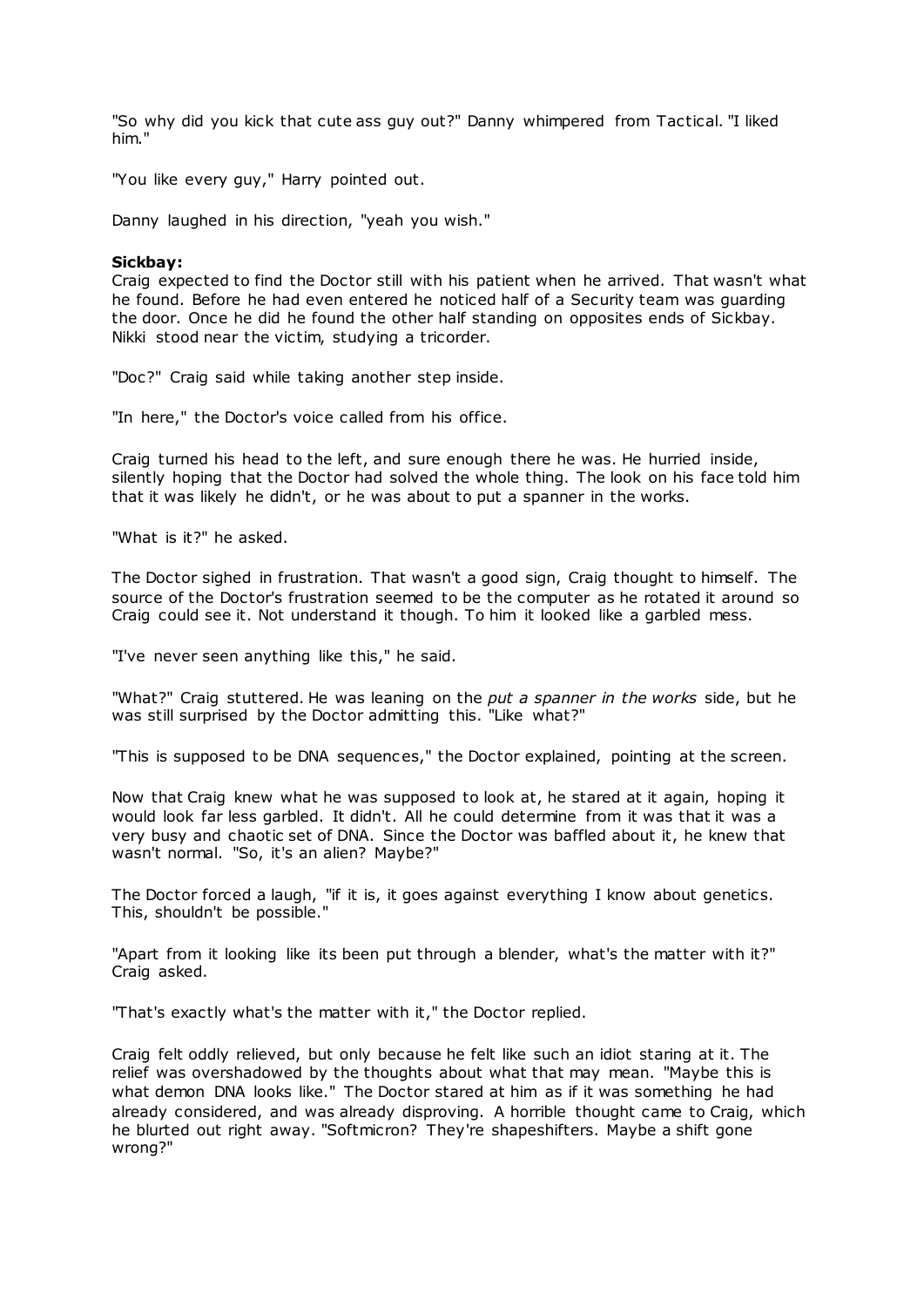"So why did you kick that cute ass guy out?" Danny whimpered from Tactical. "I liked him."

"You like every guy," Harry pointed out.

Danny laughed in his direction, "yeah you wish."

**Sickbay:**
Craig expected to find the Doctor still with his patient when he arrived. That wasn't what he found. Before he had even entered he noticed half of a Security team was guarding the door. Once he did he found the other half standing on opposites ends of Sickbay. Nikki stood near the victim, studying a tricorder.

"Doc?" Craig said while taking another step inside.

"In here," the Doctor's voice called from his office.

Craig turned his head to the left, and sure enough there he was. He hurried inside, silently hoping that the Doctor had solved the whole thing. The look on his face told him that it was likely he didn't, or he was about to put a spanner in the works.

"What is it?" he asked.

The Doctor sighed in frustration. That wasn't a good sign, Craig thought to himself. The source of the Doctor's frustration seemed to be the computer as he rotated it around so Craig could see it. Not understand it though. To him it looked like a garbled mess.

"I've never seen anything like this," he said.

"What?" Craig stuttered. He was leaning on the *put a spanner in the works* side, but he was still surprised by the Doctor admitting this. "Like what?"

"This is supposed to be DNA sequences," the Doctor explained, pointing at the screen.

Now that Craig knew what he was supposed to look at, he stared at it again, hoping it would look far less garbled. It didn't. All he could determine from it was that it was a very busy and chaotic set of DNA. Since the Doctor was baffled about it, he knew that wasn't normal. "So, it's an alien? Maybe?"

The Doctor forced a laugh, "if it is, it goes against everything I know about genetics. This, shouldn't be possible."

"Apart from it looking like its been put through a blender, what's the matter with it?" Craig asked.

"That's exactly what's the matter with it," the Doctor replied.

Craig felt oddly relieved, but only because he felt like such an idiot staring at it. The relief was overshadowed by the thoughts about what that may mean. "Maybe this is what demon DNA looks like." The Doctor stared at him as if it was something he had already considered, and was already disproving. A horrible thought came to Craig, which he blurted out right away. "Softmicron? They're shapeshifters. Maybe a shift gone wrong?"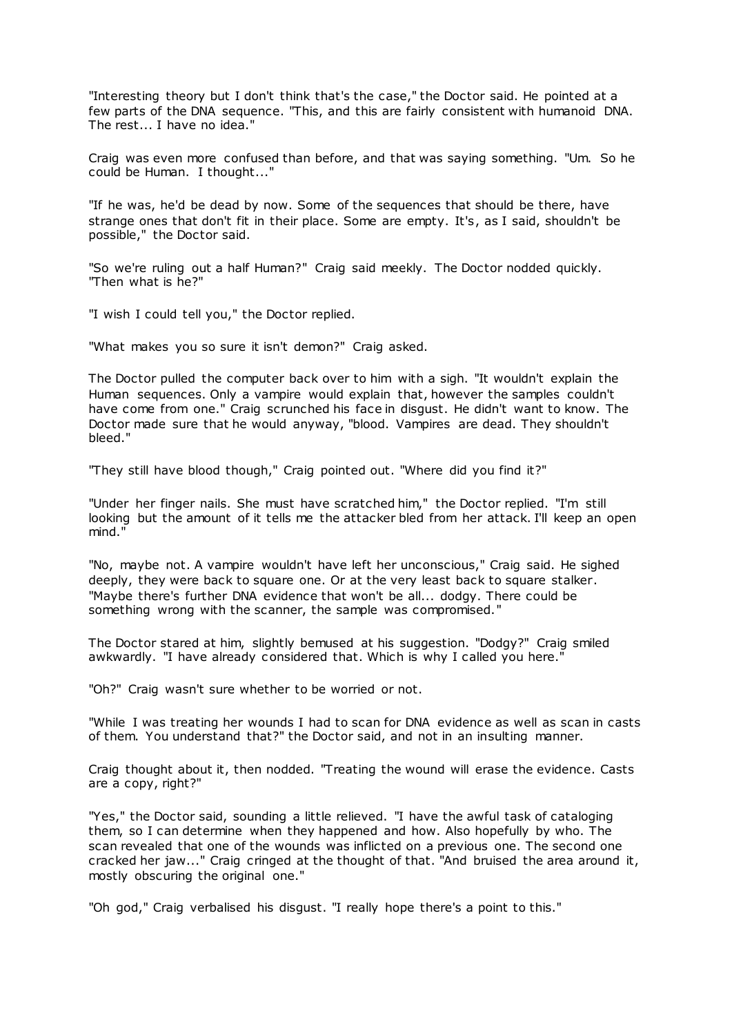"Interesting theory but I don't think that's the case," the Doctor said. He pointed at a few parts of the DNA sequence. "This, and this are fairly consistent with humanoid DNA. The rest... I have no idea."

Craig was even more confused than before, and that was saying something. "Um. So he could be Human. I thought..."

"If he was, he'd be dead by now. Some of the sequences that should be there, have strange ones that don't fit in their place. Some are empty. It's, as I said, shouldn't be possible," the Doctor said.

"So we're ruling out a half Human?" Craig said meekly. The Doctor nodded quickly. "Then what is he?"

"I wish I could tell you," the Doctor replied.

"What makes you so sure it isn't demon?" Craig asked.

The Doctor pulled the computer back over to him with a sigh. "It wouldn't explain the Human sequences. Only a vampire would explain that, however the samples couldn't have come from one." Craig scrunched his face in disgust. He didn't want to know. The Doctor made sure that he would anyway, "blood. Vampires are dead. They shouldn't bleed."

"They still have blood though," Craig pointed out. "Where did you find it?"

"Under her finger nails. She must have scratched him," the Doctor replied. "I'm still looking but the amount of it tells me the attacker bled from her attack. I'll keep an open mind."

"No, maybe not. A vampire wouldn't have left her unconscious," Craig said. He sighed deeply, they were back to square one. Or at the very least back to square stalker. "Maybe there's further DNA evidence that won't be all... dodgy. There could be something wrong with the scanner, the sample was compromised."

The Doctor stared at him, slightly bemused at his suggestion. "Dodgy?" Craig smiled awkwardly. "I have already considered that. Which is why I called you here."

"Oh?" Craig wasn't sure whether to be worried or not.

"While I was treating her wounds I had to scan for DNA evidence as well as scan in casts of them. You understand that?" the Doctor said, and not in an insulting manner.

Craig thought about it, then nodded. "Treating the wound will erase the evidence. Casts are a copy, right?"

"Yes," the Doctor said, sounding a little relieved. "I have the awful task of cataloging them, so I can determine when they happened and how. Also hopefully by who. The scan revealed that one of the wounds was inflicted on a previous one. The second one cracked her jaw..." Craig cringed at the thought of that. "And bruised the area around it, mostly obscuring the original one."

"Oh god," Craig verbalised his disgust. "I really hope there's a point to this."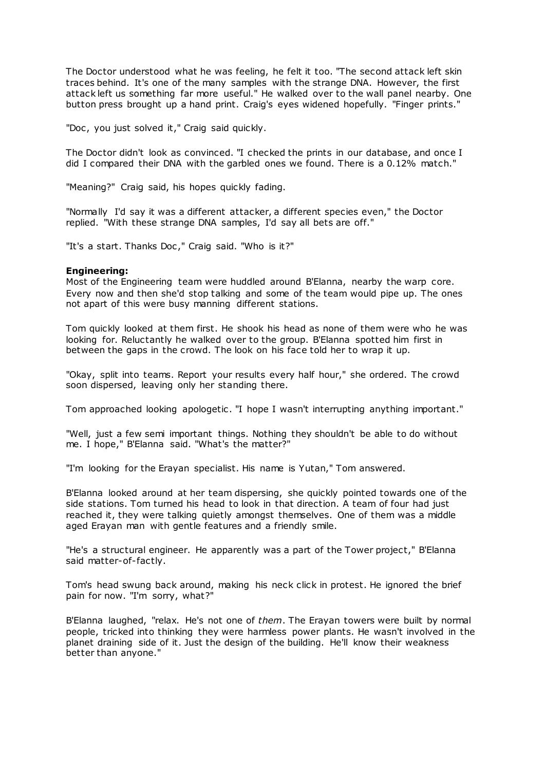The Doctor understood what he was feeling, he felt it too. "The second attack left skin traces behind. It's one of the many samples with the strange DNA. However, the first attack left us something far more useful." He walked over to the wall panel nearby. One button press brought up a hand print. Craig's eyes widened hopefully. "Finger prints."

"Doc, you just solved it," Craig said quickly.

The Doctor didn't look as convinced. "I checked the prints in our database, and once I did I compared their DNA with the garbled ones we found. There is a 0.12% match."

"Meaning?" Craig said, his hopes quickly fading.

"Normally I'd say it was a different attacker, a different species even," the Doctor replied. "With these strange DNA samples, I'd say all bets are off."

"It's a start. Thanks Doc," Craig said. "Who is it?"

**Engineering:**
Most of the Engineering team were huddled around B'Elanna, nearby the warp core. Every now and then she'd stop talking and some of the team would pipe up. The ones not apart of this were busy manning different stations.

Tom quickly looked at them first. He shook his head as none of them were who he was looking for. Reluctantly he walked over to the group. B'Elanna spotted him first in between the gaps in the crowd. The look on his face told her to wrap it up.

"Okay, split into teams. Report your results every half hour," she ordered. The crowd soon dispersed, leaving only her standing there.

Tom approached looking apologetic. "I hope I wasn't interrupting anything important."

"Well, just a few semi important things. Nothing they shouldn't be able to do without me. I hope," B'Elanna said. "What's the matter?"

"I'm looking for the Erayan specialist. His name is Yutan," Tom answered.

B'Elanna looked around at her team dispersing, she quickly pointed towards one of the side stations. Tom turned his head to look in that direction. A team of four had just reached it, they were talking quietly amongst themselves. One of them was a middle aged Erayan man with gentle features and a friendly smile.

"He's a structural engineer. He apparently was a part of the Tower project," B'Elanna said matter-of-factly.

Tom's head swung back around, making his neck click in protest. He ignored the brief pain for now. "I'm sorry, what?"

B'Elanna laughed, "relax. He's not one of *them*. The Erayan towers were built by normal people, tricked into thinking they were harmless power plants. He wasn't involved in the planet draining side of it. Just the design of the building. He'll know their weakness better than anyone."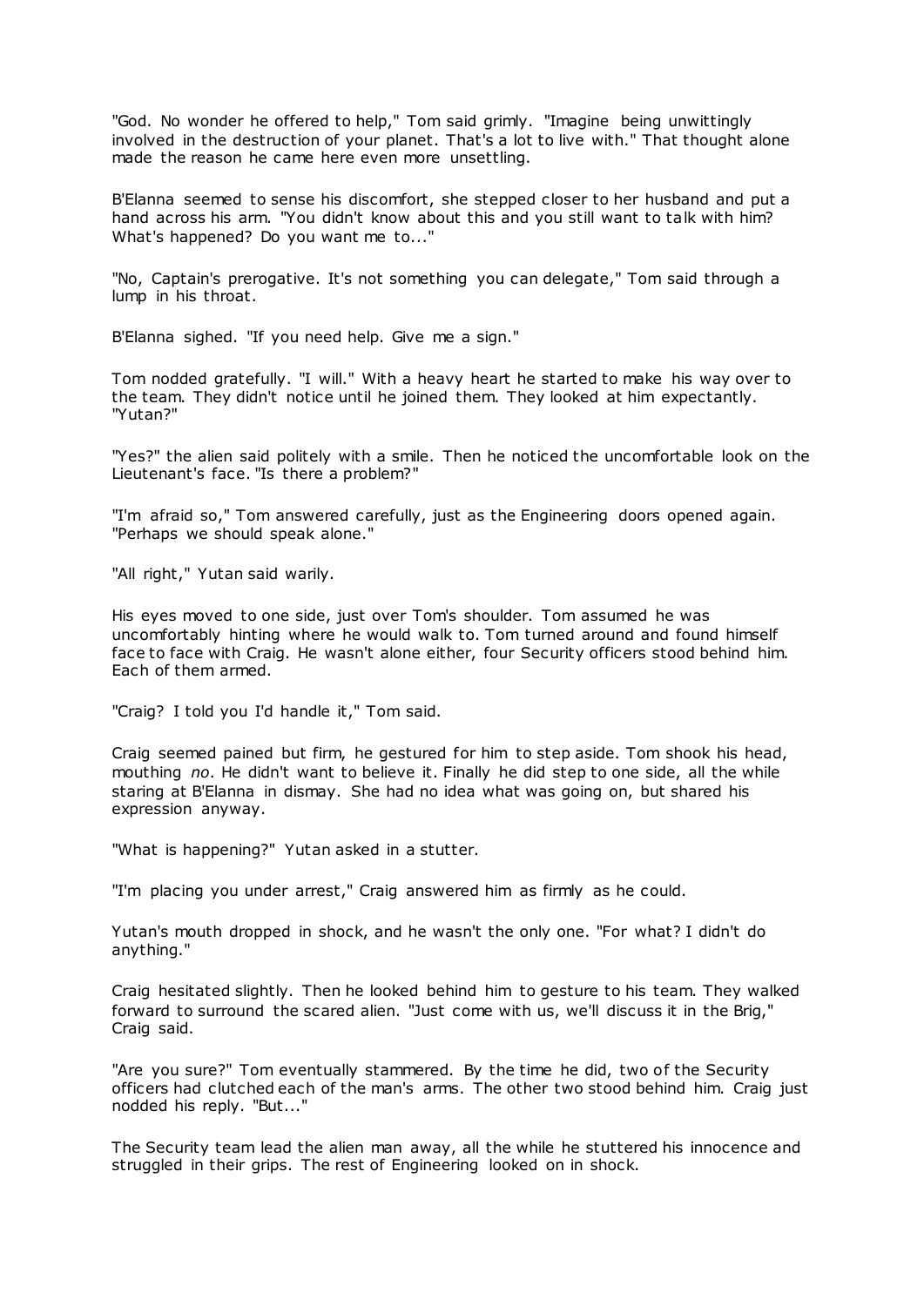"God. No wonder he offered to help," Tom said grimly. "Imagine being unwittingly involved in the destruction of your planet. That's a lot to live with." That thought alone made the reason he came here even more unsettling.

B'Elanna seemed to sense his discomfort, she stepped closer to her husband and put a hand across his arm. "You didn't know about this and you still want to talk with him? What's happened? Do you want me to..."

"No, Captain's prerogative. It's not something you can delegate," Tom said through a lump in his throat.

B'Elanna sighed. "If you need help. Give me a sign."

Tom nodded gratefully. "I will." With a heavy heart he started to make his way over to the team. They didn't notice until he joined them. They looked at him expectantly. "Yutan?"

"Yes?" the alien said politely with a smile. Then he noticed the uncomfortable look on the Lieutenant's face. "Is there a problem?"

"I'm afraid so," Tom answered carefully, just as the Engineering doors opened again. "Perhaps we should speak alone."

"All right," Yutan said warily.

His eyes moved to one side, just over Tom's shoulder. Tom assumed he was uncomfortably hinting where he would walk to. Tom turned around and found himself face to face with Craig. He wasn't alone either, four Security officers stood behind him. Each of them armed.

"Craig? I told you I'd handle it," Tom said.

Craig seemed pained but firm, he gestured for him to step aside. Tom shook his head, mouthing *no*. He didn't want to believe it. Finally he did step to one side, all the while staring at B'Elanna in dismay. She had no idea what was going on, but shared his expression anyway.

"What is happening?" Yutan asked in a stutter.

"I'm placing you under arrest," Craig answered him as firmly as he could.

Yutan's mouth dropped in shock, and he wasn't the only one. "For what? I didn't do anything."

Craig hesitated slightly. Then he looked behind him to gesture to his team. They walked forward to surround the scared alien. "Just come with us, we'll discuss it in the Brig," Craig said.

"Are you sure?" Tom eventually stammered. By the time he did, two of the Security officers had clutched each of the man's arms. The other two stood behind him. Craig just nodded his reply. "But..."

The Security team lead the alien man away, all the while he stuttered his innocence and struggled in their grips. The rest of Engineering looked on in shock.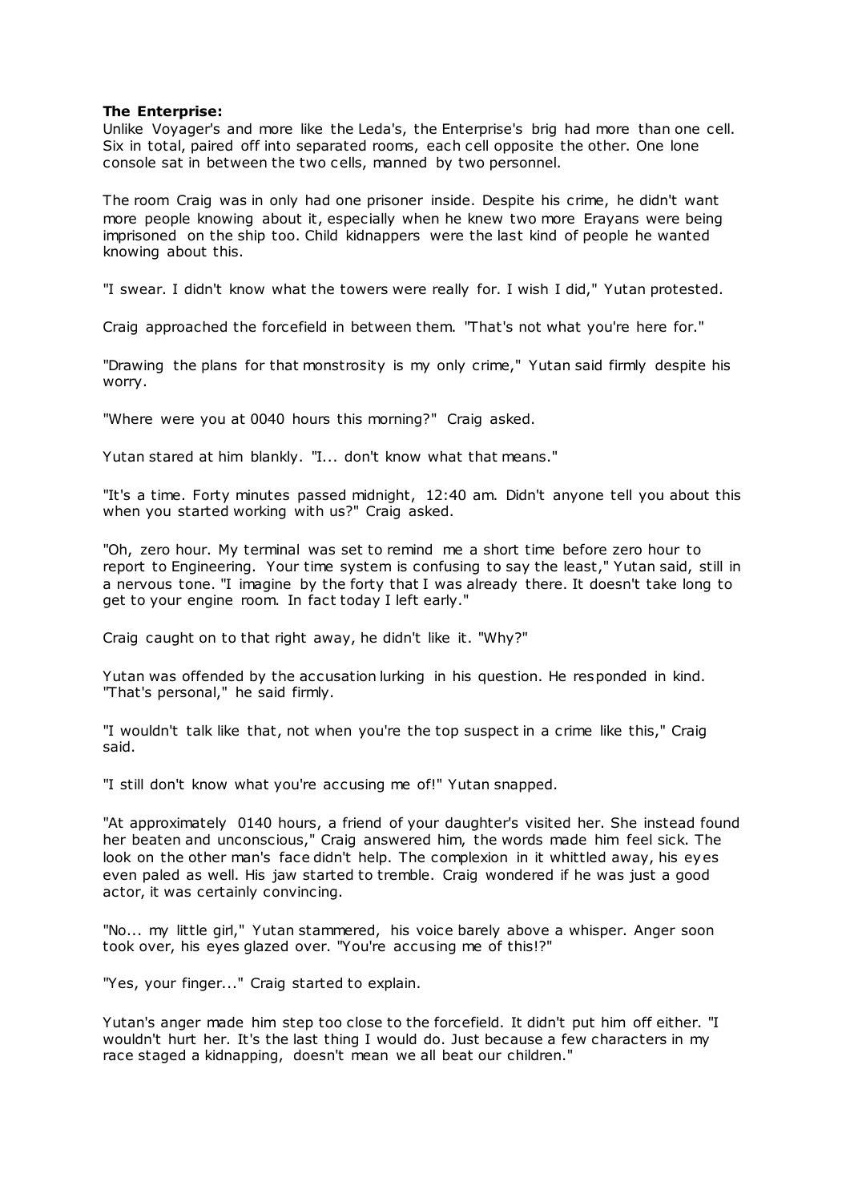**The Enterprise:**

Unlike Voyager's and more like the Leda's, the Enterprise's brig had more than one cell. Six in total, paired off into separated rooms, each cell opposite the other. One lone console sat in between the two cells, manned by two personnel.

The room Craig was in only had one prisoner inside. Despite his crime, he didn't want more people knowing about it, especially when he knew two more Erayans were being imprisoned on the ship too. Child kidnappers were the last kind of people he wanted knowing about this.

"I swear. I didn't know what the towers were really for. I wish I did," Yutan protested.

Craig approached the forcefield in between them. "That's not what you're here for."

"Drawing the plans for that monstrosity is my only crime," Yutan said firmly despite his worry.

"Where were you at 0040 hours this morning?" Craig asked.

Yutan stared at him blankly. "I... don't know what that means."

"It's a time. Forty minutes passed midnight, 12:40 am. Didn't anyone tell you about this when you started working with us?" Craig asked.

"Oh, zero hour. My terminal was set to remind me a short time before zero hour to report to Engineering. Your time system is confusing to say the least," Yutan said, still in a nervous tone. "I imagine by the forty that I was already there. It doesn't take long to get to your engine room. In fact today I left early."

Craig caught on to that right away, he didn't like it. "Why?"

Yutan was offended by the accusation lurking in his question. He responded in kind. "That's personal," he said firmly.

"I wouldn't talk like that, not when you're the top suspect in a crime like this," Craig said.

"I still don't know what you're accusing me of!" Yutan snapped.

"At approximately 0140 hours, a friend of your daughter's visited her. She instead found her beaten and unconscious," Craig answered him, the words made him feel sick. The look on the other man's face didn't help. The complexion in it whittled away, his eyes even paled as well. His jaw started to tremble. Craig wondered if he was just a good actor, it was certainly convincing.

"No... my little girl," Yutan stammered, his voice barely above a whisper. Anger soon took over, his eyes glazed over. "You're accusing me of this!?"

"Yes, your finger..." Craig started to explain.

Yutan's anger made him step too close to the forcefield. It didn't put him off either. "I wouldn't hurt her. It's the last thing I would do. Just because a few characters in my race staged a kidnapping, doesn't mean we all beat our children."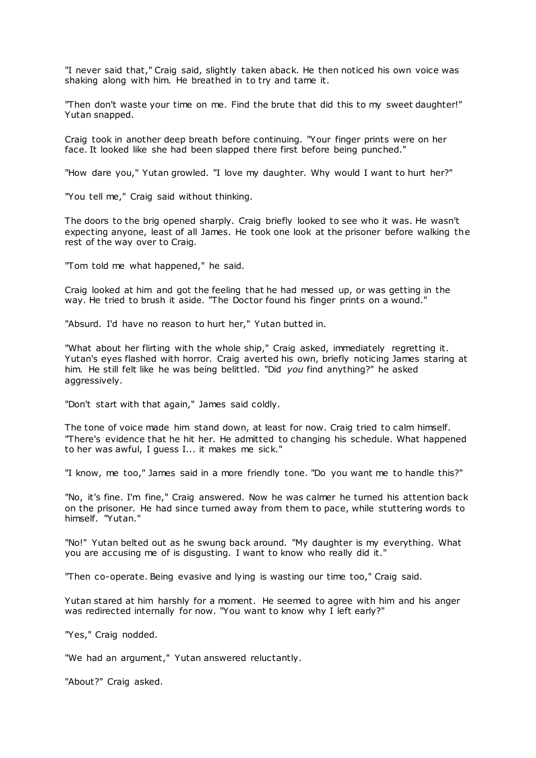"I never said that," Craig said, slightly taken aback. He then noticed his own voice was shaking along with him. He breathed in to try and tame it.

"Then don't waste your time on me. Find the brute that did this to my sweet daughter!" Yutan snapped.

Craig took in another deep breath before continuing. "Your finger prints were on her face. It looked like she had been slapped there first before being punched."

"How dare you," Yutan growled. "I love my daughter. Why would I want to hurt her?"

"You tell me," Craig said without thinking.

The doors to the brig opened sharply. Craig briefly looked to see who it was. He wasn't expecting anyone, least of all James. He took one look at the prisoner before walking the rest of the way over to Craig.

"Tom told me what happened," he said.

Craig looked at him and got the feeling that he had messed up, or was getting in the way. He tried to brush it aside. "The Doctor found his finger prints on a wound."

"Absurd. I'd have no reason to hurt her," Yutan butted in.

"What about her flirting with the whole ship," Craig asked, immediately regretting it. Yutan's eyes flashed with horror. Craig averted his own, briefly noticing James staring at him. He still felt like he was being belittled. "Did *you* find anything?" he asked aggressively.

"Don't start with that again," James said coldly.

The tone of voice made him stand down, at least for now. Craig tried to calm himself. "There's evidence that he hit her. He admitted to changing his schedule. What happened to her was awful, I guess I... it makes me sick."

"I know, me too," James said in a more friendly tone. "Do you want me to handle this?"

"No, it's fine. I'm fine," Craig answered. Now he was calmer he turned his attention back on the prisoner. He had since turned away from them to pace, while stuttering words to himself. "Yutan."

"No!" Yutan belted out as he swung back around. "My daughter is my everything. What you are accusing me of is disgusting. I want to know who really did it."

"Then co-operate. Being evasive and lying is wasting our time too," Craig said.

Yutan stared at him harshly for a moment. He seemed to agree with him and his anger was redirected internally for now. "You want to know why I left early?"

"Yes," Craig nodded.

"We had an argument," Yutan answered reluctantly.

"About?" Craig asked.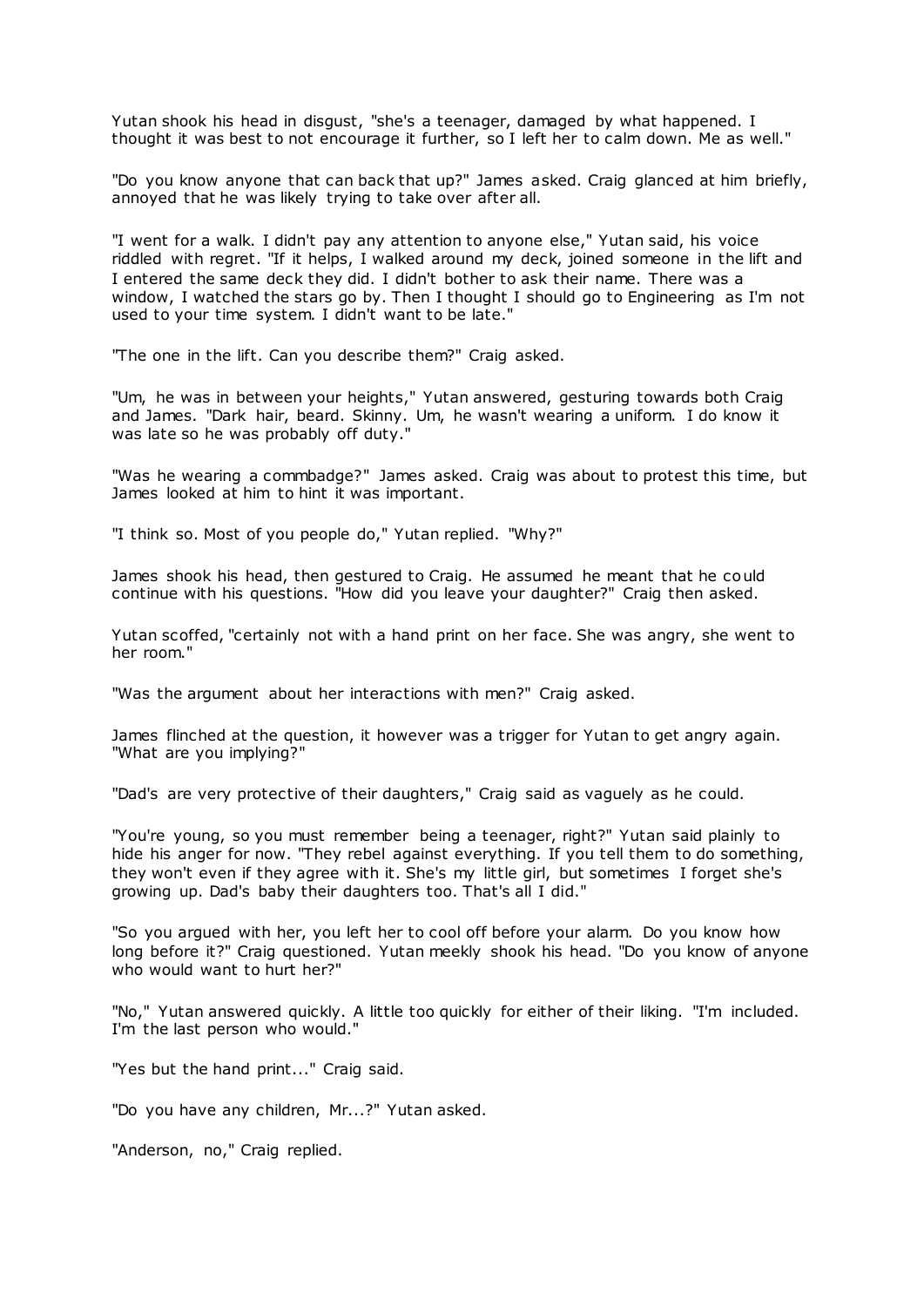Yutan shook his head in disgust, "she's a teenager, damaged by what happened. I thought it was best to not encourage it further, so I left her to calm down. Me as well."

"Do you know anyone that can back that up?" James asked. Craig glanced at him briefly, annoyed that he was likely trying to take over after all.

"I went for a walk. I didn't pay any attention to anyone else," Yutan said, his voice riddled with regret. "If it helps, I walked around my deck, joined someone in the lift and I entered the same deck they did. I didn't bother to ask their name. There was a window, I watched the stars go by. Then I thought I should go to Engineering as I'm not used to your time system. I didn't want to be late."

"The one in the lift. Can you describe them?" Craig asked.

"Um, he was in between your heights," Yutan answered, gesturing towards both Craig and James. "Dark hair, beard. Skinny. Um, he wasn't wearing a uniform. I do know it was late so he was probably off duty."

"Was he wearing a commbadge?" James asked. Craig was about to protest this time, but James looked at him to hint it was important.

"I think so. Most of you people do," Yutan replied. "Why?"

James shook his head, then gestured to Craig. He assumed he meant that he could continue with his questions. "How did you leave your daughter?" Craig then asked.

Yutan scoffed, "certainly not with a hand print on her face. She was angry, she went to her room."

"Was the argument about her interactions with men?" Craig asked.

James flinched at the question, it however was a trigger for Yutan to get angry again. "What are you implying?"

"Dad's are very protective of their daughters," Craig said as vaguely as he could.

"You're young, so you must remember being a teenager, right?" Yutan said plainly to hide his anger for now. "They rebel against everything. If you tell them to do something, they won't even if they agree with it. She's my little girl, but sometimes I forget she's growing up. Dad's baby their daughters too. That's all I did."

"So you argued with her, you left her to cool off before your alarm. Do you know how long before it?" Craig questioned. Yutan meekly shook his head. "Do you know of anyone who would want to hurt her?"

"No," Yutan answered quickly. A little too quickly for either of their liking. "I'm included. I'm the last person who would."

"Yes but the hand print..." Craig said.

"Do you have any children, Mr...?" Yutan asked.

"Anderson, no," Craig replied.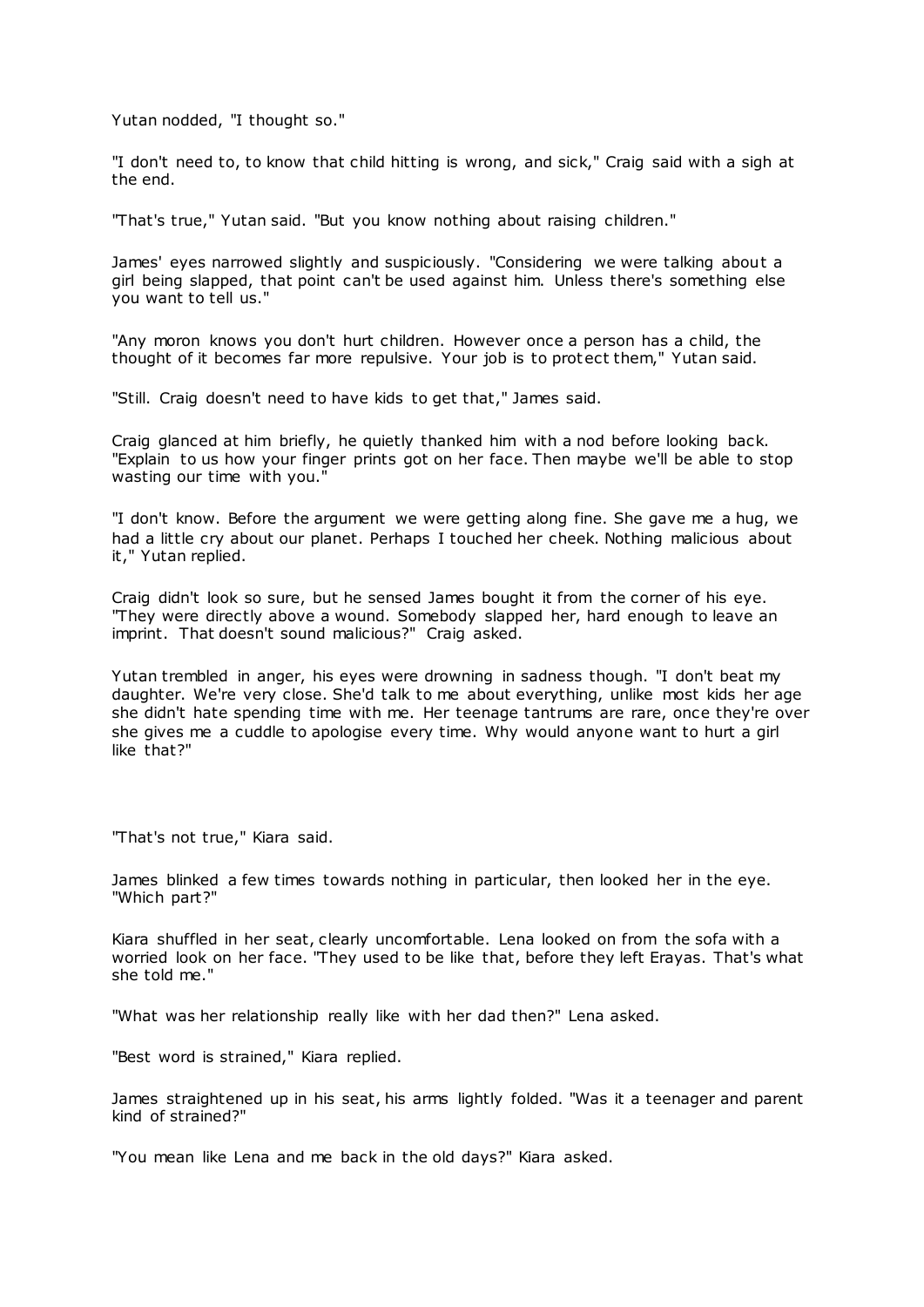Yutan nodded, "I thought so."

"I don't need to, to know that child hitting is wrong, and sick," Craig said with a sigh at the end.

"That's true," Yutan said. "But you know nothing about raising children."

James' eyes narrowed slightly and suspiciously. "Considering we were talking about a girl being slapped, that point can't be used against him. Unless there's something else you want to tell us."

"Any moron knows you don't hurt children. However once a person has a child, the thought of it becomes far more repulsive. Your job is to protect them," Yutan said.

"Still. Craig doesn't need to have kids to get that," James said.

Craig glanced at him briefly, he quietly thanked him with a nod before looking back. "Explain to us how your finger prints got on her face. Then maybe we'll be able to stop wasting our time with you."

"I don't know. Before the argument we were getting along fine. She gave me a hug, we had a little cry about our planet. Perhaps I touched her cheek. Nothing malicious about it," Yutan replied.

Craig didn't look so sure, but he sensed James bought it from the corner of his eye. "They were directly above a wound. Somebody slapped her, hard enough to leave an imprint. That doesn't sound malicious?" Craig asked.

Yutan trembled in anger, his eyes were drowning in sadness though. "I don't beat my daughter. We're very close. She'd talk to me about everything, unlike most kids her age she didn't hate spending time with me. Her teenage tantrums are rare, once they're over she gives me a cuddle to apologise every time. Why would anyone want to hurt a girl like that?"

"That's not true," Kiara said.

James blinked a few times towards nothing in particular, then looked her in the eye. "Which part?"

Kiara shuffled in her seat, clearly uncomfortable. Lena looked on from the sofa with a worried look on her face. "They used to be like that, before they left Erayas. That's what she told me."

"What was her relationship really like with her dad then?" Lena asked.

"Best word is strained," Kiara replied.

James straightened up in his seat, his arms lightly folded. "Was it a teenager and parent kind of strained?"

"You mean like Lena and me back in the old days?" Kiara asked.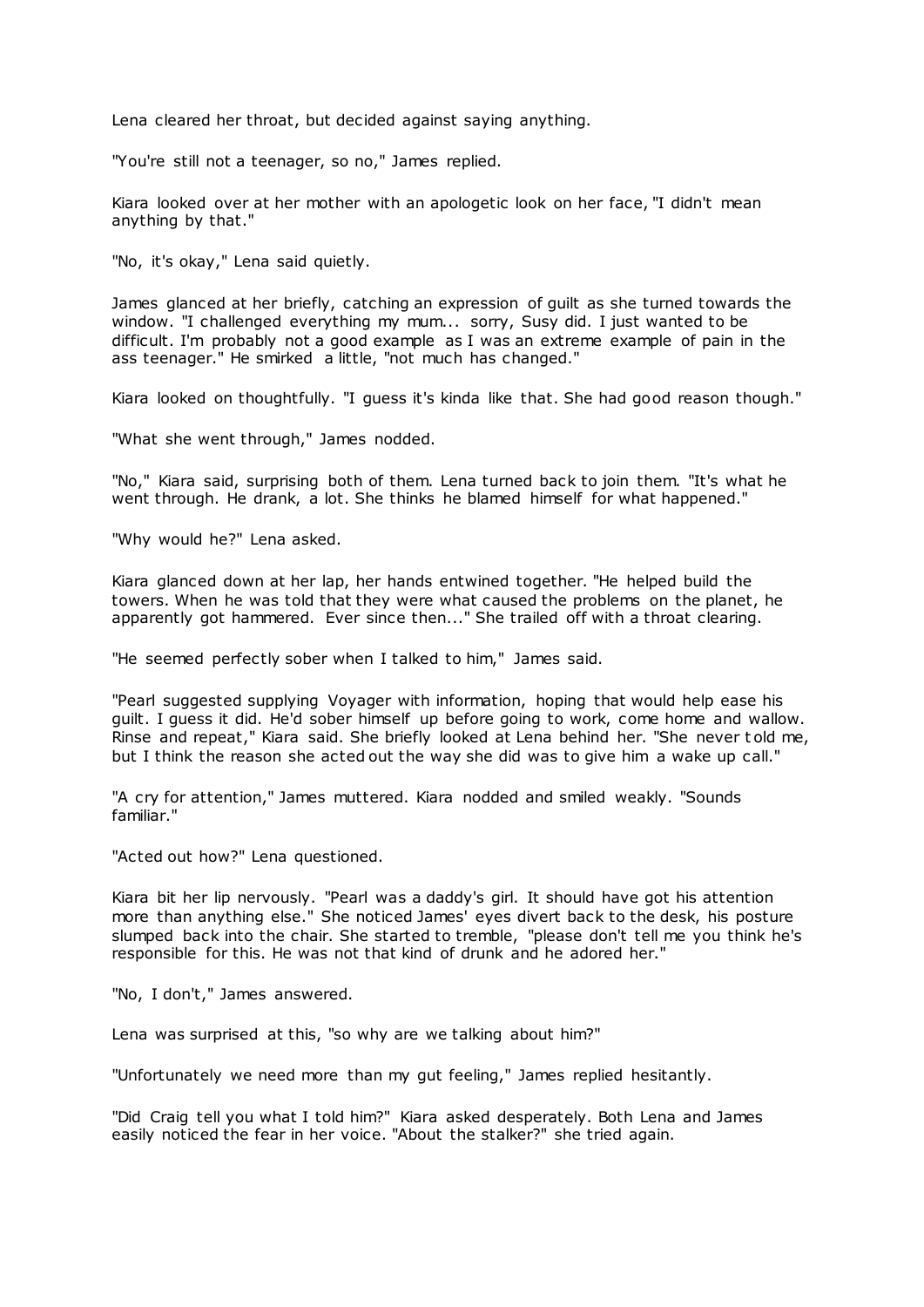Lena cleared her throat, but decided against saying anything.

"You're still not a teenager, so no," James replied.

Kiara looked over at her mother with an apologetic look on her face, "I didn't mean anything by that."

"No, it's okay," Lena said quietly.

James glanced at her briefly, catching an expression of guilt as she turned towards the window. "I challenged everything my mum... sorry, Susy did. I just wanted to be difficult. I'm probably not a good example as I was an extreme example of pain in the ass teenager." He smirked a little, "not much has changed."

Kiara looked on thoughtfully. "I guess it's kinda like that. She had good reason though."

"What she went through," James nodded.

"No," Kiara said, surprising both of them. Lena turned back to join them. "It's what he went through. He drank, a lot. She thinks he blamed himself for what happened."

"Why would he?" Lena asked.

Kiara glanced down at her lap, her hands entwined together. "He helped build the towers. When he was told that they were what caused the problems on the planet, he apparently got hammered. Ever since then..." She trailed off with a throat clearing.

"He seemed perfectly sober when I talked to him," James said.

"Pearl suggested supplying Voyager with information, hoping that would help ease his guilt. I guess it did. He'd sober himself up before going to work, come home and wallow. Rinse and repeat," Kiara said. She briefly looked at Lena behind her. "She never told me, but I think the reason she acted out the way she did was to give him a wake up call."

"A cry for attention," James muttered. Kiara nodded and smiled weakly. "Sounds familiar."

"Acted out how?" Lena questioned.

Kiara bit her lip nervously. "Pearl was a daddy's girl. It should have got his attention more than anything else." She noticed James' eyes divert back to the desk, his posture slumped back into the chair. She started to tremble, "please don't tell me you think he's responsible for this. He was not that kind of drunk and he adored her."

"No, I don't," James answered.

Lena was surprised at this, "so why are we talking about him?"

"Unfortunately we need more than my gut feeling," James replied hesitantly.

"Did Craig tell you what I told him?" Kiara asked desperately. Both Lena and James easily noticed the fear in her voice. "About the stalker?" she tried again.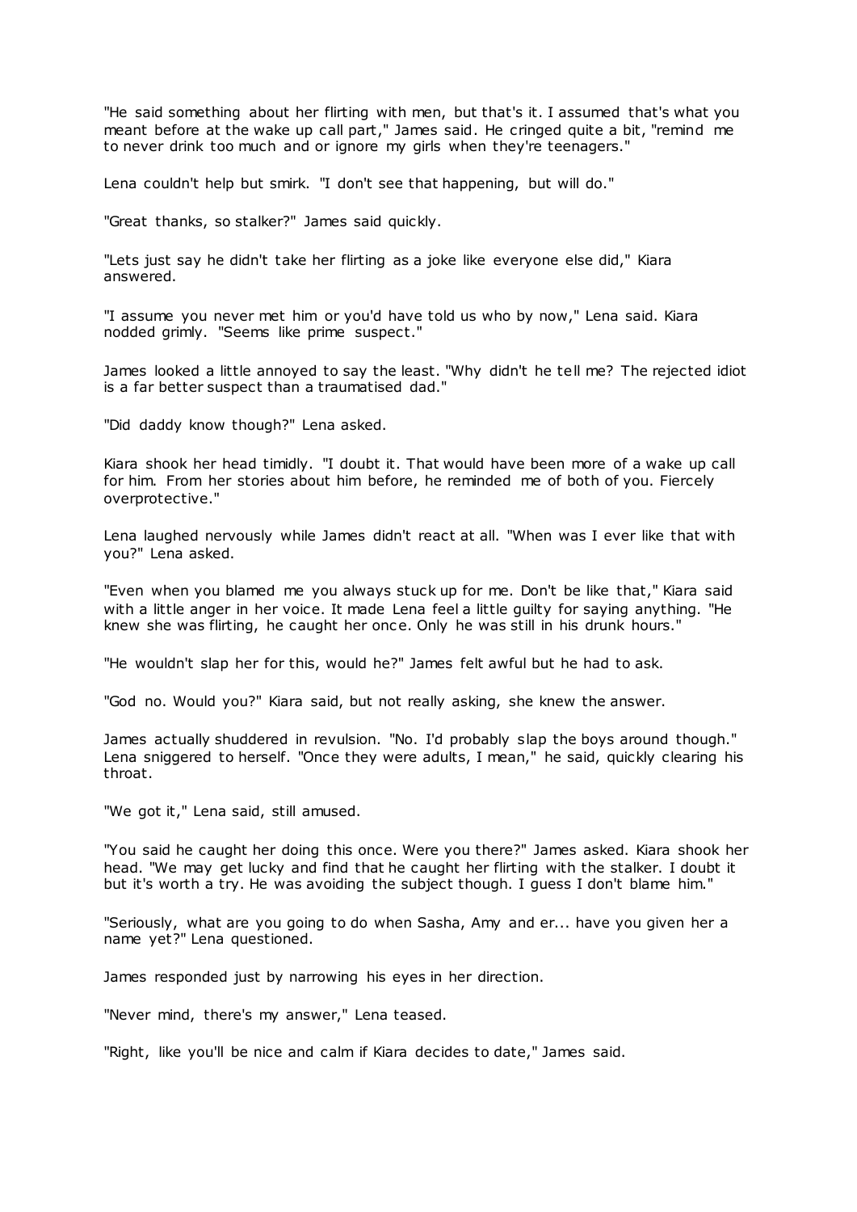"He said something about her flirting with men, but that's it. I assumed that's what you meant before at the wake up call part," James said. He cringed quite a bit, "remind me to never drink too much and or ignore my girls when they're teenagers."

Lena couldn't help but smirk. "I don't see that happening, but will do."

"Great thanks, so stalker?" James said quickly.

"Lets just say he didn't take her flirting as a joke like everyone else did," Kiara answered.

"I assume you never met him or you'd have told us who by now," Lena said. Kiara nodded grimly. "Seems like prime suspect."

James looked a little annoyed to say the least. "Why didn't he tell me? The rejected idiot is a far better suspect than a traumatised dad."

"Did daddy know though?" Lena asked.

Kiara shook her head timidly. "I doubt it. That would have been more of a wake up call for him. From her stories about him before, he reminded me of both of you. Fiercely overprotective."

Lena laughed nervously while James didn't react at all. "When was I ever like that with you?" Lena asked.

"Even when you blamed me you always stuck up for me. Don't be like that," Kiara said with a little anger in her voice. It made Lena feel a little guilty for saying anything. "He knew she was flirting, he caught her once. Only he was still in his drunk hours."

"He wouldn't slap her for this, would he?" James felt awful but he had to ask.

"God no. Would you?" Kiara said, but not really asking, she knew the answer.

James actually shuddered in revulsion. "No. I'd probably slap the boys around though." Lena sniggered to herself. "Once they were adults, I mean," he said, quickly clearing his throat.

"We got it," Lena said, still amused.

"You said he caught her doing this once. Were you there?" James asked. Kiara shook her head. "We may get lucky and find that he caught her flirting with the stalker. I doubt it but it's worth a try. He was avoiding the subject though. I guess I don't blame him."

"Seriously, what are you going to do when Sasha, Amy and er... have you given her a name yet?" Lena questioned.

James responded just by narrowing his eyes in her direction.

"Never mind, there's my answer," Lena teased.

"Right, like you'll be nice and calm if Kiara decides to date," James said.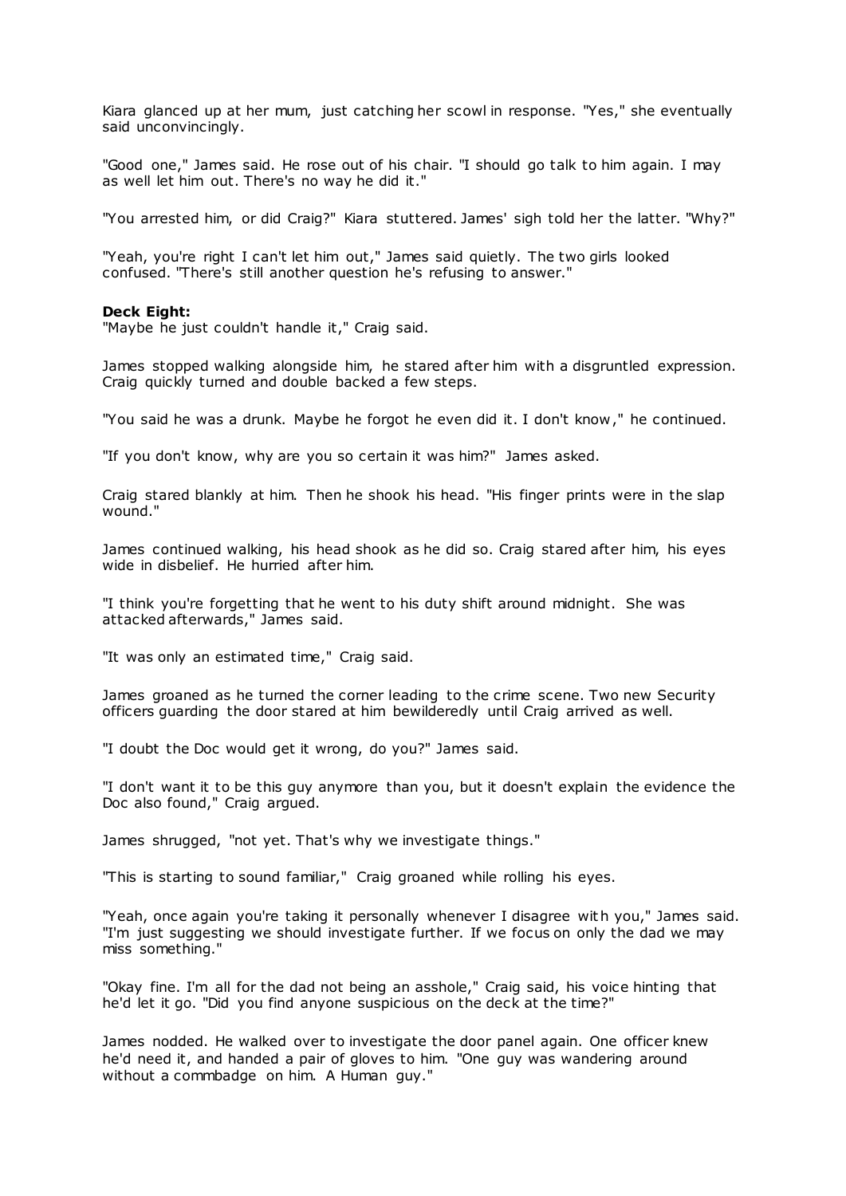Kiara glanced up at her mum, just catching her scowl in response. "Yes," she eventually said unconvincingly.

"Good one," James said. He rose out of his chair. "I should go talk to him again. I may as well let him out. There's no way he did it."

"You arrested him, or did Craig?" Kiara stuttered. James' sigh told her the latter. "Why?"

"Yeah, you're right I can't let him out," James said quietly. The two girls looked confused. "There's still another question he's refusing to answer."

**Deck Eight:**
"Maybe he just couldn't handle it," Craig said.

James stopped walking alongside him, he stared after him with a disgruntled expression. Craig quickly turned and double backed a few steps.

"You said he was a drunk. Maybe he forgot he even did it. I don't know," he continued.

"If you don't know, why are you so certain it was him?" James asked.

Craig stared blankly at him. Then he shook his head. "His finger prints were in the slap wound."

James continued walking, his head shook as he did so. Craig stared after him, his eyes wide in disbelief. He hurried after him.

"I think you're forgetting that he went to his duty shift around midnight. She was attacked afterwards," James said.

"It was only an estimated time," Craig said.

James groaned as he turned the corner leading to the crime scene. Two new Security officers guarding the door stared at him bewilderedly until Craig arrived as well.

"I doubt the Doc would get it wrong, do you?" James said.

"I don't want it to be this guy anymore than you, but it doesn't explain the evidence the Doc also found," Craig argued.

James shrugged, "not yet. That's why we investigate things."

"This is starting to sound familiar," Craig groaned while rolling his eyes.

"Yeah, once again you're taking it personally whenever I disagree with you," James said. "I'm just suggesting we should investigate further. If we focus on only the dad we may miss something."

"Okay fine. I'm all for the dad not being an asshole," Craig said, his voice hinting that he'd let it go. "Did you find anyone suspicious on the deck at the time?"

James nodded. He walked over to investigate the door panel again. One officer knew he'd need it, and handed a pair of gloves to him. "One guy was wandering around without a commbadge on him. A Human guy."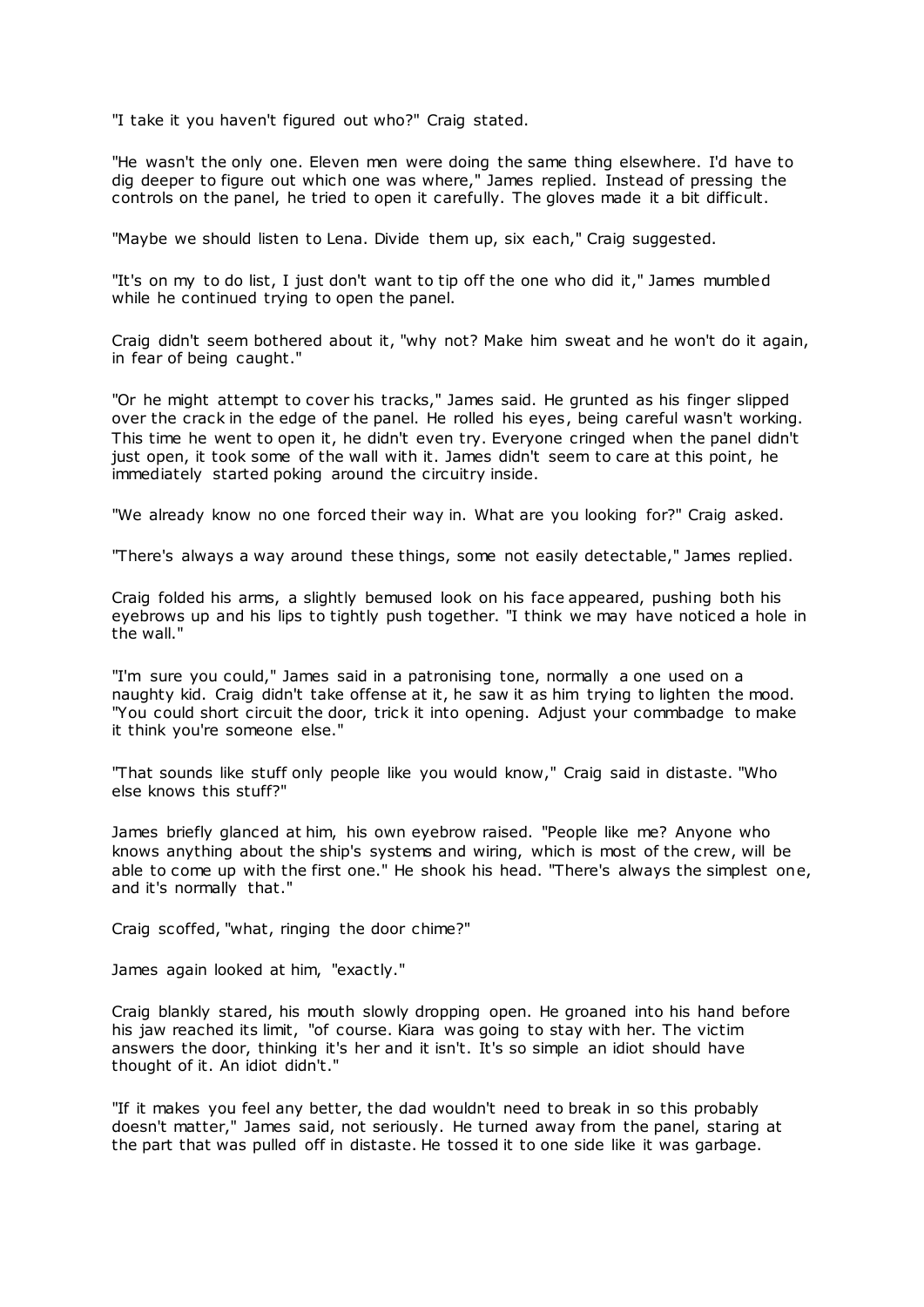"I take it you haven't figured out who?" Craig stated.

"He wasn't the only one. Eleven men were doing the same thing elsewhere. I'd have to dig deeper to figure out which one was where," James replied. Instead of pressing the controls on the panel, he tried to open it carefully. The gloves made it a bit difficult.

"Maybe we should listen to Lena. Divide them up, six each," Craig suggested.

"It's on my to do list, I just don't want to tip off the one who did it," James mumbled while he continued trying to open the panel.

Craig didn't seem bothered about it, "why not? Make him sweat and he won't do it again, in fear of being caught."

"Or he might attempt to cover his tracks," James said. He grunted as his finger slipped over the crack in the edge of the panel. He rolled his eyes, being careful wasn't working. This time he went to open it, he didn't even try. Everyone cringed when the panel didn't just open, it took some of the wall with it. James didn't seem to care at this point, he immediately started poking around the circuitry inside.

"We already know no one forced their way in. What are you looking for?" Craig asked.

"There's always a way around these things, some not easily detectable," James replied.

Craig folded his arms, a slightly bemused look on his face appeared, pushing both his eyebrows up and his lips to tightly push together. "I think we may have noticed a hole in the wall."

"I'm sure you could," James said in a patronising tone, normally a one used on a naughty kid. Craig didn't take offense at it, he saw it as him trying to lighten the mood. "You could short circuit the door, trick it into opening. Adjust your commbadge to make it think you're someone else."

"That sounds like stuff only people like you would know," Craig said in distaste. "Who else knows this stuff?"

James briefly glanced at him, his own eyebrow raised. "People like me? Anyone who knows anything about the ship's systems and wiring, which is most of the crew, will be able to come up with the first one." He shook his head. "There's always the simplest one, and it's normally that."

Craig scoffed, "what, ringing the door chime?"

James again looked at him, "exactly."

Craig blankly stared, his mouth slowly dropping open. He groaned into his hand before his jaw reached its limit, "of course. Kiara was going to stay with her. The victim answers the door, thinking it's her and it isn't. It's so simple an idiot should have thought of it. An idiot didn't."

"If it makes you feel any better, the dad wouldn't need to break in so this probably doesn't matter," James said, not seriously. He turned away from the panel, staring at the part that was pulled off in distaste. He tossed it to one side like it was garbage.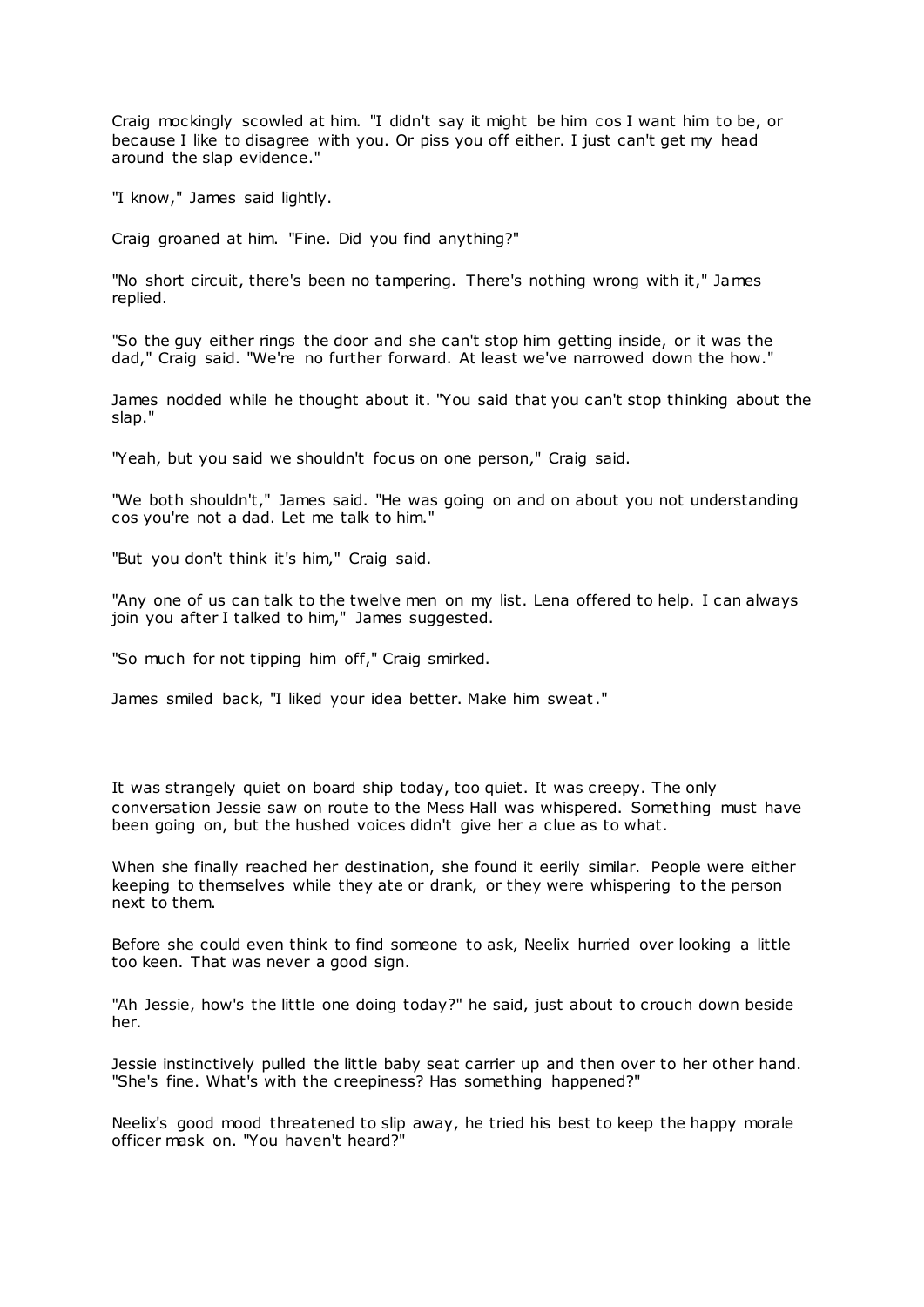Craig mockingly scowled at him. "I didn't say it might be him cos I want him to be, or because I like to disagree with you. Or piss you off either. I just can't get my head around the slap evidence."

"I know," James said lightly.

Craig groaned at him. "Fine. Did you find anything?"

"No short circuit, there's been no tampering. There's nothing wrong with it," James replied.

"So the guy either rings the door and she can't stop him getting inside, or it was the dad," Craig said. "We're no further forward. At least we've narrowed down the how."

James nodded while he thought about it. "You said that you can't stop thinking about the slap."

"Yeah, but you said we shouldn't focus on one person," Craig said.

"We both shouldn't," James said. "He was going on and on about you not understanding cos you're not a dad. Let me talk to him."

"But you don't think it's him," Craig said.

"Any one of us can talk to the twelve men on my list. Lena offered to help. I can always join you after I talked to him," James suggested.

"So much for not tipping him off," Craig smirked.

James smiled back, "I liked your idea better. Make him sweat."

It was strangely quiet on board ship today, too quiet. It was creepy. The only conversation Jessie saw on route to the Mess Hall was whispered. Something must have been going on, but the hushed voices didn't give her a clue as to what.

When she finally reached her destination, she found it eerily similar. People were either keeping to themselves while they ate or drank, or they were whispering to the person next to them.

Before she could even think to find someone to ask, Neelix hurried over looking a little too keen. That was never a good sign.

"Ah Jessie, how's the little one doing today?" he said, just about to crouch down beside her.

Jessie instinctively pulled the little baby seat carrier up and then over to her other hand. "She's fine. What's with the creepiness? Has something happened?"

Neelix's good mood threatened to slip away, he tried his best to keep the happy morale officer mask on. "You haven't heard?"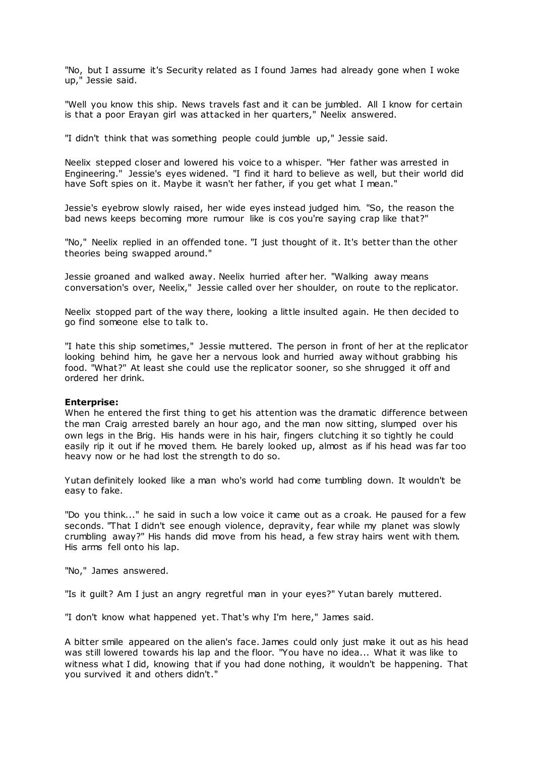"No, but I assume it's Security related as I found James had already gone when I woke up," Jessie said.

"Well you know this ship. News travels fast and it can be jumbled. All I know for certain is that a poor Erayan girl was attacked in her quarters," Neelix answered.

"I didn't think that was something people could jumble up," Jessie said.

Neelix stepped closer and lowered his voice to a whisper. "Her father was arrested in Engineering." Jessie's eyes widened. "I find it hard to believe as well, but their world did have Soft spies on it. Maybe it wasn't her father, if you get what I mean."

Jessie's eyebrow slowly raised, her wide eyes instead judged him. "So, the reason the bad news keeps becoming more rumour like is cos you're saying crap like that?"

"No," Neelix replied in an offended tone. "I just thought of it. It's better than the other theories being swapped around."

Jessie groaned and walked away. Neelix hurried after her. "Walking away means conversation's over, Neelix," Jessie called over her shoulder, on route to the replicator.

Neelix stopped part of the way there, looking a little insulted again. He then decided to go find someone else to talk to.

"I hate this ship sometimes," Jessie muttered. The person in front of her at the replicator looking behind him, he gave her a nervous look and hurried away without grabbing his food. "What?" At least she could use the replicator sooner, so she shrugged it off and ordered her drink.

**Enterprise:**
When he entered the first thing to get his attention was the dramatic difference between the man Craig arrested barely an hour ago, and the man now sitting, slumped over his own legs in the Brig. His hands were in his hair, fingers clutching it so tightly he could easily rip it out if he moved them. He barely looked up, almost as if his head was far too heavy now or he had lost the strength to do so.

Yutan definitely looked like a man who's world had come tumbling down. It wouldn't be easy to fake.

"Do you think..." he said in such a low voice it came out as a croak. He paused for a few seconds. "That I didn't see enough violence, depravity, fear while my planet was slowly crumbling away?" His hands did move from his head, a few stray hairs went with them. His arms fell onto his lap.

"No," James answered.

"Is it guilt? Am I just an angry regretful man in your eyes?" Yutan barely muttered.

"I don't know what happened yet. That's why I'm here," James said.

A bitter smile appeared on the alien's face. James could only just make it out as his head was still lowered towards his lap and the floor. "You have no idea... What it was like to witness what I did, knowing that if you had done nothing, it wouldn't be happening. That you survived it and others didn't."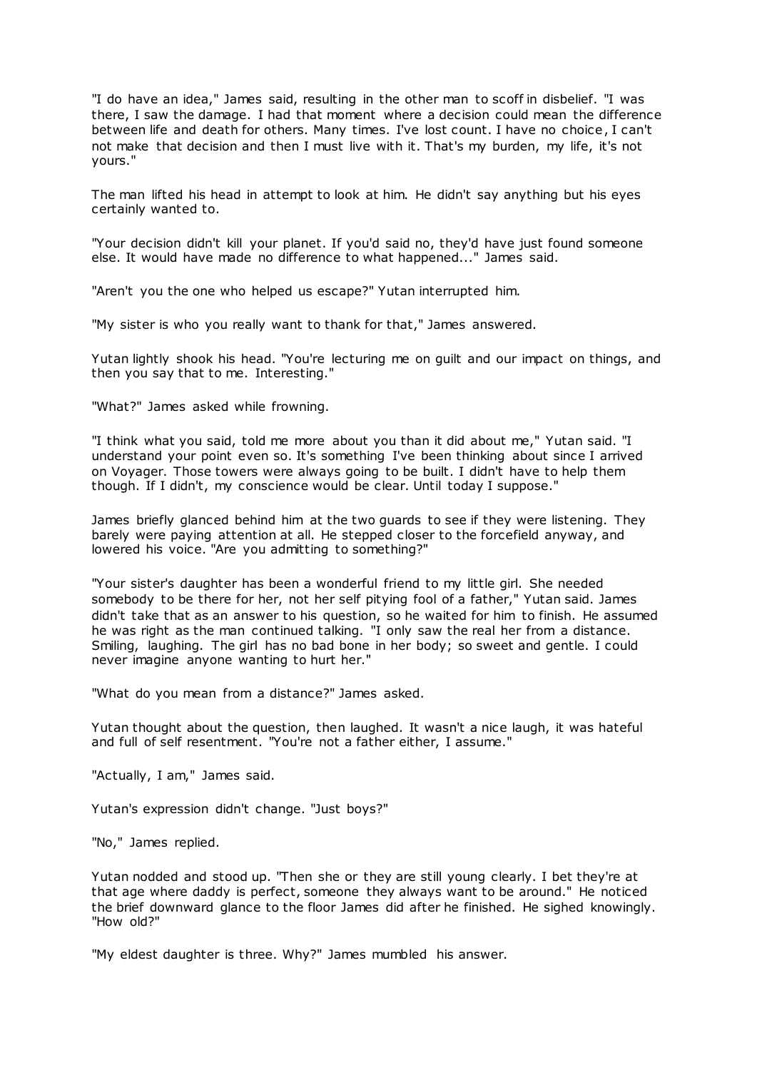"I do have an idea," James said, resulting in the other man to scoff in disbelief. "I was there, I saw the damage. I had that moment where a decision could mean the difference between life and death for others. Many times. I've lost count. I have no choice, I can't not make that decision and then I must live with it. That's my burden, my life, it's not yours."

The man lifted his head in attempt to look at him. He didn't say anything but his eyes certainly wanted to.

"Your decision didn't kill your planet. If you'd said no, they'd have just found someone else. It would have made no difference to what happened..." James said.

"Aren't you the one who helped us escape?" Yutan interrupted him.

"My sister is who you really want to thank for that," James answered.

Yutan lightly shook his head. "You're lecturing me on guilt and our impact on things, and then you say that to me. Interesting."

"What?" James asked while frowning.

"I think what you said, told me more about you than it did about me," Yutan said. "I understand your point even so. It's something I've been thinking about since I arrived on Voyager. Those towers were always going to be built. I didn't have to help them though. If I didn't, my conscience would be clear. Until today I suppose."

James briefly glanced behind him at the two guards to see if they were listening. They barely were paying attention at all. He stepped closer to the forcefield anyway, and lowered his voice. "Are you admitting to something?"

"Your sister's daughter has been a wonderful friend to my little girl. She needed somebody to be there for her, not her self pitying fool of a father," Yutan said. James didn't take that as an answer to his question, so he waited for him to finish. He assumed he was right as the man continued talking. "I only saw the real her from a distance. Smiling, laughing. The girl has no bad bone in her body; so sweet and gentle. I could never imagine anyone wanting to hurt her."

"What do you mean from a distance?" James asked.

Yutan thought about the question, then laughed. It wasn't a nice laugh, it was hateful and full of self resentment. "You're not a father either, I assume."

"Actually, I am," James said.

Yutan's expression didn't change. "Just boys?"

"No," James replied.

Yutan nodded and stood up. "Then she or they are still young clearly. I bet they're at that age where daddy is perfect, someone they always want to be around." He noticed the brief downward glance to the floor James did after he finished. He sighed knowingly. "How old?"

"My eldest daughter is three. Why?" James mumbled his answer.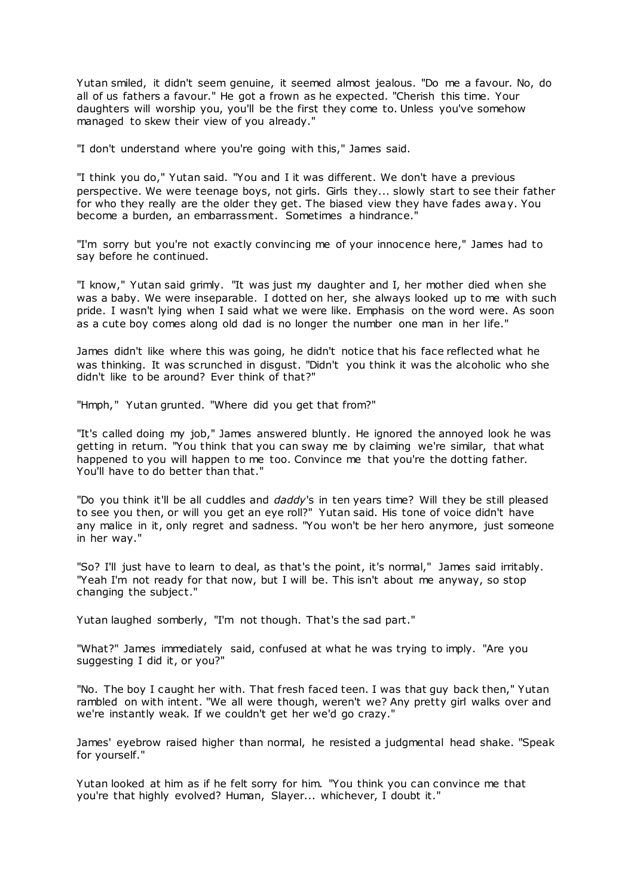Yutan smiled, it didn't seem genuine, it seemed almost jealous. "Do me a favour. No, do all of us fathers a favour." He got a frown as he expected. "Cherish this time. Your daughters will worship you, you'll be the first they come to. Unless you've somehow managed to skew their view of you already."

"I don't understand where you're going with this," James said.

"I think you do," Yutan said. "You and I it was different. We don't have a previous perspective. We were teenage boys, not girls. Girls they... slowly start to see their father for who they really are the older they get. The biased view they have fades away. You become a burden, an embarrassment. Sometimes a hindrance."

"I'm sorry but you're not exactly convincing me of your innocence here," James had to say before he continued.

"I know," Yutan said grimly. "It was just my daughter and I, her mother died when she was a baby. We were inseparable. I dotted on her, she always looked up to me with such pride. I wasn't lying when I said what we were like. Emphasis on the word were. As soon as a cute boy comes along old dad is no longer the number one man in her life."

James didn't like where this was going, he didn't notice that his face reflected what he was thinking. It was scrunched in disgust. "Didn't you think it was the alcoholic who she didn't like to be around? Ever think of that?"

"Hmph," Yutan grunted. "Where did you get that from?"

"It's called doing my job," James answered bluntly. He ignored the annoyed look he was getting in return. "You think that you can sway me by claiming we're similar, that what happened to you will happen to me too. Convince me that you're the dotting father. You'll have to do better than that."

"Do you think it'll be all cuddles and *daddy*'s in ten years time? Will they be still pleased to see you then, or will you get an eye roll?" Yutan said. His tone of voice didn't have any malice in it, only regret and sadness. "You won't be her hero anymore, just someone in her way."

"So? I'll just have to learn to deal, as that's the point, it's normal," James said irritably. "Yeah I'm not ready for that now, but I will be. This isn't about me anyway, so stop changing the subject."

Yutan laughed somberly, "I'm not though. That's the sad part."

"What?" James immediately said, confused at what he was trying to imply. "Are you suggesting I did it, or you?"

"No. The boy I caught her with. That fresh faced teen. I was that guy back then," Yutan rambled on with intent. "We all were though, weren't we? Any pretty girl walks over and we're instantly weak. If we couldn't get her we'd go crazy."

James' eyebrow raised higher than normal, he resisted a judgmental head shake. "Speak for yourself."

Yutan looked at him as if he felt sorry for him. "You think you can convince me that you're that highly evolved? Human, Slayer... whichever, I doubt it."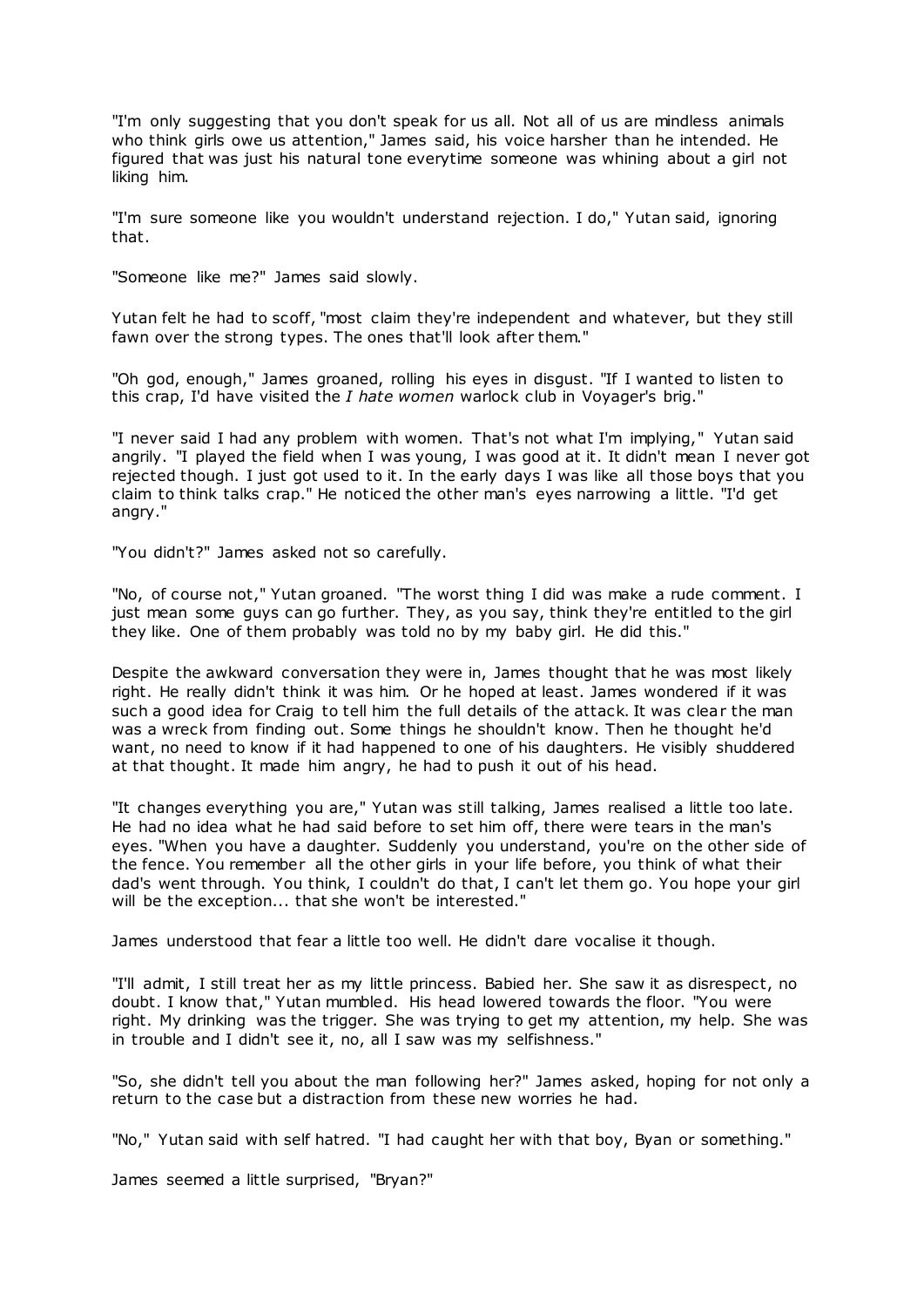"I'm only suggesting that you don't speak for us all. Not all of us are mindless animals who think girls owe us attention," James said, his voice harsher than he intended. He figured that was just his natural tone everytime someone was whining about a girl not liking him.

"I'm sure someone like you wouldn't understand rejection. I do," Yutan said, ignoring that.

"Someone like me?" James said slowly.

Yutan felt he had to scoff, "most claim they're independent and whatever, but they still fawn over the strong types. The ones that'll look after them."

"Oh god, enough," James groaned, rolling his eyes in disgust. "If I wanted to listen to this crap, I'd have visited the *I hate women* warlock club in Voyager's brig."

"I never said I had any problem with women. That's not what I'm implying," Yutan said angrily. "I played the field when I was young, I was good at it. It didn't mean I never got rejected though. I just got used to it. In the early days I was like all those boys that you claim to think talks crap." He noticed the other man's eyes narrowing a little. "I'd get angry."

"You didn't?" James asked not so carefully.

"No, of course not," Yutan groaned. "The worst thing I did was make a rude comment. I just mean some guys can go further. They, as you say, think they're entitled to the girl they like. One of them probably was told no by my baby girl. He did this."

Despite the awkward conversation they were in, James thought that he was most likely right. He really didn't think it was him. Or he hoped at least. James wondered if it was such a good idea for Craig to tell him the full details of the attack. It was clear the man was a wreck from finding out. Some things he shouldn't know. Then he thought he'd want, no need to know if it had happened to one of his daughters. He visibly shuddered at that thought. It made him angry, he had to push it out of his head.

"It changes everything you are," Yutan was still talking, James realised a little too late. He had no idea what he had said before to set him off, there were tears in the man's eyes. "When you have a daughter. Suddenly you understand, you're on the other side of the fence. You remember all the other girls in your life before, you think of what their dad's went through. You think, I couldn't do that, I can't let them go. You hope your girl will be the exception... that she won't be interested."

James understood that fear a little too well. He didn't dare vocalise it though.

"I'll admit, I still treat her as my little princess. Babied her. She saw it as disrespect, no doubt. I know that," Yutan mumbled. His head lowered towards the floor. "You were right. My drinking was the trigger. She was trying to get my attention, my help. She was in trouble and I didn't see it, no, all I saw was my selfishness."

"So, she didn't tell you about the man following her?" James asked, hoping for not only a return to the case but a distraction from these new worries he had.

"No," Yutan said with self hatred. "I had caught her with that boy, Byan or something."

James seemed a little surprised, "Bryan?"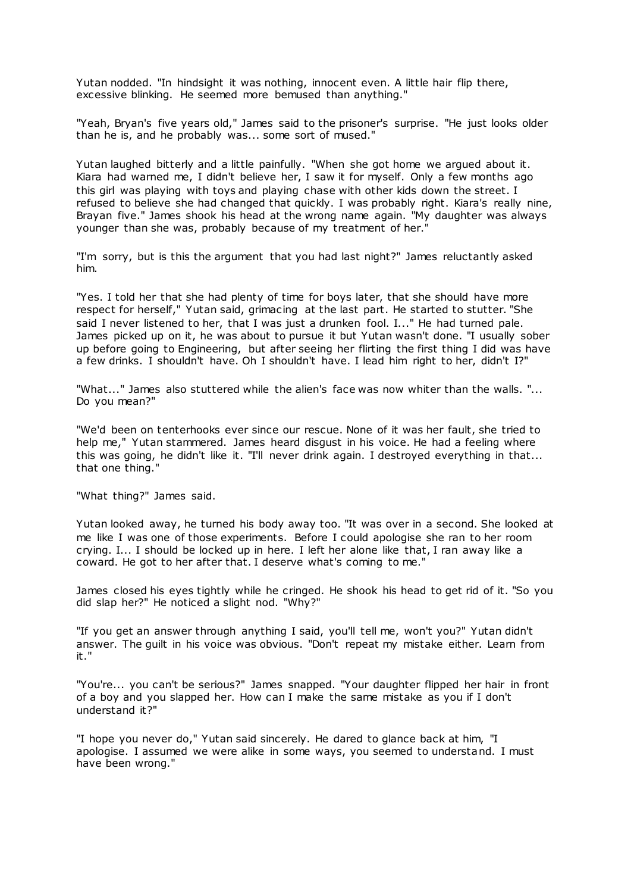Yutan nodded. "In hindsight it was nothing, innocent even. A little hair flip there, excessive blinking. He seemed more bemused than anything."

"Yeah, Bryan's five years old," James said to the prisoner's surprise. "He just looks older than he is, and he probably was... some sort of mused."

Yutan laughed bitterly and a little painfully. "When she got home we argued about it. Kiara had warned me, I didn't believe her, I saw it for myself. Only a few months ago this girl was playing with toys and playing chase with other kids down the street. I refused to believe she had changed that quickly. I was probably right. Kiara's really nine, Brayan five." James shook his head at the wrong name again. "My daughter was always younger than she was, probably because of my treatment of her."

"I'm sorry, but is this the argument that you had last night?" James reluctantly asked him.

"Yes. I told her that she had plenty of time for boys later, that she should have more respect for herself," Yutan said, grimacing at the last part. He started to stutter. "She said I never listened to her, that I was just a drunken fool. I..." He had turned pale. James picked up on it, he was about to pursue it but Yutan wasn't done. "I usually sober up before going to Engineering, but after seeing her flirting the first thing I did was have a few drinks. I shouldn't have. Oh I shouldn't have. I lead him right to her, didn't I?"

"What..." James also stuttered while the alien's face was now whiter than the walls. "... Do you mean?"

"We'd been on tenterhooks ever since our rescue. None of it was her fault, she tried to help me," Yutan stammered. James heard disgust in his voice. He had a feeling where this was going, he didn't like it. "I'll never drink again. I destroyed everything in that... that one thing."

"What thing?" James said.

Yutan looked away, he turned his body away too. "It was over in a second. She looked at me like I was one of those experiments. Before I could apologise she ran to her room crying. I... I should be locked up in here. I left her alone like that, I ran away like a coward. He got to her after that. I deserve what's coming to me."

James closed his eyes tightly while he cringed. He shook his head to get rid of it. "So you did slap her?" He noticed a slight nod. "Why?"

"If you get an answer through anything I said, you'll tell me, won't you?" Yutan didn't answer. The guilt in his voice was obvious. "Don't repeat my mistake either. Learn from it."

"You're... you can't be serious?" James snapped. "Your daughter flipped her hair in front of a boy and you slapped her. How can I make the same mistake as you if I don't understand it?"

"I hope you never do," Yutan said sincerely. He dared to glance back at him, "I apologise. I assumed we were alike in some ways, you seemed to understand. I must have been wrong."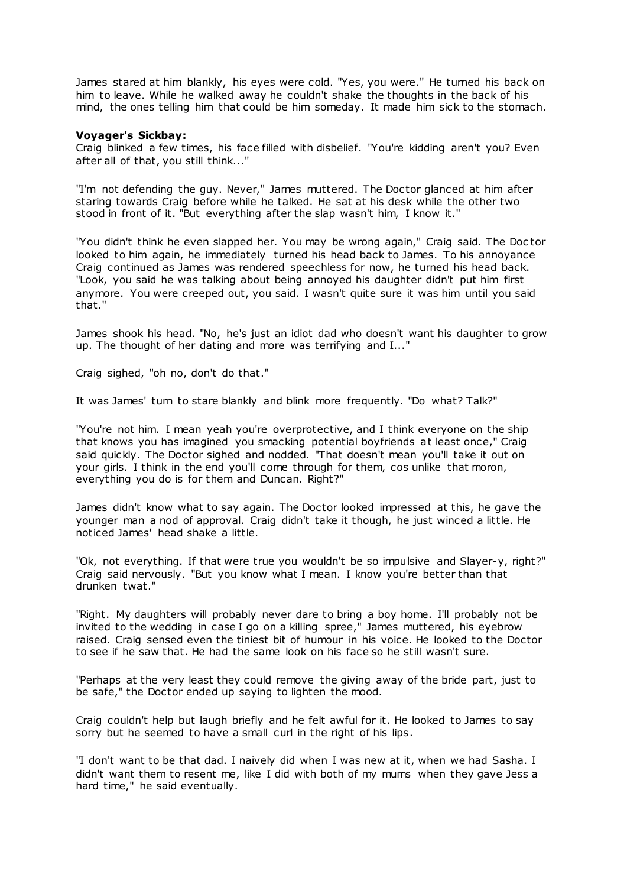James stared at him blankly, his eyes were cold. "Yes, you were." He turned his back on him to leave. While he walked away he couldn't shake the thoughts in the back of his mind, the ones telling him that could be him someday. It made him sick to the stomach.

**Voyager's Sickbay:**

Craig blinked a few times, his face filled with disbelief. "You're kidding aren't you? Even after all of that, you still think..."

"I'm not defending the guy. Never," James muttered. The Doctor glanced at him after staring towards Craig before while he talked. He sat at his desk while the other two stood in front of it. "But everything after the slap wasn't him, I know it."

"You didn't think he even slapped her. You may be wrong again," Craig said. The Doctor looked to him again, he immediately turned his head back to James. To his annoyance Craig continued as James was rendered speechless for now, he turned his head back. "Look, you said he was talking about being annoyed his daughter didn't put him first anymore. You were creeped out, you said. I wasn't quite sure it was him until you said that."

James shook his head. "No, he's just an idiot dad who doesn't want his daughter to grow up. The thought of her dating and more was terrifying and I..."

Craig sighed, "oh no, don't do that."

It was James' turn to stare blankly and blink more frequently. "Do what? Talk?"

"You're not him. I mean yeah you're overprotective, and I think everyone on the ship that knows you has imagined you smacking potential boyfriends at least once," Craig said quickly. The Doctor sighed and nodded. "That doesn't mean you'll take it out on your girls. I think in the end you'll come through for them, cos unlike that moron, everything you do is for them and Duncan. Right?"

James didn't know what to say again. The Doctor looked impressed at this, he gave the younger man a nod of approval. Craig didn't take it though, he just winced a little. He noticed James' head shake a little.

"Ok, not everything. If that were true you wouldn't be so impulsive and Slayer-y, right?" Craig said nervously. "But you know what I mean. I know you're better than that drunken twat."

"Right. My daughters will probably never dare to bring a boy home. I'll probably not be invited to the wedding in case I go on a killing spree," James muttered, his eyebrow raised. Craig sensed even the tiniest bit of humour in his voice. He looked to the Doctor to see if he saw that. He had the same look on his face so he still wasn't sure.

"Perhaps at the very least they could remove the giving away of the bride part, just to be safe," the Doctor ended up saying to lighten the mood.

Craig couldn't help but laugh briefly and he felt awful for it. He looked to James to say sorry but he seemed to have a small curl in the right of his lips.

"I don't want to be that dad. I naively did when I was new at it, when we had Sasha. I didn't want them to resent me, like I did with both of my mums when they gave Jess a hard time," he said eventually.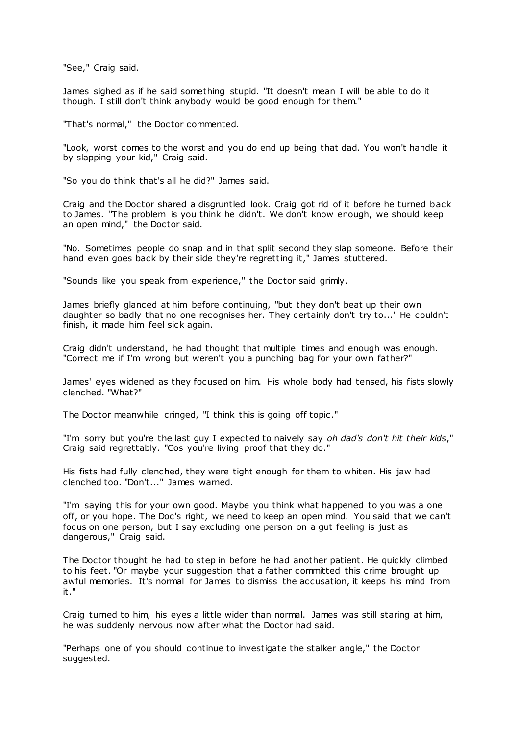"See," Craig said.

James sighed as if he said something stupid. "It doesn't mean I will be able to do it though. I still don't think anybody would be good enough for them."

"That's normal," the Doctor commented.

"Look, worst comes to the worst and you do end up being that dad. You won't handle it by slapping your kid," Craig said.

"So you do think that's all he did?" James said.

Craig and the Doctor shared a disgruntled look. Craig got rid of it before he turned back to James. "The problem is you think he didn't. We don't know enough, we should keep an open mind," the Doctor said.

"No. Sometimes people do snap and in that split second they slap someone. Before their hand even goes back by their side they're regretting it," James stuttered.

"Sounds like you speak from experience," the Doctor said grimly.

James briefly glanced at him before continuing, "but they don't beat up their own daughter so badly that no one recognises her. They certainly don't try to..." He couldn't finish, it made him feel sick again.

Craig didn't understand, he had thought that multiple times and enough was enough. "Correct me if I'm wrong but weren't you a punching bag for your own father?"

James' eyes widened as they focused on him. His whole body had tensed, his fists slowly clenched. "What?"

The Doctor meanwhile cringed, "I think this is going off topic."

"I'm sorry but you're the last guy I expected to naively say *oh dad's don't hit their kids*," Craig said regrettably. "Cos you're living proof that they do."

His fists had fully clenched, they were tight enough for them to whiten. His jaw had clenched too. "Don't..." James warned.

"I'm saying this for your own good. Maybe you think what happened to you was a one off, or you hope. The Doc's right, we need to keep an open mind. You said that we can't focus on one person, but I say excluding one person on a gut feeling is just as dangerous," Craig said.

The Doctor thought he had to step in before he had another patient. He quickly climbed to his feet. "Or maybe your suggestion that a father committed this crime brought up awful memories. It's normal for James to dismiss the accusation, it keeps his mind from it."

Craig turned to him, his eyes a little wider than normal. James was still staring at him, he was suddenly nervous now after what the Doctor had said.

"Perhaps one of you should continue to investigate the stalker angle," the Doctor suggested.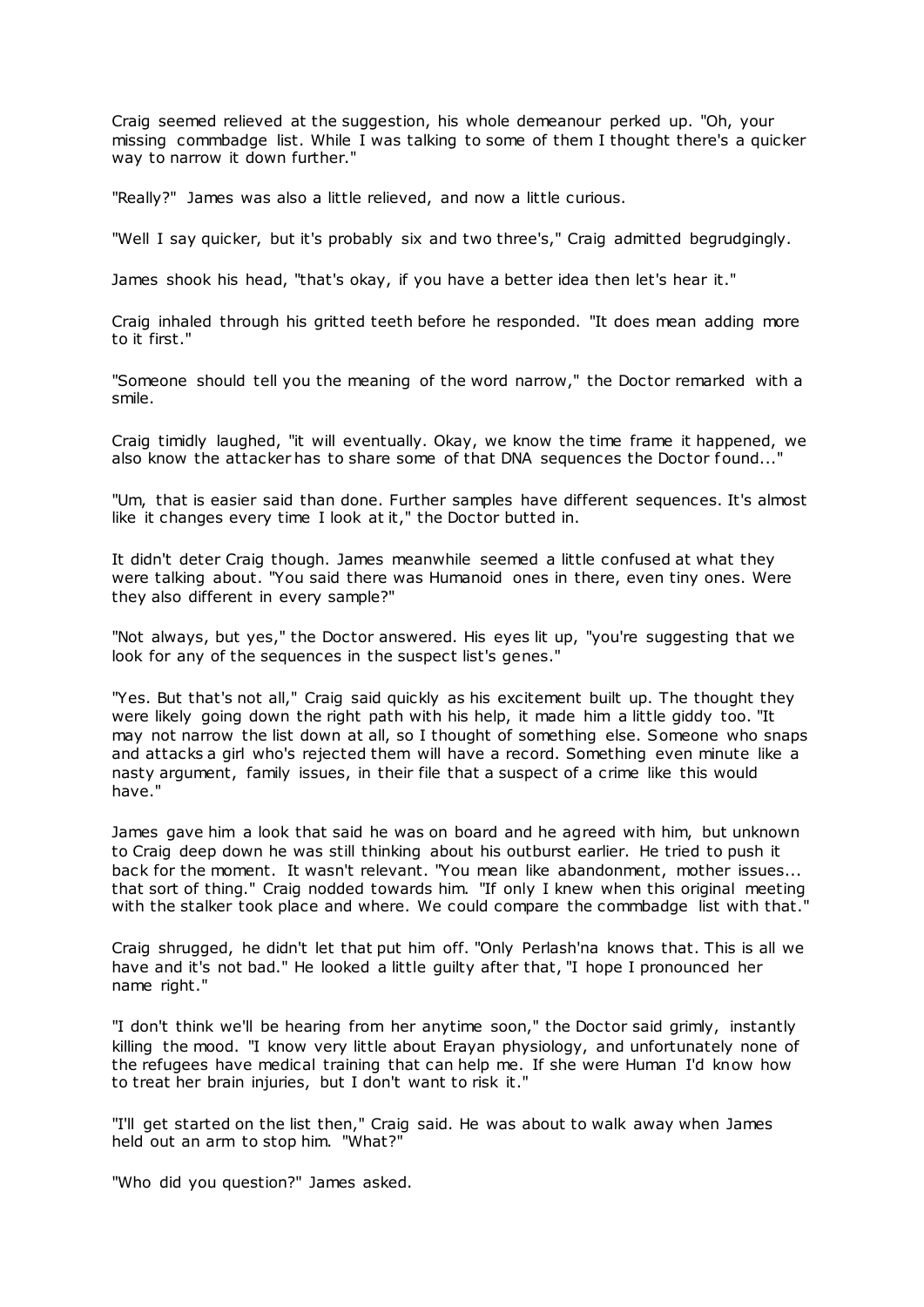Craig seemed relieved at the suggestion, his whole demeanour perked up. "Oh, your missing commbadge list. While I was talking to some of them I thought there's a quicker way to narrow it down further."

"Really?" James was also a little relieved, and now a little curious.

"Well I say quicker, but it's probably six and two three's," Craig admitted begrudgingly.

James shook his head, "that's okay, if you have a better idea then let's hear it."

Craig inhaled through his gritted teeth before he responded. "It does mean adding more to it first."

"Someone should tell you the meaning of the word narrow," the Doctor remarked with a smile.

Craig timidly laughed, "it will eventually. Okay, we know the time frame it happened, we also know the attacker has to share some of that DNA sequences the Doctor found..."

"Um, that is easier said than done. Further samples have different sequences. It's almost like it changes every time I look at it," the Doctor butted in.

It didn't deter Craig though. James meanwhile seemed a little confused at what they were talking about. "You said there was Humanoid ones in there, even tiny ones. Were they also different in every sample?"

"Not always, but yes," the Doctor answered. His eyes lit up, "you're suggesting that we look for any of the sequences in the suspect list's genes."

"Yes. But that's not all," Craig said quickly as his excitement built up. The thought they were likely going down the right path with his help, it made him a little giddy too. "It may not narrow the list down at all, so I thought of something else. Someone who snaps and attacks a girl who's rejected them will have a record. Something even minute like a nasty argument, family issues, in their file that a suspect of a crime like this would have."

James gave him a look that said he was on board and he agreed with him, but unknown to Craig deep down he was still thinking about his outburst earlier. He tried to push it back for the moment. It wasn't relevant. "You mean like abandonment, mother issues... that sort of thing." Craig nodded towards him. "If only I knew when this original meeting with the stalker took place and where. We could compare the commbadge list with that."

Craig shrugged, he didn't let that put him off. "Only Perlash'na knows that. This is all we have and it's not bad." He looked a little guilty after that, "I hope I pronounced her name right."

"I don't think we'll be hearing from her anytime soon," the Doctor said grimly, instantly killing the mood. "I know very little about Erayan physiology, and unfortunately none of the refugees have medical training that can help me. If she were Human I'd know how to treat her brain injuries, but I don't want to risk it."

"I'll get started on the list then," Craig said. He was about to walk away when James held out an arm to stop him. "What?"

"Who did you question?" James asked.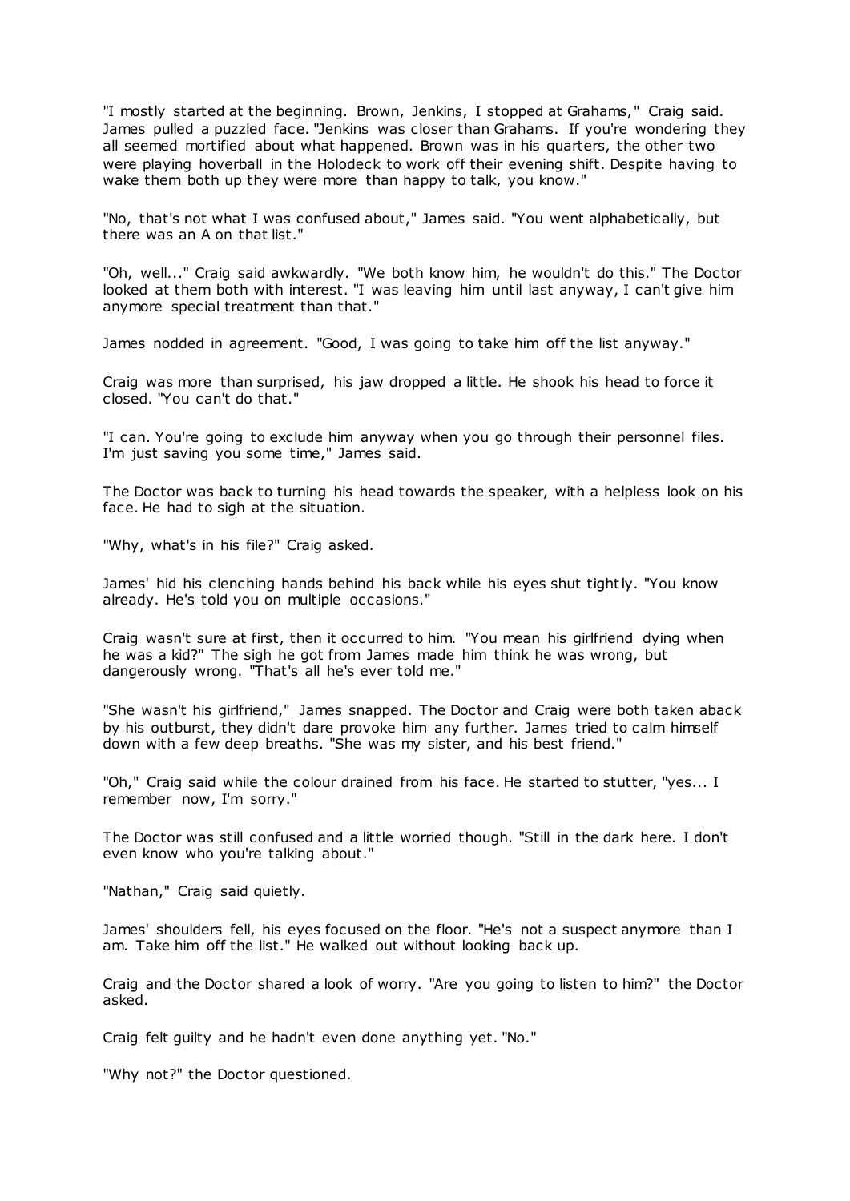"I mostly started at the beginning. Brown, Jenkins, I stopped at Grahams," Craig said. James pulled a puzzled face. "Jenkins was closer than Grahams. If you're wondering they all seemed mortified about what happened. Brown was in his quarters, the other two were playing hoverball in the Holodeck to work off their evening shift. Despite having to wake them both up they were more than happy to talk, you know."

"No, that's not what I was confused about," James said. "You went alphabetically, but there was an A on that list."

"Oh, well..." Craig said awkwardly. "We both know him, he wouldn't do this." The Doctor looked at them both with interest. "I was leaving him until last anyway, I can't give him anymore special treatment than that."

James nodded in agreement. "Good, I was going to take him off the list anyway."

Craig was more than surprised, his jaw dropped a little. He shook his head to force it closed. "You can't do that."

"I can. You're going to exclude him anyway when you go through their personnel files. I'm just saving you some time," James said.

The Doctor was back to turning his head towards the speaker, with a helpless look on his face. He had to sigh at the situation.

"Why, what's in his file?" Craig asked.

James' hid his clenching hands behind his back while his eyes shut tightly. "You know already. He's told you on multiple occasions."

Craig wasn't sure at first, then it occurred to him. "You mean his girlfriend dying when he was a kid?" The sigh he got from James made him think he was wrong, but dangerously wrong. "That's all he's ever told me."

"She wasn't his girlfriend," James snapped. The Doctor and Craig were both taken aback by his outburst, they didn't dare provoke him any further. James tried to calm himself down with a few deep breaths. "She was my sister, and his best friend."

"Oh," Craig said while the colour drained from his face. He started to stutter, "yes... I remember now, I'm sorry."

The Doctor was still confused and a little worried though. "Still in the dark here. I don't even know who you're talking about."

"Nathan," Craig said quietly.

James' shoulders fell, his eyes focused on the floor. "He's not a suspect anymore than I am. Take him off the list." He walked out without looking back up.

Craig and the Doctor shared a look of worry. "Are you going to listen to him?" the Doctor asked.

Craig felt guilty and he hadn't even done anything yet. "No."

"Why not?" the Doctor questioned.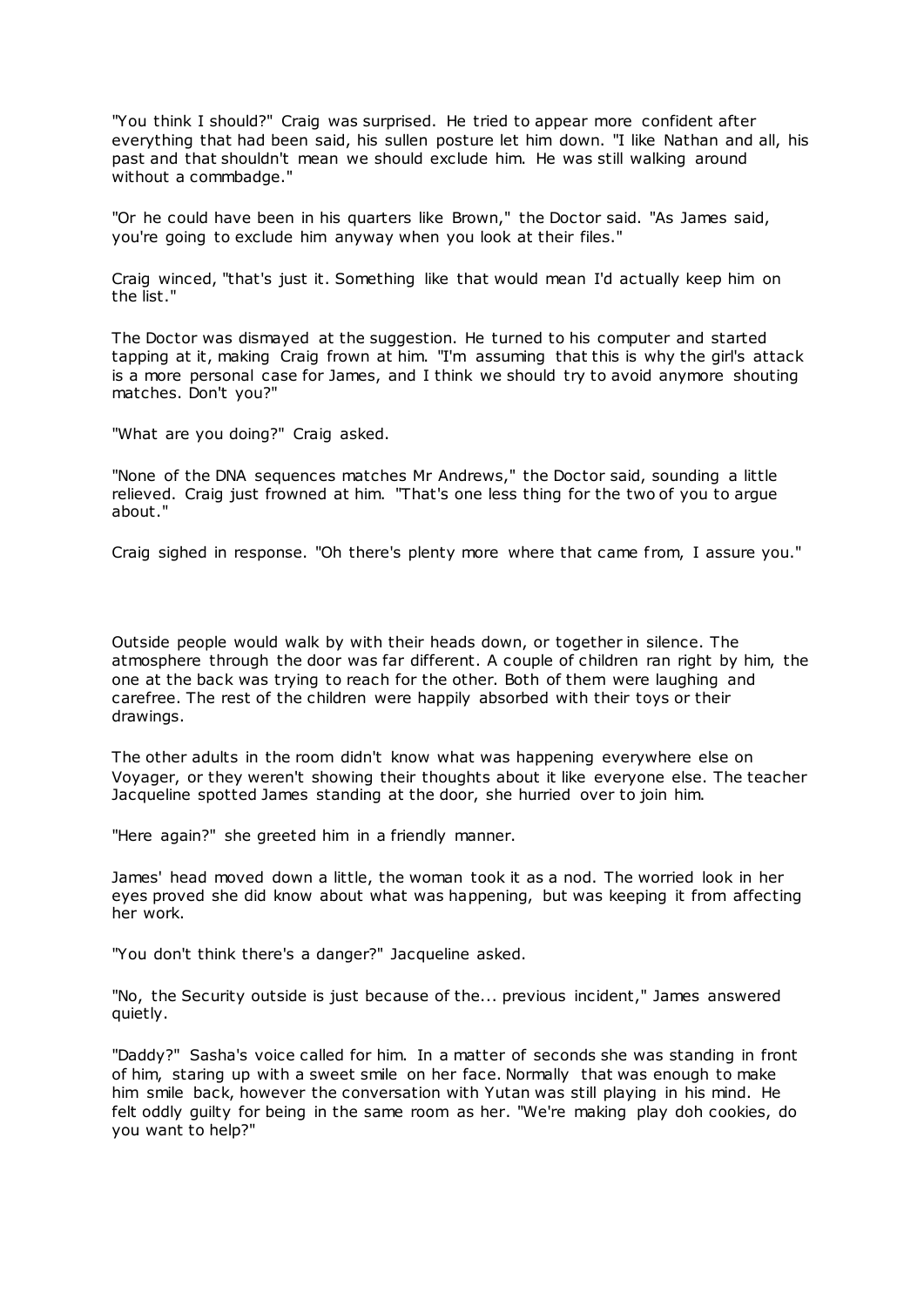"You think I should?" Craig was surprised. He tried to appear more confident after everything that had been said, his sullen posture let him down. "I like Nathan and all, his past and that shouldn't mean we should exclude him. He was still walking around without a commbadge."

"Or he could have been in his quarters like Brown," the Doctor said. "As James said, you're going to exclude him anyway when you look at their files."

Craig winced, "that's just it. Something like that would mean I'd actually keep him on the list."

The Doctor was dismayed at the suggestion. He turned to his computer and started tapping at it, making Craig frown at him. "I'm assuming that this is why the girl's attack is a more personal case for James, and I think we should try to avoid anymore shouting matches. Don't you?"

"What are you doing?" Craig asked.

"None of the DNA sequences matches Mr Andrews," the Doctor said, sounding a little relieved. Craig just frowned at him. "That's one less thing for the two of you to argue about."

Craig sighed in response. "Oh there's plenty more where that came from, I assure you."

Outside people would walk by with their heads down, or together in silence. The atmosphere through the door was far different. A couple of children ran right by him, the one at the back was trying to reach for the other. Both of them were laughing and carefree. The rest of the children were happily absorbed with their toys or their drawings.

The other adults in the room didn't know what was happening everywhere else on Voyager, or they weren't showing their thoughts about it like everyone else. The teacher Jacqueline spotted James standing at the door, she hurried over to join him.

"Here again?" she greeted him in a friendly manner.

James' head moved down a little, the woman took it as a nod. The worried look in her eyes proved she did know about what was happening, but was keeping it from affecting her work.

"You don't think there's a danger?" Jacqueline asked.

"No, the Security outside is just because of the... previous incident," James answered quietly.

"Daddy?" Sasha's voice called for him. In a matter of seconds she was standing in front of him, staring up with a sweet smile on her face. Normally that was enough to make him smile back, however the conversation with Yutan was still playing in his mind. He felt oddly guilty for being in the same room as her. "We're making play doh cookies, do you want to help?"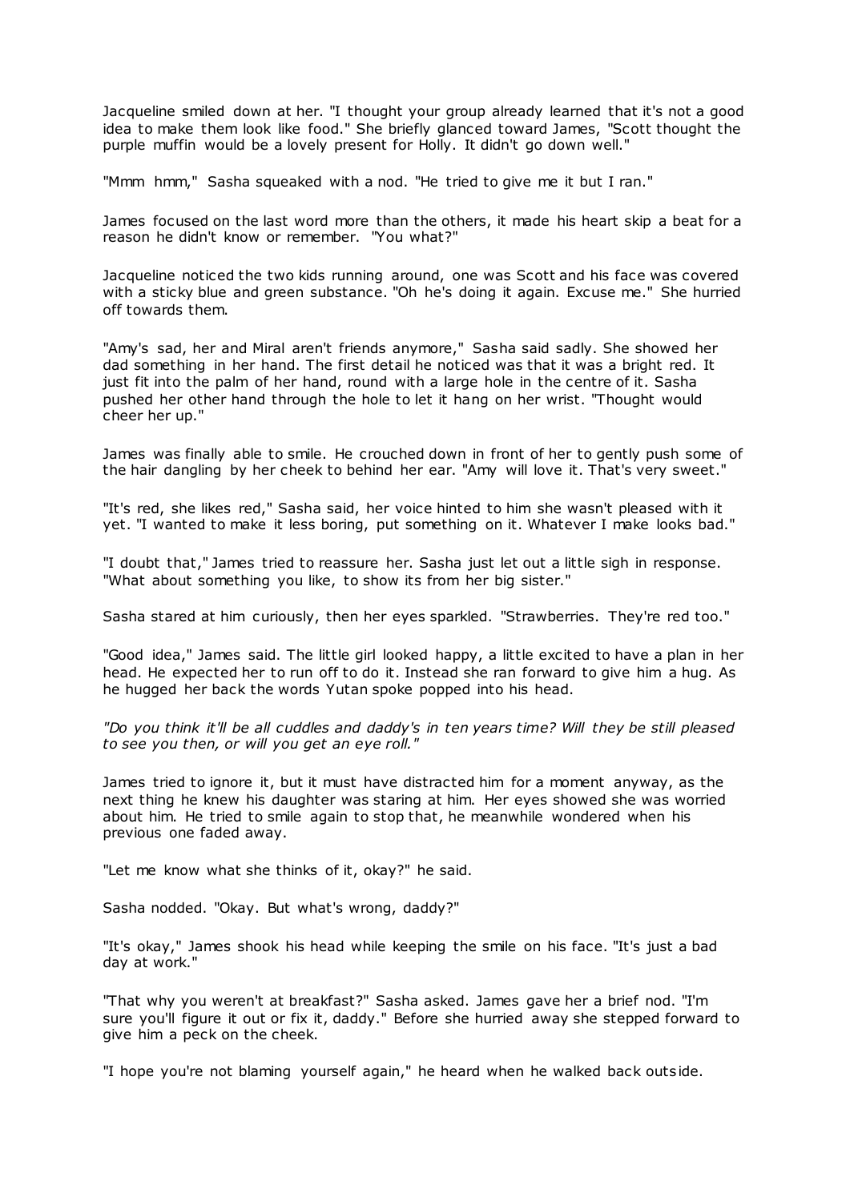Jacqueline smiled down at her. "I thought your group already learned that it's not a good idea to make them look like food." She briefly glanced toward James, "Scott thought the purple muffin would be a lovely present for Holly. It didn't go down well."

"Mmm hmm," Sasha squeaked with a nod. "He tried to give me it but I ran."

James focused on the last word more than the others, it made his heart skip a beat for a reason he didn't know or remember. "You what?"

Jacqueline noticed the two kids running around, one was Scott and his face was covered with a sticky blue and green substance. "Oh he's doing it again. Excuse me." She hurried off towards them.

"Amy's sad, her and Miral aren't friends anymore," Sasha said sadly. She showed her dad something in her hand. The first detail he noticed was that it was a bright red. It just fit into the palm of her hand, round with a large hole in the centre of it. Sasha pushed her other hand through the hole to let it hang on her wrist. "Thought would cheer her up."

James was finally able to smile. He crouched down in front of her to gently push some of the hair dangling by her cheek to behind her ear. "Amy will love it. That's very sweet."

"It's red, she likes red," Sasha said, her voice hinted to him she wasn't pleased with it yet. "I wanted to make it less boring, put something on it. Whatever I make looks bad."

"I doubt that," James tried to reassure her. Sasha just let out a little sigh in response. "What about something you like, to show its from her big sister."

Sasha stared at him curiously, then her eyes sparkled. "Strawberries. They're red too."

"Good idea," James said. The little girl looked happy, a little excited to have a plan in her head. He expected her to run off to do it. Instead she ran forward to give him a hug. As he hugged her back the words Yutan spoke popped into his head.

*"Do you think it'll be all cuddles and daddy's in ten years time? Will they be still pleased to see you then, or will you get an eye roll."*

James tried to ignore it, but it must have distracted him for a moment anyway, as the next thing he knew his daughter was staring at him. Her eyes showed she was worried about him. He tried to smile again to stop that, he meanwhile wondered when his previous one faded away.

"Let me know what she thinks of it, okay?" he said.

Sasha nodded. "Okay. But what's wrong, daddy?"

"It's okay," James shook his head while keeping the smile on his face. "It's just a bad day at work."

"That why you weren't at breakfast?" Sasha asked. James gave her a brief nod. "I'm sure you'll figure it out or fix it, daddy." Before she hurried away she stepped forward to give him a peck on the cheek.

"I hope you're not blaming yourself again," he heard when he walked back outside.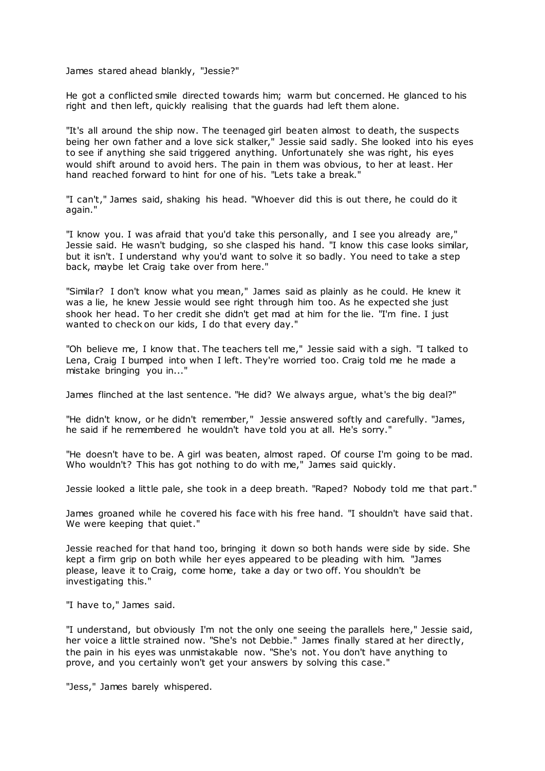James stared ahead blankly, "Jessie?"

He got a conflicted smile directed towards him; warm but concerned. He glanced to his right and then left, quickly realising that the guards had left them alone.

"It's all around the ship now. The teenaged girl beaten almost to death, the suspects being her own father and a love sick stalker," Jessie said sadly. She looked into his eyes to see if anything she said triggered anything. Unfortunately she was right, his eyes would shift around to avoid hers. The pain in them was obvious, to her at least. Her hand reached forward to hint for one of his. "Lets take a break."

"I can't," James said, shaking his head. "Whoever did this is out there, he could do it again."

"I know you. I was afraid that you'd take this personally, and I see you already are," Jessie said. He wasn't budging, so she clasped his hand. "I know this case looks similar, but it isn't. I understand why you'd want to solve it so badly. You need to take a step back, maybe let Craig take over from here."

"Similar? I don't know what you mean," James said as plainly as he could. He knew it was a lie, he knew Jessie would see right through him too. As he expected she just shook her head. To her credit she didn't get mad at him for the lie. "I'm fine. I just wanted to check on our kids, I do that every day."

"Oh believe me, I know that. The teachers tell me," Jessie said with a sigh. "I talked to Lena, Craig I bumped into when I left. They're worried too. Craig told me he made a mistake bringing you in..."

James flinched at the last sentence. "He did? We always argue, what's the big deal?"

"He didn't know, or he didn't remember," Jessie answered softly and carefully. "James, he said if he remembered he wouldn't have told you at all. He's sorry."

"He doesn't have to be. A girl was beaten, almost raped. Of course I'm going to be mad. Who wouldn't? This has got nothing to do with me," James said quickly.

Jessie looked a little pale, she took in a deep breath. "Raped? Nobody told me that part."

James groaned while he covered his face with his free hand. "I shouldn't have said that. We were keeping that quiet."

Jessie reached for that hand too, bringing it down so both hands were side by side. She kept a firm grip on both while her eyes appeared to be pleading with him. "James please, leave it to Craig, come home, take a day or two off. You shouldn't be investigating this."

"I have to," James said.

"I understand, but obviously I'm not the only one seeing the parallels here," Jessie said, her voice a little strained now. "She's not Debbie." James finally stared at her directly, the pain in his eyes was unmistakable now. "She's not. You don't have anything to prove, and you certainly won't get your answers by solving this case."

"Jess," James barely whispered.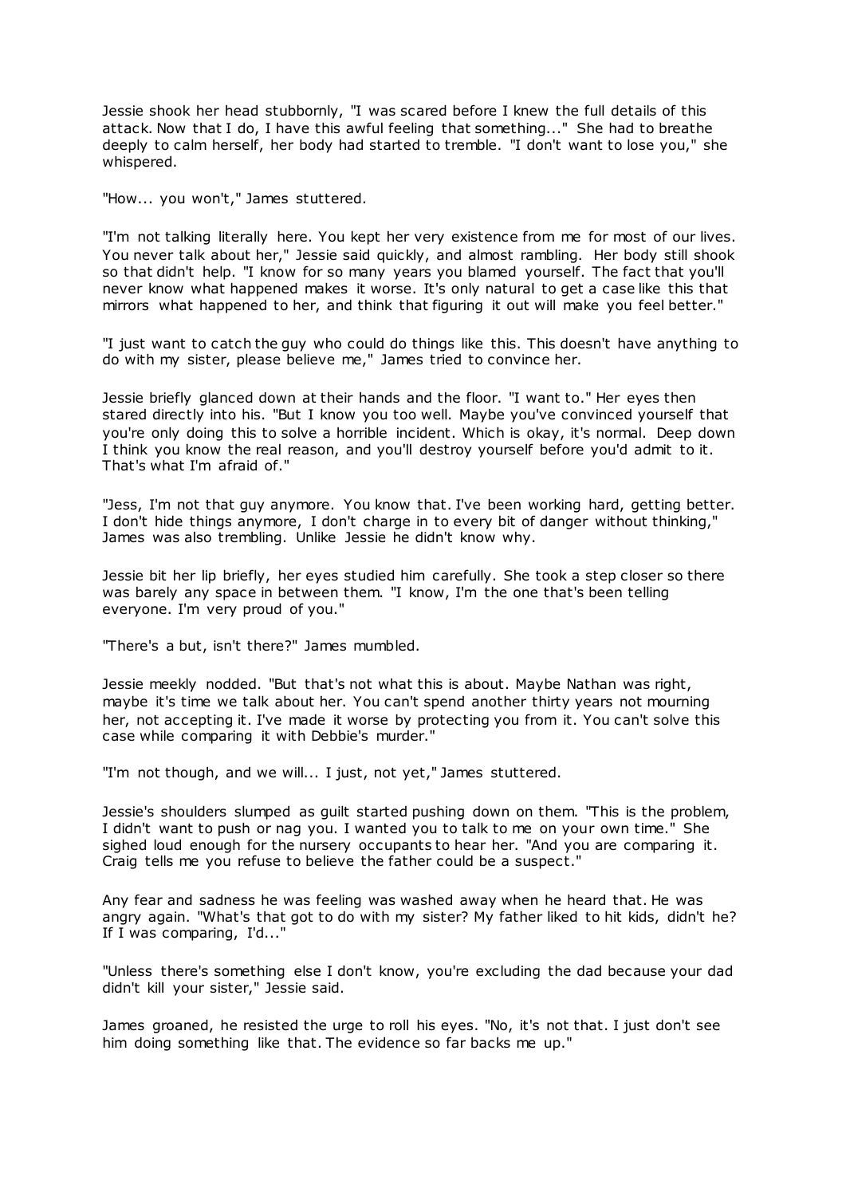Jessie shook her head stubbornly, "I was scared before I knew the full details of this attack. Now that I do, I have this awful feeling that something..." She had to breathe deeply to calm herself, her body had started to tremble. "I don't want to lose you," she whispered.

"How... you won't," James stuttered.

"I'm not talking literally here. You kept her very existence from me for most of our lives. You never talk about her," Jessie said quickly, and almost rambling. Her body still shook so that didn't help. "I know for so many years you blamed yourself. The fact that you'll never know what happened makes it worse. It's only natural to get a case like this that mirrors what happened to her, and think that figuring it out will make you feel better."

"I just want to catch the guy who could do things like this. This doesn't have anything to do with my sister, please believe me," James tried to convince her.

Jessie briefly glanced down at their hands and the floor. "I want to." Her eyes then stared directly into his. "But I know you too well. Maybe you've convinced yourself that you're only doing this to solve a horrible incident. Which is okay, it's normal. Deep down I think you know the real reason, and you'll destroy yourself before you'd admit to it. That's what I'm afraid of."

"Jess, I'm not that guy anymore. You know that. I've been working hard, getting better. I don't hide things anymore, I don't charge in to every bit of danger without thinking," James was also trembling. Unlike Jessie he didn't know why.

Jessie bit her lip briefly, her eyes studied him carefully. She took a step closer so there was barely any space in between them. "I know, I'm the one that's been telling everyone. I'm very proud of you."

"There's a but, isn't there?" James mumbled.

Jessie meekly nodded. "But that's not what this is about. Maybe Nathan was right, maybe it's time we talk about her. You can't spend another thirty years not mourning her, not accepting it. I've made it worse by protecting you from it. You can't solve this case while comparing it with Debbie's murder."

"I'm not though, and we will... I just, not yet," James stuttered.

Jessie's shoulders slumped as guilt started pushing down on them. "This is the problem, I didn't want to push or nag you. I wanted you to talk to me on your own time." She sighed loud enough for the nursery occupants to hear her. "And you are comparing it. Craig tells me you refuse to believe the father could be a suspect."

Any fear and sadness he was feeling was washed away when he heard that. He was angry again. "What's that got to do with my sister? My father liked to hit kids, didn't he? If I was comparing, I'd..."

"Unless there's something else I don't know, you're excluding the dad because your dad didn't kill your sister," Jessie said.

James groaned, he resisted the urge to roll his eyes. "No, it's not that. I just don't see him doing something like that. The evidence so far backs me up."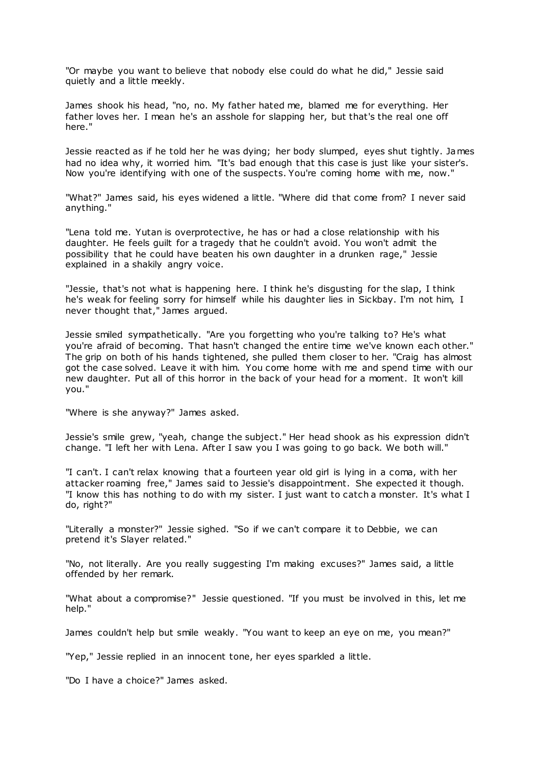"Or maybe you want to believe that nobody else could do what he did," Jessie said quietly and a little meekly.

James shook his head, "no, no. My father hated me, blamed me for everything. Her father loves her. I mean he's an asshole for slapping her, but that's the real one off here."

Jessie reacted as if he told her he was dying; her body slumped, eyes shut tightly. James had no idea why, it worried him. "It's bad enough that this case is just like your sister's. Now you're identifying with one of the suspects. You're coming home with me, now."

"What?" James said, his eyes widened a little. "Where did that come from? I never said anything."

"Lena told me. Yutan is overprotective, he has or had a close relationship with his daughter. He feels guilt for a tragedy that he couldn't avoid. You won't admit the possibility that he could have beaten his own daughter in a drunken rage," Jessie explained in a shakily angry voice.

"Jessie, that's not what is happening here. I think he's disgusting for the slap, I think he's weak for feeling sorry for himself while his daughter lies in Sickbay. I'm not him, I never thought that," James argued.

Jessie smiled sympathetically. "Are you forgetting who you're talking to? He's what you're afraid of becoming. That hasn't changed the entire time we've known each other." The grip on both of his hands tightened, she pulled them closer to her. "Craig has almost got the case solved. Leave it with him. You come home with me and spend time with our new daughter. Put all of this horror in the back of your head for a moment. It won't kill you."

"Where is she anyway?" James asked.

Jessie's smile grew, "yeah, change the subject." Her head shook as his expression didn't change. "I left her with Lena. After I saw you I was going to go back. We both will."

"I can't. I can't relax knowing that a fourteen year old girl is lying in a coma, with her attacker roaming free," James said to Jessie's disappointment. She expected it though. "I know this has nothing to do with my sister. I just want to catch a monster. It's what I do, right?"

"Literally a monster?" Jessie sighed. "So if we can't compare it to Debbie, we can pretend it's Slayer related."

"No, not literally. Are you really suggesting I'm making excuses?" James said, a little offended by her remark.

"What about a compromise?" Jessie questioned. "If you must be involved in this, let me help."

James couldn't help but smile weakly. "You want to keep an eye on me, you mean?"

"Yep," Jessie replied in an innocent tone, her eyes sparkled a little.

"Do I have a choice?" James asked.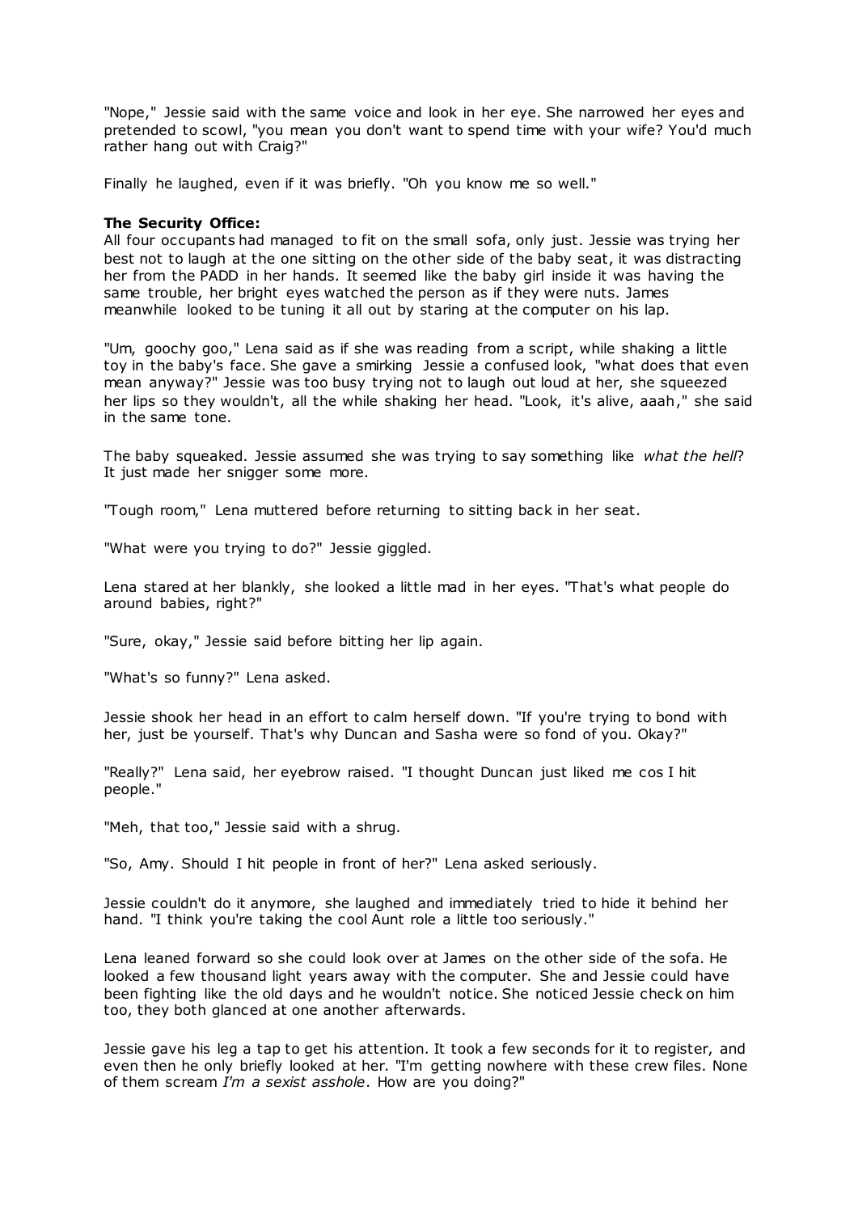"Nope," Jessie said with the same voice and look in her eye. She narrowed her eyes and pretended to scowl, "you mean you don't want to spend time with your wife? You'd much rather hang out with Craig?"

Finally he laughed, even if it was briefly. "Oh you know me so well."

**The Security Office:**
All four occupants had managed to fit on the small sofa, only just. Jessie was trying her best not to laugh at the one sitting on the other side of the baby seat, it was distracting her from the PADD in her hands. It seemed like the baby girl inside it was having the same trouble, her bright eyes watched the person as if they were nuts. James meanwhile looked to be tuning it all out by staring at the computer on his lap.

"Um, goochy goo," Lena said as if she was reading from a script, while shaking a little toy in the baby's face. She gave a smirking Jessie a confused look, "what does that even mean anyway?" Jessie was too busy trying not to laugh out loud at her, she squeezed her lips so they wouldn't, all the while shaking her head. "Look, it's alive, aaah," she said in the same tone.

The baby squeaked. Jessie assumed she was trying to say something like *what the hell*? It just made her snigger some more.

"Tough room," Lena muttered before returning to sitting back in her seat.

"What were you trying to do?" Jessie giggled.

Lena stared at her blankly, she looked a little mad in her eyes. "That's what people do around babies, right?"

"Sure, okay," Jessie said before bitting her lip again.

"What's so funny?" Lena asked.

Jessie shook her head in an effort to calm herself down. "If you're trying to bond with her, just be yourself. That's why Duncan and Sasha were so fond of you. Okay?"

"Really?" Lena said, her eyebrow raised. "I thought Duncan just liked me cos I hit people."

"Meh, that too," Jessie said with a shrug.

"So, Amy. Should I hit people in front of her?" Lena asked seriously.

Jessie couldn't do it anymore, she laughed and immediately tried to hide it behind her hand. "I think you're taking the cool Aunt role a little too seriously."

Lena leaned forward so she could look over at James on the other side of the sofa. He looked a few thousand light years away with the computer. She and Jessie could have been fighting like the old days and he wouldn't notice. She noticed Jessie check on him too, they both glanced at one another afterwards.

Jessie gave his leg a tap to get his attention. It took a few seconds for it to register, and even then he only briefly looked at her. "I'm getting nowhere with these crew files. None of them scream *I'm a sexist asshole*. How are you doing?"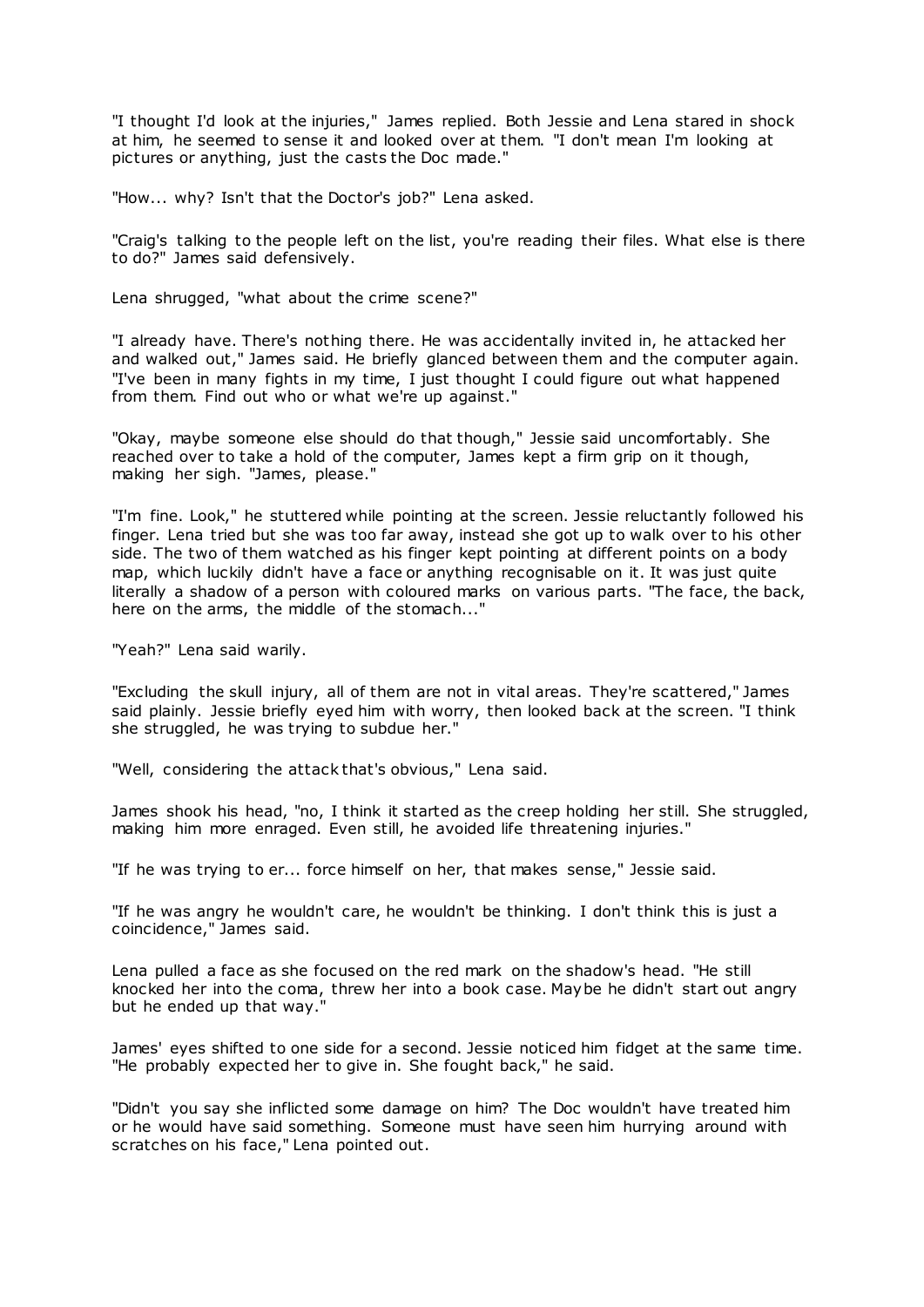"I thought I'd look at the injuries," James replied. Both Jessie and Lena stared in shock at him, he seemed to sense it and looked over at them. "I don't mean I'm looking at pictures or anything, just the casts the Doc made."

"How... why? Isn't that the Doctor's job?" Lena asked.

"Craig's talking to the people left on the list, you're reading their files. What else is there to do?" James said defensively.

Lena shrugged, "what about the crime scene?"

"I already have. There's nothing there. He was accidentally invited in, he attacked her and walked out," James said. He briefly glanced between them and the computer again. "I've been in many fights in my time, I just thought I could figure out what happened from them. Find out who or what we're up against."

"Okay, maybe someone else should do that though," Jessie said uncomfortably. She reached over to take a hold of the computer, James kept a firm grip on it though, making her sigh. "James, please."

"I'm fine. Look," he stuttered while pointing at the screen. Jessie reluctantly followed his finger. Lena tried but she was too far away, instead she got up to walk over to his other side. The two of them watched as his finger kept pointing at different points on a body map, which luckily didn't have a face or anything recognisable on it. It was just quite literally a shadow of a person with coloured marks on various parts. "The face, the back, here on the arms, the middle of the stomach..."

"Yeah?" Lena said warily.

"Excluding the skull injury, all of them are not in vital areas. They're scattered," James said plainly. Jessie briefly eyed him with worry, then looked back at the screen. "I think she struggled, he was trying to subdue her."

"Well, considering the attack that's obvious," Lena said.

James shook his head, "no, I think it started as the creep holding her still. She struggled, making him more enraged. Even still, he avoided life threatening injuries."

"If he was trying to er... force himself on her, that makes sense," Jessie said.

"If he was angry he wouldn't care, he wouldn't be thinking. I don't think this is just a coincidence," James said.

Lena pulled a face as she focused on the red mark on the shadow's head. "He still knocked her into the coma, threw her into a book case. Maybe he didn't start out angry but he ended up that way."

James' eyes shifted to one side for a second. Jessie noticed him fidget at the same time. "He probably expected her to give in. She fought back," he said.

"Didn't you say she inflicted some damage on him? The Doc wouldn't have treated him or he would have said something. Someone must have seen him hurrying around with scratches on his face," Lena pointed out.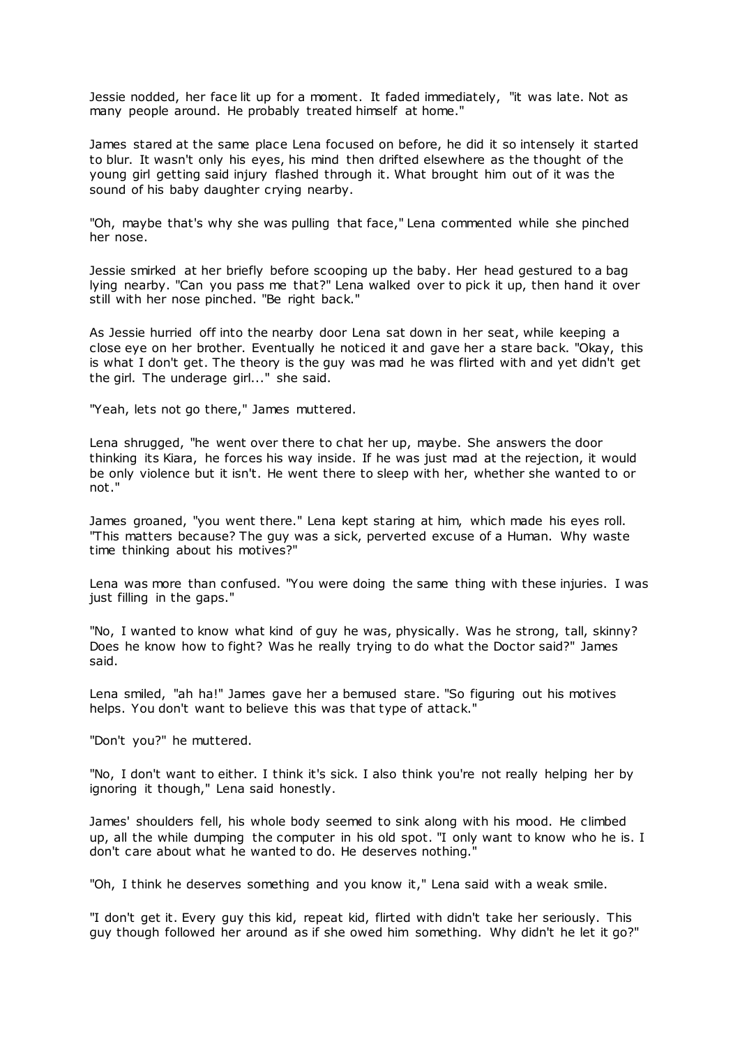Jessie nodded, her face lit up for a moment. It faded immediately, "it was late. Not as many people around. He probably treated himself at home."

James stared at the same place Lena focused on before, he did it so intensely it started to blur. It wasn't only his eyes, his mind then drifted elsewhere as the thought of the young girl getting said injury flashed through it. What brought him out of it was the sound of his baby daughter crying nearby.

"Oh, maybe that's why she was pulling that face," Lena commented while she pinched her nose.

Jessie smirked at her briefly before scooping up the baby. Her head gestured to a bag lying nearby. "Can you pass me that?" Lena walked over to pick it up, then hand it over still with her nose pinched. "Be right back."

As Jessie hurried off into the nearby door Lena sat down in her seat, while keeping a close eye on her brother. Eventually he noticed it and gave her a stare back. "Okay, this is what I don't get. The theory is the guy was mad he was flirted with and yet didn't get the girl. The underage girl..." she said.

"Yeah, lets not go there," James muttered.

Lena shrugged, "he went over there to chat her up, maybe. She answers the door thinking its Kiara, he forces his way inside. If he was just mad at the rejection, it would be only violence but it isn't. He went there to sleep with her, whether she wanted to or not."

James groaned, "you went there." Lena kept staring at him, which made his eyes roll. "This matters because? The guy was a sick, perverted excuse of a Human. Why waste time thinking about his motives?"

Lena was more than confused. "You were doing the same thing with these injuries. I was just filling in the gaps."

"No, I wanted to know what kind of guy he was, physically. Was he strong, tall, skinny? Does he know how to fight? Was he really trying to do what the Doctor said?" James said.

Lena smiled, "ah ha!" James gave her a bemused stare. "So figuring out his motives helps. You don't want to believe this was that type of attack."

"Don't you?" he muttered.

"No, I don't want to either. I think it's sick. I also think you're not really helping her by ignoring it though," Lena said honestly.

James' shoulders fell, his whole body seemed to sink along with his mood. He climbed up, all the while dumping the computer in his old spot. "I only want to know who he is. I don't care about what he wanted to do. He deserves nothing."

"Oh, I think he deserves something and you know it," Lena said with a weak smile.

"I don't get it. Every guy this kid, repeat kid, flirted with didn't take her seriously. This guy though followed her around as if she owed him something. Why didn't he let it go?"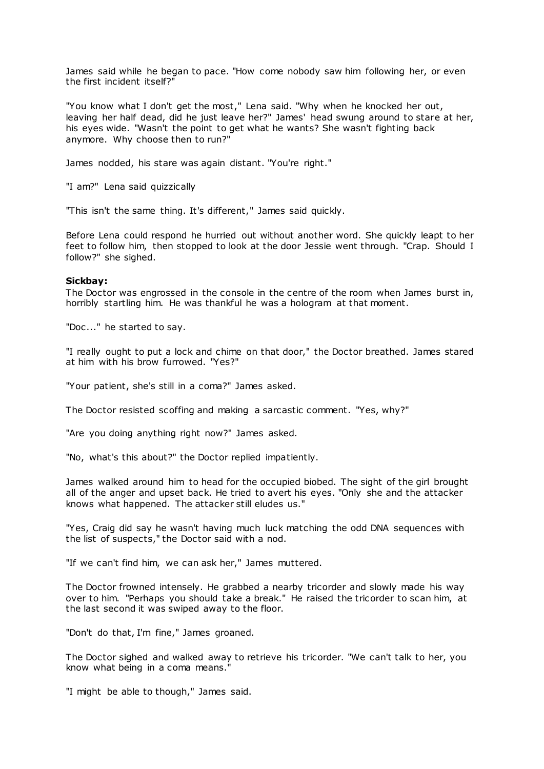James said while he began to pace. "How come nobody saw him following her, or even the first incident itself?"

"You know what I don't get the most," Lena said. "Why when he knocked her out, leaving her half dead, did he just leave her?" James' head swung around to stare at her, his eyes wide. "Wasn't the point to get what he wants? She wasn't fighting back anymore. Why choose then to run?"

James nodded, his stare was again distant. "You're right."

"I am?" Lena said quizzically

"This isn't the same thing. It's different," James said quickly.

Before Lena could respond he hurried out without another word. She quickly leapt to her feet to follow him, then stopped to look at the door Jessie went through. "Crap. Should I follow?" she sighed.

**Sickbay:**
The Doctor was engrossed in the console in the centre of the room when James burst in, horribly startling him. He was thankful he was a hologram at that moment.

"Doc..." he started to say.

"I really ought to put a lock and chime on that door," the Doctor breathed. James stared at him with his brow furrowed. "Yes?"

"Your patient, she's still in a coma?" James asked.

The Doctor resisted scoffing and making a sarcastic comment. "Yes, why?"

"Are you doing anything right now?" James asked.

"No, what's this about?" the Doctor replied impatiently.

James walked around him to head for the occupied biobed. The sight of the girl brought all of the anger and upset back. He tried to avert his eyes. "Only she and the attacker knows what happened. The attacker still eludes us."

"Yes, Craig did say he wasn't having much luck matching the odd DNA sequences with the list of suspects," the Doctor said with a nod.

"If we can't find him, we can ask her," James muttered.

The Doctor frowned intensely. He grabbed a nearby tricorder and slowly made his way over to him. "Perhaps you should take a break." He raised the tricorder to scan him, at the last second it was swiped away to the floor.

"Don't do that, I'm fine," James groaned.

The Doctor sighed and walked away to retrieve his tricorder. "We can't talk to her, you know what being in a coma means."

"I might be able to though," James said.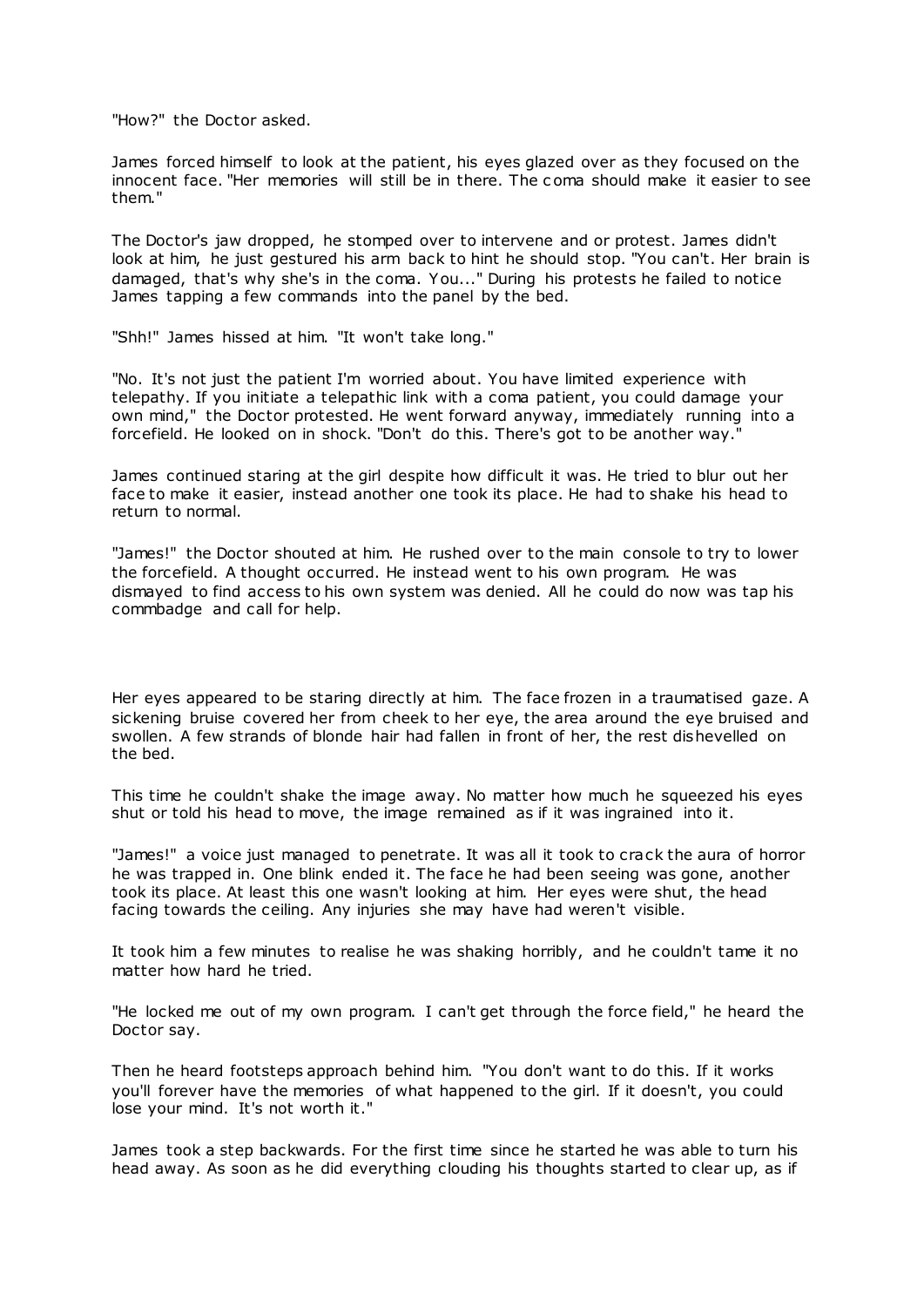"How?" the Doctor asked.

James forced himself to look at the patient, his eyes glazed over as they focused on the innocent face. "Her memories will still be in there. The coma should make it easier to see them."

The Doctor's jaw dropped, he stomped over to intervene and or protest. James didn't look at him, he just gestured his arm back to hint he should stop. "You can't. Her brain is damaged, that's why she's in the coma. You..." During his protests he failed to notice James tapping a few commands into the panel by the bed.

"Shh!" James hissed at him. "It won't take long."

"No. It's not just the patient I'm worried about. You have limited experience with telepathy. If you initiate a telepathic link with a coma patient, you could damage your own mind," the Doctor protested. He went forward anyway, immediately running into a forcefield. He looked on in shock. "Don't do this. There's got to be another way."

James continued staring at the girl despite how difficult it was. He tried to blur out her face to make it easier, instead another one took its place. He had to shake his head to return to normal.

"James!" the Doctor shouted at him. He rushed over to the main console to try to lower the forcefield. A thought occurred. He instead went to his own program. He was dismayed to find access to his own system was denied. All he could do now was tap his commbadge and call for help.

Her eyes appeared to be staring directly at him. The face frozen in a traumatised gaze. A sickening bruise covered her from cheek to her eye, the area around the eye bruised and swollen. A few strands of blonde hair had fallen in front of her, the rest dishevelled on the bed.

This time he couldn't shake the image away. No matter how much he squeezed his eyes shut or told his head to move, the image remained as if it was ingrained into it.

"James!" a voice just managed to penetrate. It was all it took to crack the aura of horror he was trapped in. One blink ended it. The face he had been seeing was gone, another took its place. At least this one wasn't looking at him. Her eyes were shut, the head facing towards the ceiling. Any injuries she may have had weren't visible.

It took him a few minutes to realise he was shaking horribly, and he couldn't tame it no matter how hard he tried.

"He locked me out of my own program. I can't get through the force field," he heard the Doctor say.

Then he heard footsteps approach behind him. "You don't want to do this. If it works you'll forever have the memories of what happened to the girl. If it doesn't, you could lose your mind. It's not worth it."

James took a step backwards. For the first time since he started he was able to turn his head away. As soon as he did everything clouding his thoughts started to clear up, as if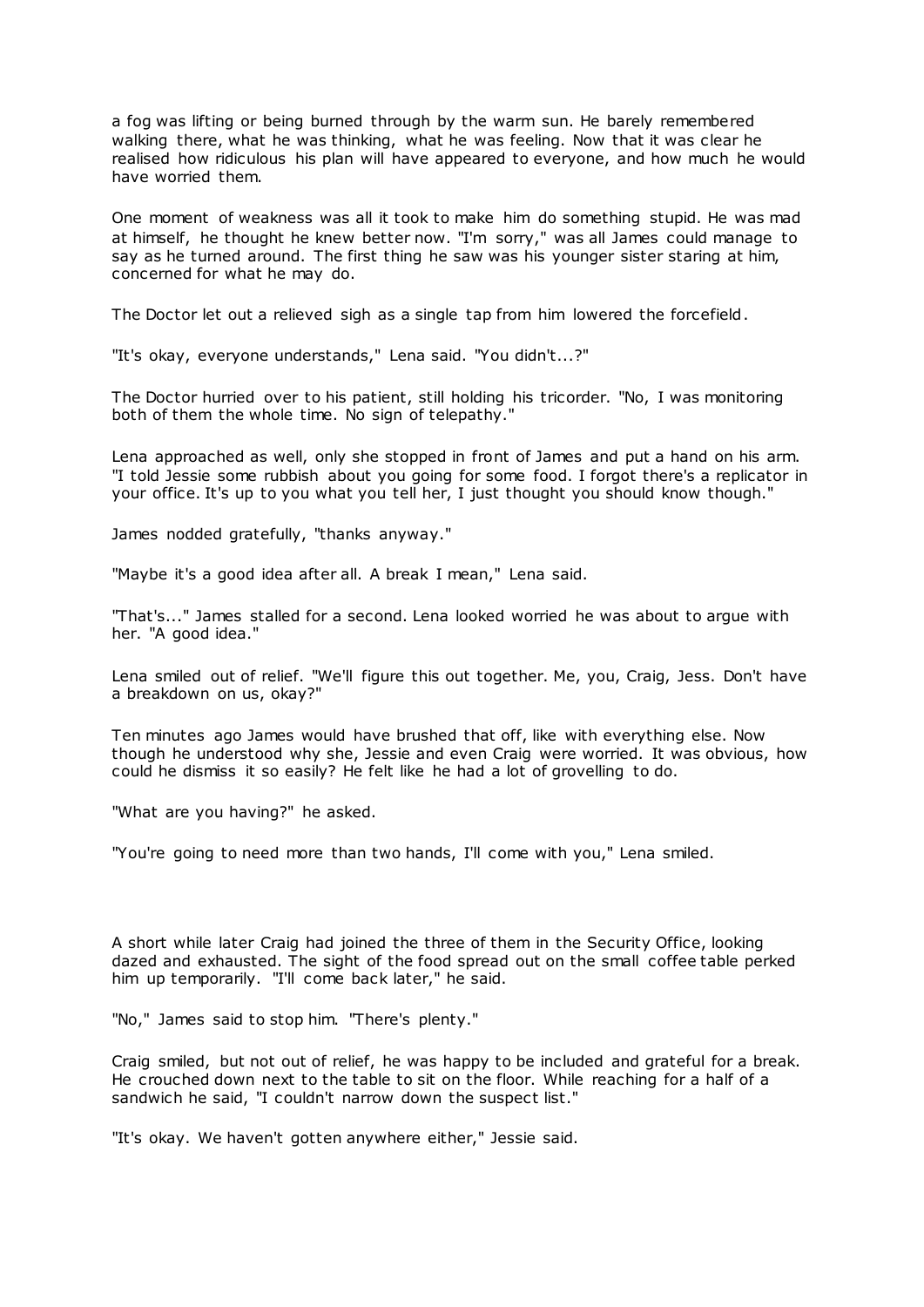a fog was lifting or being burned through by the warm sun. He barely remembered walking there, what he was thinking, what he was feeling. Now that it was clear he realised how ridiculous his plan will have appeared to everyone, and how much he would have worried them.

One moment of weakness was all it took to make him do something stupid. He was mad at himself, he thought he knew better now. "I'm sorry," was all James could manage to say as he turned around. The first thing he saw was his younger sister staring at him, concerned for what he may do.

The Doctor let out a relieved sigh as a single tap from him lowered the forcefield.

"It's okay, everyone understands," Lena said. "You didn't...?"

The Doctor hurried over to his patient, still holding his tricorder. "No, I was monitoring both of them the whole time. No sign of telepathy."

Lena approached as well, only she stopped in front of James and put a hand on his arm. "I told Jessie some rubbish about you going for some food. I forgot there's a replicator in your office. It's up to you what you tell her, I just thought you should know though."

James nodded gratefully, "thanks anyway."

"Maybe it's a good idea after all. A break I mean," Lena said.

"That's..." James stalled for a second. Lena looked worried he was about to argue with her. "A good idea."

Lena smiled out of relief. "We'll figure this out together. Me, you, Craig, Jess. Don't have a breakdown on us, okay?"

Ten minutes ago James would have brushed that off, like with everything else. Now though he understood why she, Jessie and even Craig were worried. It was obvious, how could he dismiss it so easily? He felt like he had a lot of grovelling to do.

"What are you having?" he asked.

"You're going to need more than two hands, I'll come with you," Lena smiled.

A short while later Craig had joined the three of them in the Security Office, looking dazed and exhausted. The sight of the food spread out on the small coffee table perked him up temporarily. "I'll come back later," he said.

"No," James said to stop him. "There's plenty."

Craig smiled, but not out of relief, he was happy to be included and grateful for a break. He crouched down next to the table to sit on the floor. While reaching for a half of a sandwich he said, "I couldn't narrow down the suspect list."

"It's okay. We haven't gotten anywhere either," Jessie said.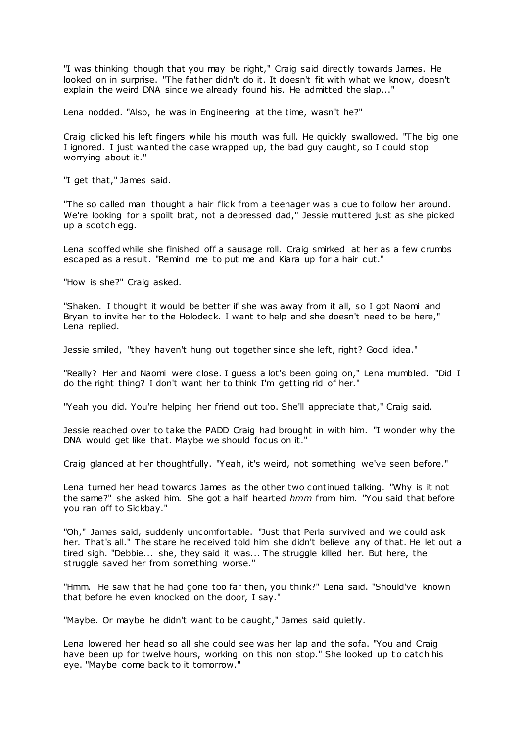"I was thinking though that you may be right," Craig said directly towards James. He looked on in surprise. "The father didn't do it. It doesn't fit with what we know, doesn't explain the weird DNA since we already found his. He admitted the slap..."

Lena nodded. "Also, he was in Engineering at the time, wasn't he?"

Craig clicked his left fingers while his mouth was full. He quickly swallowed. "The big one I ignored. I just wanted the case wrapped up, the bad guy caught, so I could stop worrying about it."

"I get that," James said.

"The so called man thought a hair flick from a teenager was a cue to follow her around. We're looking for a spoilt brat, not a depressed dad," Jessie muttered just as she picked up a scotch egg.

Lena scoffed while she finished off a sausage roll. Craig smirked at her as a few crumbs escaped as a result. "Remind me to put me and Kiara up for a hair cut."

"How is she?" Craig asked.

"Shaken. I thought it would be better if she was away from it all, so I got Naomi and Bryan to invite her to the Holodeck. I want to help and she doesn't need to be here," Lena replied.

Jessie smiled, "they haven't hung out together since she left, right? Good idea."

"Really? Her and Naomi were close. I guess a lot's been going on," Lena mumbled. "Did I do the right thing? I don't want her to think I'm getting rid of her."

"Yeah you did. You're helping her friend out too. She'll appreciate that," Craig said.

Jessie reached over to take the PADD Craig had brought in with him. "I wonder why the DNA would get like that. Maybe we should focus on it."

Craig glanced at her thoughtfully. "Yeah, it's weird, not something we've seen before."

Lena turned her head towards James as the other two continued talking. "Why is it not the same?" she asked him. She got a half hearted *hmm* from him. "You said that before you ran off to Sickbay."

"Oh," James said, suddenly uncomfortable. "Just that Perla survived and we could ask her. That's all." The stare he received told him she didn't believe any of that. He let out a tired sigh. "Debbie... she, they said it was... The struggle killed her. But here, the struggle saved her from something worse."

"Hmm. He saw that he had gone too far then, you think?" Lena said. "Should've known that before he even knocked on the door, I say."

"Maybe. Or maybe he didn't want to be caught," James said quietly.

Lena lowered her head so all she could see was her lap and the sofa. "You and Craig have been up for twelve hours, working on this non stop." She looked up to catch his eye. "Maybe come back to it tomorrow."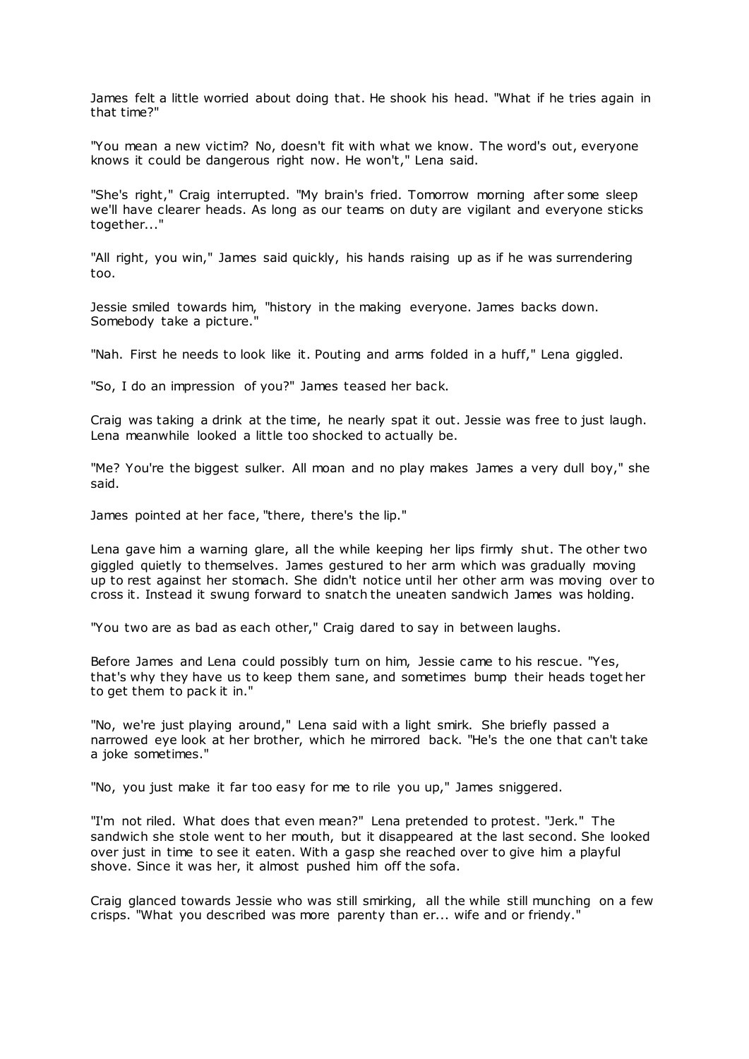James felt a little worried about doing that. He shook his head. "What if he tries again in that time?"

"You mean a new victim? No, doesn't fit with what we know. The word's out, everyone knows it could be dangerous right now. He won't," Lena said.

"She's right," Craig interrupted. "My brain's fried. Tomorrow morning after some sleep we'll have clearer heads. As long as our teams on duty are vigilant and everyone sticks together..."

"All right, you win," James said quickly, his hands raising up as if he was surrendering too.

Jessie smiled towards him, "history in the making everyone. James backs down. Somebody take a picture."

"Nah. First he needs to look like it. Pouting and arms folded in a huff," Lena giggled.

"So, I do an impression of you?" James teased her back.

Craig was taking a drink at the time, he nearly spat it out. Jessie was free to just laugh. Lena meanwhile looked a little too shocked to actually be.

"Me? You're the biggest sulker. All moan and no play makes James a very dull boy," she said.

James pointed at her face, "there, there's the lip."

Lena gave him a warning glare, all the while keeping her lips firmly shut. The other two giggled quietly to themselves. James gestured to her arm which was gradually moving up to rest against her stomach. She didn't notice until her other arm was moving over to cross it. Instead it swung forward to snatch the uneaten sandwich James was holding.

"You two are as bad as each other," Craig dared to say in between laughs.

Before James and Lena could possibly turn on him, Jessie came to his rescue. "Yes, that's why they have us to keep them sane, and sometimes bump their heads together to get them to pack it in."

"No, we're just playing around," Lena said with a light smirk. She briefly passed a narrowed eye look at her brother, which he mirrored back. "He's the one that can't take a joke sometimes."

"No, you just make it far too easy for me to rile you up," James sniggered.

"I'm not riled. What does that even mean?" Lena pretended to protest. "Jerk." The sandwich she stole went to her mouth, but it disappeared at the last second. She looked over just in time to see it eaten. With a gasp she reached over to give him a playful shove. Since it was her, it almost pushed him off the sofa.

Craig glanced towards Jessie who was still smirking, all the while still munching on a few crisps. "What you described was more parenty than er... wife and or friendy."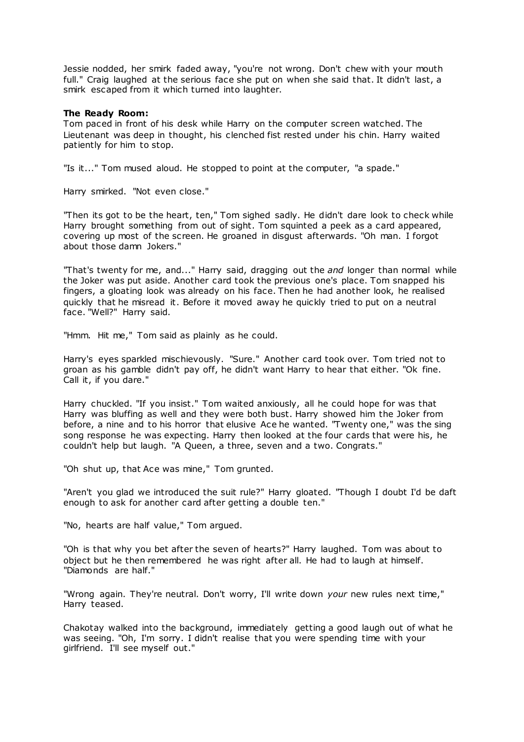Jessie nodded, her smirk faded away, "you're not wrong. Don't chew with your mouth full." Craig laughed at the serious face she put on when she said that. It didn't last, a smirk escaped from it which turned into laughter.

**The Ready Room:**

Tom paced in front of his desk while Harry on the computer screen watched. The Lieutenant was deep in thought, his clenched fist rested under his chin. Harry waited patiently for him to stop.

"Is it..." Tom mused aloud. He stopped to point at the computer, "a spade."

Harry smirked. "Not even close."

"Then its got to be the heart, ten," Tom sighed sadly. He didn't dare look to check while Harry brought something from out of sight. Tom squinted a peek as a card appeared, covering up most of the screen. He groaned in disgust afterwards. "Oh man. I forgot about those damn Jokers."

"That's twenty for me, and..." Harry said, dragging out the *and* longer than normal while the Joker was put aside. Another card took the previous one's place. Tom snapped his fingers, a gloating look was already on his face. Then he had another look, he realised quickly that he misread it. Before it moved away he quickly tried to put on a neutral face. "Well?" Harry said.

"Hmm. Hit me," Tom said as plainly as he could.

Harry's eyes sparkled mischievously. "Sure." Another card took over. Tom tried not to groan as his gamble didn't pay off, he didn't want Harry to hear that either. "Ok fine. Call it, if you dare."

Harry chuckled. "If you insist." Tom waited anxiously, all he could hope for was that Harry was bluffing as well and they were both bust. Harry showed him the Joker from before, a nine and to his horror that elusive Ace he wanted. "Twenty one," was the sing song response he was expecting. Harry then looked at the four cards that were his, he couldn't help but laugh. "A Queen, a three, seven and a two. Congrats."

"Oh shut up, that Ace was mine," Tom grunted.

"Aren't you glad we introduced the suit rule?" Harry gloated. "Though I doubt I'd be daft enough to ask for another card after getting a double ten."

"No, hearts are half value," Tom argued.

"Oh is that why you bet after the seven of hearts?" Harry laughed. Tom was about to object but he then remembered he was right after all. He had to laugh at himself. "Diamonds are half."

"Wrong again. They're neutral. Don't worry, I'll write down *your* new rules next time," Harry teased.

Chakotay walked into the background, immediately getting a good laugh out of what he was seeing. "Oh, I'm sorry. I didn't realise that you were spending time with your girlfriend. I'll see myself out."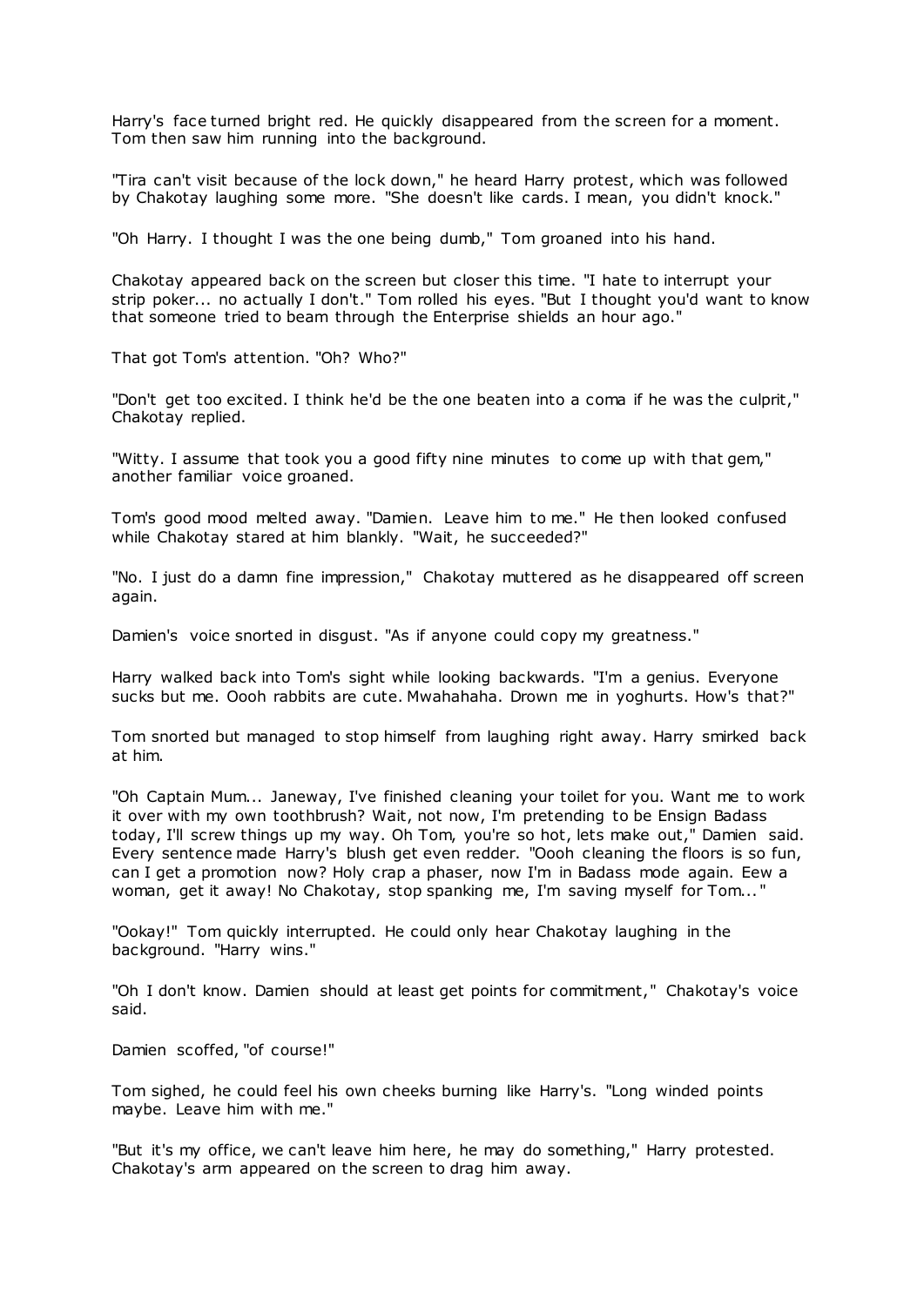Harry's face turned bright red. He quickly disappeared from the screen for a moment. Tom then saw him running into the background.

"Tira can't visit because of the lock down," he heard Harry protest, which was followed by Chakotay laughing some more. "She doesn't like cards. I mean, you didn't knock."

"Oh Harry. I thought I was the one being dumb," Tom groaned into his hand.

Chakotay appeared back on the screen but closer this time. "I hate to interrupt your strip poker... no actually I don't." Tom rolled his eyes. "But I thought you'd want to know that someone tried to beam through the Enterprise shields an hour ago."

That got Tom's attention. "Oh? Who?"

"Don't get too excited. I think he'd be the one beaten into a coma if he was the culprit," Chakotay replied.

"Witty. I assume that took you a good fifty nine minutes to come up with that gem," another familiar voice groaned.

Tom's good mood melted away. "Damien. Leave him to me." He then looked confused while Chakotay stared at him blankly. "Wait, he succeeded?"

"No. I just do a damn fine impression," Chakotay muttered as he disappeared off screen again.

Damien's voice snorted in disgust. "As if anyone could copy my greatness."

Harry walked back into Tom's sight while looking backwards. "I'm a genius. Everyone sucks but me. Oooh rabbits are cute. Mwahahaha. Drown me in yoghurts. How's that?"

Tom snorted but managed to stop himself from laughing right away. Harry smirked back at him.

"Oh Captain Mum... Janeway, I've finished cleaning your toilet for you. Want me to work it over with my own toothbrush? Wait, not now, I'm pretending to be Ensign Badass today, I'll screw things up my way. Oh Tom, you're so hot, lets make out," Damien said. Every sentence made Harry's blush get even redder. "Oooh cleaning the floors is so fun, can I get a promotion now? Holy crap a phaser, now I'm in Badass mode again. Eew a woman, get it away! No Chakotay, stop spanking me, I'm saving myself for Tom..."

"Ookay!" Tom quickly interrupted. He could only hear Chakotay laughing in the background. "Harry wins."

"Oh I don't know. Damien should at least get points for commitment," Chakotay's voice said.

Damien scoffed, "of course!"

Tom sighed, he could feel his own cheeks burning like Harry's. "Long winded points maybe. Leave him with me."

"But it's my office, we can't leave him here, he may do something," Harry protested. Chakotay's arm appeared on the screen to drag him away.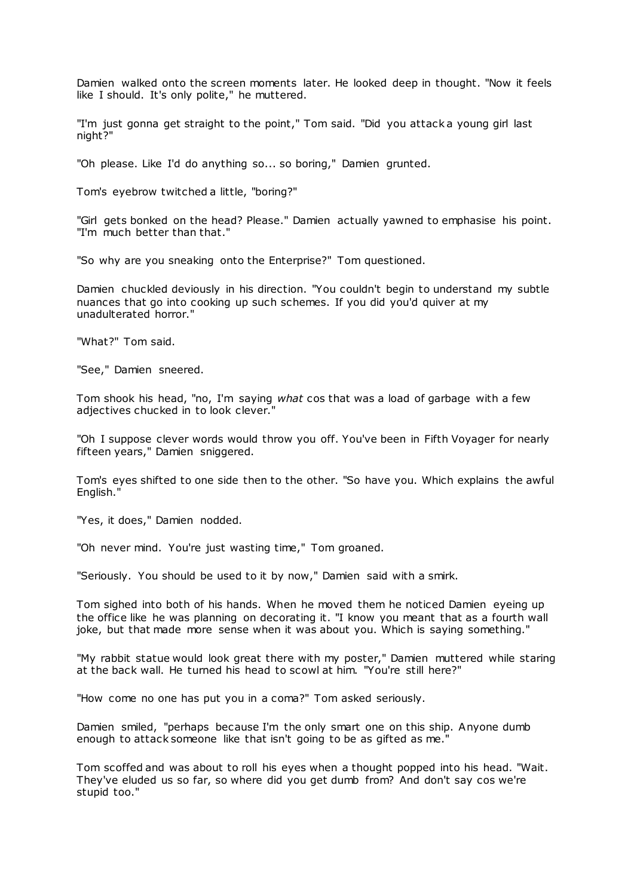Damien walked onto the screen moments later. He looked deep in thought. "Now it feels like I should. It's only polite," he muttered.

"I'm just gonna get straight to the point," Tom said. "Did you attack a young girl last night?"

"Oh please. Like I'd do anything so... so boring," Damien grunted.

Tom's eyebrow twitched a little, "boring?"

"Girl gets bonked on the head? Please." Damien actually yawned to emphasise his point. "I'm much better than that."

"So why are you sneaking onto the Enterprise?" Tom questioned.

Damien chuckled deviously in his direction. "You couldn't begin to understand my subtle nuances that go into cooking up such schemes. If you did you'd quiver at my unadulterated horror."

"What?" Tom said.

"See," Damien sneered.

Tom shook his head, "no, I'm saying *what* cos that was a load of garbage with a few adjectives chucked in to look clever."

"Oh I suppose clever words would throw you off. You've been in Fifth Voyager for nearly fifteen years," Damien sniggered.

Tom's eyes shifted to one side then to the other. "So have you. Which explains the awful English."

"Yes, it does," Damien nodded.

"Oh never mind. You're just wasting time," Tom groaned.

"Seriously. You should be used to it by now," Damien said with a smirk.

Tom sighed into both of his hands. When he moved them he noticed Damien eyeing up the office like he was planning on decorating it. "I know you meant that as a fourth wall joke, but that made more sense when it was about you. Which is saying something."

"My rabbit statue would look great there with my poster," Damien muttered while staring at the back wall. He turned his head to scowl at him. "You're still here?"

"How come no one has put you in a coma?" Tom asked seriously.

Damien smiled, "perhaps because I'm the only smart one on this ship. Anyone dumb enough to attack someone like that isn't going to be as gifted as me."

Tom scoffed and was about to roll his eyes when a thought popped into his head. "Wait. They've eluded us so far, so where did you get dumb from? And don't say cos we're stupid too."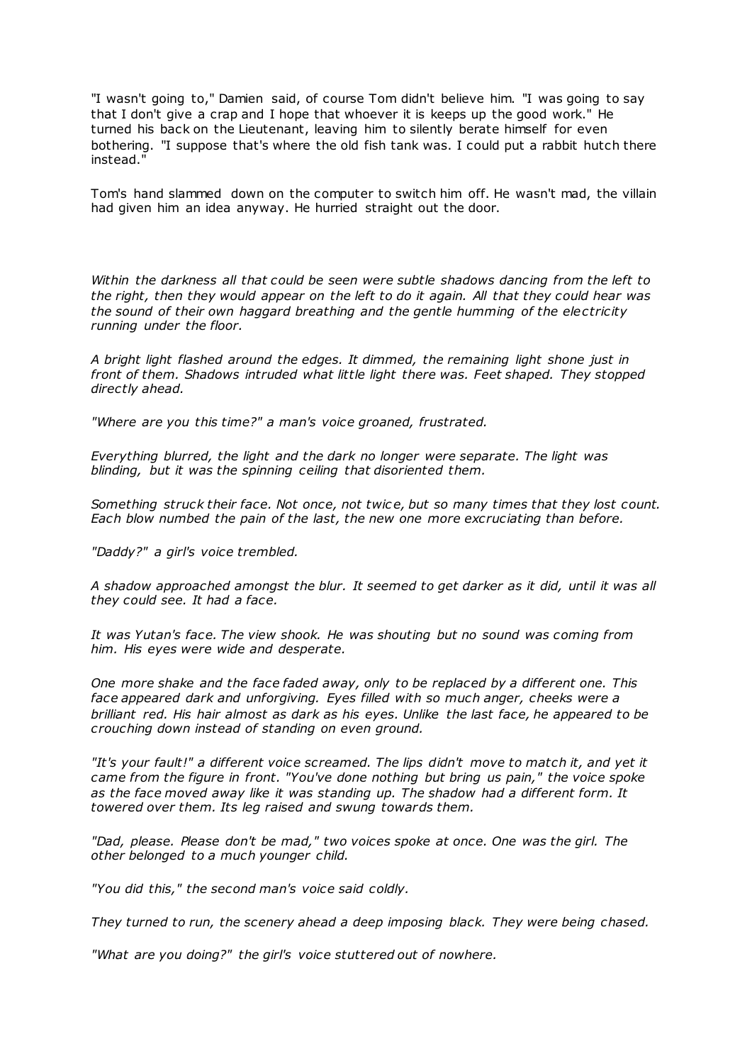"I wasn't going to," Damien said, of course Tom didn't believe him. "I was going to say that I don't give a crap and I hope that whoever it is keeps up the good work." He turned his back on the Lieutenant, leaving him to silently berate himself for even bothering. "I suppose that's where the old fish tank was. I could put a rabbit hutch there instead."

Tom's hand slammed down on the computer to switch him off. He wasn't mad, the villain had given him an idea anyway. He hurried straight out the door.

*Within the darkness all that could be seen were subtle shadows dancing from the left to the right, then they would appear on the left to do it again. All that they could hear was the sound of their own haggard breathing and the gentle humming of the electricity running under the floor.*

*A bright light flashed around the edges. It dimmed, the remaining light shone just in front of them. Shadows intruded what little light there was. Feet shaped. They stopped directly ahead.*

*"Where are you this time?" a man's voice groaned, frustrated.*

*Everything blurred, the light and the dark no longer were separate. The light was blinding, but it was the spinning ceiling that disoriented them.*

*Something struck their face. Not once, not twice, but so many times that they lost count. Each blow numbed the pain of the last, the new one more excruciating than before.*

*"Daddy?" a girl's voice trembled.*

*A shadow approached amongst the blur. It seemed to get darker as it did, until it was all they could see. It had a face.*

*It was Yutan's face. The view shook. He was shouting but no sound was coming from him. His eyes were wide and desperate.*

*One more shake and the face faded away, only to be replaced by a different one. This face appeared dark and unforgiving. Eyes filled with so much anger, cheeks were a brilliant red. His hair almost as dark as his eyes. Unlike the last face, he appeared to be crouching down instead of standing on even ground.*

*"It's your fault!" a different voice screamed. The lips didn't move to match it, and yet it came from the figure in front. "You've done nothing but bring us pain," the voice spoke as the face moved away like it was standing up. The shadow had a different form. It towered over them. Its leg raised and swung towards them.*

*"Dad, please. Please don't be mad," two voices spoke at once. One was the girl. The other belonged to a much younger child.*

*"You did this," the second man's voice said coldly.*

*They turned to run, the scenery ahead a deep imposing black. They were being chased.*

*"What are you doing?" the girl's voice stuttered out of nowhere.*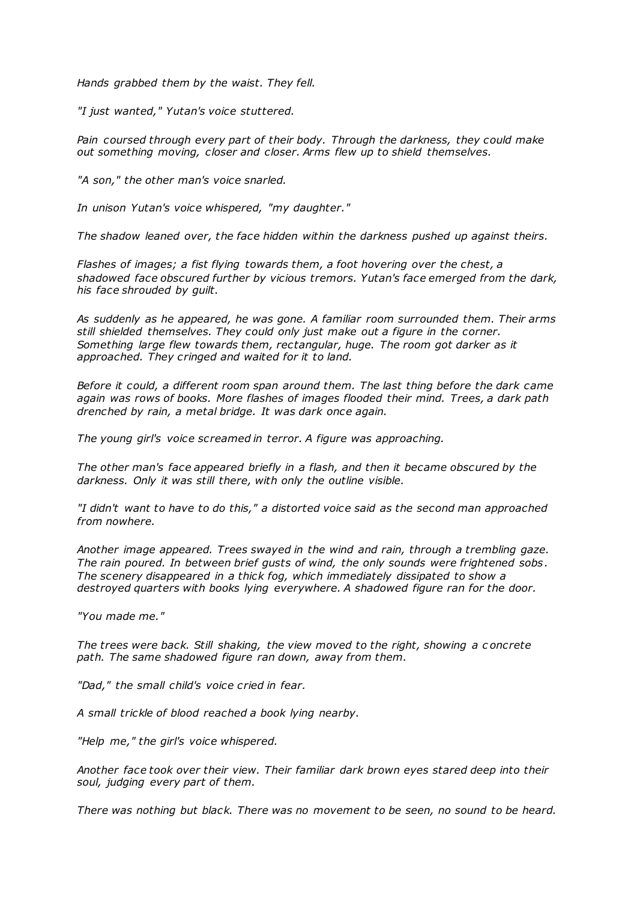*Hands grabbed them by the waist. They fell.*

*"I just wanted," Yutan's voice stuttered.*

*Pain coursed through every part of their body. Through the darkness, they could make out something moving, closer and closer. Arms flew up to shield themselves.*

*"A son," the other man's voice snarled.*

*In unison Yutan's voice whispered, "my daughter."*

*The shadow leaned over, the face hidden within the darkness pushed up against theirs.*

*Flashes of images; a fist flying towards them, a foot hovering over the chest, a shadowed face obscured further by vicious tremors. Yutan's face emerged from the dark, his face shrouded by guilt.*

*As suddenly as he appeared, he was gone. A familiar room surrounded them. Their arms still shielded themselves. They could only just make out a figure in the corner. Something large flew towards them, rectangular, huge. The room got darker as it approached. They cringed and waited for it to land.*

*Before it could, a different room span around them. The last thing before the dark came again was rows of books. More flashes of images flooded their mind. Trees, a dark path drenched by rain, a metal bridge. It was dark once again.*

*The young girl's voice screamed in terror. A figure was approaching.*

*The other man's face appeared briefly in a flash, and then it became obscured by the darkness. Only it was still there, with only the outline visible.*

*"I didn't want to have to do this," a distorted voice said as the second man approached from nowhere.*

*Another image appeared. Trees swayed in the wind and rain, through a trembling gaze. The rain poured. In between brief gusts of wind, the only sounds were frightened sobs. The scenery disappeared in a thick fog, which immediately dissipated to show a destroyed quarters with books lying everywhere. A shadowed figure ran for the door.*

*"You made me."*

*The trees were back. Still shaking, the view moved to the right, showing a concrete path. The same shadowed figure ran down, away from them.*

*"Dad," the small child's voice cried in fear.*

*A small trickle of blood reached a book lying nearby.*

*"Help me," the girl's voice whispered.*

*Another face took over their view. Their familiar dark brown eyes stared deep into their soul, judging every part of them.*

*There was nothing but black. There was no movement to be seen, no sound to be heard.*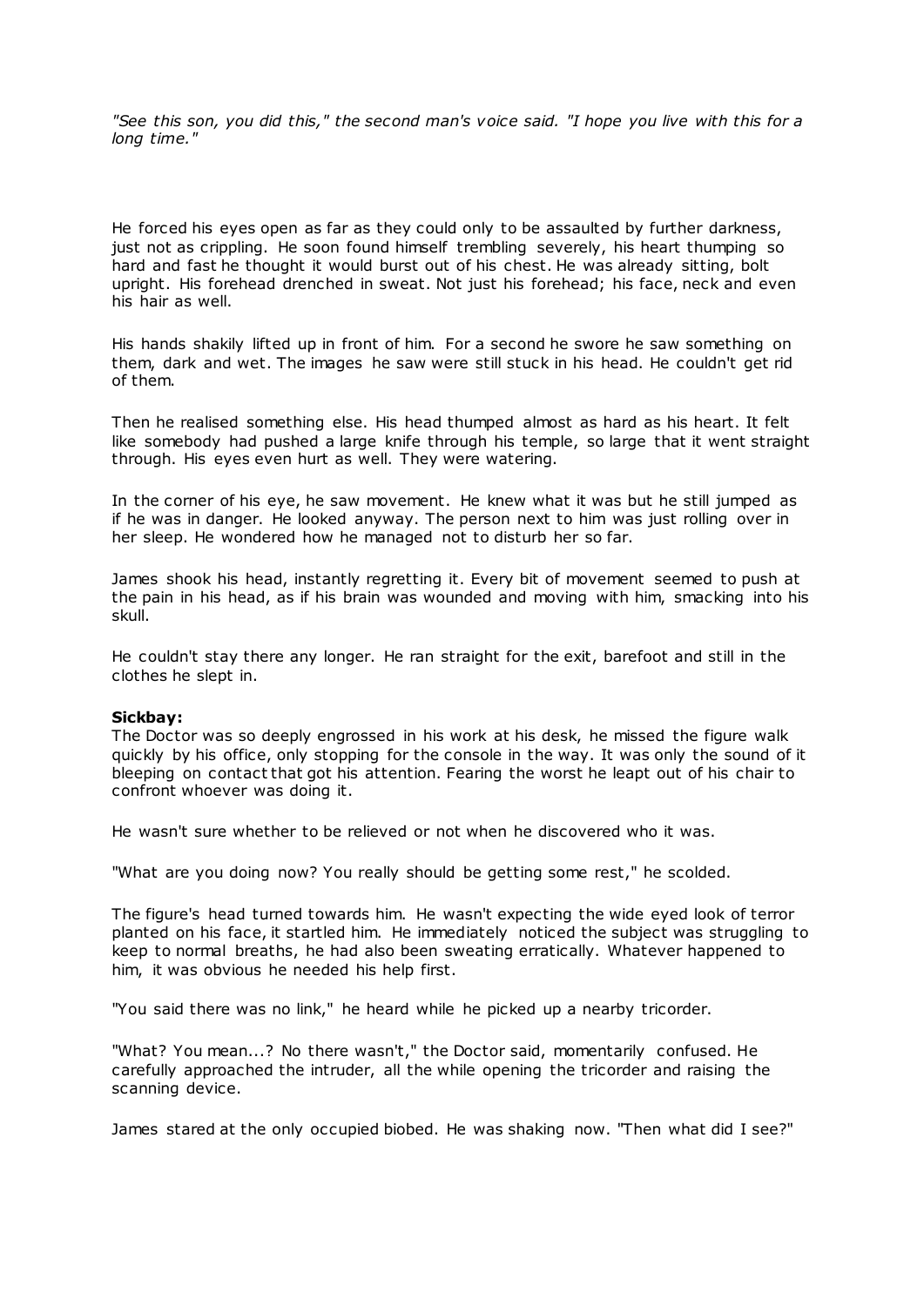*"See this son, you did this," the second man's voice said. "I hope you live with this for a long time."*

He forced his eyes open as far as they could only to be assaulted by further darkness, just not as crippling. He soon found himself trembling severely, his heart thumping so hard and fast he thought it would burst out of his chest. He was already sitting, bolt upright. His forehead drenched in sweat. Not just his forehead; his face, neck and even his hair as well.

His hands shakily lifted up in front of him. For a second he swore he saw something on them, dark and wet. The images he saw were still stuck in his head. He couldn't get rid of them.

Then he realised something else. His head thumped almost as hard as his heart. It felt like somebody had pushed a large knife through his temple, so large that it went straight through. His eyes even hurt as well. They were watering.

In the corner of his eye, he saw movement. He knew what it was but he still jumped as if he was in danger. He looked anyway. The person next to him was just rolling over in her sleep. He wondered how he managed not to disturb her so far.

James shook his head, instantly regretting it. Every bit of movement seemed to push at the pain in his head, as if his brain was wounded and moving with him, smacking into his skull.

He couldn't stay there any longer. He ran straight for the exit, barefoot and still in the clothes he slept in.

**Sickbay:**
The Doctor was so deeply engrossed in his work at his desk, he missed the figure walk quickly by his office, only stopping for the console in the way. It was only the sound of it bleeping on contact that got his attention. Fearing the worst he leapt out of his chair to confront whoever was doing it.

He wasn't sure whether to be relieved or not when he discovered who it was.

"What are you doing now? You really should be getting some rest," he scolded.

The figure's head turned towards him. He wasn't expecting the wide eyed look of terror planted on his face, it startled him. He immediately noticed the subject was struggling to keep to normal breaths, he had also been sweating erratically. Whatever happened to him, it was obvious he needed his help first.

"You said there was no link," he heard while he picked up a nearby tricorder.

"What? You mean...? No there wasn't," the Doctor said, momentarily confused. He carefully approached the intruder, all the while opening the tricorder and raising the scanning device.

James stared at the only occupied biobed. He was shaking now. "Then what did I see?"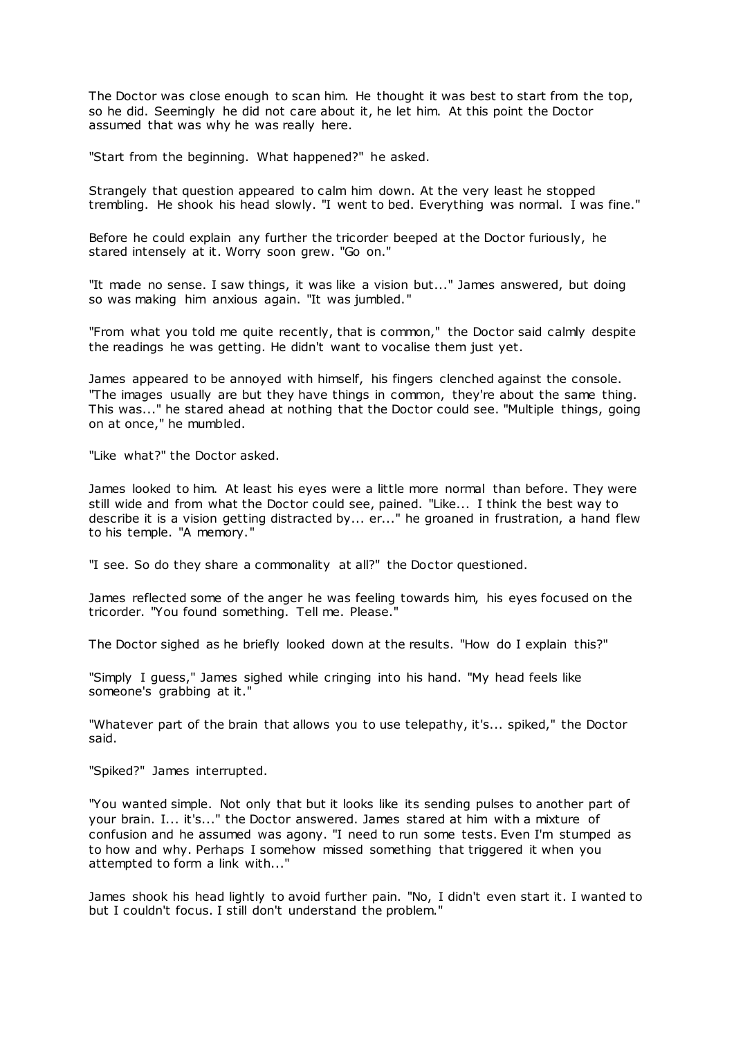The Doctor was close enough to scan him. He thought it was best to start from the top, so he did. Seemingly he did not care about it, he let him. At this point the Doctor assumed that was why he was really here.

"Start from the beginning. What happened?" he asked.

Strangely that question appeared to calm him down. At the very least he stopped trembling. He shook his head slowly. "I went to bed. Everything was normal. I was fine."

Before he could explain any further the tricorder beeped at the Doctor furiously, he stared intensely at it. Worry soon grew. "Go on."

"It made no sense. I saw things, it was like a vision but..." James answered, but doing so was making him anxious again. "It was jumbled."

"From what you told me quite recently, that is common," the Doctor said calmly despite the readings he was getting. He didn't want to vocalise them just yet.

James appeared to be annoyed with himself, his fingers clenched against the console. "The images usually are but they have things in common, they're about the same thing. This was..." he stared ahead at nothing that the Doctor could see. "Multiple things, going on at once," he mumbled.

"Like what?" the Doctor asked.

James looked to him. At least his eyes were a little more normal than before. They were still wide and from what the Doctor could see, pained. "Like... I think the best way to describe it is a vision getting distracted by... er..." he groaned in frustration, a hand flew to his temple. "A memory."

"I see. So do they share a commonality at all?" the Doctor questioned.

James reflected some of the anger he was feeling towards him, his eyes focused on the tricorder. "You found something. Tell me. Please."

The Doctor sighed as he briefly looked down at the results. "How do I explain this?"

"Simply I guess," James sighed while cringing into his hand. "My head feels like someone's grabbing at it."

"Whatever part of the brain that allows you to use telepathy, it's... spiked," the Doctor said.

"Spiked?" James interrupted.

"You wanted simple. Not only that but it looks like its sending pulses to another part of your brain. I... it's..." the Doctor answered. James stared at him with a mixture of confusion and he assumed was agony. "I need to run some tests. Even I'm stumped as to how and why. Perhaps I somehow missed something that triggered it when you attempted to form a link with..."

James shook his head lightly to avoid further pain. "No, I didn't even start it. I wanted to but I couldn't focus. I still don't understand the problem."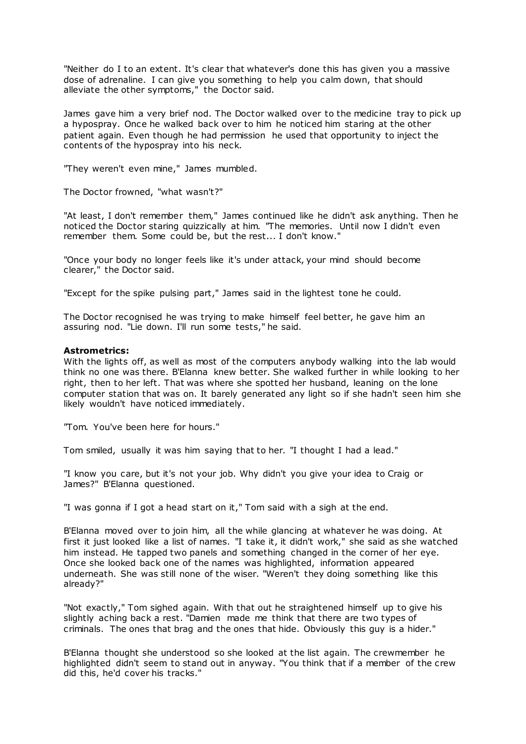"Neither do I to an extent. It's clear that whatever's done this has given you a massive dose of adrenaline. I can give you something to help you calm down, that should alleviate the other symptoms," the Doctor said.

James gave him a very brief nod. The Doctor walked over to the medicine tray to pick up a hypospray. Once he walked back over to him he noticed him staring at the other patient again. Even though he had permission he used that opportunity to inject the contents of the hypospray into his neck.

"They weren't even mine," James mumbled.

The Doctor frowned, "what wasn't?"

"At least, I don't remember them," James continued like he didn't ask anything. Then he noticed the Doctor staring quizzically at him. "The memories. Until now I didn't even remember them. Some could be, but the rest... I don't know."

"Once your body no longer feels like it's under attack, your mind should become clearer," the Doctor said.

"Except for the spike pulsing part," James said in the lightest tone he could.

The Doctor recognised he was trying to make himself feel better, he gave him an assuring nod. "Lie down. I'll run some tests," he said.

**Astrometrics:**
With the lights off, as well as most of the computers anybody walking into the lab would think no one was there. B'Elanna knew better. She walked further in while looking to her right, then to her left. That was where she spotted her husband, leaning on the lone computer station that was on. It barely generated any light so if she hadn't seen him she likely wouldn't have noticed immediately.

"Tom. You've been here for hours."

Tom smiled, usually it was him saying that to her. "I thought I had a lead."

"I know you care, but it's not your job. Why didn't you give your idea to Craig or James?" B'Elanna questioned.

"I was gonna if I got a head start on it," Tom said with a sigh at the end.

B'Elanna moved over to join him, all the while glancing at whatever he was doing. At first it just looked like a list of names. "I take it, it didn't work," she said as she watched him instead. He tapped two panels and something changed in the corner of her eye. Once she looked back one of the names was highlighted, information appeared underneath. She was still none of the wiser. "Weren't they doing something like this already?"

"Not exactly," Tom sighed again. With that out he straightened himself up to give his slightly aching back a rest. "Damien made me think that there are two types of criminals. The ones that brag and the ones that hide. Obviously this guy is a hider."

B'Elanna thought she understood so she looked at the list again. The crewmember he highlighted didn't seem to stand out in anyway. "You think that if a member of the crew did this, he'd cover his tracks."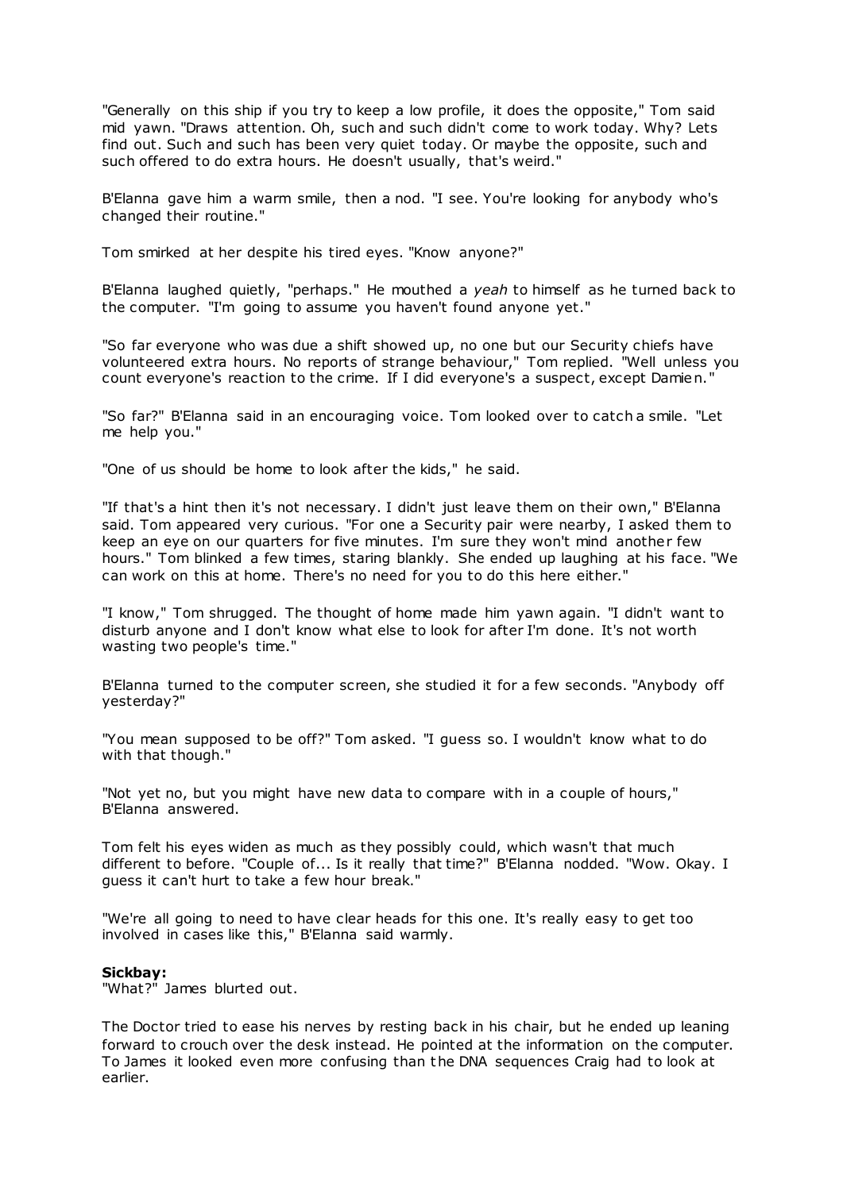"Generally on this ship if you try to keep a low profile, it does the opposite," Tom said mid yawn. "Draws attention. Oh, such and such didn't come to work today. Why? Lets find out. Such and such has been very quiet today. Or maybe the opposite, such and such offered to do extra hours. He doesn't usually, that's weird."

B'Elanna gave him a warm smile, then a nod. "I see. You're looking for anybody who's changed their routine."

Tom smirked at her despite his tired eyes. "Know anyone?"

B'Elanna laughed quietly, "perhaps." He mouthed a *yeah* to himself as he turned back to the computer. "I'm going to assume you haven't found anyone yet."

"So far everyone who was due a shift showed up, no one but our Security chiefs have volunteered extra hours. No reports of strange behaviour," Tom replied. "Well unless you count everyone's reaction to the crime. If I did everyone's a suspect, except Damien."

"So far?" B'Elanna said in an encouraging voice. Tom looked over to catch a smile. "Let me help you."

"One of us should be home to look after the kids," he said.

"If that's a hint then it's not necessary. I didn't just leave them on their own," B'Elanna said. Tom appeared very curious. "For one a Security pair were nearby, I asked them to keep an eye on our quarters for five minutes. I'm sure they won't mind another few hours." Tom blinked a few times, staring blankly. She ended up laughing at his face. "We can work on this at home. There's no need for you to do this here either."

"I know," Tom shrugged. The thought of home made him yawn again. "I didn't want to disturb anyone and I don't know what else to look for after I'm done. It's not worth wasting two people's time."

B'Elanna turned to the computer screen, she studied it for a few seconds. "Anybody off yesterday?"

"You mean supposed to be off?" Tom asked. "I guess so. I wouldn't know what to do with that though."

"Not yet no, but you might have new data to compare with in a couple of hours," B'Elanna answered.

Tom felt his eyes widen as much as they possibly could, which wasn't that much different to before. "Couple of... Is it really that time?" B'Elanna nodded. "Wow. Okay. I guess it can't hurt to take a few hour break."

"We're all going to need to have clear heads for this one. It's really easy to get too involved in cases like this," B'Elanna said warmly.

**Sickbay:**
"What?" James blurted out.

The Doctor tried to ease his nerves by resting back in his chair, but he ended up leaning forward to crouch over the desk instead. He pointed at the information on the computer. To James it looked even more confusing than the DNA sequences Craig had to look at earlier.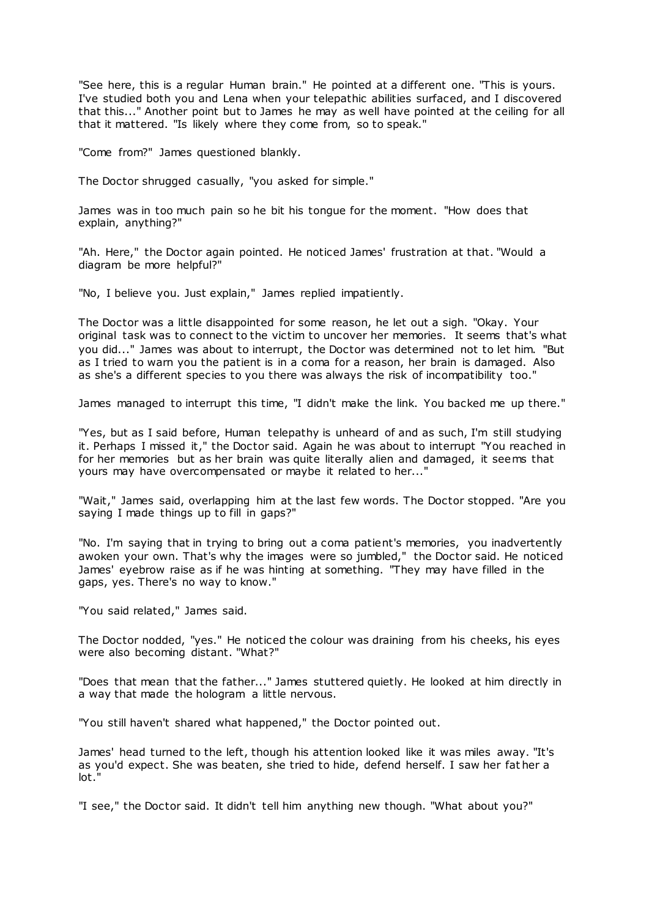"See here, this is a regular Human brain." He pointed at a different one. "This is yours. I've studied both you and Lena when your telepathic abilities surfaced, and I discovered that this..." Another point but to James he may as well have pointed at the ceiling for all that it mattered. "Is likely where they come from, so to speak."

"Come from?" James questioned blankly.

The Doctor shrugged casually, "you asked for simple."

James was in too much pain so he bit his tongue for the moment. "How does that explain, anything?"

"Ah. Here," the Doctor again pointed. He noticed James' frustration at that. "Would a diagram be more helpful?"

"No, I believe you. Just explain," James replied impatiently.

The Doctor was a little disappointed for some reason, he let out a sigh. "Okay. Your original task was to connect to the victim to uncover her memories. It seems that's what you did..." James was about to interrupt, the Doctor was determined not to let him. "But as I tried to warn you the patient is in a coma for a reason, her brain is damaged. Also as she's a different species to you there was always the risk of incompatibility too."

James managed to interrupt this time, "I didn't make the link. You backed me up there."

"Yes, but as I said before, Human telepathy is unheard of and as such, I'm still studying it. Perhaps I missed it," the Doctor said. Again he was about to interrupt "You reached in for her memories but as her brain was quite literally alien and damaged, it seems that yours may have overcompensated or maybe it related to her..."

"Wait," James said, overlapping him at the last few words. The Doctor stopped. "Are you saying I made things up to fill in gaps?"

"No. I'm saying that in trying to bring out a coma patient's memories, you inadvertently awoken your own. That's why the images were so jumbled," the Doctor said. He noticed James' eyebrow raise as if he was hinting at something. "They may have filled in the gaps, yes. There's no way to know."

"You said related," James said.

The Doctor nodded, "yes." He noticed the colour was draining from his cheeks, his eyes were also becoming distant. "What?"

"Does that mean that the father..." James stuttered quietly. He looked at him directly in a way that made the hologram a little nervous.

"You still haven't shared what happened," the Doctor pointed out.

James' head turned to the left, though his attention looked like it was miles away. "It's as you'd expect. She was beaten, she tried to hide, defend herself. I saw her father a lot."

"I see," the Doctor said. It didn't tell him anything new though. "What about you?"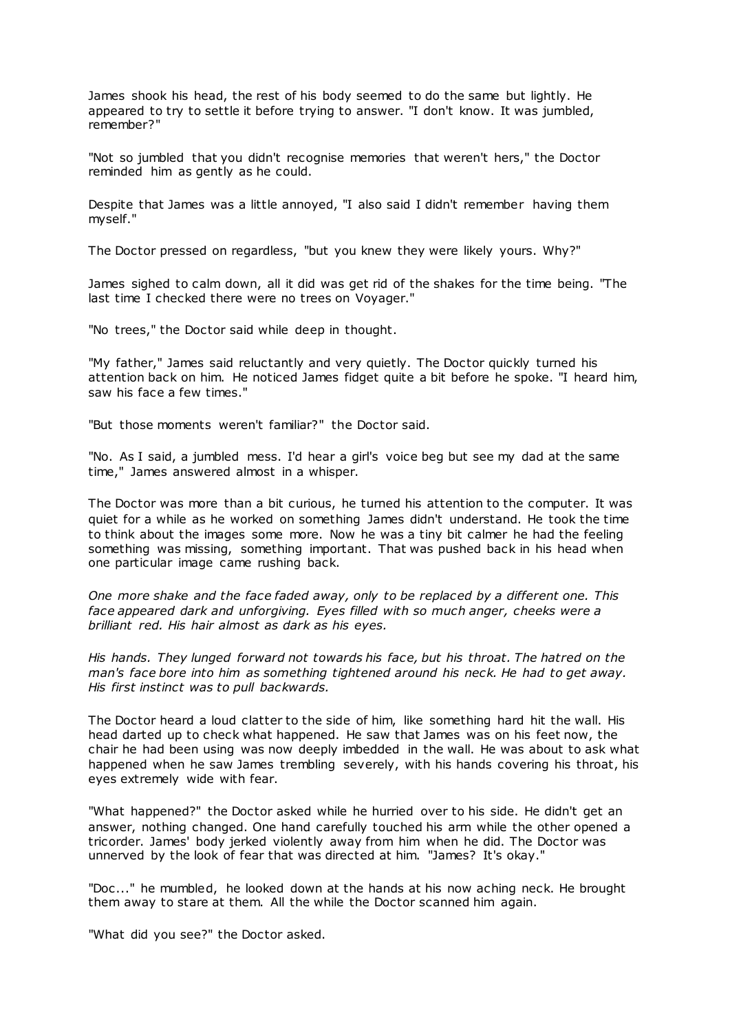James shook his head, the rest of his body seemed to do the same but lightly. He appeared to try to settle it before trying to answer. "I don't know. It was jumbled, remember?"

"Not so jumbled that you didn't recognise memories that weren't hers," the Doctor reminded him as gently as he could.

Despite that James was a little annoyed, "I also said I didn't remember having them myself."

The Doctor pressed on regardless, "but you knew they were likely yours. Why?"

James sighed to calm down, all it did was get rid of the shakes for the time being. "The last time I checked there were no trees on Voyager."

"No trees," the Doctor said while deep in thought.

"My father," James said reluctantly and very quietly. The Doctor quickly turned his attention back on him. He noticed James fidget quite a bit before he spoke. "I heard him, saw his face a few times."

"But those moments weren't familiar?" the Doctor said.

"No. As I said, a jumbled mess. I'd hear a girl's voice beg but see my dad at the same time," James answered almost in a whisper.

The Doctor was more than a bit curious, he turned his attention to the computer. It was quiet for a while as he worked on something James didn't understand. He took the time to think about the images some more. Now he was a tiny bit calmer he had the feeling something was missing, something important. That was pushed back in his head when one particular image came rushing back.

*One more shake and the face faded away, only to be replaced by a different one. This face appeared dark and unforgiving. Eyes filled with so much anger, cheeks were a brilliant red. His hair almost as dark as his eyes.*

*His hands. They lunged forward not towards his face, but his throat. The hatred on the man's face bore into him as something tightened around his neck. He had to get away. His first instinct was to pull backwards.*

The Doctor heard a loud clatter to the side of him, like something hard hit the wall. His head darted up to check what happened. He saw that James was on his feet now, the chair he had been using was now deeply imbedded in the wall. He was about to ask what happened when he saw James trembling severely, with his hands covering his throat, his eyes extremely wide with fear.

"What happened?" the Doctor asked while he hurried over to his side. He didn't get an answer, nothing changed. One hand carefully touched his arm while the other opened a tricorder. James' body jerked violently away from him when he did. The Doctor was unnerved by the look of fear that was directed at him. "James? It's okay."

"Doc..." he mumbled, he looked down at the hands at his now aching neck. He brought them away to stare at them. All the while the Doctor scanned him again.

"What did you see?" the Doctor asked.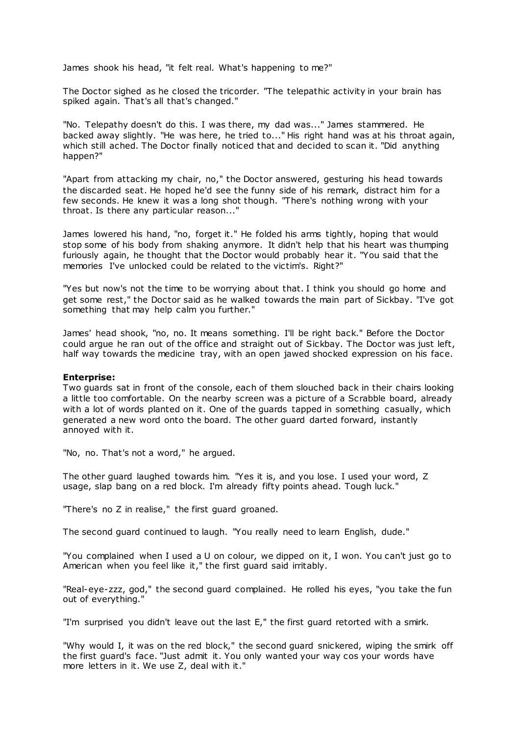James shook his head, "it felt real. What's happening to me?"

The Doctor sighed as he closed the tricorder. "The telepathic activity in your brain has spiked again. That's all that's changed."

"No. Telepathy doesn't do this. I was there, my dad was..." James stammered. He backed away slightly. "He was here, he tried to..." His right hand was at his throat again, which still ached. The Doctor finally noticed that and decided to scan it. "Did anything happen?"

"Apart from attacking my chair, no," the Doctor answered, gesturing his head towards the discarded seat. He hoped he'd see the funny side of his remark, distract him for a few seconds. He knew it was a long shot though. "There's nothing wrong with your throat. Is there any particular reason..."

James lowered his hand, "no, forget it." He folded his arms tightly, hoping that would stop some of his body from shaking anymore. It didn't help that his heart was thumping furiously again, he thought that the Doctor would probably hear it. "You said that the memories I've unlocked could be related to the victim's. Right?"

"Yes but now's not the time to be worrying about that. I think you should go home and get some rest," the Doctor said as he walked towards the main part of Sickbay. "I've got something that may help calm you further."

James' head shook, "no, no. It means something. I'll be right back." Before the Doctor could argue he ran out of the office and straight out of Sickbay. The Doctor was just left, half way towards the medicine tray, with an open jawed shocked expression on his face.

**Enterprise:**
Two guards sat in front of the console, each of them slouched back in their chairs looking a little too comfortable. On the nearby screen was a picture of a Scrabble board, already with a lot of words planted on it. One of the guards tapped in something casually, which generated a new word onto the board. The other guard darted forward, instantly annoyed with it.

"No, no. That's not a word," he argued.

The other guard laughed towards him. "Yes it is, and you lose. I used your word, Z usage, slap bang on a red block. I'm already fifty points ahead. Tough luck."

"There's no Z in realise," the first guard groaned.

The second guard continued to laugh. "You really need to learn English, dude."

"You complained when I used a U on colour, we dipped on it, I won. You can't just go to American when you feel like it," the first guard said irritably.

"Real-eye-zzz, god," the second guard complained. He rolled his eyes, "you take the fun out of everything."

"I'm surprised you didn't leave out the last E," the first guard retorted with a smirk.

"Why would I, it was on the red block," the second guard snickered, wiping the smirk off the first guard's face. "Just admit it. You only wanted your way cos your words have more letters in it. We use Z, deal with it."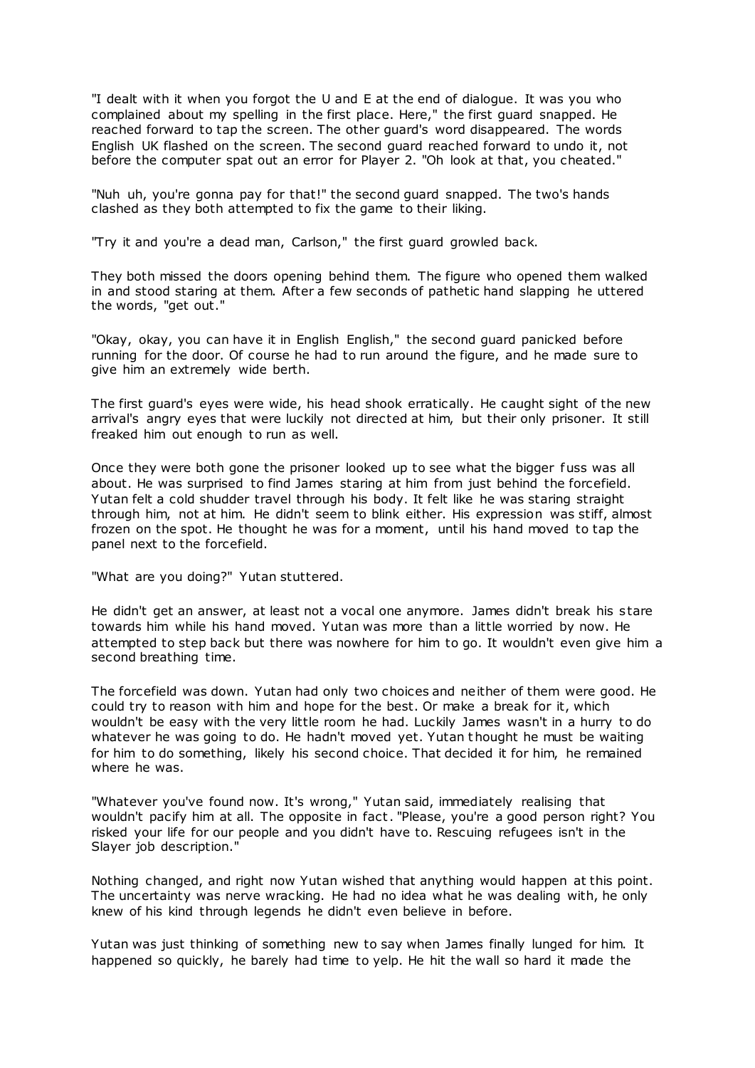"I dealt with it when you forgot the U and E at the end of dialogue. It was you who complained about my spelling in the first place. Here," the first guard snapped. He reached forward to tap the screen. The other guard's word disappeared. The words English UK flashed on the screen. The second guard reached forward to undo it, not before the computer spat out an error for Player 2. "Oh look at that, you cheated."

"Nuh uh, you're gonna pay for that!" the second guard snapped. The two's hands clashed as they both attempted to fix the game to their liking.

"Try it and you're a dead man, Carlson," the first guard growled back.

They both missed the doors opening behind them. The figure who opened them walked in and stood staring at them. After a few seconds of pathetic hand slapping he uttered the words, "get out."

"Okay, okay, you can have it in English English," the second guard panicked before running for the door. Of course he had to run around the figure, and he made sure to give him an extremely wide berth.

The first guard's eyes were wide, his head shook erratically. He caught sight of the new arrival's angry eyes that were luckily not directed at him, but their only prisoner. It still freaked him out enough to run as well.

Once they were both gone the prisoner looked up to see what the bigger fuss was all about. He was surprised to find James staring at him from just behind the forcefield. Yutan felt a cold shudder travel through his body. It felt like he was staring straight through him, not at him. He didn't seem to blink either. His expression was stiff, almost frozen on the spot. He thought he was for a moment, until his hand moved to tap the panel next to the forcefield.

"What are you doing?" Yutan stuttered.

He didn't get an answer, at least not a vocal one anymore. James didn't break his stare towards him while his hand moved. Yutan was more than a little worried by now. He attempted to step back but there was nowhere for him to go. It wouldn't even give him a second breathing time.

The forcefield was down. Yutan had only two choices and neither of them were good. He could try to reason with him and hope for the best. Or make a break for it, which wouldn't be easy with the very little room he had. Luckily James wasn't in a hurry to do whatever he was going to do. He hadn't moved yet. Yutan thought he must be waiting for him to do something, likely his second choice. That decided it for him, he remained where he was.

"Whatever you've found now. It's wrong," Yutan said, immediately realising that wouldn't pacify him at all. The opposite in fact. "Please, you're a good person right? You risked your life for our people and you didn't have to. Rescuing refugees isn't in the Slayer job description."

Nothing changed, and right now Yutan wished that anything would happen at this point. The uncertainty was nerve wracking. He had no idea what he was dealing with, he only knew of his kind through legends he didn't even believe in before.

Yutan was just thinking of something new to say when James finally lunged for him. It happened so quickly, he barely had time to yelp. He hit the wall so hard it made the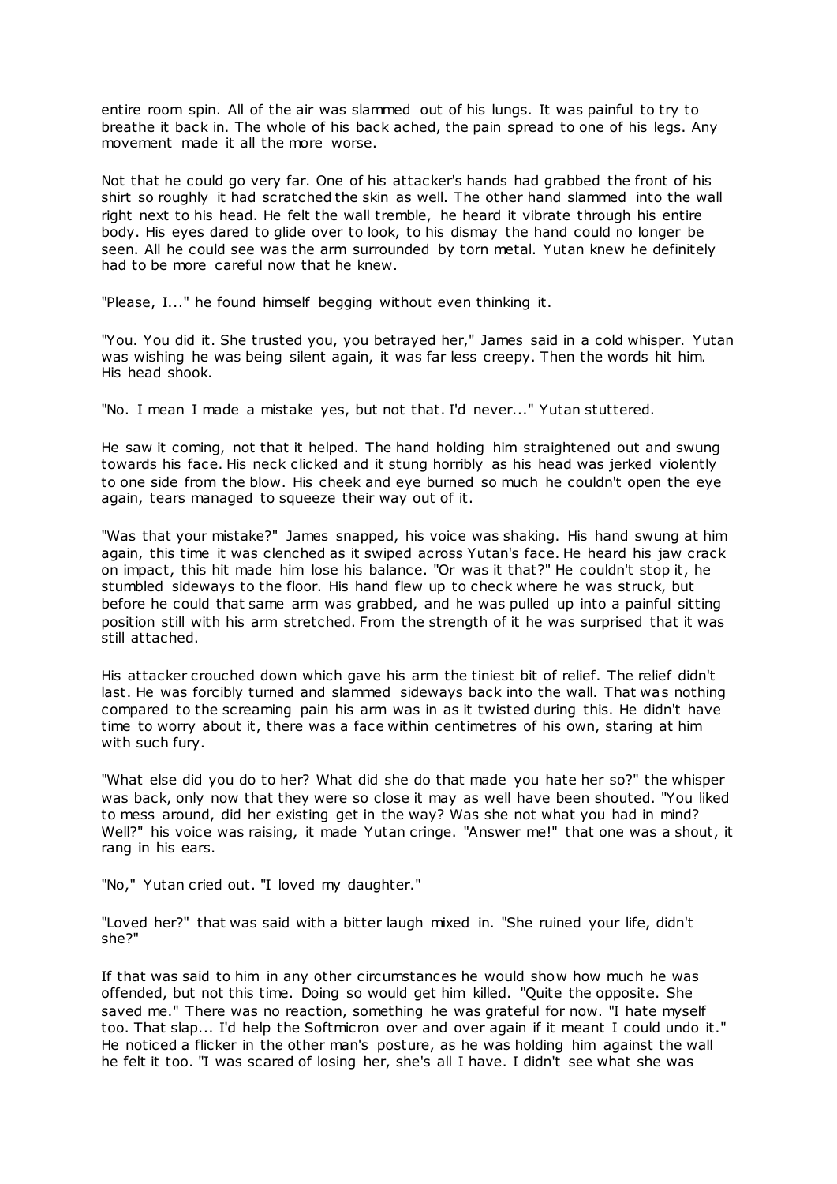entire room spin. All of the air was slammed out of his lungs. It was painful to try to breathe it back in. The whole of his back ached, the pain spread to one of his legs. Any movement made it all the more worse.

Not that he could go very far. One of his attacker's hands had grabbed the front of his shirt so roughly it had scratched the skin as well. The other hand slammed into the wall right next to his head. He felt the wall tremble, he heard it vibrate through his entire body. His eyes dared to glide over to look, to his dismay the hand could no longer be seen. All he could see was the arm surrounded by torn metal. Yutan knew he definitely had to be more careful now that he knew.

"Please, I..." he found himself begging without even thinking it.

"You. You did it. She trusted you, you betrayed her," James said in a cold whisper. Yutan was wishing he was being silent again, it was far less creepy. Then the words hit him. His head shook.

"No. I mean I made a mistake yes, but not that. I'd never..." Yutan stuttered.

He saw it coming, not that it helped. The hand holding him straightened out and swung towards his face. His neck clicked and it stung horribly as his head was jerked violently to one side from the blow. His cheek and eye burned so much he couldn't open the eye again, tears managed to squeeze their way out of it.

"Was that your mistake?" James snapped, his voice was shaking. His hand swung at him again, this time it was clenched as it swiped across Yutan's face. He heard his jaw crack on impact, this hit made him lose his balance. "Or was it that?" He couldn't stop it, he stumbled sideways to the floor. His hand flew up to check where he was struck, but before he could that same arm was grabbed, and he was pulled up into a painful sitting position still with his arm stretched. From the strength of it he was surprised that it was still attached.

His attacker crouched down which gave his arm the tiniest bit of relief. The relief didn't last. He was forcibly turned and slammed sideways back into the wall. That was nothing compared to the screaming pain his arm was in as it twisted during this. He didn't have time to worry about it, there was a face within centimetres of his own, staring at him with such fury.

"What else did you do to her? What did she do that made you hate her so?" the whisper was back, only now that they were so close it may as well have been shouted. "You liked to mess around, did her existing get in the way? Was she not what you had in mind? Well?" his voice was raising, it made Yutan cringe. "Answer me!" that one was a shout, it rang in his ears.

"No," Yutan cried out. "I loved my daughter."

"Loved her?" that was said with a bitter laugh mixed in. "She ruined your life, didn't she?"

If that was said to him in any other circumstances he would show how much he was offended, but not this time. Doing so would get him killed. "Quite the opposite. She saved me." There was no reaction, something he was grateful for now. "I hate myself too. That slap... I'd help the Softmicron over and over again if it meant I could undo it." He noticed a flicker in the other man's posture, as he was holding him against the wall he felt it too. "I was scared of losing her, she's all I have. I didn't see what she was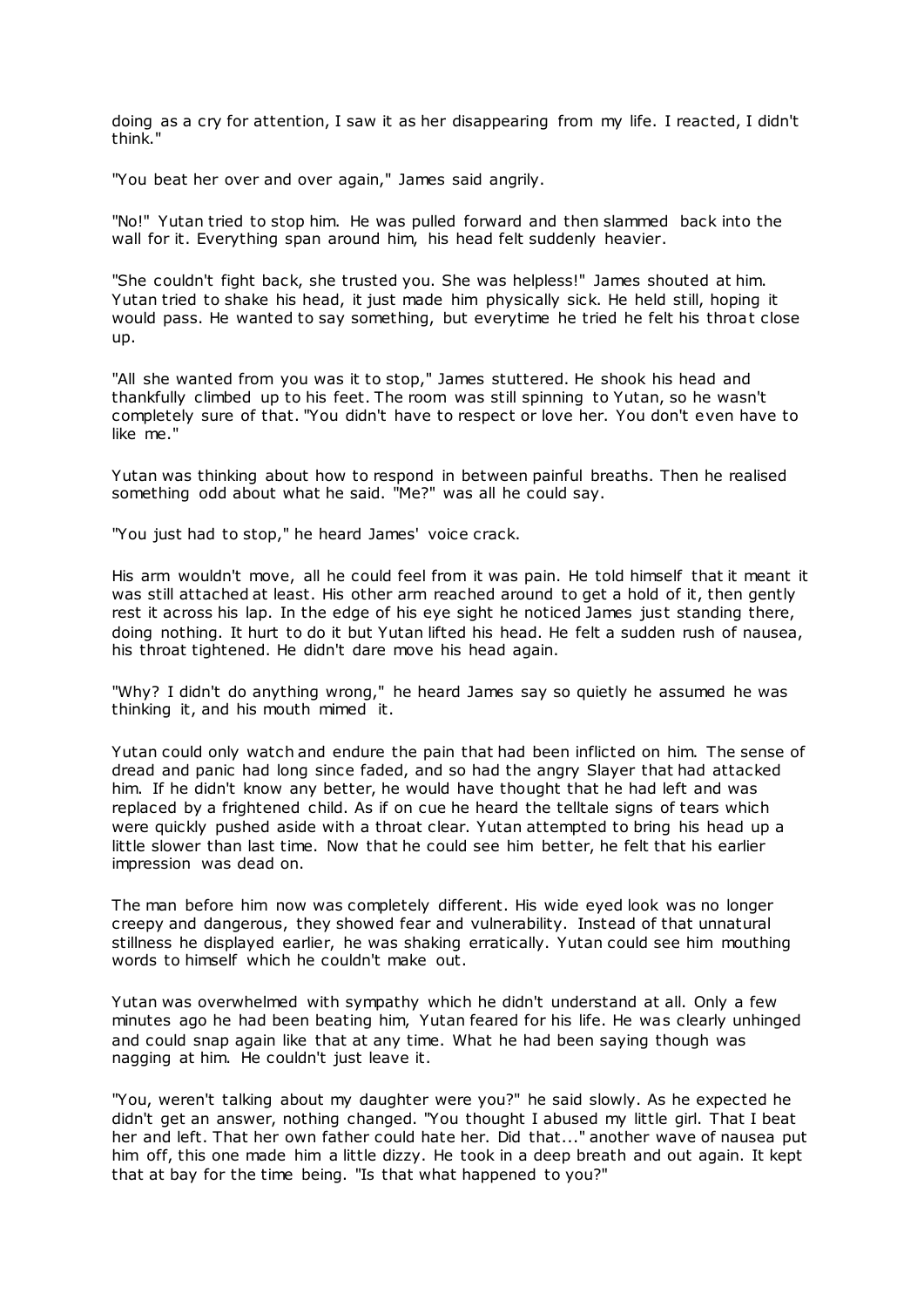doing as a cry for attention, I saw it as her disappearing from my life. I reacted, I didn't think."

"You beat her over and over again," James said angrily.

"No!" Yutan tried to stop him. He was pulled forward and then slammed back into the wall for it. Everything span around him, his head felt suddenly heavier.

"She couldn't fight back, she trusted you. She was helpless!" James shouted at him. Yutan tried to shake his head, it just made him physically sick. He held still, hoping it would pass. He wanted to say something, but everytime he tried he felt his throat close up.

"All she wanted from you was it to stop," James stuttered. He shook his head and thankfully climbed up to his feet. The room was still spinning to Yutan, so he wasn't completely sure of that. "You didn't have to respect or love her. You don't even have to like me."

Yutan was thinking about how to respond in between painful breaths. Then he realised something odd about what he said. "Me?" was all he could say.

"You just had to stop," he heard James' voice crack.

His arm wouldn't move, all he could feel from it was pain. He told himself that it meant it was still attached at least. His other arm reached around to get a hold of it, then gently rest it across his lap. In the edge of his eye sight he noticed James just standing there, doing nothing. It hurt to do it but Yutan lifted his head. He felt a sudden rush of nausea, his throat tightened. He didn't dare move his head again.

"Why? I didn't do anything wrong," he heard James say so quietly he assumed he was thinking it, and his mouth mimed it.

Yutan could only watch and endure the pain that had been inflicted on him. The sense of dread and panic had long since faded, and so had the angry Slayer that had attacked him. If he didn't know any better, he would have thought that he had left and was replaced by a frightened child. As if on cue he heard the telltale signs of tears which were quickly pushed aside with a throat clear. Yutan attempted to bring his head up a little slower than last time. Now that he could see him better, he felt that his earlier impression was dead on.

The man before him now was completely different. His wide eyed look was no longer creepy and dangerous, they showed fear and vulnerability. Instead of that unnatural stillness he displayed earlier, he was shaking erratically. Yutan could see him mouthing words to himself which he couldn't make out.

Yutan was overwhelmed with sympathy which he didn't understand at all. Only a few minutes ago he had been beating him, Yutan feared for his life. He was clearly unhinged and could snap again like that at any time. What he had been saying though was nagging at him. He couldn't just leave it.

"You, weren't talking about my daughter were you?" he said slowly. As he expected he didn't get an answer, nothing changed. "You thought I abused my little girl. That I beat her and left. That her own father could hate her. Did that..." another wave of nausea put him off, this one made him a little dizzy. He took in a deep breath and out again. It kept that at bay for the time being. "Is that what happened to you?"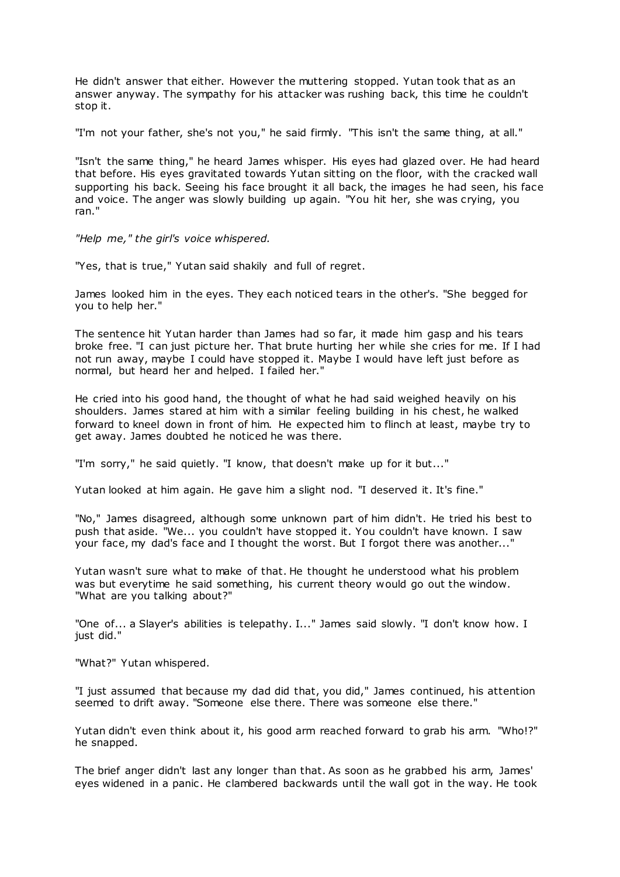He didn't answer that either. However the muttering stopped. Yutan took that as an answer anyway. The sympathy for his attacker was rushing back, this time he couldn't stop it.

"I'm not your father, she's not you," he said firmly. "This isn't the same thing, at all."

"Isn't the same thing," he heard James whisper. His eyes had glazed over. He had heard that before. His eyes gravitated towards Yutan sitting on the floor, with the cracked wall supporting his back. Seeing his face brought it all back, the images he had seen, his face and voice. The anger was slowly building up again. "You hit her, she was crying, you ran."

*"Help me," the girl's voice whispered.*

"Yes, that is true," Yutan said shakily and full of regret.

James looked him in the eyes. They each noticed tears in the other's. "She begged for you to help her."

The sentence hit Yutan harder than James had so far, it made him gasp and his tears broke free. "I can just picture her. That brute hurting her while she cries for me. If I had not run away, maybe I could have stopped it. Maybe I would have left just before as normal, but heard her and helped. I failed her."

He cried into his good hand, the thought of what he had said weighed heavily on his shoulders. James stared at him with a similar feeling building in his chest, he walked forward to kneel down in front of him. He expected him to flinch at least, maybe try to get away. James doubted he noticed he was there.

"I'm sorry," he said quietly. "I know, that doesn't make up for it but..."

Yutan looked at him again. He gave him a slight nod. "I deserved it. It's fine."

"No," James disagreed, although some unknown part of him didn't. He tried his best to push that aside. "We... you couldn't have stopped it. You couldn't have known. I saw your face, my dad's face and I thought the worst. But I forgot there was another..."

Yutan wasn't sure what to make of that. He thought he understood what his problem was but everytime he said something, his current theory would go out the window. "What are you talking about?"

"One of... a Slayer's abilities is telepathy. I..." James said slowly. "I don't know how. I just did."

"What?" Yutan whispered.

"I just assumed that because my dad did that, you did," James continued, his attention seemed to drift away. "Someone else there. There was someone else there."

Yutan didn't even think about it, his good arm reached forward to grab his arm. "Who!?" he snapped.

The brief anger didn't last any longer than that. As soon as he grabbed his arm, James' eyes widened in a panic. He clambered backwards until the wall got in the way. He took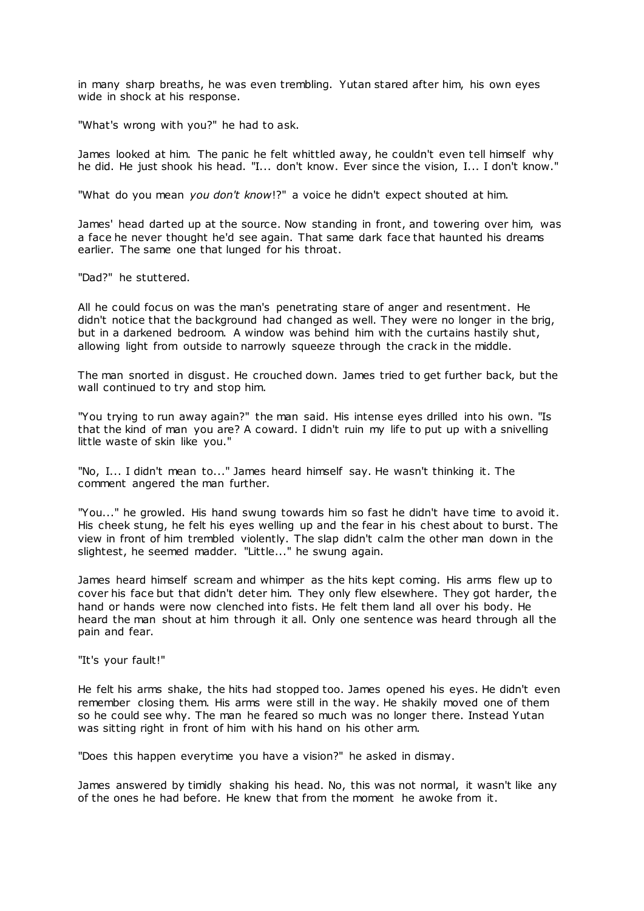in many sharp breaths, he was even trembling. Yutan stared after him, his own eyes wide in shock at his response.

"What's wrong with you?" he had to ask.

James looked at him. The panic he felt whittled away, he couldn't even tell himself why he did. He just shook his head. "I... don't know. Ever since the vision, I... I don't know."

"What do you mean *you don't know*!?" a voice he didn't expect shouted at him.

James' head darted up at the source. Now standing in front, and towering over him, was a face he never thought he'd see again. That same dark face that haunted his dreams earlier. The same one that lunged for his throat.

"Dad?" he stuttered.

All he could focus on was the man's penetrating stare of anger and resentment. He didn't notice that the background had changed as well. They were no longer in the brig, but in a darkened bedroom. A window was behind him with the curtains hastily shut, allowing light from outside to narrowly squeeze through the crack in the middle.

The man snorted in disgust. He crouched down. James tried to get further back, but the wall continued to try and stop him.

"You trying to run away again?" the man said. His intense eyes drilled into his own. "Is that the kind of man you are? A coward. I didn't ruin my life to put up with a snivelling little waste of skin like you."

"No, I... I didn't mean to..." James heard himself say. He wasn't thinking it. The comment angered the man further.

"You..." he growled. His hand swung towards him so fast he didn't have time to avoid it. His cheek stung, he felt his eyes welling up and the fear in his chest about to burst. The view in front of him trembled violently. The slap didn't calm the other man down in the slightest, he seemed madder. "Little..." he swung again.

James heard himself scream and whimper as the hits kept coming. His arms flew up to cover his face but that didn't deter him. They only flew elsewhere. They got harder, the hand or hands were now clenched into fists. He felt them land all over his body. He heard the man shout at him through it all. Only one sentence was heard through all the pain and fear.

"It's your fault!"

He felt his arms shake, the hits had stopped too. James opened his eyes. He didn't even remember closing them. His arms were still in the way. He shakily moved one of them so he could see why. The man he feared so much was no longer there. Instead Yutan was sitting right in front of him with his hand on his other arm.

"Does this happen everytime you have a vision?" he asked in dismay.

James answered by timidly shaking his head. No, this was not normal, it wasn't like any of the ones he had before. He knew that from the moment he awoke from it.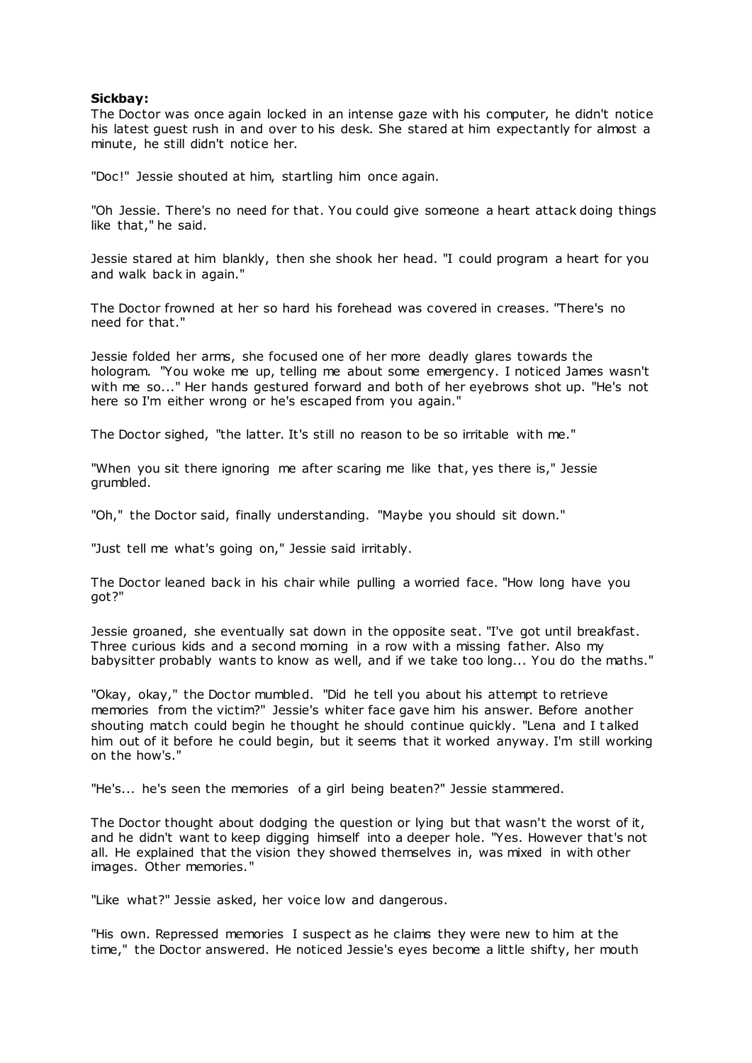**Sickbay:**

The Doctor was once again locked in an intense gaze with his computer, he didn't notice his latest guest rush in and over to his desk. She stared at him expectantly for almost a minute, he still didn't notice her.

"Doc!" Jessie shouted at him, startling him once again.

"Oh Jessie. There's no need for that. You could give someone a heart attack doing things like that," he said.

Jessie stared at him blankly, then she shook her head. "I could program a heart for you and walk back in again."

The Doctor frowned at her so hard his forehead was covered in creases. "There's no need for that."

Jessie folded her arms, she focused one of her more deadly glares towards the hologram. "You woke me up, telling me about some emergency. I noticed James wasn't with me so..." Her hands gestured forward and both of her eyebrows shot up. "He's not here so I'm either wrong or he's escaped from you again."

The Doctor sighed, "the latter. It's still no reason to be so irritable with me."

"When you sit there ignoring me after scaring me like that, yes there is," Jessie grumbled.

"Oh," the Doctor said, finally understanding. "Maybe you should sit down."

"Just tell me what's going on," Jessie said irritably.

The Doctor leaned back in his chair while pulling a worried face. "How long have you got?"

Jessie groaned, she eventually sat down in the opposite seat. "I've got until breakfast. Three curious kids and a second morning in a row with a missing father. Also my babysitter probably wants to know as well, and if we take too long... You do the maths."

"Okay, okay," the Doctor mumbled. "Did he tell you about his attempt to retrieve memories from the victim?" Jessie's whiter face gave him his answer. Before another shouting match could begin he thought he should continue quickly. "Lena and I talked him out of it before he could begin, but it seems that it worked anyway. I'm still working on the how's."

"He's... he's seen the memories of a girl being beaten?" Jessie stammered.

The Doctor thought about dodging the question or lying but that wasn't the worst of it, and he didn't want to keep digging himself into a deeper hole. "Yes. However that's not all. He explained that the vision they showed themselves in, was mixed in with other images. Other memories."

"Like what?" Jessie asked, her voice low and dangerous.

"His own. Repressed memories I suspect as he claims they were new to him at the time," the Doctor answered. He noticed Jessie's eyes become a little shifty, her mouth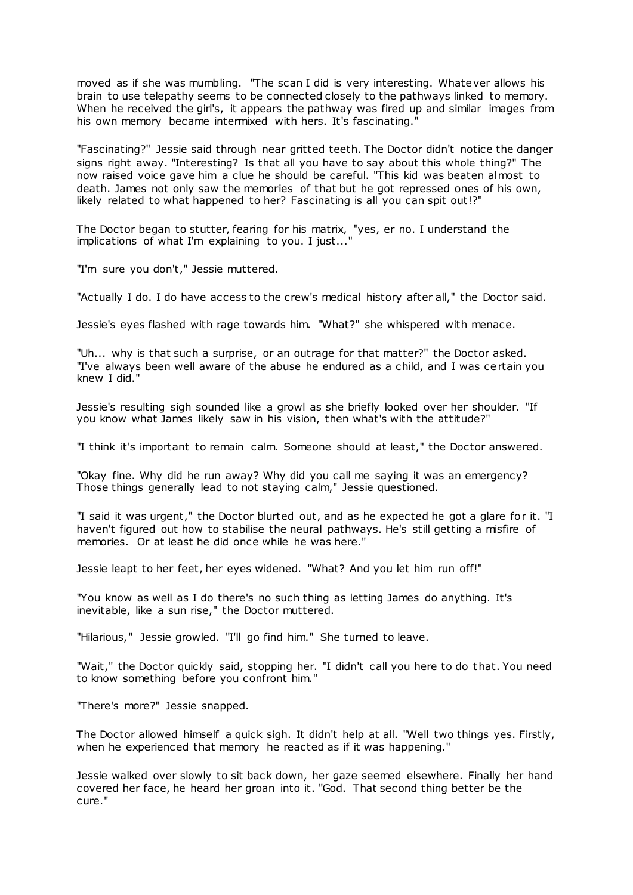moved as if she was mumbling. "The scan I did is very interesting. Whatever allows his brain to use telepathy seems to be connected closely to the pathways linked to memory. When he received the girl's, it appears the pathway was fired up and similar images from his own memory became intermixed with hers. It's fascinating."

"Fascinating?" Jessie said through near gritted teeth. The Doctor didn't notice the danger signs right away. "Interesting? Is that all you have to say about this whole thing?" The now raised voice gave him a clue he should be careful. "This kid was beaten almost to death. James not only saw the memories of that but he got repressed ones of his own, likely related to what happened to her? Fascinating is all you can spit out!?"

The Doctor began to stutter, fearing for his matrix, "yes, er no. I understand the implications of what I'm explaining to you. I just..."

"I'm sure you don't," Jessie muttered.

"Actually I do. I do have access to the crew's medical history after all," the Doctor said.

Jessie's eyes flashed with rage towards him. "What?" she whispered with menace.

"Uh... why is that such a surprise, or an outrage for that matter?" the Doctor asked. "I've always been well aware of the abuse he endured as a child, and I was certain you knew I did."

Jessie's resulting sigh sounded like a growl as she briefly looked over her shoulder. "If you know what James likely saw in his vision, then what's with the attitude?"

"I think it's important to remain calm. Someone should at least," the Doctor answered.

"Okay fine. Why did he run away? Why did you call me saying it was an emergency? Those things generally lead to not staying calm," Jessie questioned.

"I said it was urgent," the Doctor blurted out, and as he expected he got a glare for it. "I haven't figured out how to stabilise the neural pathways. He's still getting a misfire of memories. Or at least he did once while he was here."

Jessie leapt to her feet, her eyes widened. "What? And you let him run off!"

"You know as well as I do there's no such thing as letting James do anything. It's inevitable, like a sun rise," the Doctor muttered.

"Hilarious," Jessie growled. "I'll go find him." She turned to leave.

"Wait," the Doctor quickly said, stopping her. "I didn't call you here to do that. You need to know something before you confront him."

"There's more?" Jessie snapped.

The Doctor allowed himself a quick sigh. It didn't help at all. "Well two things yes. Firstly, when he experienced that memory he reacted as if it was happening."

Jessie walked over slowly to sit back down, her gaze seemed elsewhere. Finally her hand covered her face, he heard her groan into it. "God. That second thing better be the cure."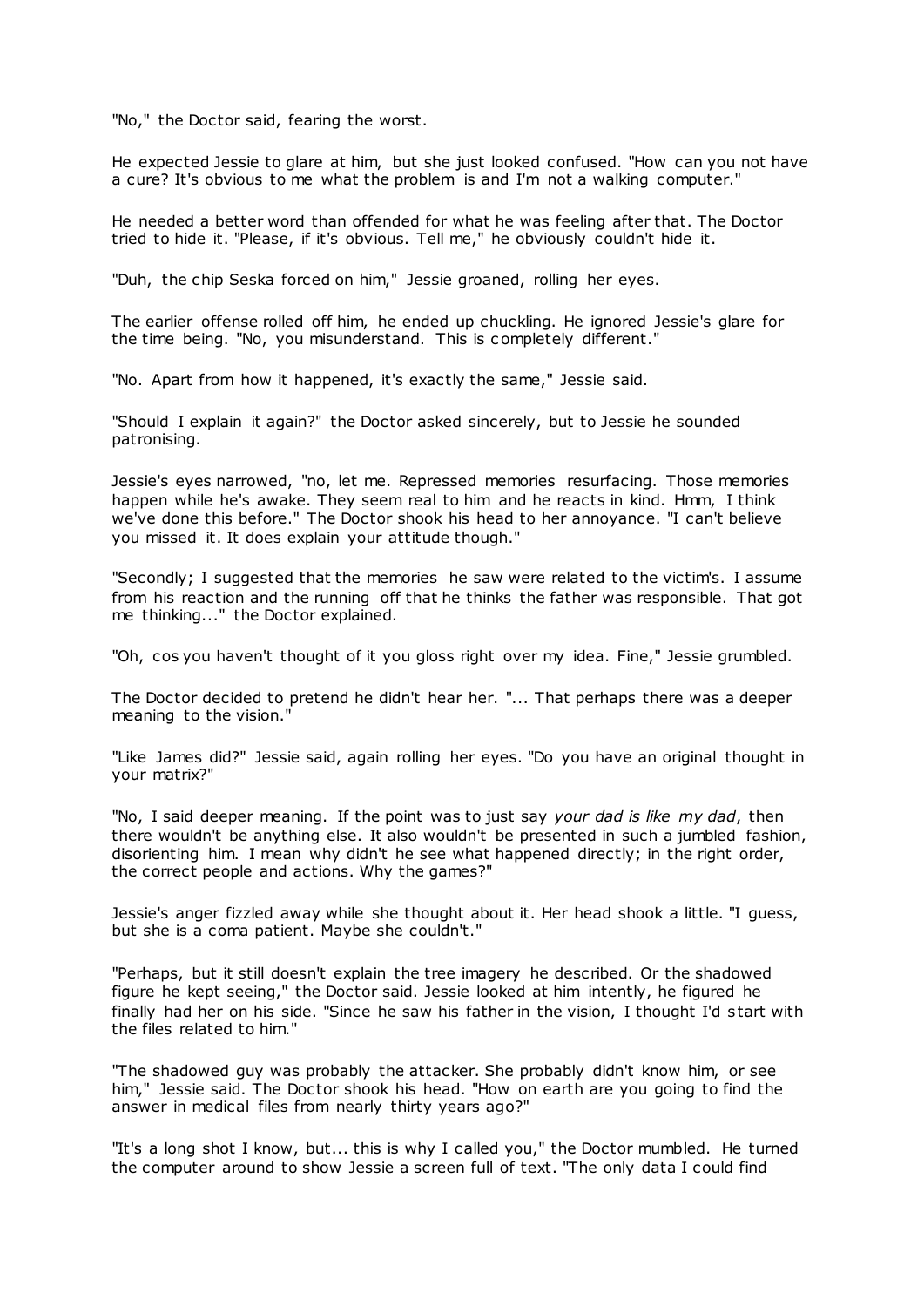"No," the Doctor said, fearing the worst.

He expected Jessie to glare at him, but she just looked confused. "How can you not have a cure? It's obvious to me what the problem is and I'm not a walking computer."

He needed a better word than offended for what he was feeling after that. The Doctor tried to hide it. "Please, if it's obvious. Tell me," he obviously couldn't hide it.

"Duh, the chip Seska forced on him," Jessie groaned, rolling her eyes.

The earlier offense rolled off him, he ended up chuckling. He ignored Jessie's glare for the time being. "No, you misunderstand. This is completely different."

"No. Apart from how it happened, it's exactly the same," Jessie said.

"Should I explain it again?" the Doctor asked sincerely, but to Jessie he sounded patronising.

Jessie's eyes narrowed, "no, let me. Repressed memories resurfacing. Those memories happen while he's awake. They seem real to him and he reacts in kind. Hmm, I think we've done this before." The Doctor shook his head to her annoyance. "I can't believe you missed it. It does explain your attitude though."

"Secondly; I suggested that the memories he saw were related to the victim's. I assume from his reaction and the running off that he thinks the father was responsible. That got me thinking..." the Doctor explained.

"Oh, cos you haven't thought of it you gloss right over my idea. Fine," Jessie grumbled.

The Doctor decided to pretend he didn't hear her. "... That perhaps there was a deeper meaning to the vision."

"Like James did?" Jessie said, again rolling her eyes. "Do you have an original thought in your matrix?"

"No, I said deeper meaning. If the point was to just say *your dad is like my dad*, then there wouldn't be anything else. It also wouldn't be presented in such a jumbled fashion, disorienting him. I mean why didn't he see what happened directly; in the right order, the correct people and actions. Why the games?"

Jessie's anger fizzled away while she thought about it. Her head shook a little. "I guess, but she is a coma patient. Maybe she couldn't."

"Perhaps, but it still doesn't explain the tree imagery he described. Or the shadowed figure he kept seeing," the Doctor said. Jessie looked at him intently, he figured he finally had her on his side. "Since he saw his father in the vision, I thought I'd start with the files related to him."

"The shadowed guy was probably the attacker. She probably didn't know him, or see him," Jessie said. The Doctor shook his head. "How on earth are you going to find the answer in medical files from nearly thirty years ago?"

"It's a long shot I know, but... this is why I called you," the Doctor mumbled. He turned the computer around to show Jessie a screen full of text. "The only data I could find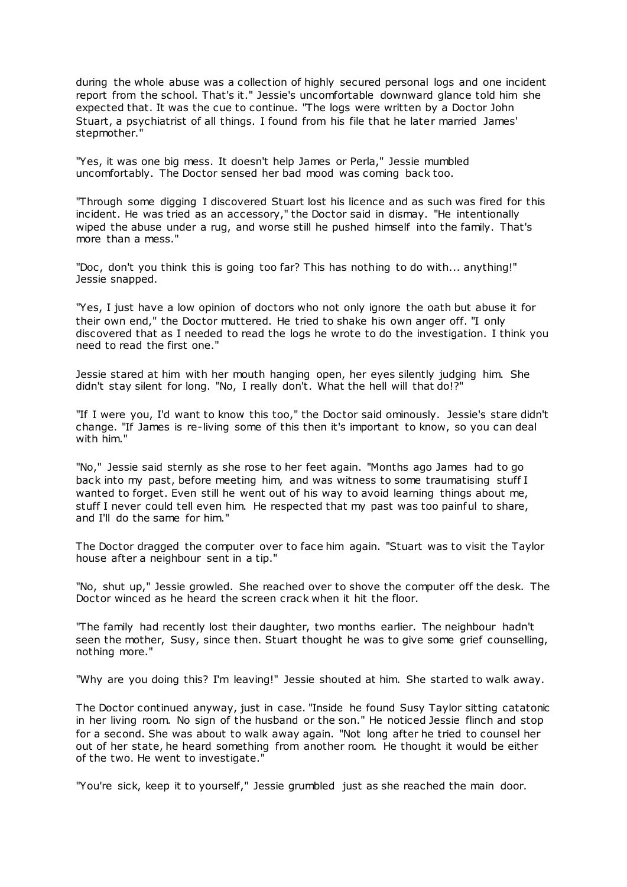during the whole abuse was a collection of highly secured personal logs and one incident report from the school. That's it." Jessie's uncomfortable downward glance told him she expected that. It was the cue to continue. "The logs were written by a Doctor John Stuart, a psychiatrist of all things. I found from his file that he later married James' stepmother."

"Yes, it was one big mess. It doesn't help James or Perla," Jessie mumbled uncomfortably. The Doctor sensed her bad mood was coming back too.

"Through some digging I discovered Stuart lost his licence and as such was fired for this incident. He was tried as an accessory," the Doctor said in dismay. "He intentionally wiped the abuse under a rug, and worse still he pushed himself into the family. That's more than a mess."

"Doc, don't you think this is going too far? This has nothing to do with... anything!" Jessie snapped.

"Yes, I just have a low opinion of doctors who not only ignore the oath but abuse it for their own end," the Doctor muttered. He tried to shake his own anger off. "I only discovered that as I needed to read the logs he wrote to do the investigation. I think you need to read the first one."

Jessie stared at him with her mouth hanging open, her eyes silently judging him. She didn't stay silent for long. "No, I really don't. What the hell will that do!?"

"If I were you, I'd want to know this too," the Doctor said ominously. Jessie's stare didn't change. "If James is re-living some of this then it's important to know, so you can deal with him."

"No," Jessie said sternly as she rose to her feet again. "Months ago James had to go back into my past, before meeting him, and was witness to some traumatising stuff I wanted to forget. Even still he went out of his way to avoid learning things about me, stuff I never could tell even him. He respected that my past was too painful to share, and I'll do the same for him."

The Doctor dragged the computer over to face him again. "Stuart was to visit the Taylor house after a neighbour sent in a tip."

"No, shut up," Jessie growled. She reached over to shove the computer off the desk. The Doctor winced as he heard the screen crack when it hit the floor.

"The family had recently lost their daughter, two months earlier. The neighbour hadn't seen the mother, Susy, since then. Stuart thought he was to give some grief counselling, nothing more."

"Why are you doing this? I'm leaving!" Jessie shouted at him. She started to walk away.

The Doctor continued anyway, just in case. "Inside he found Susy Taylor sitting catatonic in her living room. No sign of the husband or the son." He noticed Jessie flinch and stop for a second. She was about to walk away again. "Not long after he tried to counsel her out of her state, he heard something from another room. He thought it would be either of the two. He went to investigate."

"You're sick, keep it to yourself," Jessie grumbled just as she reached the main door.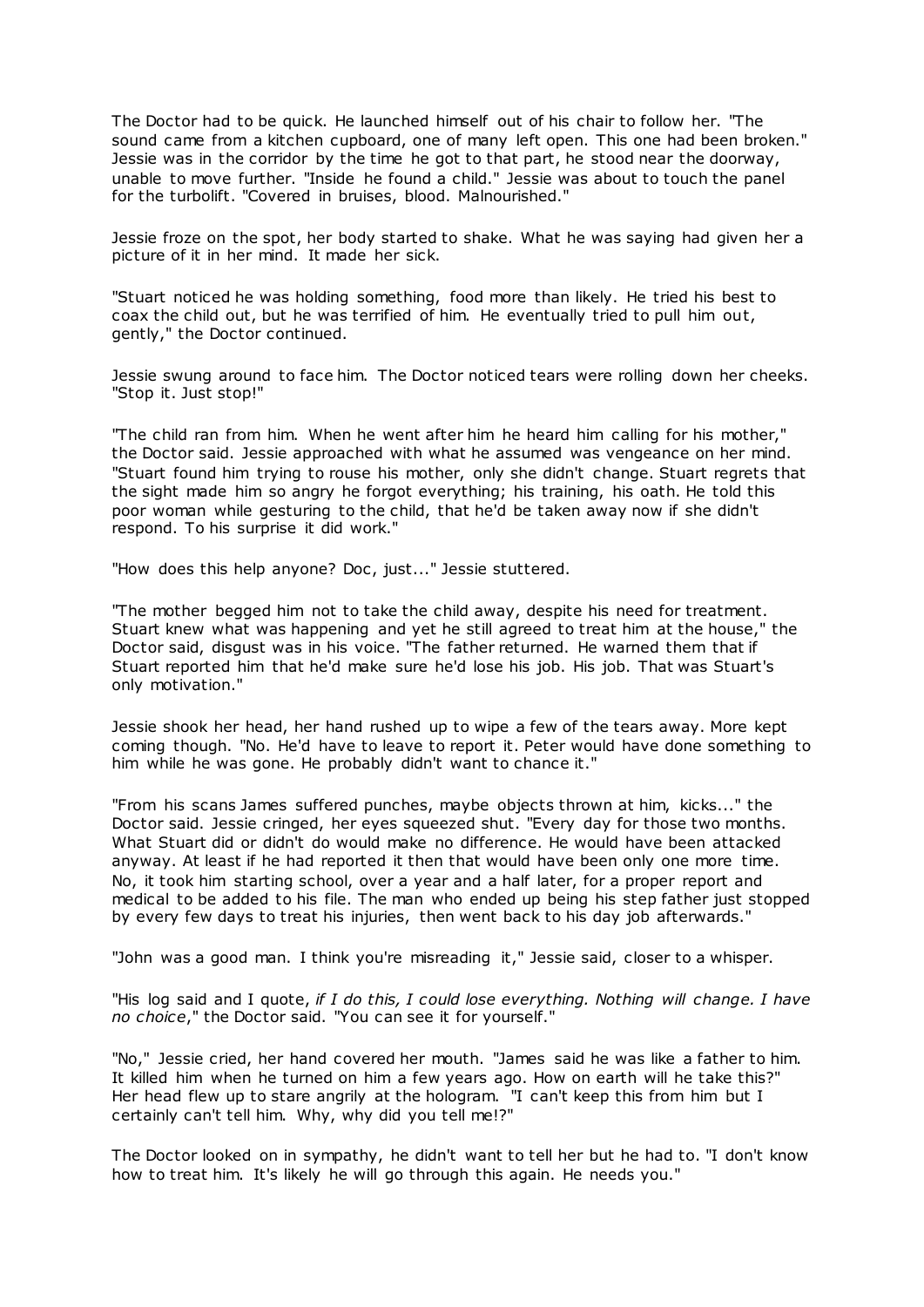The Doctor had to be quick. He launched himself out of his chair to follow her. "The sound came from a kitchen cupboard, one of many left open. This one had been broken." Jessie was in the corridor by the time he got to that part, he stood near the doorway, unable to move further. "Inside he found a child." Jessie was about to touch the panel for the turbolift. "Covered in bruises, blood. Malnourished."

Jessie froze on the spot, her body started to shake. What he was saying had given her a picture of it in her mind. It made her sick.

"Stuart noticed he was holding something, food more than likely. He tried his best to coax the child out, but he was terrified of him. He eventually tried to pull him out, gently," the Doctor continued.

Jessie swung around to face him. The Doctor noticed tears were rolling down her cheeks. "Stop it. Just stop!"

"The child ran from him. When he went after him he heard him calling for his mother," the Doctor said. Jessie approached with what he assumed was vengeance on her mind. "Stuart found him trying to rouse his mother, only she didn't change. Stuart regrets that the sight made him so angry he forgot everything; his training, his oath. He told this poor woman while gesturing to the child, that he'd be taken away now if she didn't respond. To his surprise it did work."

"How does this help anyone? Doc, just..." Jessie stuttered.

"The mother begged him not to take the child away, despite his need for treatment. Stuart knew what was happening and yet he still agreed to treat him at the house," the Doctor said, disgust was in his voice. "The father returned. He warned them that if Stuart reported him that he'd make sure he'd lose his job. His job. That was Stuart's only motivation."

Jessie shook her head, her hand rushed up to wipe a few of the tears away. More kept coming though. "No. He'd have to leave to report it. Peter would have done something to him while he was gone. He probably didn't want to chance it."

"From his scans James suffered punches, maybe objects thrown at him, kicks..." the Doctor said. Jessie cringed, her eyes squeezed shut. "Every day for those two months. What Stuart did or didn't do would make no difference. He would have been attacked anyway. At least if he had reported it then that would have been only one more time. No, it took him starting school, over a year and a half later, for a proper report and medical to be added to his file. The man who ended up being his step father just stopped by every few days to treat his injuries, then went back to his day job afterwards."

"John was a good man. I think you're misreading it," Jessie said, closer to a whisper.

"His log said and I quote, *if I do this, I could lose everything. Nothing will change. I have no choice*," the Doctor said. "You can see it for yourself."

"No," Jessie cried, her hand covered her mouth. "James said he was like a father to him. It killed him when he turned on him a few years ago. How on earth will he take this?" Her head flew up to stare angrily at the hologram. "I can't keep this from him but I certainly can't tell him. Why, why did you tell me!?"

The Doctor looked on in sympathy, he didn't want to tell her but he had to. "I don't know how to treat him. It's likely he will go through this again. He needs you."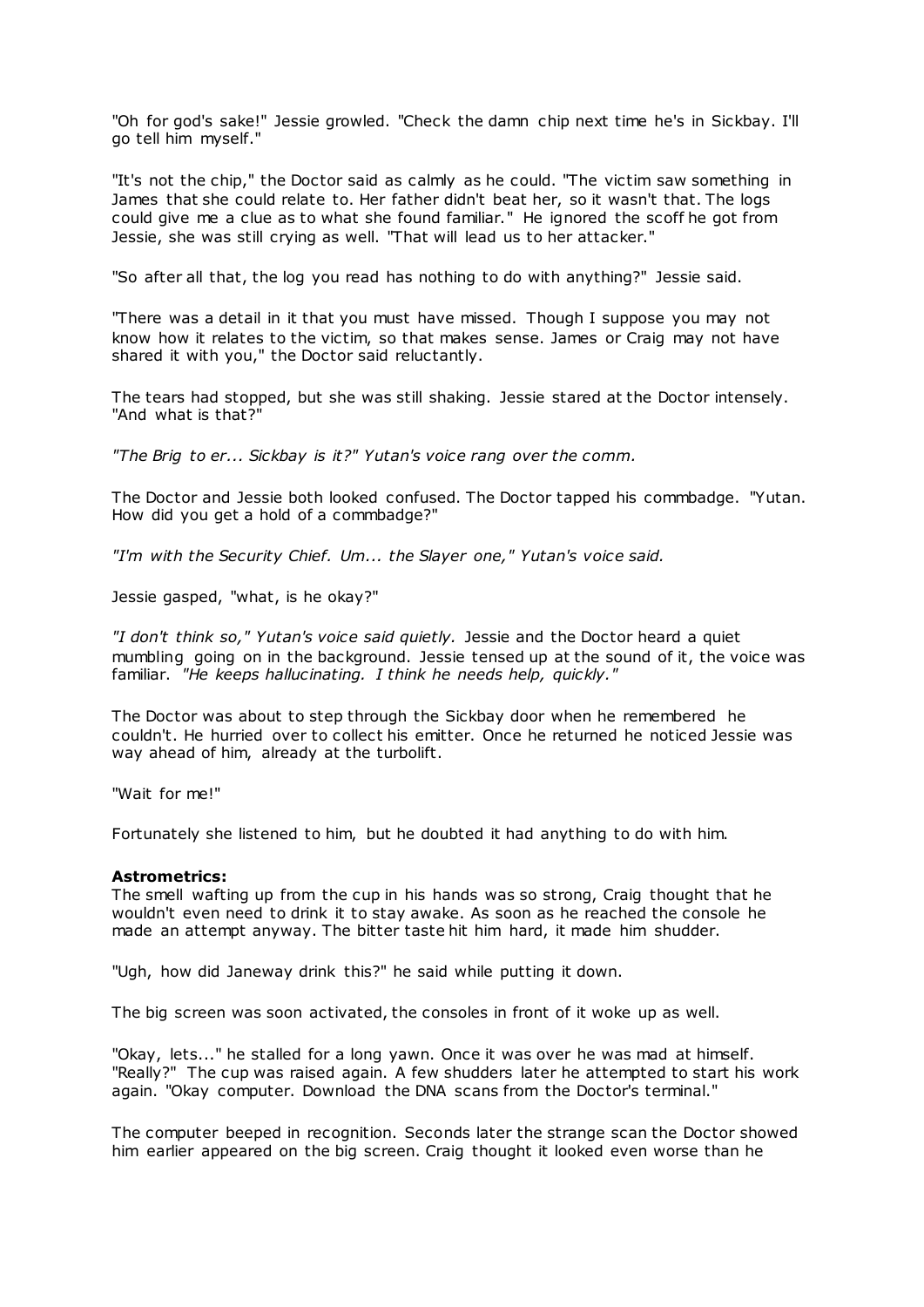"Oh for god's sake!" Jessie growled. "Check the damn chip next time he's in Sickbay. I'll go tell him myself."

"It's not the chip," the Doctor said as calmly as he could. "The victim saw something in James that she could relate to. Her father didn't beat her, so it wasn't that. The logs could give me a clue as to what she found familiar." He ignored the scoff he got from Jessie, she was still crying as well. "That will lead us to her attacker."

"So after all that, the log you read has nothing to do with anything?" Jessie said.

"There was a detail in it that you must have missed. Though I suppose you may not know how it relates to the victim, so that makes sense. James or Craig may not have shared it with you," the Doctor said reluctantly.

The tears had stopped, but she was still shaking. Jessie stared at the Doctor intensely. "And what is that?"

*"The Brig to er... Sickbay is it?" Yutan's voice rang over the comm.*

The Doctor and Jessie both looked confused. The Doctor tapped his commbadge. "Yutan. How did you get a hold of a commbadge?"

*"I'm with the Security Chief. Um... the Slayer one," Yutan's voice said.*

Jessie gasped, "what, is he okay?"

*"I don't think so," Yutan's voice said quietly.* Jessie and the Doctor heard a quiet mumbling going on in the background. Jessie tensed up at the sound of it, the voice was familiar. *"He keeps hallucinating. I think he needs help, quickly."*

The Doctor was about to step through the Sickbay door when he remembered he couldn't. He hurried over to collect his emitter. Once he returned he noticed Jessie was way ahead of him, already at the turbolift.

"Wait for me!"

Fortunately she listened to him, but he doubted it had anything to do with him.

**Astrometrics:**
The smell wafting up from the cup in his hands was so strong, Craig thought that he wouldn't even need to drink it to stay awake. As soon as he reached the console he made an attempt anyway. The bitter taste hit him hard, it made him shudder.

"Ugh, how did Janeway drink this?" he said while putting it down.

The big screen was soon activated, the consoles in front of it woke up as well.

"Okay, lets..." he stalled for a long yawn. Once it was over he was mad at himself. "Really?" The cup was raised again. A few shudders later he attempted to start his work again. "Okay computer. Download the DNA scans from the Doctor's terminal."

The computer beeped in recognition. Seconds later the strange scan the Doctor showed him earlier appeared on the big screen. Craig thought it looked even worse than he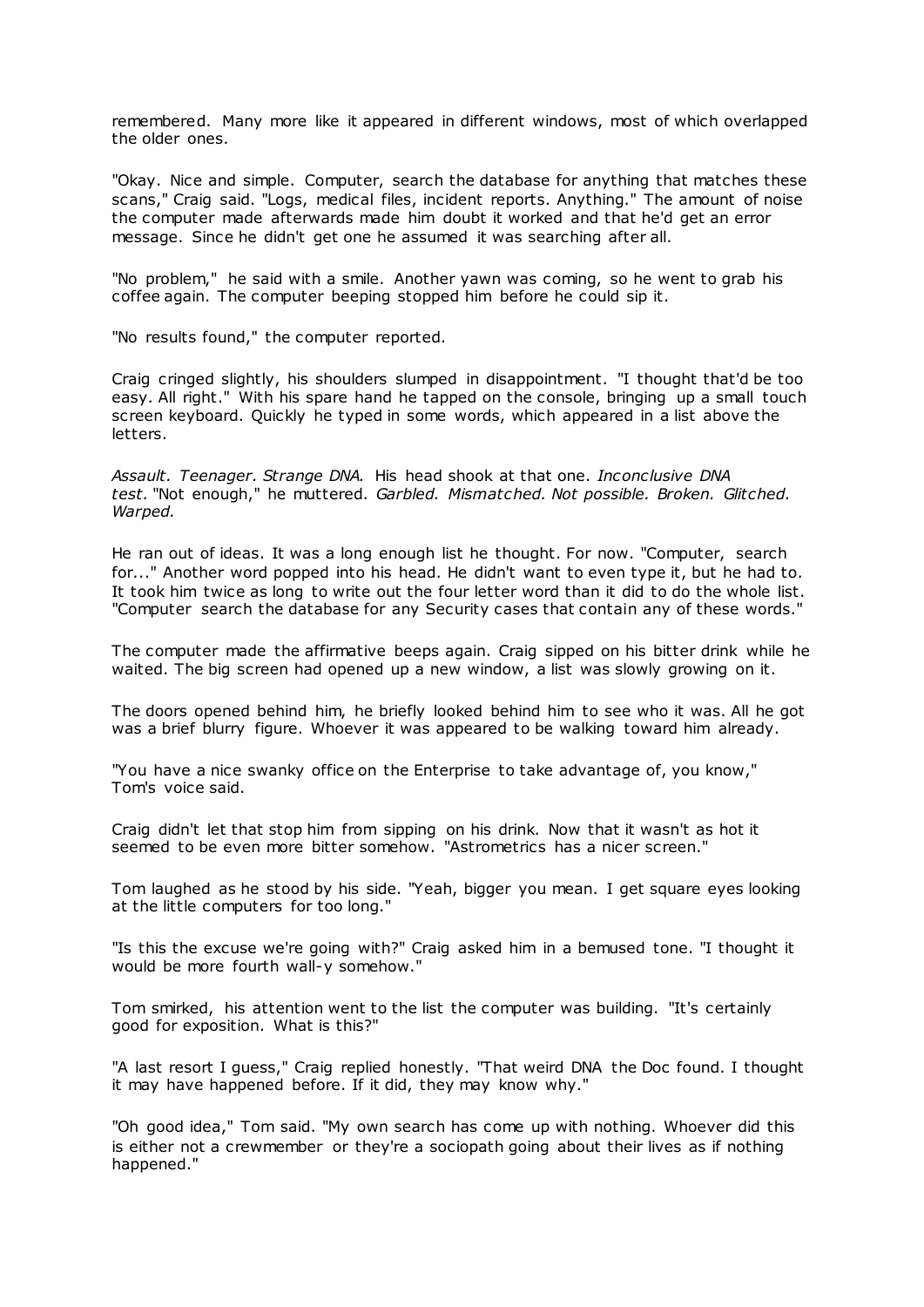remembered. Many more like it appeared in different windows, most of which overlapped the older ones.

"Okay. Nice and simple. Computer, search the database for anything that matches these scans," Craig said. "Logs, medical files, incident reports. Anything." The amount of noise the computer made afterwards made him doubt it worked and that he'd get an error message. Since he didn't get one he assumed it was searching after all.

"No problem," he said with a smile. Another yawn was coming, so he went to grab his coffee again. The computer beeping stopped him before he could sip it.

"No results found," the computer reported.

Craig cringed slightly, his shoulders slumped in disappointment. "I thought that'd be too easy. All right." With his spare hand he tapped on the console, bringing up a small touch screen keyboard. Quickly he typed in some words, which appeared in a list above the letters.

*Assault. Teenager. Strange DNA.* His head shook at that one. *Inconclusive DNA test.* "Not enough," he muttered. *Garbled. Mismatched. Not possible. Broken. Glitched. Warped.*

He ran out of ideas. It was a long enough list he thought. For now. "Computer, search for..." Another word popped into his head. He didn't want to even type it, but he had to. It took him twice as long to write out the four letter word than it did to do the whole list. "Computer search the database for any Security cases that contain any of these words."

The computer made the affirmative beeps again. Craig sipped on his bitter drink while he waited. The big screen had opened up a new window, a list was slowly growing on it.

The doors opened behind him, he briefly looked behind him to see who it was. All he got was a brief blurry figure. Whoever it was appeared to be walking toward him already.

"You have a nice swanky office on the Enterprise to take advantage of, you know," Tom's voice said.

Craig didn't let that stop him from sipping on his drink. Now that it wasn't as hot it seemed to be even more bitter somehow. "Astrometrics has a nicer screen."

Tom laughed as he stood by his side. "Yeah, bigger you mean. I get square eyes looking at the little computers for too long."

"Is this the excuse we're going with?" Craig asked him in a bemused tone. "I thought it would be more fourth wall-y somehow."

Tom smirked, his attention went to the list the computer was building. "It's certainly good for exposition. What is this?"

"A last resort I guess," Craig replied honestly. "That weird DNA the Doc found. I thought it may have happened before. If it did, they may know why."

"Oh good idea," Tom said. "My own search has come up with nothing. Whoever did this is either not a crewmember or they're a sociopath going about their lives as if nothing happened."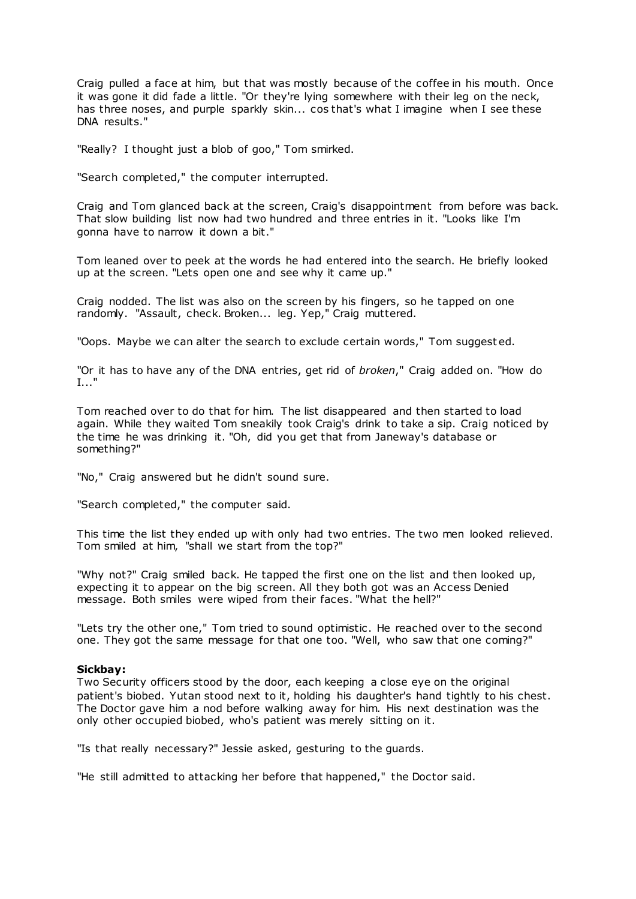Craig pulled a face at him, but that was mostly because of the coffee in his mouth. Once it was gone it did fade a little. "Or they're lying somewhere with their leg on the neck, has three noses, and purple sparkly skin... cos that's what I imagine when I see these DNA results."

"Really? I thought just a blob of goo," Tom smirked.

"Search completed," the computer interrupted.

Craig and Tom glanced back at the screen, Craig's disappointment from before was back. That slow building list now had two hundred and three entries in it. "Looks like I'm gonna have to narrow it down a bit."

Tom leaned over to peek at the words he had entered into the search. He briefly looked up at the screen. "Lets open one and see why it came up."

Craig nodded. The list was also on the screen by his fingers, so he tapped on one randomly. "Assault, check. Broken... leg. Yep," Craig muttered.

"Oops. Maybe we can alter the search to exclude certain words," Tom suggested.

"Or it has to have any of the DNA entries, get rid of *broken*," Craig added on. "How do I..."

Tom reached over to do that for him. The list disappeared and then started to load again. While they waited Tom sneakily took Craig's drink to take a sip. Craig noticed by the time he was drinking it. "Oh, did you get that from Janeway's database or something?"

"No," Craig answered but he didn't sound sure.

"Search completed," the computer said.

This time the list they ended up with only had two entries. The two men looked relieved. Tom smiled at him, "shall we start from the top?"

"Why not?" Craig smiled back. He tapped the first one on the list and then looked up, expecting it to appear on the big screen. All they both got was an Access Denied message. Both smiles were wiped from their faces. "What the hell?"

"Lets try the other one," Tom tried to sound optimistic. He reached over to the second one. They got the same message for that one too. "Well, who saw that one coming?"

**Sickbay:**
Two Security officers stood by the door, each keeping a close eye on the original patient's biobed. Yutan stood next to it, holding his daughter's hand tightly to his chest. The Doctor gave him a nod before walking away for him. His next destination was the only other occupied biobed, who's patient was merely sitting on it.

"Is that really necessary?" Jessie asked, gesturing to the guards.

"He still admitted to attacking her before that happened," the Doctor said.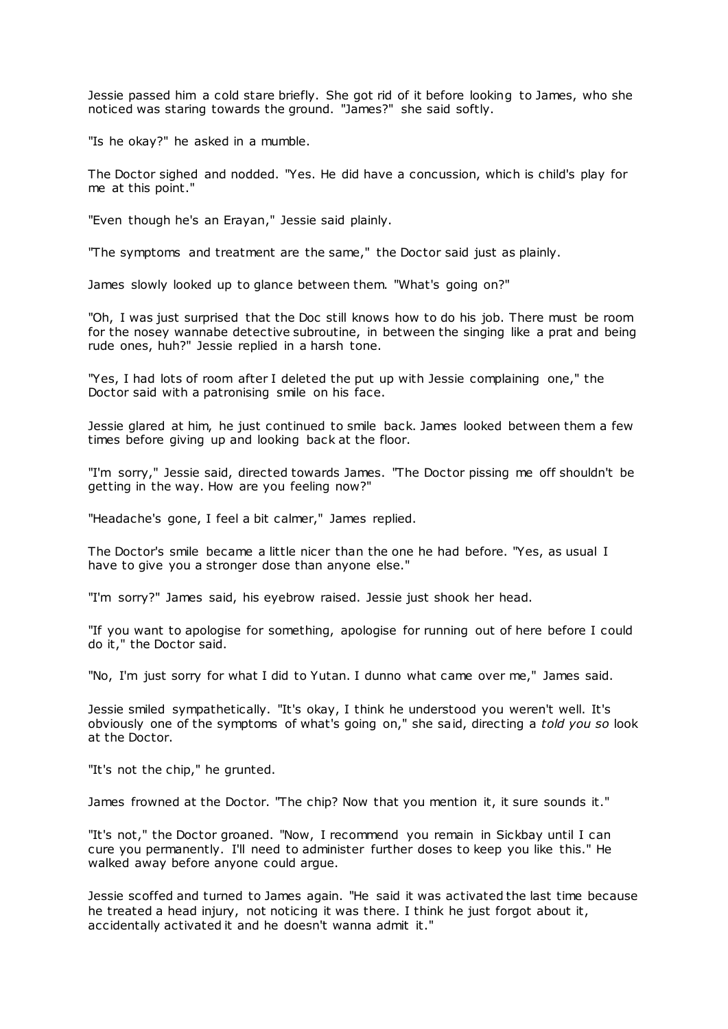Jessie passed him a cold stare briefly. She got rid of it before looking to James, who she noticed was staring towards the ground. "James?" she said softly.

"Is he okay?" he asked in a mumble.

The Doctor sighed and nodded. "Yes. He did have a concussion, which is child's play for me at this point."

"Even though he's an Erayan," Jessie said plainly.

"The symptoms and treatment are the same," the Doctor said just as plainly.

James slowly looked up to glance between them. "What's going on?"

"Oh, I was just surprised that the Doc still knows how to do his job. There must be room for the nosey wannabe detective subroutine, in between the singing like a prat and being rude ones, huh?" Jessie replied in a harsh tone.

"Yes, I had lots of room after I deleted the put up with Jessie complaining one," the Doctor said with a patronising smile on his face.

Jessie glared at him, he just continued to smile back. James looked between them a few times before giving up and looking back at the floor.

"I'm sorry," Jessie said, directed towards James. "The Doctor pissing me off shouldn't be getting in the way. How are you feeling now?"

"Headache's gone, I feel a bit calmer," James replied.

The Doctor's smile became a little nicer than the one he had before. "Yes, as usual I have to give you a stronger dose than anyone else."

"I'm sorry?" James said, his eyebrow raised. Jessie just shook her head.

"If you want to apologise for something, apologise for running out of here before I could do it," the Doctor said.

"No, I'm just sorry for what I did to Yutan. I dunno what came over me," James said.

Jessie smiled sympathetically. "It's okay, I think he understood you weren't well. It's obviously one of the symptoms of what's going on," she said, directing a *told you so* look at the Doctor.

"It's not the chip," he grunted.

James frowned at the Doctor. "The chip? Now that you mention it, it sure sounds it."

"It's not," the Doctor groaned. "Now, I recommend you remain in Sickbay until I can cure you permanently. I'll need to administer further doses to keep you like this." He walked away before anyone could argue.

Jessie scoffed and turned to James again. "He said it was activated the last time because he treated a head injury, not noticing it was there. I think he just forgot about it, accidentally activated it and he doesn't wanna admit it."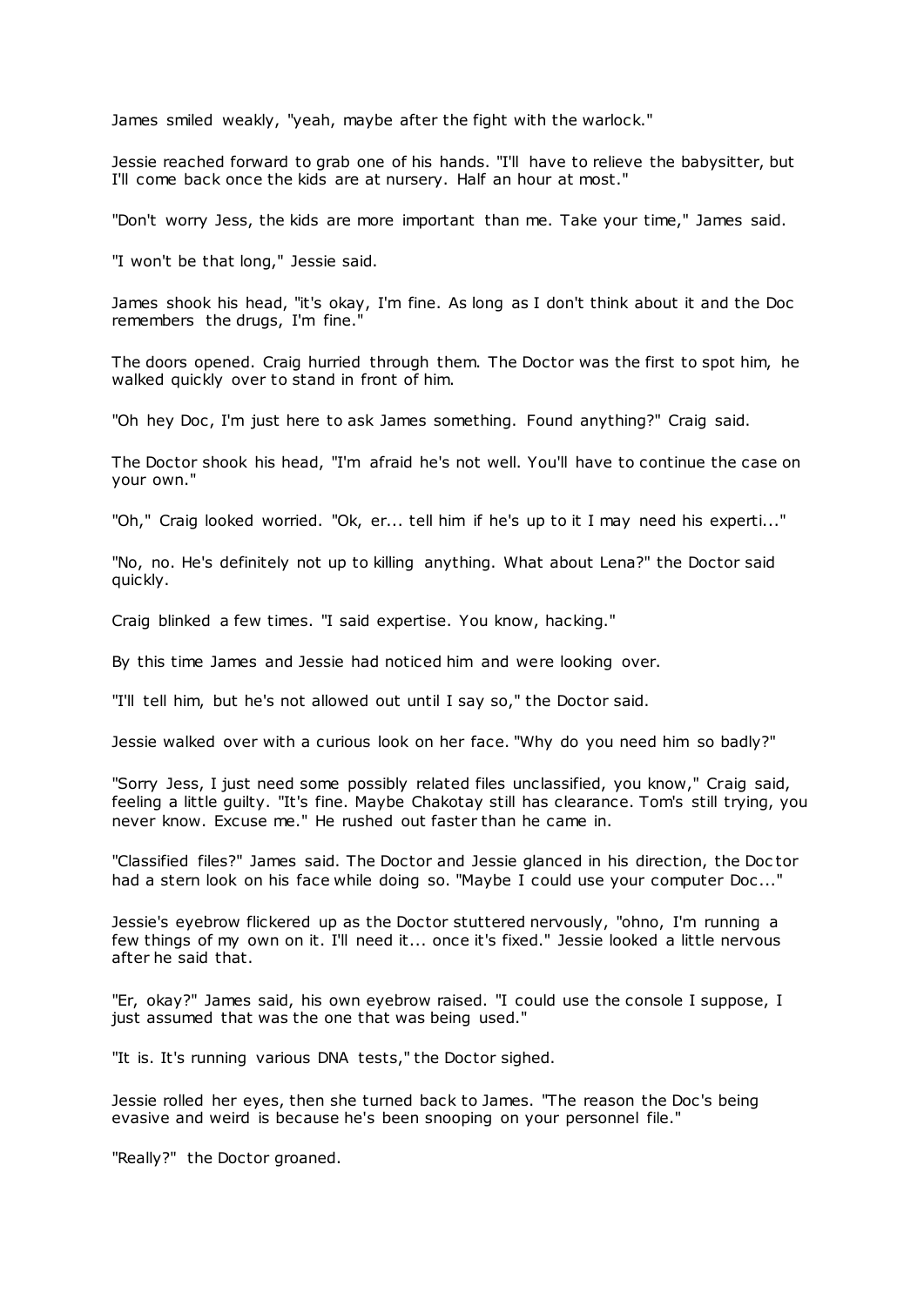James smiled weakly, "yeah, maybe after the fight with the warlock."

Jessie reached forward to grab one of his hands. "I'll have to relieve the babysitter, but I'll come back once the kids are at nursery. Half an hour at most."

"Don't worry Jess, the kids are more important than me. Take your time," James said.

"I won't be that long," Jessie said.

James shook his head, "it's okay, I'm fine. As long as I don't think about it and the Doc remembers the drugs, I'm fine."

The doors opened. Craig hurried through them. The Doctor was the first to spot him, he walked quickly over to stand in front of him.

"Oh hey Doc, I'm just here to ask James something. Found anything?" Craig said.

The Doctor shook his head, "I'm afraid he's not well. You'll have to continue the case on your own."

"Oh," Craig looked worried. "Ok, er... tell him if he's up to it I may need his experti..."

"No, no. He's definitely not up to killing anything. What about Lena?" the Doctor said quickly.

Craig blinked a few times. "I said expertise. You know, hacking."

By this time James and Jessie had noticed him and were looking over.

"I'll tell him, but he's not allowed out until I say so," the Doctor said.

Jessie walked over with a curious look on her face. "Why do you need him so badly?"

"Sorry Jess, I just need some possibly related files unclassified, you know," Craig said, feeling a little guilty. "It's fine. Maybe Chakotay still has clearance. Tom's still trying, you never know. Excuse me." He rushed out faster than he came in.

"Classified files?" James said. The Doctor and Jessie glanced in his direction, the Doctor had a stern look on his face while doing so. "Maybe I could use your computer Doc..."

Jessie's eyebrow flickered up as the Doctor stuttered nervously, "ohno, I'm running a few things of my own on it. I'll need it... once it's fixed." Jessie looked a little nervous after he said that.

"Er, okay?" James said, his own eyebrow raised. "I could use the console I suppose, I just assumed that was the one that was being used."

"It is. It's running various DNA tests," the Doctor sighed.

Jessie rolled her eyes, then she turned back to James. "The reason the Doc's being evasive and weird is because he's been snooping on your personnel file."

"Really?" the Doctor groaned.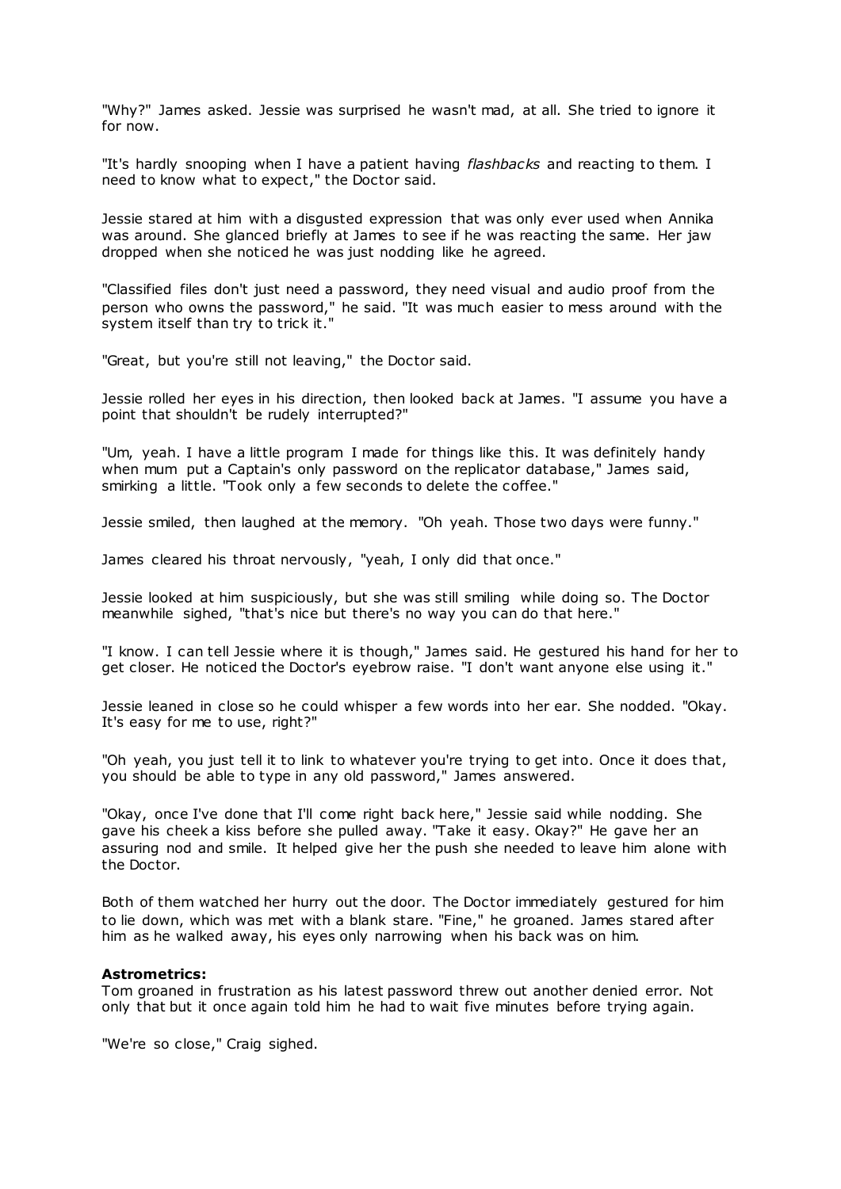"Why?" James asked. Jessie was surprised he wasn't mad, at all. She tried to ignore it for now.

"It's hardly snooping when I have a patient having *flashbacks* and reacting to them. I need to know what to expect," the Doctor said.

Jessie stared at him with a disgusted expression that was only ever used when Annika was around. She glanced briefly at James to see if he was reacting the same. Her jaw dropped when she noticed he was just nodding like he agreed.

"Classified files don't just need a password, they need visual and audio proof from the person who owns the password," he said. "It was much easier to mess around with the system itself than try to trick it."

"Great, but you're still not leaving," the Doctor said.

Jessie rolled her eyes in his direction, then looked back at James. "I assume you have a point that shouldn't be rudely interrupted?"

"Um, yeah. I have a little program I made for things like this. It was definitely handy when mum put a Captain's only password on the replicator database," James said, smirking a little. "Took only a few seconds to delete the coffee."

Jessie smiled, then laughed at the memory. "Oh yeah. Those two days were funny."

James cleared his throat nervously, "yeah, I only did that once."

Jessie looked at him suspiciously, but she was still smiling while doing so. The Doctor meanwhile sighed, "that's nice but there's no way you can do that here."

"I know. I can tell Jessie where it is though," James said. He gestured his hand for her to get closer. He noticed the Doctor's eyebrow raise. "I don't want anyone else using it."

Jessie leaned in close so he could whisper a few words into her ear. She nodded. "Okay. It's easy for me to use, right?"

"Oh yeah, you just tell it to link to whatever you're trying to get into. Once it does that, you should be able to type in any old password," James answered.

"Okay, once I've done that I'll come right back here," Jessie said while nodding. She gave his cheek a kiss before she pulled away. "Take it easy. Okay?" He gave her an assuring nod and smile. It helped give her the push she needed to leave him alone with the Doctor.

Both of them watched her hurry out the door. The Doctor immediately gestured for him to lie down, which was met with a blank stare. "Fine," he groaned. James stared after him as he walked away, his eyes only narrowing when his back was on him.

**Astrometrics:**
Tom groaned in frustration as his latest password threw out another denied error. Not only that but it once again told him he had to wait five minutes before trying again.

"We're so close," Craig sighed.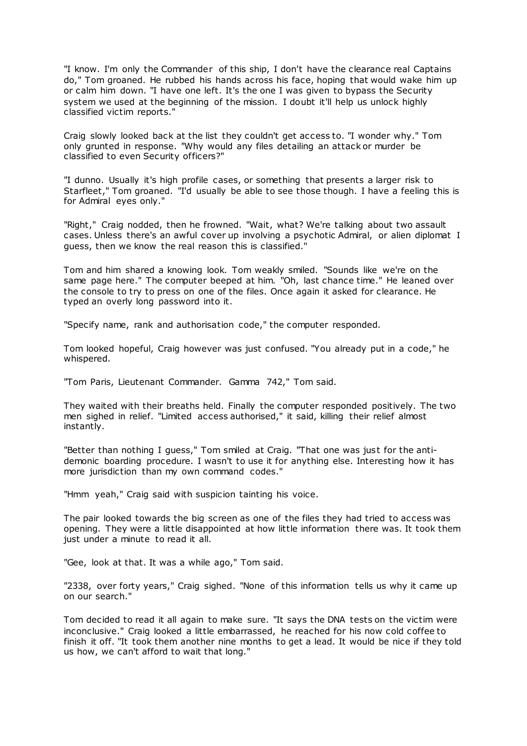"I know. I'm only the Commander of this ship, I don't have the clearance real Captains do," Tom groaned. He rubbed his hands across his face, hoping that would wake him up or calm him down. "I have one left. It's the one I was given to bypass the Security system we used at the beginning of the mission. I doubt it'll help us unlock highly classified victim reports."

Craig slowly looked back at the list they couldn't get access to. "I wonder why." Tom only grunted in response. "Why would any files detailing an attack or murder be classified to even Security officers?"

"I dunno. Usually it's high profile cases, or something that presents a larger risk to Starfleet," Tom groaned. "I'd usually be able to see those though. I have a feeling this is for Admiral eyes only."

"Right," Craig nodded, then he frowned. "Wait, what? We're talking about two assault cases. Unless there's an awful cover up involving a psychotic Admiral, or alien diplomat I guess, then we know the real reason this is classified."

Tom and him shared a knowing look. Tom weakly smiled. "Sounds like we're on the same page here." The computer beeped at him. "Oh, last chance time." He leaned over the console to try to press on one of the files. Once again it asked for clearance. He typed an overly long password into it.

"Specify name, rank and authorisation code," the computer responded.

Tom looked hopeful, Craig however was just confused. "You already put in a code," he whispered.

"Tom Paris, Lieutenant Commander. Gamma 742," Tom said.

They waited with their breaths held. Finally the computer responded positively. The two men sighed in relief. "Limited access authorised," it said, killing their relief almost instantly.

"Better than nothing I guess," Tom smiled at Craig. "That one was just for the anti-demonic boarding procedure. I wasn't to use it for anything else. Interesting how it has more jurisdiction than my own command codes."

"Hmm yeah," Craig said with suspicion tainting his voice.

The pair looked towards the big screen as one of the files they had tried to access was opening. They were a little disappointed at how little information there was. It took them just under a minute to read it all.

"Gee, look at that. It was a while ago," Tom said.

"2338, over forty years," Craig sighed. "None of this information tells us why it came up on our search."

Tom decided to read it all again to make sure. "It says the DNA tests on the victim were inconclusive." Craig looked a little embarrassed, he reached for his now cold coffee to finish it off. "It took them another nine months to get a lead. It would be nice if they told us how, we can't afford to wait that long."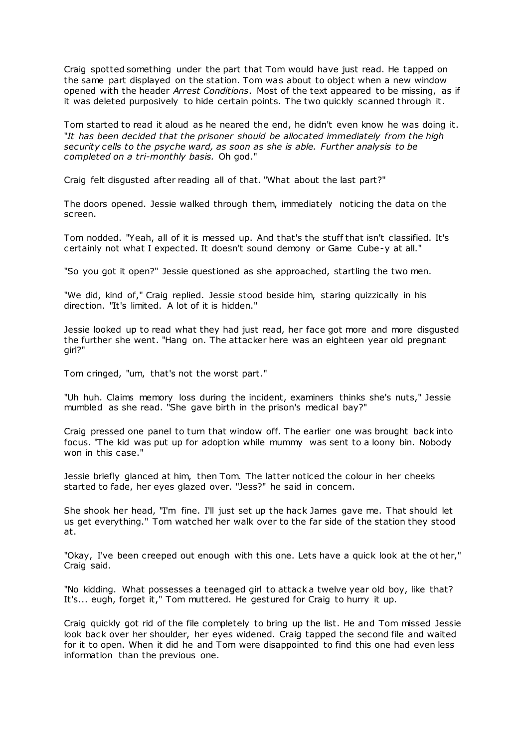Craig spotted something under the part that Tom would have just read. He tapped on the same part displayed on the station. Tom was about to object when a new window opened with the header *Arrest Conditions*. Most of the text appeared to be missing, as if it was deleted purposively to hide certain points. The two quickly scanned through it.

Tom started to read it aloud as he neared the end, he didn't even know he was doing it. "*It has been decided that the prisoner should be allocated immediately from the high security cells to the psyche ward, as soon as she is able. Further analysis to be completed on a tri-monthly basis.* Oh god."

Craig felt disgusted after reading all of that. "What about the last part?"

The doors opened. Jessie walked through them, immediately noticing the data on the screen.

Tom nodded. "Yeah, all of it is messed up. And that's the stuff that isn't classified. It's certainly not what I expected. It doesn't sound demony or Game Cube-y at all."

"So you got it open?" Jessie questioned as she approached, startling the two men.

"We did, kind of," Craig replied. Jessie stood beside him, staring quizzically in his direction. "It's limited. A lot of it is hidden."

Jessie looked up to read what they had just read, her face got more and more disgusted the further she went. "Hang on. The attacker here was an eighteen year old pregnant girl?"

Tom cringed, "um, that's not the worst part."

"Uh huh. Claims memory loss during the incident, examiners thinks she's nuts," Jessie mumbled as she read. "She gave birth in the prison's medical bay?"

Craig pressed one panel to turn that window off. The earlier one was brought back into focus. "The kid was put up for adoption while mummy was sent to a loony bin. Nobody won in this case."

Jessie briefly glanced at him, then Tom. The latter noticed the colour in her cheeks started to fade, her eyes glazed over. "Jess?" he said in concern.

She shook her head, "I'm fine. I'll just set up the hack James gave me. That should let us get everything." Tom watched her walk over to the far side of the station they stood at.

"Okay, I've been creeped out enough with this one. Lets have a quick look at the other," Craig said.

"No kidding. What possesses a teenaged girl to attack a twelve year old boy, like that? It's... eugh, forget it," Tom muttered. He gestured for Craig to hurry it up.

Craig quickly got rid of the file completely to bring up the list. He and Tom missed Jessie look back over her shoulder, her eyes widened. Craig tapped the second file and waited for it to open. When it did he and Tom were disappointed to find this one had even less information than the previous one.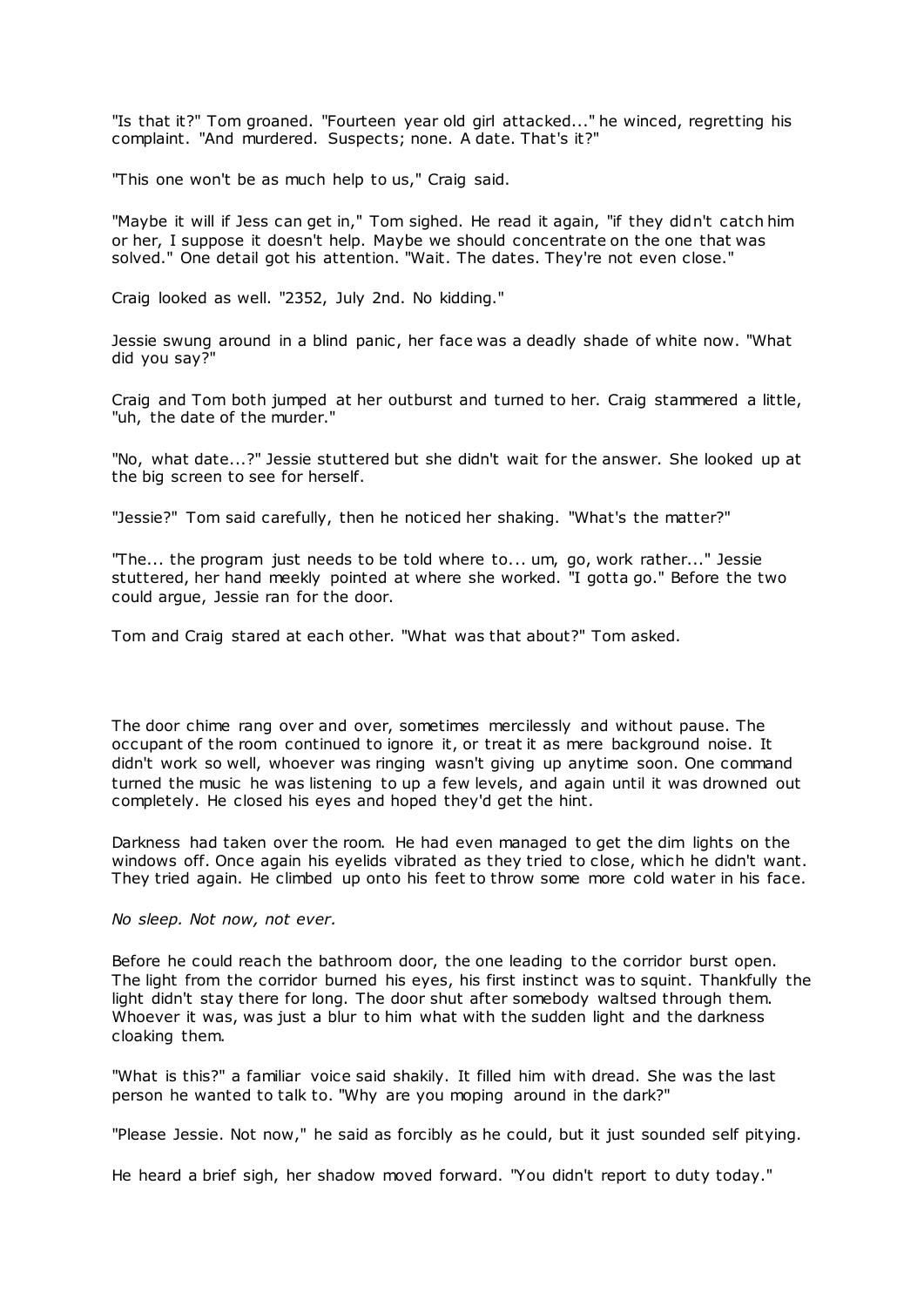"Is that it?" Tom groaned. "Fourteen year old girl attacked..." he winced, regretting his complaint. "And murdered. Suspects; none. A date. That's it?"

"This one won't be as much help to us," Craig said.

"Maybe it will if Jess can get in," Tom sighed. He read it again, "if they didn't catch him or her, I suppose it doesn't help. Maybe we should concentrate on the one that was solved." One detail got his attention. "Wait. The dates. They're not even close."

Craig looked as well. "2352, July 2nd. No kidding."

Jessie swung around in a blind panic, her face was a deadly shade of white now. "What did you say?"

Craig and Tom both jumped at her outburst and turned to her. Craig stammered a little, "uh, the date of the murder."

"No, what date...?" Jessie stuttered but she didn't wait for the answer. She looked up at the big screen to see for herself.

"Jessie?" Tom said carefully, then he noticed her shaking. "What's the matter?"

"The... the program just needs to be told where to... um, go, work rather..." Jessie stuttered, her hand meekly pointed at where she worked. "I gotta go." Before the two could argue, Jessie ran for the door.

Tom and Craig stared at each other. "What was that about?" Tom asked.

The door chime rang over and over, sometimes mercilessly and without pause. The occupant of the room continued to ignore it, or treat it as mere background noise. It didn't work so well, whoever was ringing wasn't giving up anytime soon. One command turned the music he was listening to up a few levels, and again until it was drowned out completely. He closed his eyes and hoped they'd get the hint.

Darkness had taken over the room. He had even managed to get the dim lights on the windows off. Once again his eyelids vibrated as they tried to close, which he didn't want. They tried again. He climbed up onto his feet to throw some more cold water in his face.

*No sleep. Not now, not ever.*

Before he could reach the bathroom door, the one leading to the corridor burst open. The light from the corridor burned his eyes, his first instinct was to squint. Thankfully the light didn't stay there for long. The door shut after somebody waltsed through them. Whoever it was, was just a blur to him what with the sudden light and the darkness cloaking them.

"What is this?" a familiar voice said shakily. It filled him with dread. She was the last person he wanted to talk to. "Why are you moping around in the dark?"

"Please Jessie. Not now," he said as forcibly as he could, but it just sounded self pitying.

He heard a brief sigh, her shadow moved forward. "You didn't report to duty today."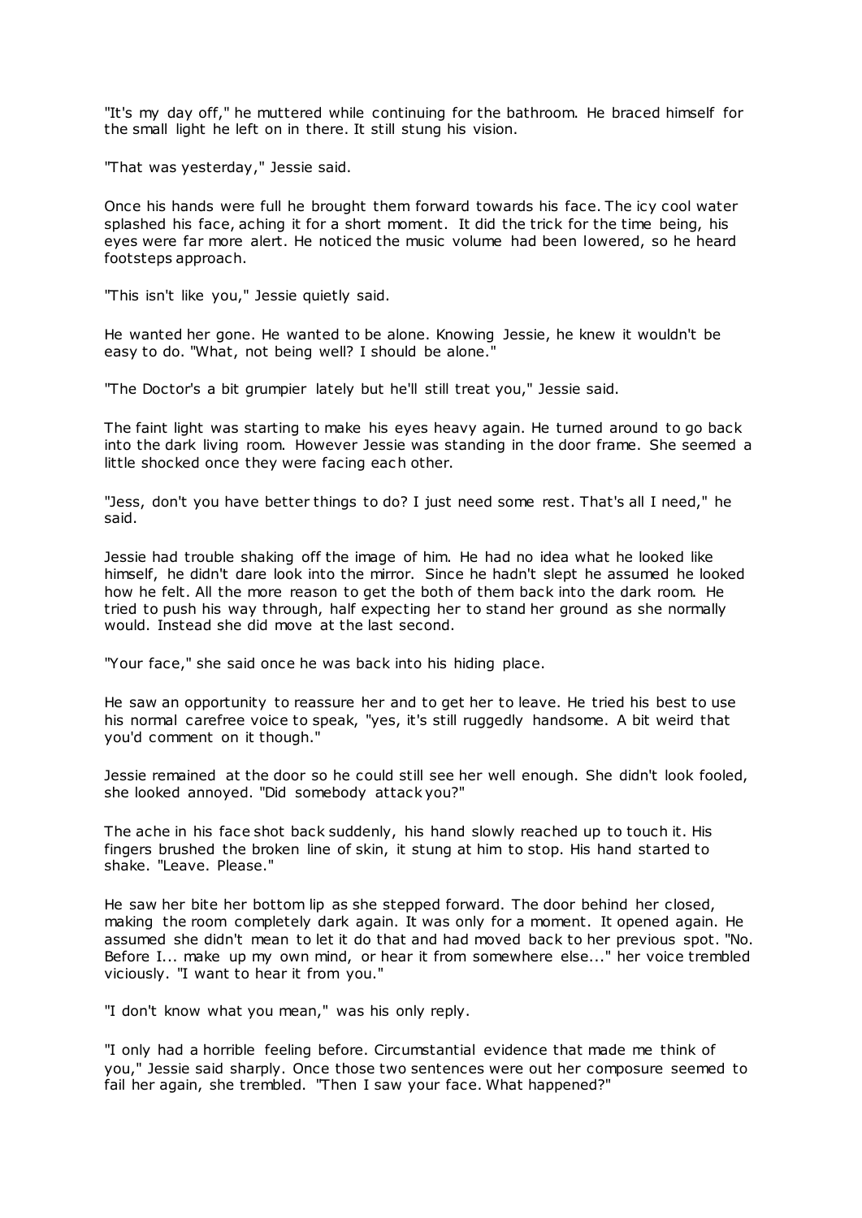"It's my day off," he muttered while continuing for the bathroom. He braced himself for the small light he left on in there. It still stung his vision.

"That was yesterday," Jessie said.

Once his hands were full he brought them forward towards his face. The icy cool water splashed his face, aching it for a short moment. It did the trick for the time being, his eyes were far more alert. He noticed the music volume had been lowered, so he heard footsteps approach.

"This isn't like you," Jessie quietly said.

He wanted her gone. He wanted to be alone. Knowing Jessie, he knew it wouldn't be easy to do. "What, not being well? I should be alone."

"The Doctor's a bit grumpier lately but he'll still treat you," Jessie said.

The faint light was starting to make his eyes heavy again. He turned around to go back into the dark living room. However Jessie was standing in the door frame. She seemed a little shocked once they were facing each other.

"Jess, don't you have better things to do? I just need some rest. That's all I need," he said.

Jessie had trouble shaking off the image of him. He had no idea what he looked like himself, he didn't dare look into the mirror. Since he hadn't slept he assumed he looked how he felt. All the more reason to get the both of them back into the dark room. He tried to push his way through, half expecting her to stand her ground as she normally would. Instead she did move at the last second.

"Your face," she said once he was back into his hiding place.

He saw an opportunity to reassure her and to get her to leave. He tried his best to use his normal carefree voice to speak, "yes, it's still ruggedly handsome. A bit weird that you'd comment on it though."

Jessie remained at the door so he could still see her well enough. She didn't look fooled, she looked annoyed. "Did somebody attack you?"

The ache in his face shot back suddenly, his hand slowly reached up to touch it. His fingers brushed the broken line of skin, it stung at him to stop. His hand started to shake. "Leave. Please."

He saw her bite her bottom lip as she stepped forward. The door behind her closed, making the room completely dark again. It was only for a moment. It opened again. He assumed she didn't mean to let it do that and had moved back to her previous spot. "No. Before I... make up my own mind, or hear it from somewhere else..." her voice trembled viciously. "I want to hear it from you."

"I don't know what you mean," was his only reply.

"I only had a horrible feeling before. Circumstantial evidence that made me think of you," Jessie said sharply. Once those two sentences were out her composure seemed to fail her again, she trembled. "Then I saw your face. What happened?"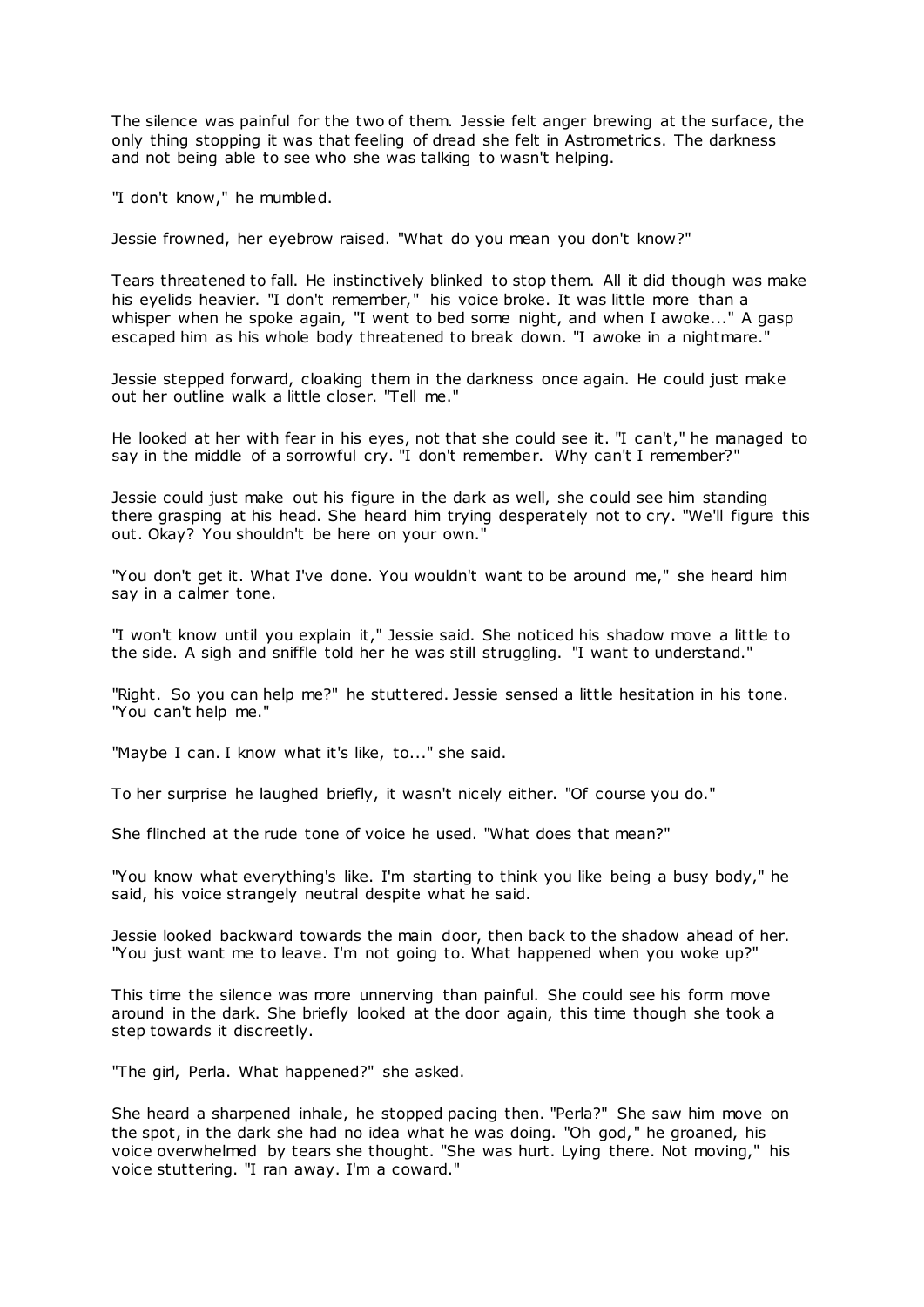The silence was painful for the two of them. Jessie felt anger brewing at the surface, the only thing stopping it was that feeling of dread she felt in Astrometrics. The darkness and not being able to see who she was talking to wasn't helping.

"I don't know," he mumbled.

Jessie frowned, her eyebrow raised. "What do you mean you don't know?"

Tears threatened to fall. He instinctively blinked to stop them. All it did though was make his eyelids heavier. "I don't remember," his voice broke. It was little more than a whisper when he spoke again, "I went to bed some night, and when I awoke..." A gasp escaped him as his whole body threatened to break down. "I awoke in a nightmare."

Jessie stepped forward, cloaking them in the darkness once again. He could just make out her outline walk a little closer. "Tell me."

He looked at her with fear in his eyes, not that she could see it. "I can't," he managed to say in the middle of a sorrowful cry. "I don't remember. Why can't I remember?"

Jessie could just make out his figure in the dark as well, she could see him standing there grasping at his head. She heard him trying desperately not to cry. "We'll figure this out. Okay? You shouldn't be here on your own."

"You don't get it. What I've done. You wouldn't want to be around me," she heard him say in a calmer tone.

"I won't know until you explain it," Jessie said. She noticed his shadow move a little to the side. A sigh and sniffle told her he was still struggling. "I want to understand."

"Right. So you can help me?" he stuttered. Jessie sensed a little hesitation in his tone. "You can't help me."

"Maybe I can. I know what it's like, to..." she said.

To her surprise he laughed briefly, it wasn't nicely either. "Of course you do."

She flinched at the rude tone of voice he used. "What does that mean?"

"You know what everything's like. I'm starting to think you like being a busy body," he said, his voice strangely neutral despite what he said.

Jessie looked backward towards the main door, then back to the shadow ahead of her. "You just want me to leave. I'm not going to. What happened when you woke up?"

This time the silence was more unnerving than painful. She could see his form move around in the dark. She briefly looked at the door again, this time though she took a step towards it discreetly.

"The girl, Perla. What happened?" she asked.

She heard a sharpened inhale, he stopped pacing then. "Perla?" She saw him move on the spot, in the dark she had no idea what he was doing. "Oh god," he groaned, his voice overwhelmed by tears she thought. "She was hurt. Lying there. Not moving," his voice stuttering. "I ran away. I'm a coward."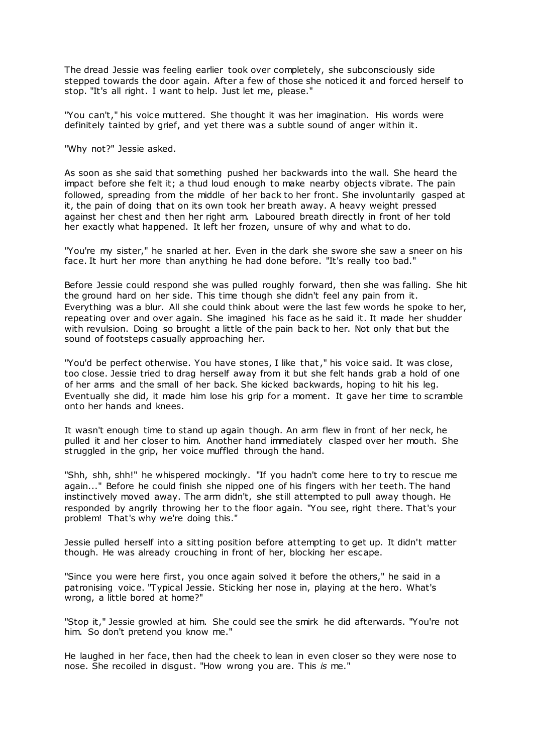The dread Jessie was feeling earlier took over completely, she subconsciously side stepped towards the door again. After a few of those she noticed it and forced herself to stop. "It's all right. I want to help. Just let me, please."

"You can't," his voice muttered. She thought it was her imagination. His words were definitely tainted by grief, and yet there was a subtle sound of anger within it.

"Why not?" Jessie asked.

As soon as she said that something pushed her backwards into the wall. She heard the impact before she felt it; a thud loud enough to make nearby objects vibrate. The pain followed, spreading from the middle of her back to her front. She involuntarily gasped at it, the pain of doing that on its own took her breath away. A heavy weight pressed against her chest and then her right arm. Laboured breath directly in front of her told her exactly what happened. It left her frozen, unsure of why and what to do.

"You're my sister," he snarled at her. Even in the dark she swore she saw a sneer on his face. It hurt her more than anything he had done before. "It's really too bad."

Before Jessie could respond she was pulled roughly forward, then she was falling. She hit the ground hard on her side. This time though she didn't feel any pain from it. Everything was a blur. All she could think about were the last few words he spoke to her, repeating over and over again. She imagined his face as he said it. It made her shudder with revulsion. Doing so brought a little of the pain back to her. Not only that but the sound of footsteps casually approaching her.

"You'd be perfect otherwise. You have stones, I like that," his voice said. It was close, too close. Jessie tried to drag herself away from it but she felt hands grab a hold of one of her arms and the small of her back. She kicked backwards, hoping to hit his leg. Eventually she did, it made him lose his grip for a moment. It gave her time to scramble onto her hands and knees.

It wasn't enough time to stand up again though. An arm flew in front of her neck, he pulled it and her closer to him. Another hand immediately clasped over her mouth. She struggled in the grip, her voice muffled through the hand.

"Shh, shh, shh!" he whispered mockingly. "If you hadn't come here to try to rescue me again..." Before he could finish she nipped one of his fingers with her teeth. The hand instinctively moved away. The arm didn't, she still attempted to pull away though. He responded by angrily throwing her to the floor again. "You see, right there. That's your problem! That's why we're doing this."

Jessie pulled herself into a sitting position before attempting to get up. It didn't matter though. He was already crouching in front of her, blocking her escape.

"Since you were here first, you once again solved it before the others," he said in a patronising voice. "Typical Jessie. Sticking her nose in, playing at the hero. What's wrong, a little bored at home?"

"Stop it," Jessie growled at him. She could see the smirk he did afterwards. "You're not him. So don't pretend you know me."

He laughed in her face, then had the cheek to lean in even closer so they were nose to nose. She recoiled in disgust. "How wrong you are. This *is* me."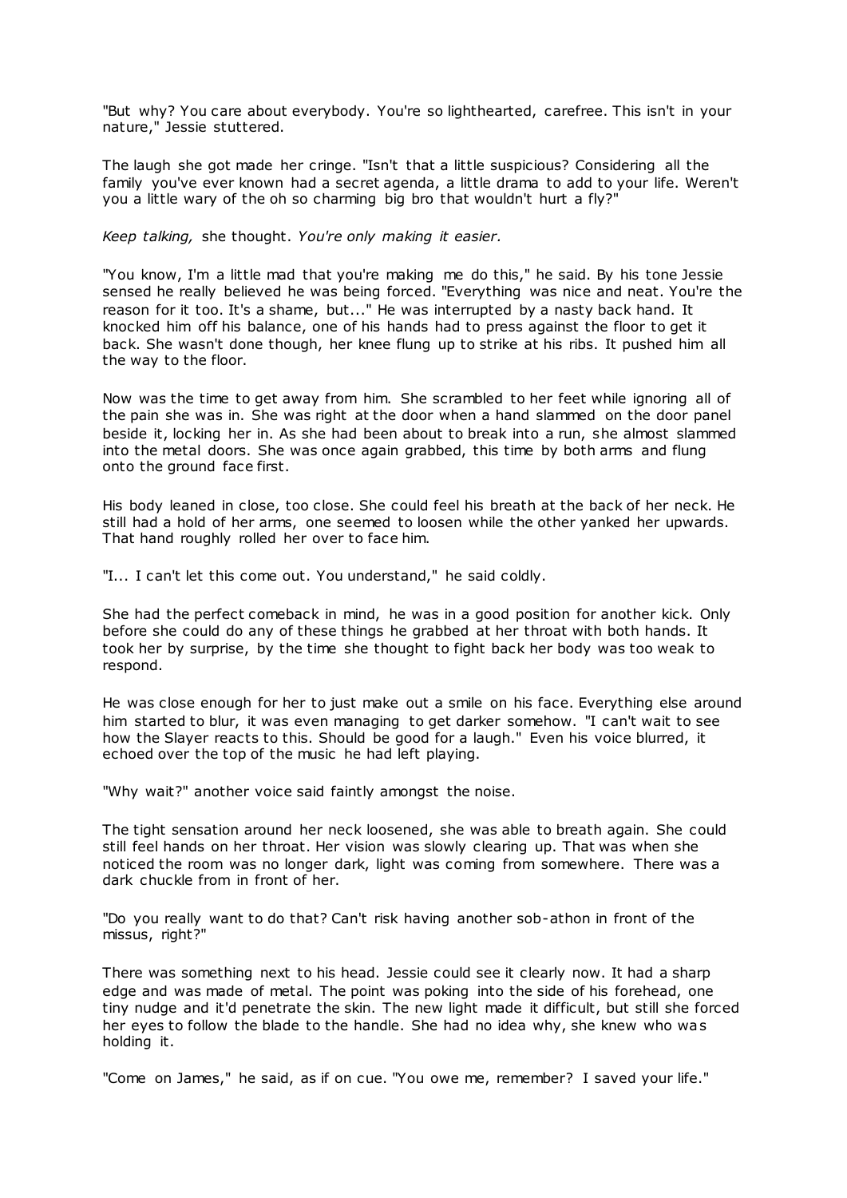"But why? You care about everybody. You're so lighthearted, carefree. This isn't in your nature," Jessie stuttered.

The laugh she got made her cringe. "Isn't that a little suspicious? Considering all the family you've ever known had a secret agenda, a little drama to add to your life. Weren't you a little wary of the oh so charming big bro that wouldn't hurt a fly?"

*Keep talking,* she thought. *You're only making it easier.*

"You know, I'm a little mad that you're making me do this," he said. By his tone Jessie sensed he really believed he was being forced. "Everything was nice and neat. You're the reason for it too. It's a shame, but..." He was interrupted by a nasty back hand. It knocked him off his balance, one of his hands had to press against the floor to get it back. She wasn't done though, her knee flung up to strike at his ribs. It pushed him all the way to the floor.

Now was the time to get away from him. She scrambled to her feet while ignoring all of the pain she was in. She was right at the door when a hand slammed on the door panel beside it, locking her in. As she had been about to break into a run, she almost slammed into the metal doors. She was once again grabbed, this time by both arms and flung onto the ground face first.

His body leaned in close, too close. She could feel his breath at the back of her neck. He still had a hold of her arms, one seemed to loosen while the other yanked her upwards. That hand roughly rolled her over to face him.

"I... I can't let this come out. You understand," he said coldly.

She had the perfect comeback in mind, he was in a good position for another kick. Only before she could do any of these things he grabbed at her throat with both hands. It took her by surprise, by the time she thought to fight back her body was too weak to respond.

He was close enough for her to just make out a smile on his face. Everything else around him started to blur, it was even managing to get darker somehow. "I can't wait to see how the Slayer reacts to this. Should be good for a laugh." Even his voice blurred, it echoed over the top of the music he had left playing.

"Why wait?" another voice said faintly amongst the noise.

The tight sensation around her neck loosened, she was able to breath again. She could still feel hands on her throat. Her vision was slowly clearing up. That was when she noticed the room was no longer dark, light was coming from somewhere. There was a dark chuckle from in front of her.

"Do you really want to do that? Can't risk having another sob-athon in front of the missus, right?"

There was something next to his head. Jessie could see it clearly now. It had a sharp edge and was made of metal. The point was poking into the side of his forehead, one tiny nudge and it'd penetrate the skin. The new light made it difficult, but still she forced her eyes to follow the blade to the handle. She had no idea why, she knew who was holding it.

"Come on James," he said, as if on cue. "You owe me, remember? I saved your life."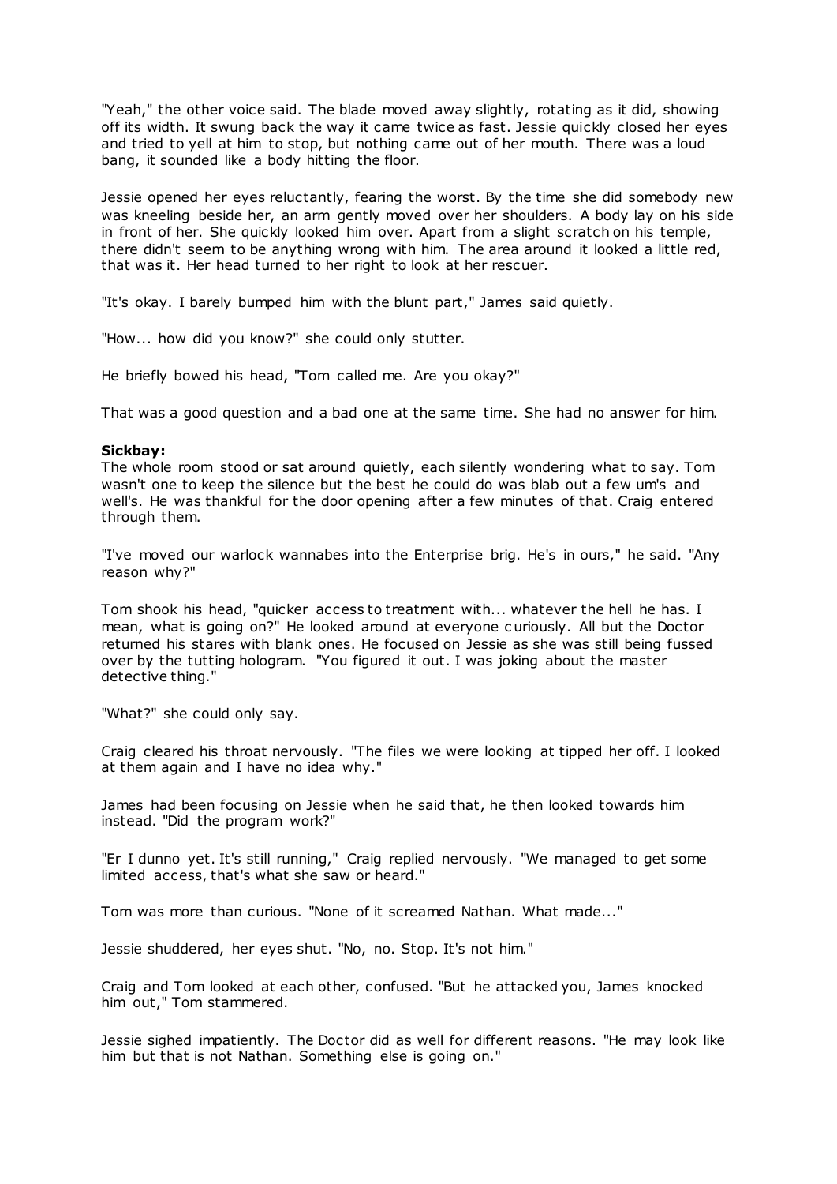"Yeah," the other voice said. The blade moved away slightly, rotating as it did, showing off its width. It swung back the way it came twice as fast. Jessie quickly closed her eyes and tried to yell at him to stop, but nothing came out of her mouth. There was a loud bang, it sounded like a body hitting the floor.

Jessie opened her eyes reluctantly, fearing the worst. By the time she did somebody new was kneeling beside her, an arm gently moved over her shoulders. A body lay on his side in front of her. She quickly looked him over. Apart from a slight scratch on his temple, there didn't seem to be anything wrong with him. The area around it looked a little red, that was it. Her head turned to her right to look at her rescuer.

"It's okay. I barely bumped him with the blunt part," James said quietly.

"How... how did you know?" she could only stutter.

He briefly bowed his head, "Tom called me. Are you okay?"

That was a good question and a bad one at the same time. She had no answer for him.

**Sickbay:**
The whole room stood or sat around quietly, each silently wondering what to say. Tom wasn't one to keep the silence but the best he could do was blab out a few um's and well's. He was thankful for the door opening after a few minutes of that. Craig entered through them.

"I've moved our warlock wannabes into the Enterprise brig. He's in ours," he said. "Any reason why?"

Tom shook his head, "quicker access to treatment with... whatever the hell he has. I mean, what is going on?" He looked around at everyone curiously. All but the Doctor returned his stares with blank ones. He focused on Jessie as she was still being fussed over by the tutting hologram. "You figured it out. I was joking about the master detective thing."

"What?" she could only say.

Craig cleared his throat nervously. "The files we were looking at tipped her off. I looked at them again and I have no idea why."

James had been focusing on Jessie when he said that, he then looked towards him instead. "Did the program work?"

"Er I dunno yet. It's still running," Craig replied nervously. "We managed to get some limited access, that's what she saw or heard."

Tom was more than curious. "None of it screamed Nathan. What made..."

Jessie shuddered, her eyes shut. "No, no. Stop. It's not him."

Craig and Tom looked at each other, confused. "But he attacked you, James knocked him out," Tom stammered.

Jessie sighed impatiently. The Doctor did as well for different reasons. "He may look like him but that is not Nathan. Something else is going on."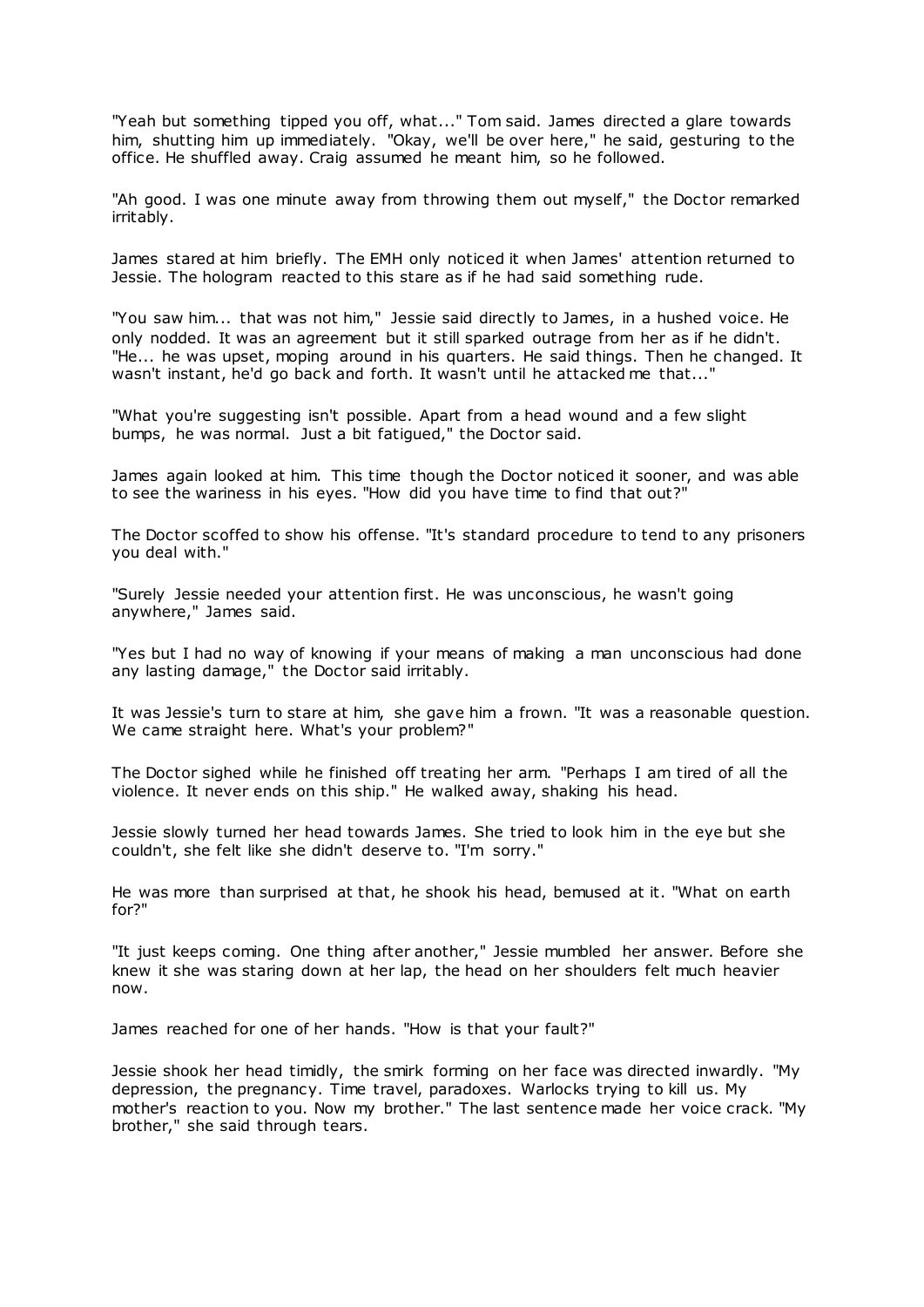"Yeah but something tipped you off, what..." Tom said. James directed a glare towards him, shutting him up immediately. "Okay, we'll be over here," he said, gesturing to the office. He shuffled away. Craig assumed he meant him, so he followed.

"Ah good. I was one minute away from throwing them out myself," the Doctor remarked irritably.

James stared at him briefly. The EMH only noticed it when James' attention returned to Jessie. The hologram reacted to this stare as if he had said something rude.

"You saw him... that was not him," Jessie said directly to James, in a hushed voice. He only nodded. It was an agreement but it still sparked outrage from her as if he didn't. "He... he was upset, moping around in his quarters. He said things. Then he changed. It wasn't instant, he'd go back and forth. It wasn't until he attacked me that..."

"What you're suggesting isn't possible. Apart from a head wound and a few slight bumps, he was normal. Just a bit fatigued," the Doctor said.

James again looked at him. This time though the Doctor noticed it sooner, and was able to see the wariness in his eyes. "How did you have time to find that out?"

The Doctor scoffed to show his offense. "It's standard procedure to tend to any prisoners you deal with."

"Surely Jessie needed your attention first. He was unconscious, he wasn't going anywhere," James said.

"Yes but I had no way of knowing if your means of making a man unconscious had done any lasting damage," the Doctor said irritably.

It was Jessie's turn to stare at him, she gave him a frown. "It was a reasonable question. We came straight here. What's your problem?"

The Doctor sighed while he finished off treating her arm. "Perhaps I am tired of all the violence. It never ends on this ship." He walked away, shaking his head.

Jessie slowly turned her head towards James. She tried to look him in the eye but she couldn't, she felt like she didn't deserve to. "I'm sorry."

He was more than surprised at that, he shook his head, bemused at it. "What on earth for?"

"It just keeps coming. One thing after another," Jessie mumbled her answer. Before she knew it she was staring down at her lap, the head on her shoulders felt much heavier now.

James reached for one of her hands. "How is that your fault?"

Jessie shook her head timidly, the smirk forming on her face was directed inwardly. "My depression, the pregnancy. Time travel, paradoxes. Warlocks trying to kill us. My mother's reaction to you. Now my brother." The last sentence made her voice crack. "My brother," she said through tears.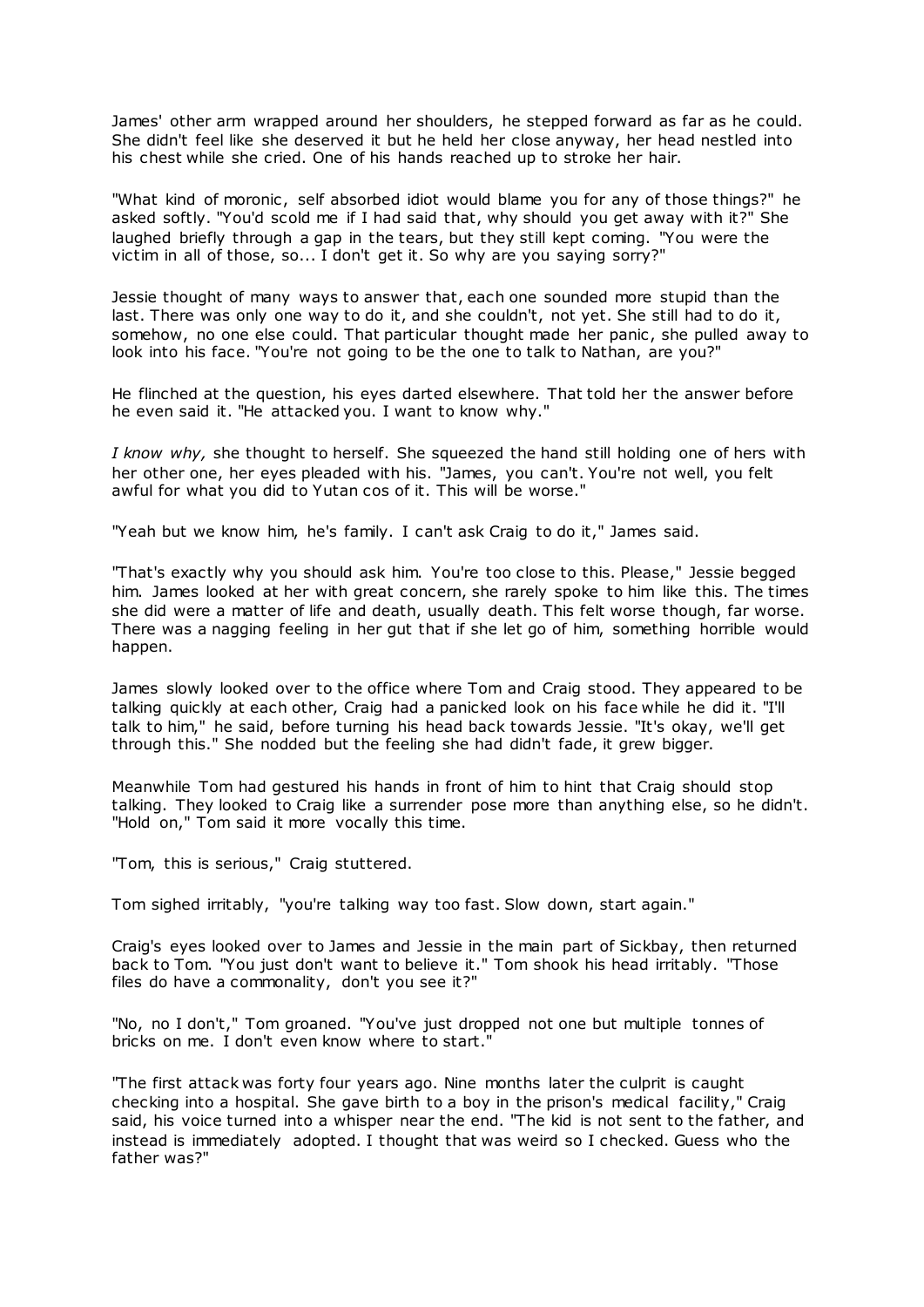James' other arm wrapped around her shoulders, he stepped forward as far as he could. She didn't feel like she deserved it but he held her close anyway, her head nestled into his chest while she cried. One of his hands reached up to stroke her hair.

"What kind of moronic, self absorbed idiot would blame you for any of those things?" he asked softly. "You'd scold me if I had said that, why should you get away with it?" She laughed briefly through a gap in the tears, but they still kept coming. "You were the victim in all of those, so... I don't get it. So why are you saying sorry?"

Jessie thought of many ways to answer that, each one sounded more stupid than the last. There was only one way to do it, and she couldn't, not yet. She still had to do it, somehow, no one else could. That particular thought made her panic, she pulled away to look into his face. "You're not going to be the one to talk to Nathan, are you?"

He flinched at the question, his eyes darted elsewhere. That told her the answer before he even said it. "He attacked you. I want to know why."

*I know why,* she thought to herself. She squeezed the hand still holding one of hers with her other one, her eyes pleaded with his. "James, you can't. You're not well, you felt awful for what you did to Yutan cos of it. This will be worse."

"Yeah but we know him, he's family. I can't ask Craig to do it," James said.

"That's exactly why you should ask him. You're too close to this. Please," Jessie begged him. James looked at her with great concern, she rarely spoke to him like this. The times she did were a matter of life and death, usually death. This felt worse though, far worse. There was a nagging feeling in her gut that if she let go of him, something horrible would happen.

James slowly looked over to the office where Tom and Craig stood. They appeared to be talking quickly at each other, Craig had a panicked look on his face while he did it. "I'll talk to him," he said, before turning his head back towards Jessie. "It's okay, we'll get through this." She nodded but the feeling she had didn't fade, it grew bigger.

Meanwhile Tom had gestured his hands in front of him to hint that Craig should stop talking. They looked to Craig like a surrender pose more than anything else, so he didn't. "Hold on," Tom said it more vocally this time.

"Tom, this is serious," Craig stuttered.

Tom sighed irritably, "you're talking way too fast. Slow down, start again."

Craig's eyes looked over to James and Jessie in the main part of Sickbay, then returned back to Tom. "You just don't want to believe it." Tom shook his head irritably. "Those files do have a commonality, don't you see it?"

"No, no I don't," Tom groaned. "You've just dropped not one but multiple tonnes of bricks on me. I don't even know where to start."

"The first attack was forty four years ago. Nine months later the culprit is caught checking into a hospital. She gave birth to a boy in the prison's medical facility," Craig said, his voice turned into a whisper near the end. "The kid is not sent to the father, and instead is immediately adopted. I thought that was weird so I checked. Guess who the father was?"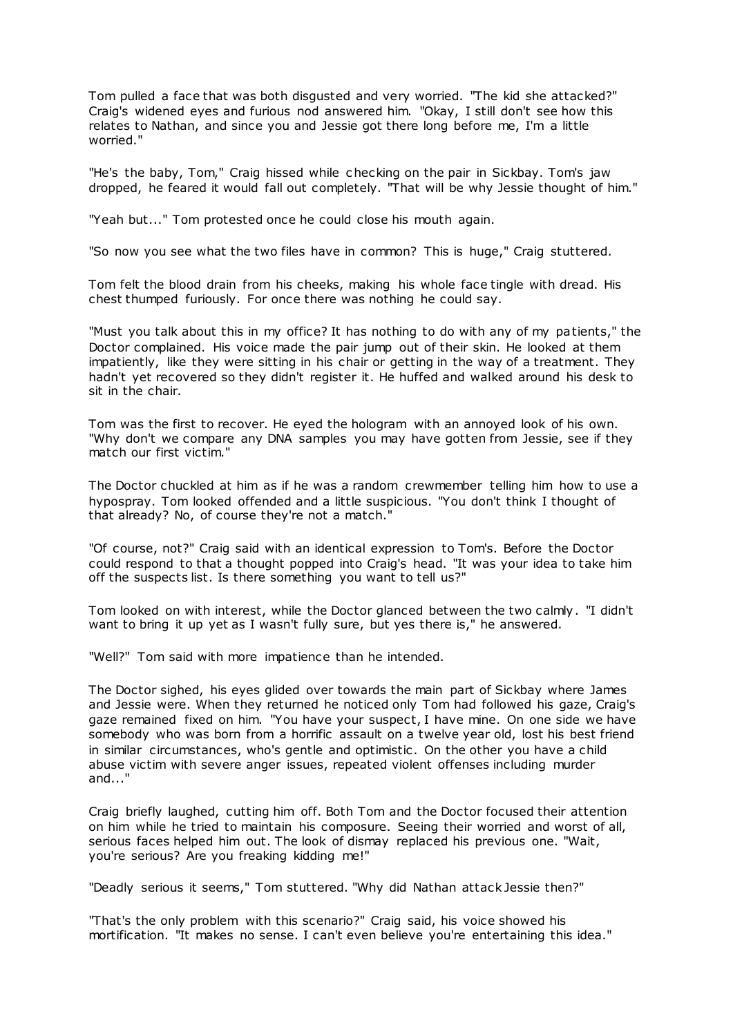Tom pulled a face that was both disgusted and very worried. "The kid she attacked?" Craig's widened eyes and furious nod answered him. "Okay, I still don't see how this relates to Nathan, and since you and Jessie got there long before me, I'm a little worried."

"He's the baby, Tom," Craig hissed while checking on the pair in Sickbay. Tom's jaw dropped, he feared it would fall out completely. "That will be why Jessie thought of him."

"Yeah but..." Tom protested once he could close his mouth again.

"So now you see what the two files have in common? This is huge," Craig stuttered.

Tom felt the blood drain from his cheeks, making his whole face tingle with dread. His chest thumped furiously. For once there was nothing he could say.

"Must you talk about this in my office? It has nothing to do with any of my patients," the Doctor complained. His voice made the pair jump out of their skin. He looked at them impatiently, like they were sitting in his chair or getting in the way of a treatment. They hadn't yet recovered so they didn't register it. He huffed and walked around his desk to sit in the chair.

Tom was the first to recover. He eyed the hologram with an annoyed look of his own. "Why don't we compare any DNA samples you may have gotten from Jessie, see if they match our first victim."

The Doctor chuckled at him as if he was a random crewmember telling him how to use a hypospray. Tom looked offended and a little suspicious. "You don't think I thought of that already? No, of course they're not a match."

"Of course, not?" Craig said with an identical expression to Tom's. Before the Doctor could respond to that a thought popped into Craig's head. "It was your idea to take him off the suspects list. Is there something you want to tell us?"

Tom looked on with interest, while the Doctor glanced between the two calmly. "I didn't want to bring it up yet as I wasn't fully sure, but yes there is," he answered.

"Well?" Tom said with more impatience than he intended.

The Doctor sighed, his eyes glided over towards the main part of Sickbay where James and Jessie were. When they returned he noticed only Tom had followed his gaze, Craig's gaze remained fixed on him. "You have your suspect, I have mine. On one side we have somebody who was born from a horrific assault on a twelve year old, lost his best friend in similar circumstances, who's gentle and optimistic. On the other you have a child abuse victim with severe anger issues, repeated violent offenses including murder and..."

Craig briefly laughed, cutting him off. Both Tom and the Doctor focused their attention on him while he tried to maintain his composure. Seeing their worried and worst of all, serious faces helped him out. The look of dismay replaced his previous one. "Wait, you're serious? Are you freaking kidding me!"

"Deadly serious it seems," Tom stuttered. "Why did Nathan attack Jessie then?"

"That's the only problem with this scenario?" Craig said, his voice showed his mortification. "It makes no sense. I can't even believe you're entertaining this idea."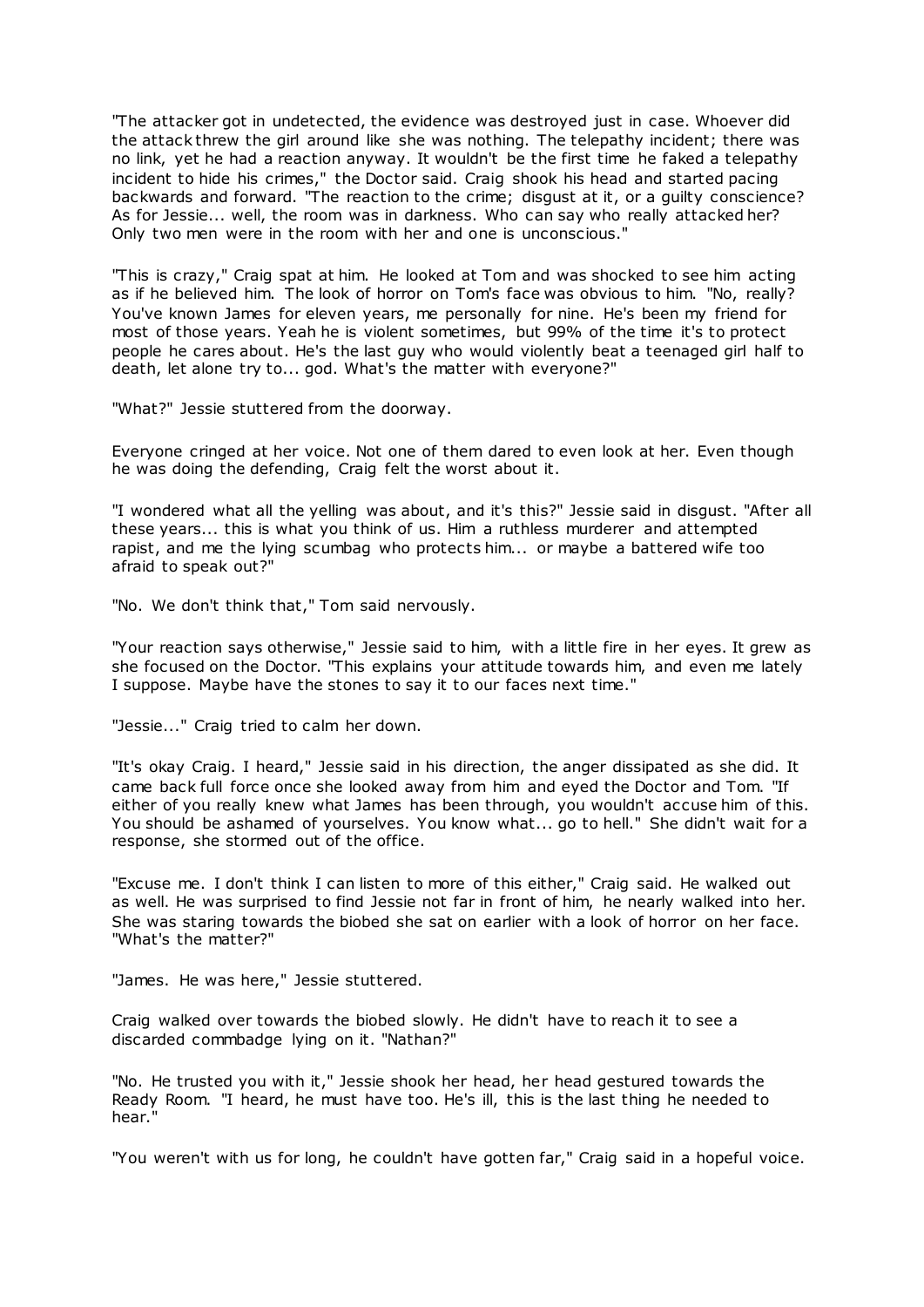"The attacker got in undetected, the evidence was destroyed just in case. Whoever did the attack threw the girl around like she was nothing. The telepathy incident; there was no link, yet he had a reaction anyway. It wouldn't be the first time he faked a telepathy incident to hide his crimes," the Doctor said. Craig shook his head and started pacing backwards and forward. "The reaction to the crime; disgust at it, or a guilty conscience? As for Jessie... well, the room was in darkness. Who can say who really attacked her? Only two men were in the room with her and one is unconscious."

"This is crazy," Craig spat at him. He looked at Tom and was shocked to see him acting as if he believed him. The look of horror on Tom's face was obvious to him. "No, really? You've known James for eleven years, me personally for nine. He's been my friend for most of those years. Yeah he is violent sometimes, but 99% of the time it's to protect people he cares about. He's the last guy who would violently beat a teenaged girl half to death, let alone try to... god. What's the matter with everyone?"

"What?" Jessie stuttered from the doorway.

Everyone cringed at her voice. Not one of them dared to even look at her. Even though he was doing the defending, Craig felt the worst about it.

"I wondered what all the yelling was about, and it's this?" Jessie said in disgust. "After all these years... this is what you think of us. Him a ruthless murderer and attempted rapist, and me the lying scumbag who protects him... or maybe a battered wife too afraid to speak out?"

"No. We don't think that," Tom said nervously.

"Your reaction says otherwise," Jessie said to him, with a little fire in her eyes. It grew as she focused on the Doctor. "This explains your attitude towards him, and even me lately I suppose. Maybe have the stones to say it to our faces next time."

"Jessie..." Craig tried to calm her down.

"It's okay Craig. I heard," Jessie said in his direction, the anger dissipated as she did. It came back full force once she looked away from him and eyed the Doctor and Tom. "If either of you really knew what James has been through, you wouldn't accuse him of this. You should be ashamed of yourselves. You know what... go to hell." She didn't wait for a response, she stormed out of the office.

"Excuse me. I don't think I can listen to more of this either," Craig said. He walked out as well. He was surprised to find Jessie not far in front of him, he nearly walked into her. She was staring towards the biobed she sat on earlier with a look of horror on her face. "What's the matter?"

"James. He was here," Jessie stuttered.

Craig walked over towards the biobed slowly. He didn't have to reach it to see a discarded commbadge lying on it. "Nathan?"

"No. He trusted you with it," Jessie shook her head, her head gestured towards the Ready Room. "I heard, he must have too. He's ill, this is the last thing he needed to hear."

"You weren't with us for long, he couldn't have gotten far," Craig said in a hopeful voice.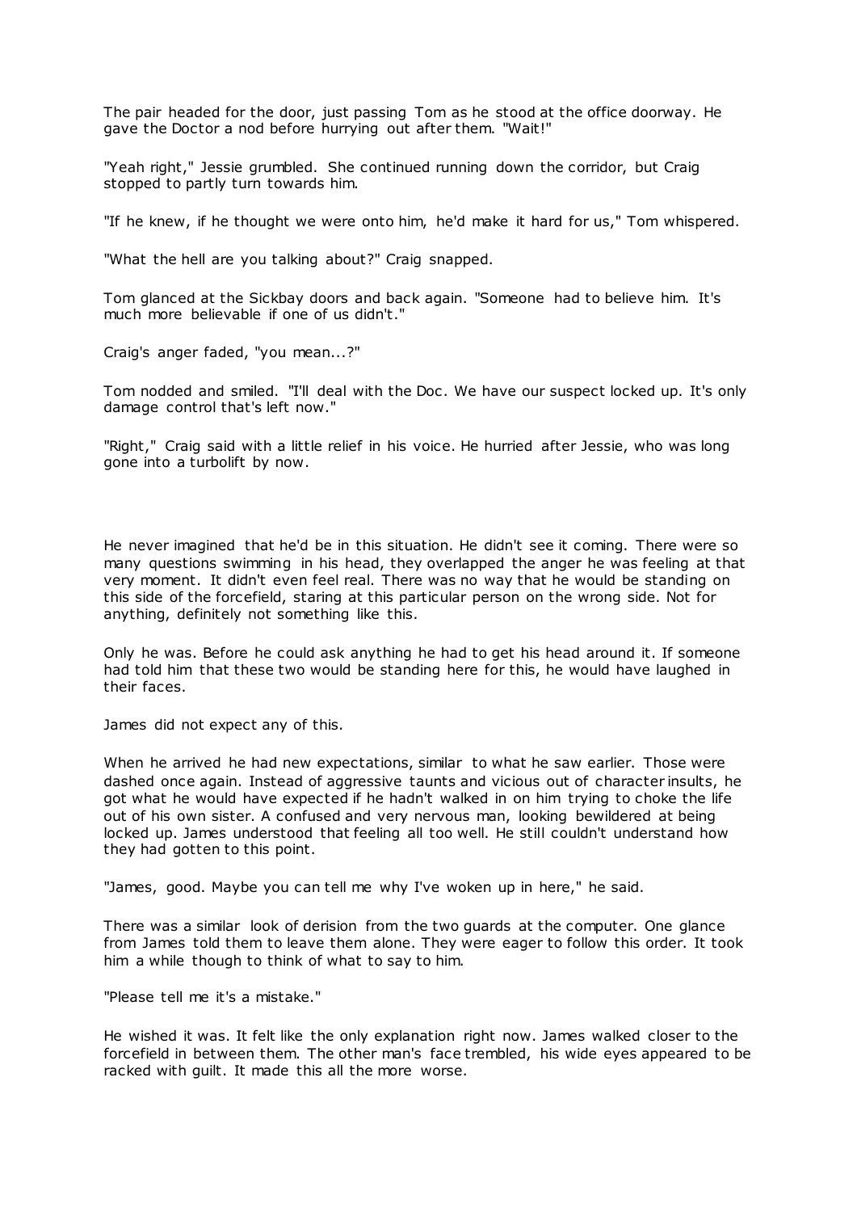The pair headed for the door, just passing Tom as he stood at the office doorway. He gave the Doctor a nod before hurrying out after them. "Wait!"

"Yeah right," Jessie grumbled. She continued running down the corridor, but Craig stopped to partly turn towards him.

"If he knew, if he thought we were onto him, he'd make it hard for us," Tom whispered.

"What the hell are you talking about?" Craig snapped.

Tom glanced at the Sickbay doors and back again. "Someone had to believe him. It's much more believable if one of us didn't."

Craig's anger faded, "you mean...?"

Tom nodded and smiled. "I'll deal with the Doc. We have our suspect locked up. It's only damage control that's left now."

"Right," Craig said with a little relief in his voice. He hurried after Jessie, who was long gone into a turbolift by now.

He never imagined that he'd be in this situation. He didn't see it coming. There were so many questions swimming in his head, they overlapped the anger he was feeling at that very moment. It didn't even feel real. There was no way that he would be standing on this side of the forcefield, staring at this particular person on the wrong side. Not for anything, definitely not something like this.

Only he was. Before he could ask anything he had to get his head around it. If someone had told him that these two would be standing here for this, he would have laughed in their faces.

James did not expect any of this.

When he arrived he had new expectations, similar to what he saw earlier. Those were dashed once again. Instead of aggressive taunts and vicious out of character insults, he got what he would have expected if he hadn't walked in on him trying to choke the life out of his own sister. A confused and very nervous man, looking bewildered at being locked up. James understood that feeling all too well. He still couldn't understand how they had gotten to this point.

"James, good. Maybe you can tell me why I've woken up in here," he said.

There was a similar look of derision from the two guards at the computer. One glance from James told them to leave them alone. They were eager to follow this order. It took him a while though to think of what to say to him.

"Please tell me it's a mistake."

He wished it was. It felt like the only explanation right now. James walked closer to the forcefield in between them. The other man's face trembled, his wide eyes appeared to be racked with guilt. It made this all the more worse.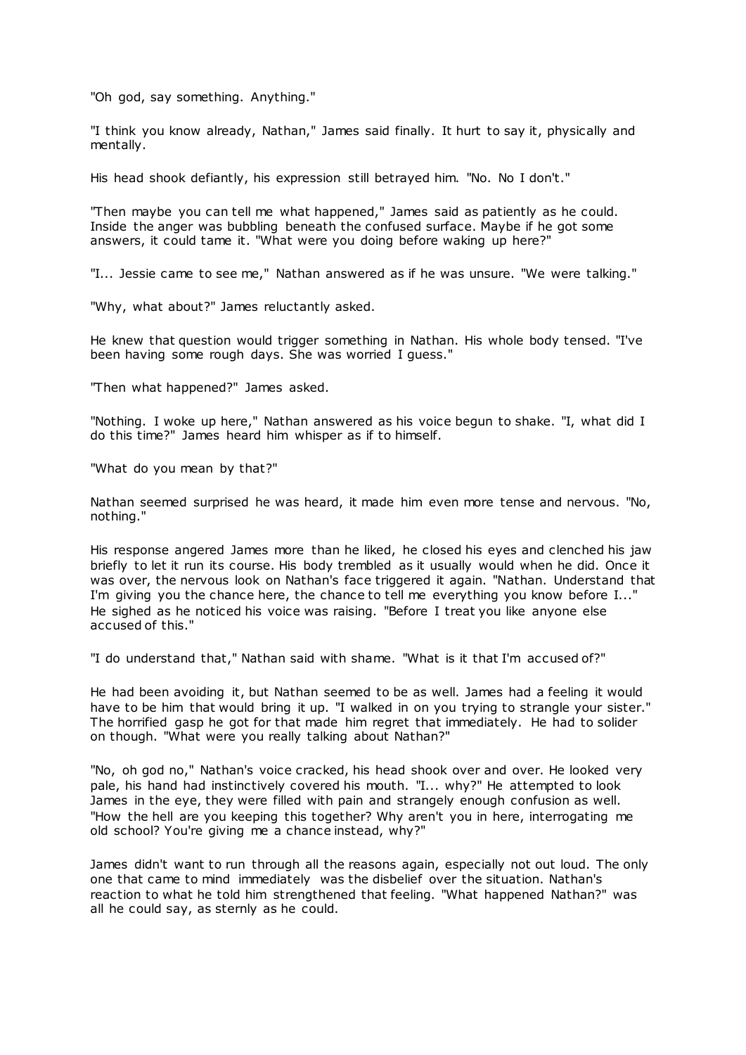"Oh god, say something. Anything."

"I think you know already, Nathan," James said finally. It hurt to say it, physically and mentally.

His head shook defiantly, his expression still betrayed him. "No. No I don't."

"Then maybe you can tell me what happened," James said as patiently as he could. Inside the anger was bubbling beneath the confused surface. Maybe if he got some answers, it could tame it. "What were you doing before waking up here?"

"I... Jessie came to see me," Nathan answered as if he was unsure. "We were talking."

"Why, what about?" James reluctantly asked.

He knew that question would trigger something in Nathan. His whole body tensed. "I've been having some rough days. She was worried I guess."

"Then what happened?" James asked.

"Nothing. I woke up here," Nathan answered as his voice begun to shake. "I, what did I do this time?" James heard him whisper as if to himself.

"What do you mean by that?"

Nathan seemed surprised he was heard, it made him even more tense and nervous. "No, nothing."

His response angered James more than he liked, he closed his eyes and clenched his jaw briefly to let it run its course. His body trembled as it usually would when he did. Once it was over, the nervous look on Nathan's face triggered it again. "Nathan. Understand that I'm giving you the chance here, the chance to tell me everything you know before I..." He sighed as he noticed his voice was raising. "Before I treat you like anyone else accused of this."

"I do understand that," Nathan said with shame. "What is it that I'm accused of?"

He had been avoiding it, but Nathan seemed to be as well. James had a feeling it would have to be him that would bring it up. "I walked in on you trying to strangle your sister." The horrified gasp he got for that made him regret that immediately. He had to solider on though. "What were you really talking about Nathan?"

"No, oh god no," Nathan's voice cracked, his head shook over and over. He looked very pale, his hand had instinctively covered his mouth. "I... why?" He attempted to look James in the eye, they were filled with pain and strangely enough confusion as well. "How the hell are you keeping this together? Why aren't you in here, interrogating me old school? You're giving me a chance instead, why?"

James didn't want to run through all the reasons again, especially not out loud. The only one that came to mind immediately was the disbelief over the situation. Nathan's reaction to what he told him strengthened that feeling. "What happened Nathan?" was all he could say, as sternly as he could.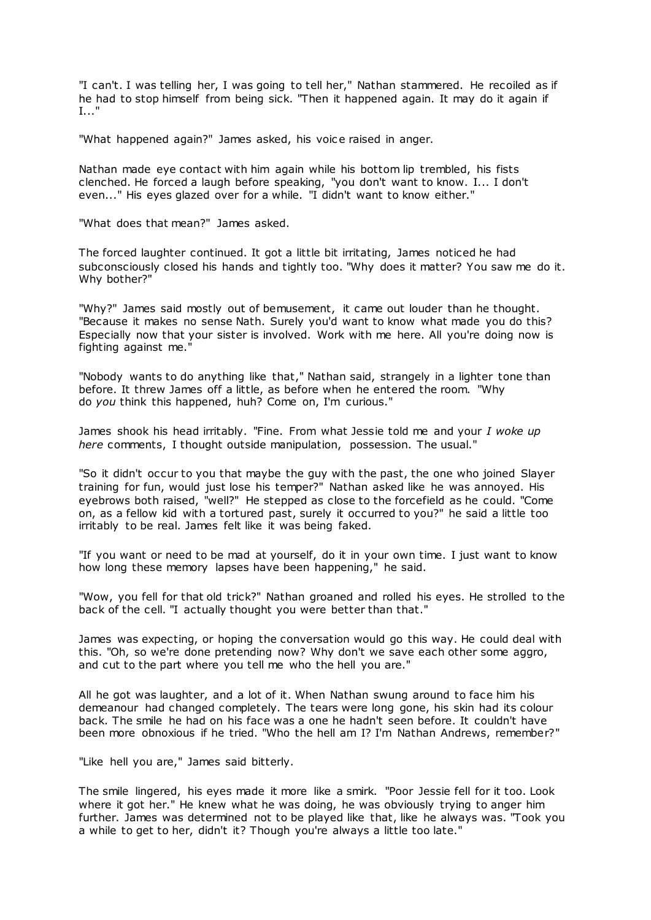"I can't. I was telling her, I was going to tell her," Nathan stammered. He recoiled as if he had to stop himself from being sick. "Then it happened again. It may do it again if I..."

"What happened again?" James asked, his voice raised in anger.

Nathan made eye contact with him again while his bottom lip trembled, his fists clenched. He forced a laugh before speaking, "you don't want to know. I... I don't even..." His eyes glazed over for a while. "I didn't want to know either."

"What does that mean?" James asked.

The forced laughter continued. It got a little bit irritating, James noticed he had subconsciously closed his hands and tightly too. "Why does it matter? You saw me do it. Why bother?"

"Why?" James said mostly out of bemusement, it came out louder than he thought. "Because it makes no sense Nath. Surely you'd want to know what made you do this? Especially now that your sister is involved. Work with me here. All you're doing now is fighting against me."

"Nobody wants to do anything like that," Nathan said, strangely in a lighter tone than before. It threw James off a little, as before when he entered the room. "Why do *you* think this happened, huh? Come on, I'm curious."

James shook his head irritably. "Fine. From what Jessie told me and your *I woke up here* comments, I thought outside manipulation, possession. The usual."

"So it didn't occur to you that maybe the guy with the past, the one who joined Slayer training for fun, would just lose his temper?" Nathan asked like he was annoyed. His eyebrows both raised, "well?" He stepped as close to the forcefield as he could. "Come on, as a fellow kid with a tortured past, surely it occurred to you?" he said a little too irritably to be real. James felt like it was being faked.

"If you want or need to be mad at yourself, do it in your own time. I just want to know how long these memory lapses have been happening," he said.

"Wow, you fell for that old trick?" Nathan groaned and rolled his eyes. He strolled to the back of the cell. "I actually thought you were better than that."

James was expecting, or hoping the conversation would go this way. He could deal with this. "Oh, so we're done pretending now? Why don't we save each other some aggro, and cut to the part where you tell me who the hell you are."

All he got was laughter, and a lot of it. When Nathan swung around to face him his demeanour had changed completely. The tears were long gone, his skin had its colour back. The smile he had on his face was a one he hadn't seen before. It couldn't have been more obnoxious if he tried. "Who the hell am I? I'm Nathan Andrews, remember?"

"Like hell you are," James said bitterly.

The smile lingered, his eyes made it more like a smirk. "Poor Jessie fell for it too. Look where it got her." He knew what he was doing, he was obviously trying to anger him further. James was determined not to be played like that, like he always was. "Took you a while to get to her, didn't it? Though you're always a little too late."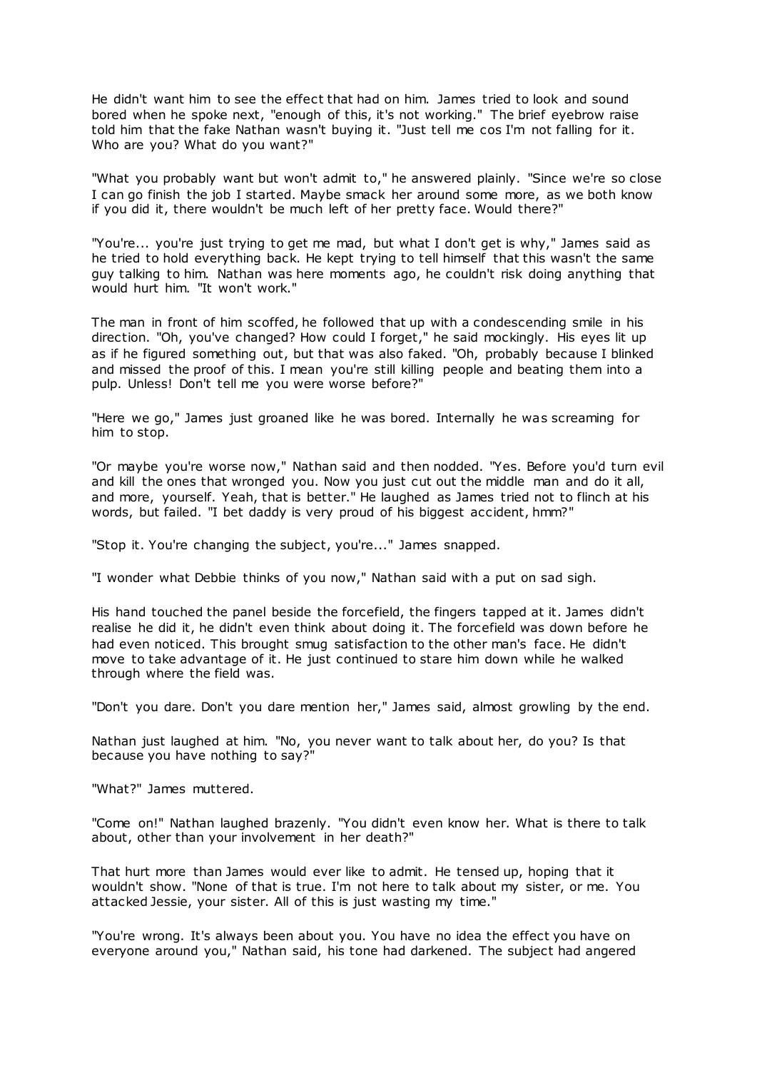He didn't want him to see the effect that had on him. James tried to look and sound bored when he spoke next, "enough of this, it's not working." The brief eyebrow raise told him that the fake Nathan wasn't buying it. "Just tell me cos I'm not falling for it. Who are you? What do you want?"

"What you probably want but won't admit to," he answered plainly. "Since we're so close I can go finish the job I started. Maybe smack her around some more, as we both know if you did it, there wouldn't be much left of her pretty face. Would there?"

"You're... you're just trying to get me mad, but what I don't get is why," James said as he tried to hold everything back. He kept trying to tell himself that this wasn't the same guy talking to him. Nathan was here moments ago, he couldn't risk doing anything that would hurt him. "It won't work."

The man in front of him scoffed, he followed that up with a condescending smile in his direction. "Oh, you've changed? How could I forget," he said mockingly. His eyes lit up as if he figured something out, but that was also faked. "Oh, probably because I blinked and missed the proof of this. I mean you're still killing people and beating them into a pulp. Unless! Don't tell me you were worse before?"

"Here we go," James just groaned like he was bored. Internally he was screaming for him to stop.

"Or maybe you're worse now," Nathan said and then nodded. "Yes. Before you'd turn evil and kill the ones that wronged you. Now you just cut out the middle man and do it all, and more, yourself. Yeah, that is better." He laughed as James tried not to flinch at his words, but failed. "I bet daddy is very proud of his biggest accident, hmm?"

"Stop it. You're changing the subject, you're..." James snapped.

"I wonder what Debbie thinks of you now," Nathan said with a put on sad sigh.

His hand touched the panel beside the forcefield, the fingers tapped at it. James didn't realise he did it, he didn't even think about doing it. The forcefield was down before he had even noticed. This brought smug satisfaction to the other man's face. He didn't move to take advantage of it. He just continued to stare him down while he walked through where the field was.

"Don't you dare. Don't you dare mention her," James said, almost growling by the end.

Nathan just laughed at him. "No, you never want to talk about her, do you? Is that because you have nothing to say?"

"What?" James muttered.

"Come on!" Nathan laughed brazenly. "You didn't even know her. What is there to talk about, other than your involvement in her death?"

That hurt more than James would ever like to admit. He tensed up, hoping that it wouldn't show. "None of that is true. I'm not here to talk about my sister, or me. You attacked Jessie, your sister. All of this is just wasting my time."

"You're wrong. It's always been about you. You have no idea the effect you have on everyone around you," Nathan said, his tone had darkened. The subject had angered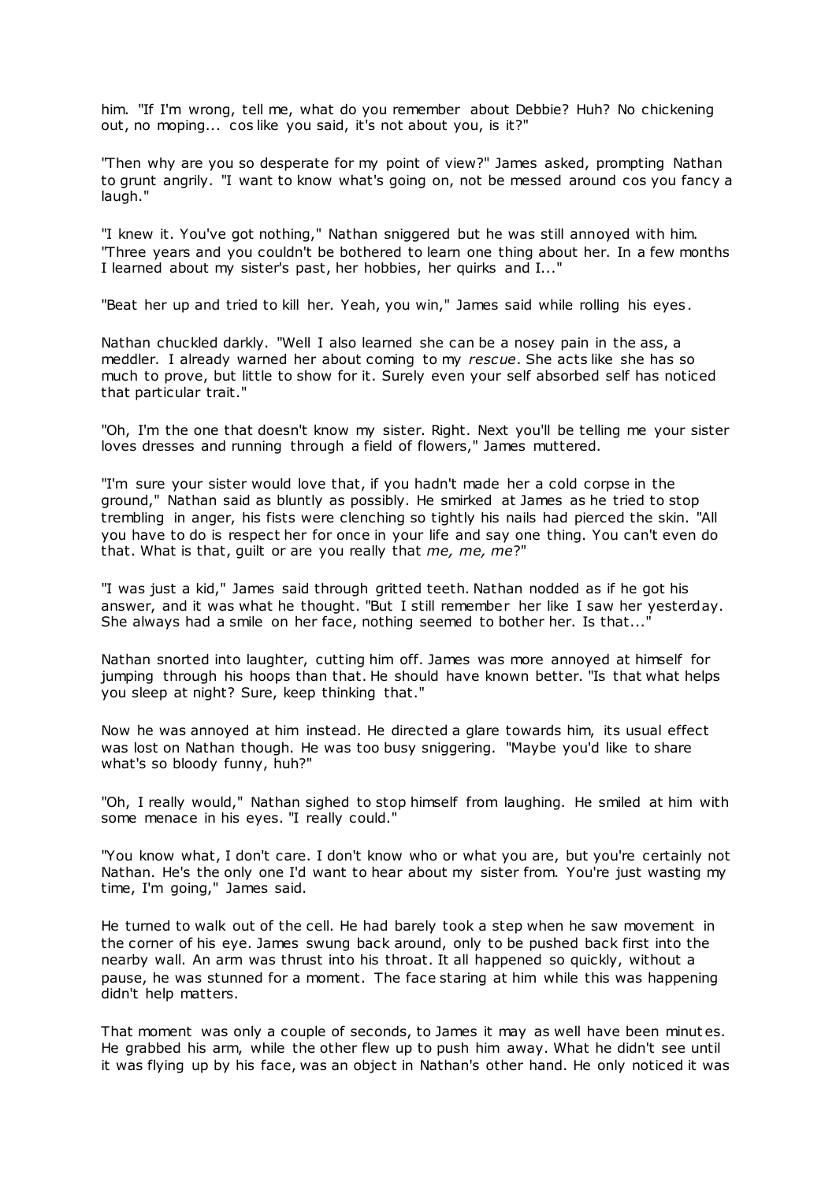him. "If I'm wrong, tell me, what do you remember about Debbie? Huh? No chickening out, no moping... cos like you said, it's not about you, is it?"

"Then why are you so desperate for my point of view?" James asked, prompting Nathan to grunt angrily. "I want to know what's going on, not be messed around cos you fancy a laugh."

"I knew it. You've got nothing," Nathan sniggered but he was still annoyed with him. "Three years and you couldn't be bothered to learn one thing about her. In a few months I learned about my sister's past, her hobbies, her quirks and I..."

"Beat her up and tried to kill her. Yeah, you win," James said while rolling his eyes.

Nathan chuckled darkly. "Well I also learned she can be a nosey pain in the ass, a meddler. I already warned her about coming to my *rescue*. She acts like she has so much to prove, but little to show for it. Surely even your self absorbed self has noticed that particular trait."

"Oh, I'm the one that doesn't know my sister. Right. Next you'll be telling me your sister loves dresses and running through a field of flowers," James muttered.

"I'm sure your sister would love that, if you hadn't made her a cold corpse in the ground," Nathan said as bluntly as possibly. He smirked at James as he tried to stop trembling in anger, his fists were clenching so tightly his nails had pierced the skin. "All you have to do is respect her for once in your life and say one thing. You can't even do that. What is that, guilt or are you really that *me, me, me*?"

"I was just a kid," James said through gritted teeth. Nathan nodded as if he got his answer, and it was what he thought. "But I still remember her like I saw her yesterday. She always had a smile on her face, nothing seemed to bother her. Is that..."

Nathan snorted into laughter, cutting him off. James was more annoyed at himself for jumping through his hoops than that. He should have known better. "Is that what helps you sleep at night? Sure, keep thinking that."

Now he was annoyed at him instead. He directed a glare towards him, its usual effect was lost on Nathan though. He was too busy sniggering. "Maybe you'd like to share what's so bloody funny, huh?"

"Oh, I really would," Nathan sighed to stop himself from laughing. He smiled at him with some menace in his eyes. "I really could."

"You know what, I don't care. I don't know who or what you are, but you're certainly not Nathan. He's the only one I'd want to hear about my sister from. You're just wasting my time, I'm going," James said.

He turned to walk out of the cell. He had barely took a step when he saw movement in the corner of his eye. James swung back around, only to be pushed back first into the nearby wall. An arm was thrust into his throat. It all happened so quickly, without a pause, he was stunned for a moment. The face staring at him while this was happening didn't help matters.

That moment was only a couple of seconds, to James it may as well have been minutes. He grabbed his arm, while the other flew up to push him away. What he didn't see until it was flying up by his face, was an object in Nathan's other hand. He only noticed it was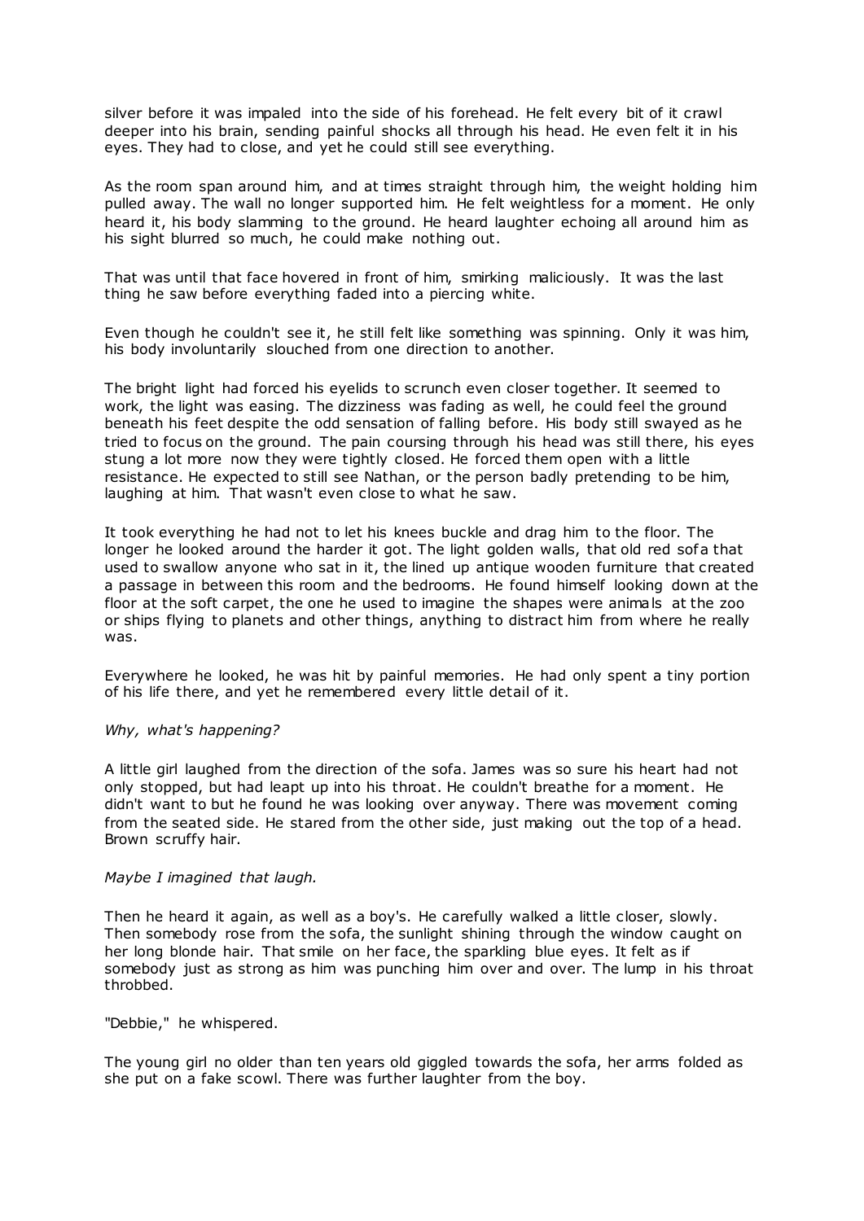silver before it was impaled into the side of his forehead. He felt every bit of it crawl deeper into his brain, sending painful shocks all through his head. He even felt it in his eyes. They had to close, and yet he could still see everything.

As the room span around him, and at times straight through him, the weight holding him pulled away. The wall no longer supported him. He felt weightless for a moment. He only heard it, his body slamming to the ground. He heard laughter echoing all around him as his sight blurred so much, he could make nothing out.

That was until that face hovered in front of him, smirking maliciously. It was the last thing he saw before everything faded into a piercing white.

Even though he couldn't see it, he still felt like something was spinning. Only it was him, his body involuntarily slouched from one direction to another.

The bright light had forced his eyelids to scrunch even closer together. It seemed to work, the light was easing. The dizziness was fading as well, he could feel the ground beneath his feet despite the odd sensation of falling before. His body still swayed as he tried to focus on the ground. The pain coursing through his head was still there, his eyes stung a lot more now they were tightly closed. He forced them open with a little resistance. He expected to still see Nathan, or the person badly pretending to be him, laughing at him. That wasn't even close to what he saw.

It took everything he had not to let his knees buckle and drag him to the floor. The longer he looked around the harder it got. The light golden walls, that old red sofa that used to swallow anyone who sat in it, the lined up antique wooden furniture that created a passage in between this room and the bedrooms. He found himself looking down at the floor at the soft carpet, the one he used to imagine the shapes were animals at the zoo or ships flying to planets and other things, anything to distract him from where he really was.

Everywhere he looked, he was hit by painful memories. He had only spent a tiny portion of his life there, and yet he remembered every little detail of it.

*Why, what's happening?*

A little girl laughed from the direction of the sofa. James was so sure his heart had not only stopped, but had leapt up into his throat. He couldn't breathe for a moment. He didn't want to but he found he was looking over anyway. There was movement coming from the seated side. He stared from the other side, just making out the top of a head. Brown scruffy hair.

*Maybe I imagined that laugh.*

Then he heard it again, as well as a boy's. He carefully walked a little closer, slowly. Then somebody rose from the sofa, the sunlight shining through the window caught on her long blonde hair. That smile on her face, the sparkling blue eyes. It felt as if somebody just as strong as him was punching him over and over. The lump in his throat throbbed.

"Debbie," he whispered.

The young girl no older than ten years old giggled towards the sofa, her arms folded as she put on a fake scowl. There was further laughter from the boy.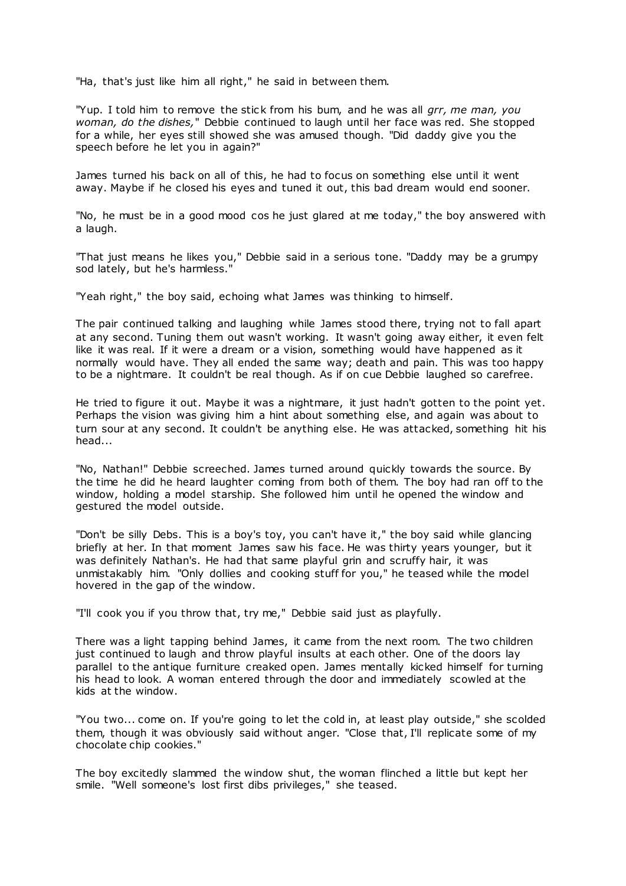"Ha, that's just like him all right," he said in between them.

"Yup. I told him to remove the stick from his bum, and he was all *grr, me man, you woman, do the dishes,*" Debbie continued to laugh until her face was red. She stopped for a while, her eyes still showed she was amused though. "Did daddy give you the speech before he let you in again?"

James turned his back on all of this, he had to focus on something else until it went away. Maybe if he closed his eyes and tuned it out, this bad dream would end sooner.

"No, he must be in a good mood cos he just glared at me today," the boy answered with a laugh.

"That just means he likes you," Debbie said in a serious tone. "Daddy may be a grumpy sod lately, but he's harmless."

"Yeah right," the boy said, echoing what James was thinking to himself.

The pair continued talking and laughing while James stood there, trying not to fall apart at any second. Tuning them out wasn't working. It wasn't going away either, it even felt like it was real. If it were a dream or a vision, something would have happened as it normally would have. They all ended the same way; death and pain. This was too happy to be a nightmare. It couldn't be real though. As if on cue Debbie laughed so carefree.

He tried to figure it out. Maybe it was a nightmare, it just hadn't gotten to the point yet. Perhaps the vision was giving him a hint about something else, and again was about to turn sour at any second. It couldn't be anything else. He was attacked, something hit his head...

"No, Nathan!" Debbie screeched. James turned around quickly towards the source. By the time he did he heard laughter coming from both of them. The boy had ran off to the window, holding a model starship. She followed him until he opened the window and gestured the model outside.

"Don't be silly Debs. This is a boy's toy, you can't have it," the boy said while glancing briefly at her. In that moment James saw his face. He was thirty years younger, but it was definitely Nathan's. He had that same playful grin and scruffy hair, it was unmistakably him. "Only dollies and cooking stuff for you," he teased while the model hovered in the gap of the window.

"I'll cook you if you throw that, try me," Debbie said just as playfully.

There was a light tapping behind James, it came from the next room. The two children just continued to laugh and throw playful insults at each other. One of the doors lay parallel to the antique furniture creaked open. James mentally kicked himself for turning his head to look. A woman entered through the door and immediately scowled at the kids at the window.

"You two... come on. If you're going to let the cold in, at least play outside," she scolded them, though it was obviously said without anger. "Close that, I'll replicate some of my chocolate chip cookies."

The boy excitedly slammed the window shut, the woman flinched a little but kept her smile. "Well someone's lost first dibs privileges," she teased.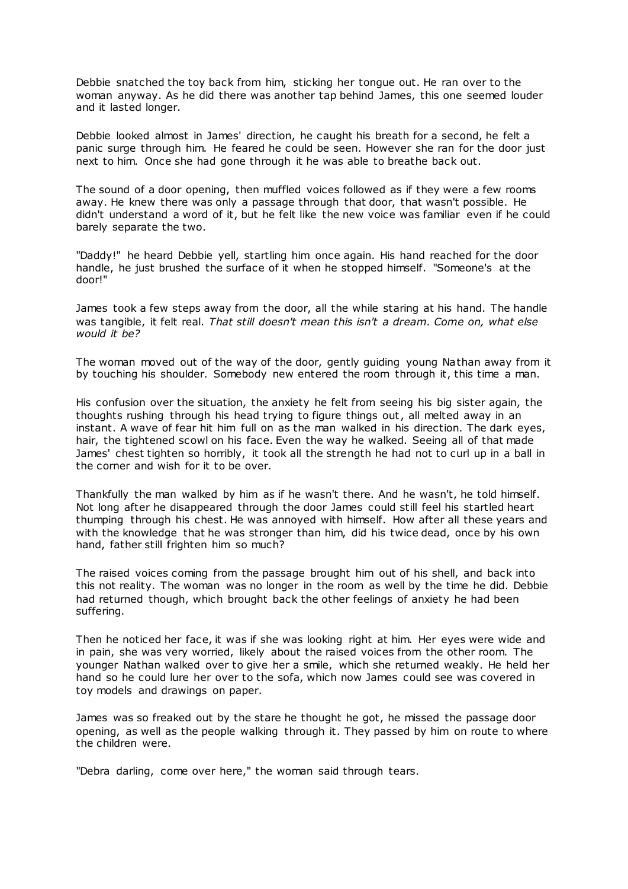Debbie snatched the toy back from him, sticking her tongue out. He ran over to the woman anyway. As he did there was another tap behind James, this one seemed louder and it lasted longer.

Debbie looked almost in James' direction, he caught his breath for a second, he felt a panic surge through him. He feared he could be seen. However she ran for the door just next to him. Once she had gone through it he was able to breathe back out.

The sound of a door opening, then muffled voices followed as if they were a few rooms away. He knew there was only a passage through that door, that wasn't possible. He didn't understand a word of it, but he felt like the new voice was familiar even if he could barely separate the two.

"Daddy!" he heard Debbie yell, startling him once again. His hand reached for the door handle, he just brushed the surface of it when he stopped himself. "Someone's at the door!"

James took a few steps away from the door, all the while staring at his hand. The handle was tangible, it felt real. *That still doesn't mean this isn't a dream. Come on, what else would it be?*

The woman moved out of the way of the door, gently guiding young Nathan away from it by touching his shoulder. Somebody new entered the room through it, this time a man.

His confusion over the situation, the anxiety he felt from seeing his big sister again, the thoughts rushing through his head trying to figure things out, all melted away in an instant. A wave of fear hit him full on as the man walked in his direction. The dark eyes, hair, the tightened scowl on his face. Even the way he walked. Seeing all of that made James' chest tighten so horribly, it took all the strength he had not to curl up in a ball in the corner and wish for it to be over.

Thankfully the man walked by him as if he wasn't there. And he wasn't, he told himself. Not long after he disappeared through the door James could still feel his startled heart thumping through his chest. He was annoyed with himself. How after all these years and with the knowledge that he was stronger than him, did his twice dead, once by his own hand, father still frighten him so much?

The raised voices coming from the passage brought him out of his shell, and back into this not reality. The woman was no longer in the room as well by the time he did. Debbie had returned though, which brought back the other feelings of anxiety he had been suffering.

Then he noticed her face, it was if she was looking right at him. Her eyes were wide and in pain, she was very worried, likely about the raised voices from the other room. The younger Nathan walked over to give her a smile, which she returned weakly. He held her hand so he could lure her over to the sofa, which now James could see was covered in toy models and drawings on paper.

James was so freaked out by the stare he thought he got, he missed the passage door opening, as well as the people walking through it. They passed by him on route to where the children were.

"Debra darling, come over here," the woman said through tears.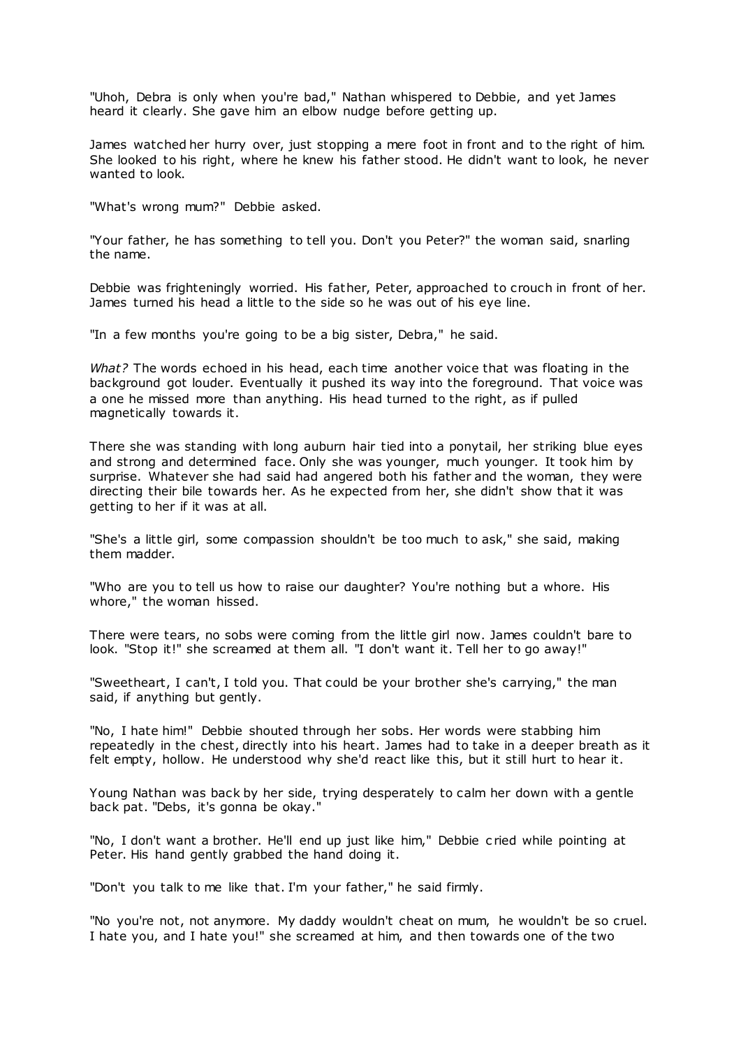"Uhoh, Debra is only when you're bad," Nathan whispered to Debbie, and yet James heard it clearly. She gave him an elbow nudge before getting up.

James watched her hurry over, just stopping a mere foot in front and to the right of him. She looked to his right, where he knew his father stood. He didn't want to look, he never wanted to look.

"What's wrong mum?" Debbie asked.

"Your father, he has something to tell you. Don't you Peter?" the woman said, snarling the name.

Debbie was frighteningly worried. His father, Peter, approached to crouch in front of her. James turned his head a little to the side so he was out of his eye line.

"In a few months you're going to be a big sister, Debra," he said.

*What?* The words echoed in his head, each time another voice that was floating in the background got louder. Eventually it pushed its way into the foreground. That voice was a one he missed more than anything. His head turned to the right, as if pulled magnetically towards it.

There she was standing with long auburn hair tied into a ponytail, her striking blue eyes and strong and determined face. Only she was younger, much younger. It took him by surprise. Whatever she had said had angered both his father and the woman, they were directing their bile towards her. As he expected from her, she didn't show that it was getting to her if it was at all.

"She's a little girl, some compassion shouldn't be too much to ask," she said, making them madder.

"Who are you to tell us how to raise our daughter? You're nothing but a whore. His whore," the woman hissed.

There were tears, no sobs were coming from the little girl now. James couldn't bare to look. "Stop it!" she screamed at them all. "I don't want it. Tell her to go away!"

"Sweetheart, I can't, I told you. That could be your brother she's carrying," the man said, if anything but gently.

"No, I hate him!" Debbie shouted through her sobs. Her words were stabbing him repeatedly in the chest, directly into his heart. James had to take in a deeper breath as it felt empty, hollow. He understood why she'd react like this, but it still hurt to hear it.

Young Nathan was back by her side, trying desperately to calm her down with a gentle back pat. "Debs, it's gonna be okay."

"No, I don't want a brother. He'll end up just like him," Debbie cried while pointing at Peter. His hand gently grabbed the hand doing it.

"Don't you talk to me like that. I'm your father," he said firmly.

"No you're not, not anymore. My daddy wouldn't cheat on mum, he wouldn't be so cruel. I hate you, and I hate you!" she screamed at him, and then towards one of the two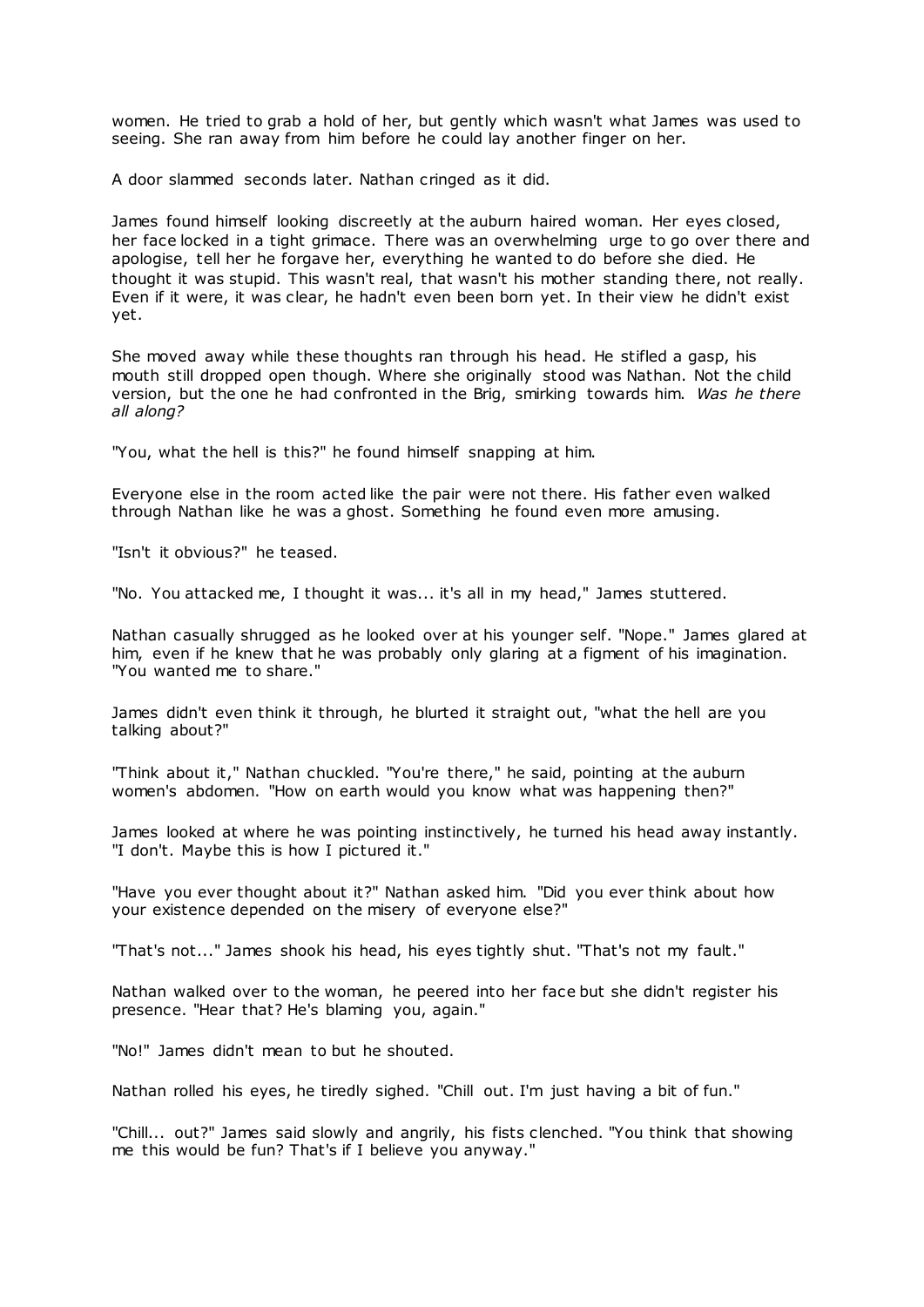women. He tried to grab a hold of her, but gently which wasn't what James was used to seeing. She ran away from him before he could lay another finger on her.

A door slammed seconds later. Nathan cringed as it did.

James found himself looking discreetly at the auburn haired woman. Her eyes closed, her face locked in a tight grimace. There was an overwhelming urge to go over there and apologise, tell her he forgave her, everything he wanted to do before she died. He thought it was stupid. This wasn't real, that wasn't his mother standing there, not really. Even if it were, it was clear, he hadn't even been born yet. In their view he didn't exist yet.

She moved away while these thoughts ran through his head. He stifled a gasp, his mouth still dropped open though. Where she originally stood was Nathan. Not the child version, but the one he had confronted in the Brig, smirking towards him. *Was he there all along?*

"You, what the hell is this?" he found himself snapping at him.

Everyone else in the room acted like the pair were not there. His father even walked through Nathan like he was a ghost. Something he found even more amusing.

"Isn't it obvious?" he teased.

"No. You attacked me, I thought it was... it's all in my head," James stuttered.

Nathan casually shrugged as he looked over at his younger self. "Nope." James glared at him, even if he knew that he was probably only glaring at a figment of his imagination. "You wanted me to share."

James didn't even think it through, he blurted it straight out, "what the hell are you talking about?"

"Think about it," Nathan chuckled. "You're there," he said, pointing at the auburn women's abdomen. "How on earth would you know what was happening then?"

James looked at where he was pointing instinctively, he turned his head away instantly. "I don't. Maybe this is how I pictured it."

"Have you ever thought about it?" Nathan asked him. "Did you ever think about how your existence depended on the misery of everyone else?"

"That's not..." James shook his head, his eyes tightly shut. "That's not my fault."

Nathan walked over to the woman, he peered into her face but she didn't register his presence. "Hear that? He's blaming you, again."

"No!" James didn't mean to but he shouted.

Nathan rolled his eyes, he tiredly sighed. "Chill out. I'm just having a bit of fun."

"Chill... out?" James said slowly and angrily, his fists clenched. "You think that showing me this would be fun? That's if I believe you anyway."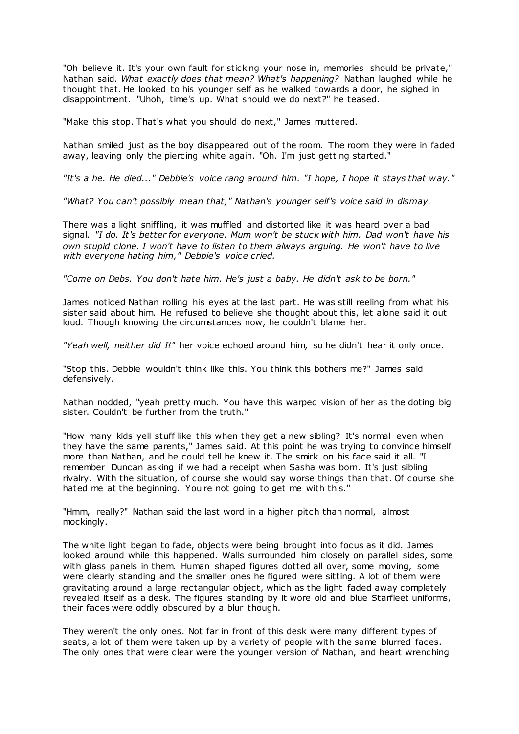"Oh believe it. It's your own fault for sticking your nose in, memories should be private," Nathan said. *What exactly does that mean? What's happening?* Nathan laughed while he thought that. He looked to his younger self as he walked towards a door, he sighed in disappointment. "Uhoh, time's up. What should we do next?" he teased.

"Make this stop. That's what you should do next," James muttered.

Nathan smiled just as the boy disappeared out of the room. The room they were in faded away, leaving only the piercing white again. "Oh. I'm just getting started."

*"It's a he. He died..." Debbie's voice rang around him. "I hope, I hope it stays that way."*

*"What? You can't possibly mean that," Nathan's younger self's voice said in dismay.*

There was a light sniffling, it was muffled and distorted like it was heard over a bad signal. *"I do. It's better for everyone. Mum won't be stuck with him. Dad won't have his own stupid clone. I won't have to listen to them always arguing. He won't have to live with everyone hating him," Debbie's voice cried.*

*"Come on Debs. You don't hate him. He's just a baby. He didn't ask to be born."*

James noticed Nathan rolling his eyes at the last part. He was still reeling from what his sister said about him. He refused to believe she thought about this, let alone said it out loud. Though knowing the circumstances now, he couldn't blame her.

*"Yeah well, neither did I!"* her voice echoed around him, so he didn't hear it only once.

"Stop this. Debbie wouldn't think like this. You think this bothers me?" James said defensively.

Nathan nodded, "yeah pretty much. You have this warped vision of her as the doting big sister. Couldn't be further from the truth."

"How many kids yell stuff like this when they get a new sibling? It's normal even when they have the same parents," James said. At this point he was trying to convince himself more than Nathan, and he could tell he knew it. The smirk on his face said it all. "I remember Duncan asking if we had a receipt when Sasha was born. It's just sibling rivalry. With the situation, of course she would say worse things than that. Of course she hated me at the beginning. You're not going to get me with this."

"Hmm, really?" Nathan said the last word in a higher pitch than normal, almost mockingly.

The white light began to fade, objects were being brought into focus as it did. James looked around while this happened. Walls surrounded him closely on parallel sides, some with glass panels in them. Human shaped figures dotted all over, some moving, some were clearly standing and the smaller ones he figured were sitting. A lot of them were gravitating around a large rectangular object, which as the light faded away completely revealed itself as a desk. The figures standing by it wore old and blue Starfleet uniforms, their faces were oddly obscured by a blur though.

They weren't the only ones. Not far in front of this desk were many different types of seats, a lot of them were taken up by a variety of people with the same blurred faces. The only ones that were clear were the younger version of Nathan, and heart wrenching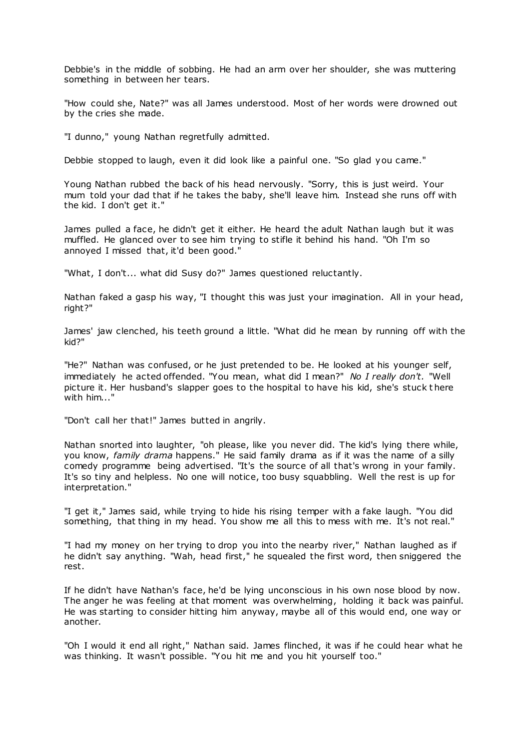Debbie's in the middle of sobbing. He had an arm over her shoulder, she was muttering something in between her tears.

"How could she, Nate?" was all James understood. Most of her words were drowned out by the cries she made.

"I dunno," young Nathan regretfully admitted.

Debbie stopped to laugh, even it did look like a painful one. "So glad you came."

Young Nathan rubbed the back of his head nervously. "Sorry, this is just weird. Your mum told your dad that if he takes the baby, she'll leave him. Instead she runs off with the kid. I don't get it."

James pulled a face, he didn't get it either. He heard the adult Nathan laugh but it was muffled. He glanced over to see him trying to stifle it behind his hand. "Oh I'm so annoyed I missed that, it'd been good."

"What, I don't... what did Susy do?" James questioned reluctantly.

Nathan faked a gasp his way, "I thought this was just your imagination. All in your head, right?"

James' jaw clenched, his teeth ground a little. "What did he mean by running off with the kid?"

"He?" Nathan was confused, or he just pretended to be. He looked at his younger self, immediately he acted offended. "You mean, what did I mean?" *No I really don't.* "Well picture it. Her husband's slapper goes to the hospital to have his kid, she's stuck there with him..."

"Don't call her that!" James butted in angrily.

Nathan snorted into laughter, "oh please, like you never did. The kid's lying there while, you know, *family drama* happens." He said family drama as if it was the name of a silly comedy programme being advertised. "It's the source of all that's wrong in your family. It's so tiny and helpless. No one will notice, too busy squabbling. Well the rest is up for interpretation."

"I get it," James said, while trying to hide his rising temper with a fake laugh. "You did something, that thing in my head. You show me all this to mess with me. It's not real."

"I had my money on her trying to drop you into the nearby river," Nathan laughed as if he didn't say anything. "Wah, head first," he squealed the first word, then sniggered the rest.

If he didn't have Nathan's face, he'd be lying unconscious in his own nose blood by now. The anger he was feeling at that moment was overwhelming, holding it back was painful. He was starting to consider hitting him anyway, maybe all of this would end, one way or another.

"Oh I would it end all right," Nathan said. James flinched, it was if he could hear what he was thinking. It wasn't possible. "You hit me and you hit yourself too."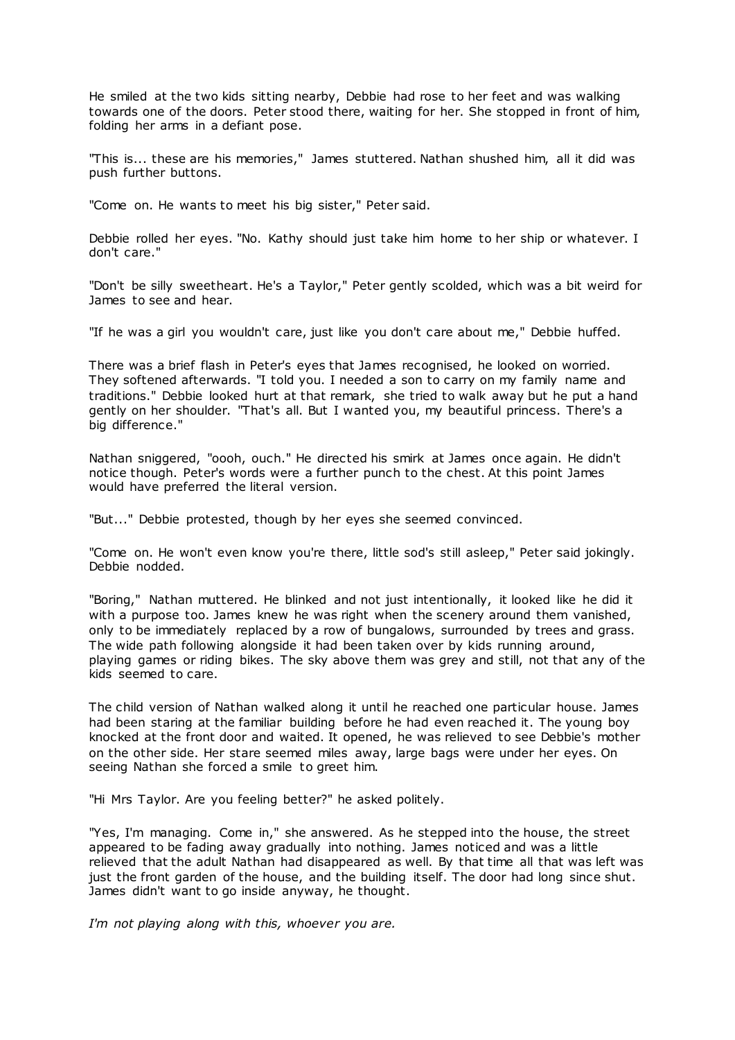He smiled at the two kids sitting nearby, Debbie had rose to her feet and was walking towards one of the doors. Peter stood there, waiting for her. She stopped in front of him, folding her arms in a defiant pose.

"This is... these are his memories," James stuttered. Nathan shushed him, all it did was push further buttons.

"Come on. He wants to meet his big sister," Peter said.

Debbie rolled her eyes. "No. Kathy should just take him home to her ship or whatever. I don't care."

"Don't be silly sweetheart. He's a Taylor," Peter gently scolded, which was a bit weird for James to see and hear.

"If he was a girl you wouldn't care, just like you don't care about me," Debbie huffed.

There was a brief flash in Peter's eyes that James recognised, he looked on worried. They softened afterwards. "I told you. I needed a son to carry on my family name and traditions." Debbie looked hurt at that remark, she tried to walk away but he put a hand gently on her shoulder. "That's all. But I wanted you, my beautiful princess. There's a big difference."

Nathan sniggered, "oooh, ouch." He directed his smirk at James once again. He didn't notice though. Peter's words were a further punch to the chest. At this point James would have preferred the literal version.

"But..." Debbie protested, though by her eyes she seemed convinced.

"Come on. He won't even know you're there, little sod's still asleep," Peter said jokingly. Debbie nodded.

"Boring," Nathan muttered. He blinked and not just intentionally, it looked like he did it with a purpose too. James knew he was right when the scenery around them vanished, only to be immediately replaced by a row of bungalows, surrounded by trees and grass. The wide path following alongside it had been taken over by kids running around, playing games or riding bikes. The sky above them was grey and still, not that any of the kids seemed to care.

The child version of Nathan walked along it until he reached one particular house. James had been staring at the familiar building before he had even reached it. The young boy knocked at the front door and waited. It opened, he was relieved to see Debbie's mother on the other side. Her stare seemed miles away, large bags were under her eyes. On seeing Nathan she forced a smile to greet him.

"Hi Mrs Taylor. Are you feeling better?" he asked politely.

"Yes, I'm managing. Come in," she answered. As he stepped into the house, the street appeared to be fading away gradually into nothing. James noticed and was a little relieved that the adult Nathan had disappeared as well. By that time all that was left was just the front garden of the house, and the building itself. The door had long since shut. James didn't want to go inside anyway, he thought.

*I'm not playing along with this, whoever you are.*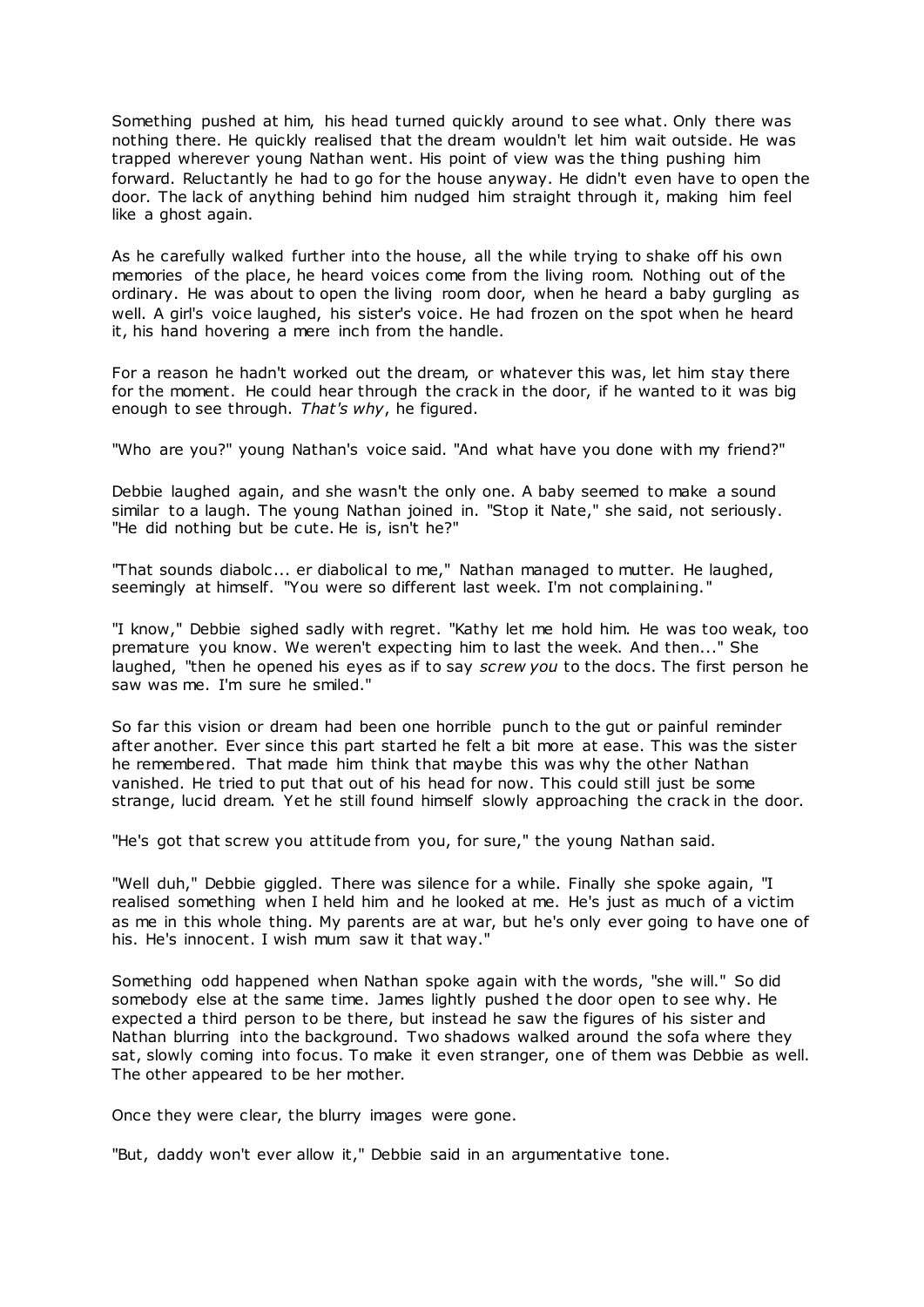Something pushed at him, his head turned quickly around to see what. Only there was nothing there. He quickly realised that the dream wouldn't let him wait outside. He was trapped wherever young Nathan went. His point of view was the thing pushing him forward. Reluctantly he had to go for the house anyway. He didn't even have to open the door. The lack of anything behind him nudged him straight through it, making him feel like a ghost again.

As he carefully walked further into the house, all the while trying to shake off his own memories of the place, he heard voices come from the living room. Nothing out of the ordinary. He was about to open the living room door, when he heard a baby gurgling as well. A girl's voice laughed, his sister's voice. He had frozen on the spot when he heard it, his hand hovering a mere inch from the handle.

For a reason he hadn't worked out the dream, or whatever this was, let him stay there for the moment. He could hear through the crack in the door, if he wanted to it was big enough to see through. *That's why*, he figured.

"Who are you?" young Nathan's voice said. "And what have you done with my friend?"

Debbie laughed again, and she wasn't the only one. A baby seemed to make a sound similar to a laugh. The young Nathan joined in. "Stop it Nate," she said, not seriously. "He did nothing but be cute. He is, isn't he?"

"That sounds diabolc... er diabolical to me," Nathan managed to mutter. He laughed, seemingly at himself. "You were so different last week. I'm not complaining."

"I know," Debbie sighed sadly with regret. "Kathy let me hold him. He was too weak, too premature you know. We weren't expecting him to last the week. And then..." She laughed, "then he opened his eyes as if to say *screw you* to the docs. The first person he saw was me. I'm sure he smiled."

So far this vision or dream had been one horrible punch to the gut or painful reminder after another. Ever since this part started he felt a bit more at ease. This was the sister he remembered. That made him think that maybe this was why the other Nathan vanished. He tried to put that out of his head for now. This could still just be some strange, lucid dream. Yet he still found himself slowly approaching the crack in the door.

"He's got that screw you attitude from you, for sure," the young Nathan said.

"Well duh," Debbie giggled. There was silence for a while. Finally she spoke again, "I realised something when I held him and he looked at me. He's just as much of a victim as me in this whole thing. My parents are at war, but he's only ever going to have one of his. He's innocent. I wish mum saw it that way."

Something odd happened when Nathan spoke again with the words, "she will." So did somebody else at the same time. James lightly pushed the door open to see why. He expected a third person to be there, but instead he saw the figures of his sister and Nathan blurring into the background. Two shadows walked around the sofa where they sat, slowly coming into focus. To make it even stranger, one of them was Debbie as well. The other appeared to be her mother.

Once they were clear, the blurry images were gone.

"But, daddy won't ever allow it," Debbie said in an argumentative tone.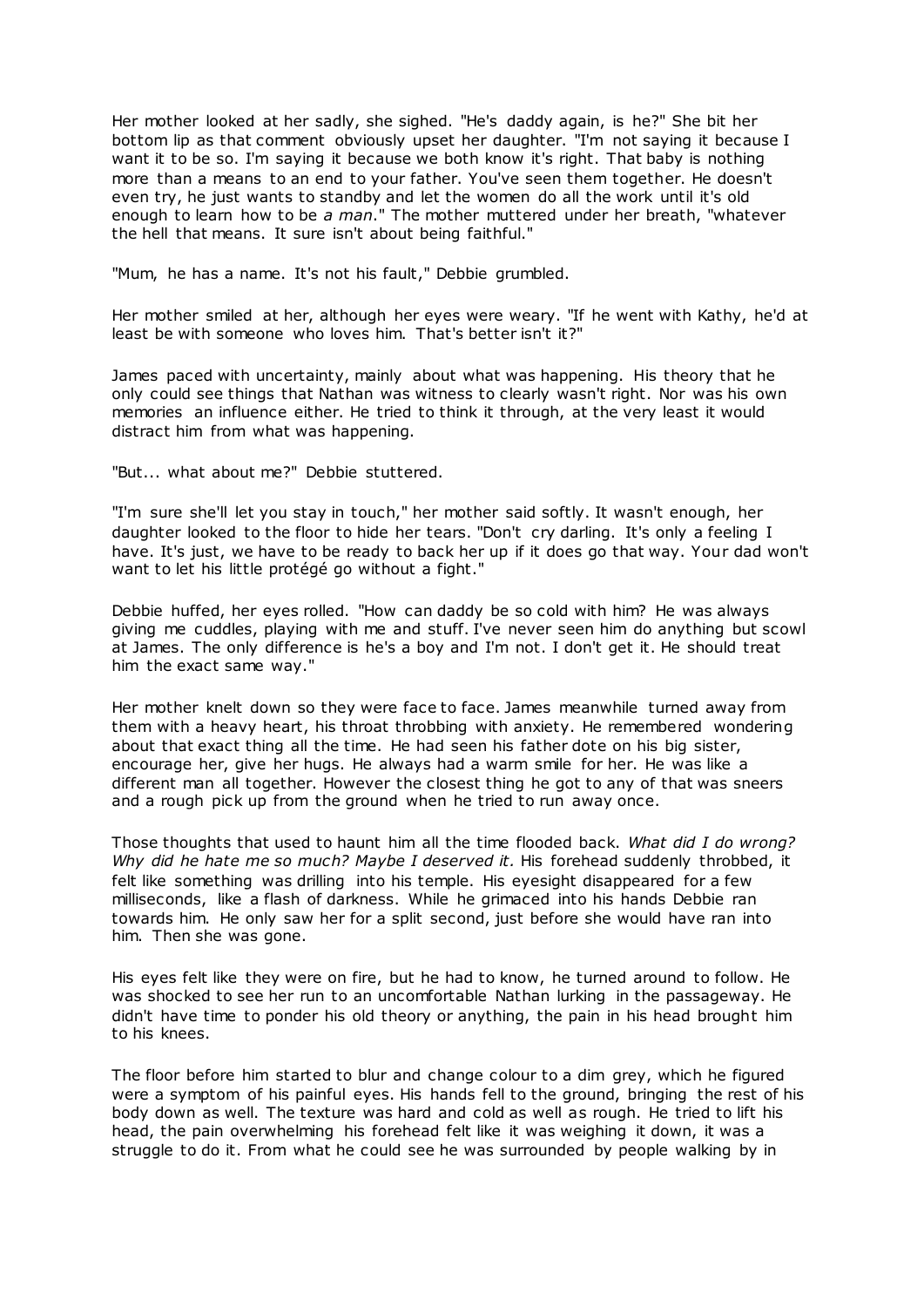Her mother looked at her sadly, she sighed. "He's daddy again, is he?" She bit her bottom lip as that comment obviously upset her daughter. "I'm not saying it because I want it to be so. I'm saying it because we both know it's right. That baby is nothing more than a means to an end to your father. You've seen them together. He doesn't even try, he just wants to standby and let the women do all the work until it's old enough to learn how to be *a man*." The mother muttered under her breath, "whatever the hell that means. It sure isn't about being faithful."

"Mum, he has a name. It's not his fault," Debbie grumbled.

Her mother smiled at her, although her eyes were weary. "If he went with Kathy, he'd at least be with someone who loves him. That's better isn't it?"

James paced with uncertainty, mainly about what was happening. His theory that he only could see things that Nathan was witness to clearly wasn't right. Nor was his own memories an influence either. He tried to think it through, at the very least it would distract him from what was happening.

"But... what about me?" Debbie stuttered.

"I'm sure she'll let you stay in touch," her mother said softly. It wasn't enough, her daughter looked to the floor to hide her tears. "Don't cry darling. It's only a feeling I have. It's just, we have to be ready to back her up if it does go that way. Your dad won't want to let his little protégé go without a fight."

Debbie huffed, her eyes rolled. "How can daddy be so cold with him? He was always giving me cuddles, playing with me and stuff. I've never seen him do anything but scowl at James. The only difference is he's a boy and I'm not. I don't get it. He should treat him the exact same way."

Her mother knelt down so they were face to face. James meanwhile turned away from them with a heavy heart, his throat throbbing with anxiety. He remembered wondering about that exact thing all the time. He had seen his father dote on his big sister, encourage her, give her hugs. He always had a warm smile for her. He was like a different man all together. However the closest thing he got to any of that was sneers and a rough pick up from the ground when he tried to run away once.

Those thoughts that used to haunt him all the time flooded back. *What did I do wrong? Why did he hate me so much? Maybe I deserved it.* His forehead suddenly throbbed, it felt like something was drilling into his temple. His eyesight disappeared for a few milliseconds, like a flash of darkness. While he grimaced into his hands Debbie ran towards him. He only saw her for a split second, just before she would have ran into him. Then she was gone.

His eyes felt like they were on fire, but he had to know, he turned around to follow. He was shocked to see her run to an uncomfortable Nathan lurking in the passageway. He didn't have time to ponder his old theory or anything, the pain in his head brought him to his knees.

The floor before him started to blur and change colour to a dim grey, which he figured were a symptom of his painful eyes. His hands fell to the ground, bringing the rest of his body down as well. The texture was hard and cold as well as rough. He tried to lift his head, the pain overwhelming his forehead felt like it was weighing it down, it was a struggle to do it. From what he could see he was surrounded by people walking by in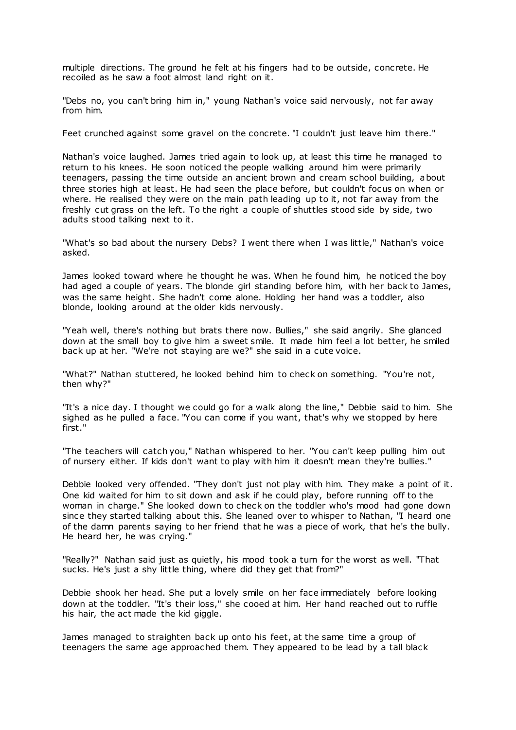multiple directions. The ground he felt at his fingers had to be outside, concrete. He recoiled as he saw a foot almost land right on it.

"Debs no, you can't bring him in," young Nathan's voice said nervously, not far away from him.

Feet crunched against some gravel on the concrete. "I couldn't just leave him there."

Nathan's voice laughed. James tried again to look up, at least this time he managed to return to his knees. He soon noticed the people walking around him were primarily teenagers, passing the time outside an ancient brown and cream school building, about three stories high at least. He had seen the place before, but couldn't focus on when or where. He realised they were on the main path leading up to it, not far away from the freshly cut grass on the left. To the right a couple of shuttles stood side by side, two adults stood talking next to it.

"What's so bad about the nursery Debs? I went there when I was little," Nathan's voice asked.

James looked toward where he thought he was. When he found him, he noticed the boy had aged a couple of years. The blonde girl standing before him, with her back to James, was the same height. She hadn't come alone. Holding her hand was a toddler, also blonde, looking around at the older kids nervously.

"Yeah well, there's nothing but brats there now. Bullies," she said angrily. She glanced down at the small boy to give him a sweet smile. It made him feel a lot better, he smiled back up at her. "We're not staying are we?" she said in a cute voice.

"What?" Nathan stuttered, he looked behind him to check on something. "You're not, then why?"

"It's a nice day. I thought we could go for a walk along the line," Debbie said to him. She sighed as he pulled a face. "You can come if you want, that's why we stopped by here first."

"The teachers will catch you," Nathan whispered to her. "You can't keep pulling him out of nursery either. If kids don't want to play with him it doesn't mean they're bullies."

Debbie looked very offended. "They don't just not play with him. They make a point of it. One kid waited for him to sit down and ask if he could play, before running off to the woman in charge." She looked down to check on the toddler who's mood had gone down since they started talking about this. She leaned over to whisper to Nathan, "I heard one of the damn parents saying to her friend that he was a piece of work, that he's the bully. He heard her, he was crying."

"Really?" Nathan said just as quietly, his mood took a turn for the worst as well. "That sucks. He's just a shy little thing, where did they get that from?"

Debbie shook her head. She put a lovely smile on her face immediately before looking down at the toddler. "It's their loss," she cooed at him. Her hand reached out to ruffle his hair, the act made the kid giggle.

James managed to straighten back up onto his feet, at the same time a group of teenagers the same age approached them. They appeared to be lead by a tall black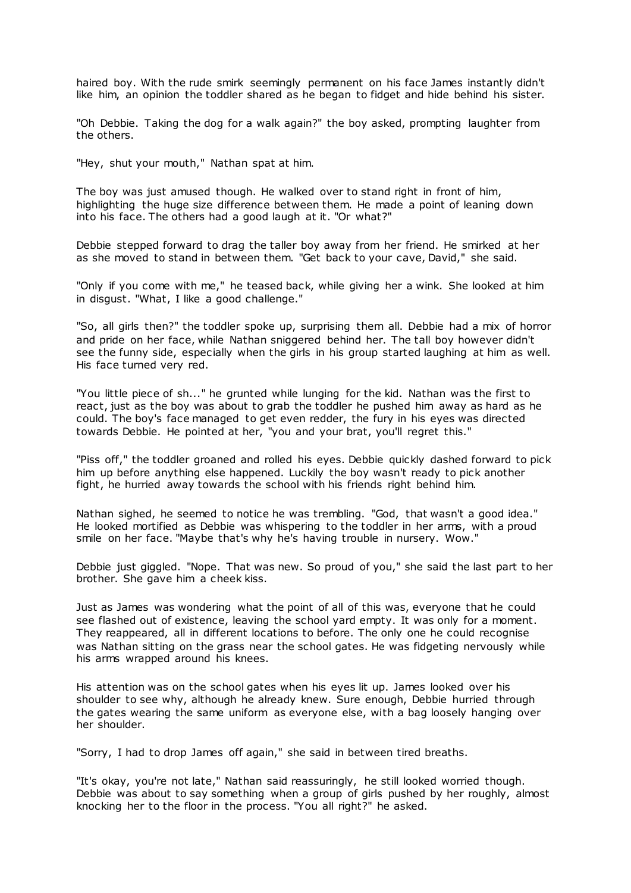haired boy. With the rude smirk seemingly permanent on his face James instantly didn't like him, an opinion the toddler shared as he began to fidget and hide behind his sister.

"Oh Debbie. Taking the dog for a walk again?" the boy asked, prompting laughter from the others.

"Hey, shut your mouth," Nathan spat at him.

The boy was just amused though. He walked over to stand right in front of him, highlighting the huge size difference between them. He made a point of leaning down into his face. The others had a good laugh at it. "Or what?"

Debbie stepped forward to drag the taller boy away from her friend. He smirked at her as she moved to stand in between them. "Get back to your cave, David," she said.

"Only if you come with me," he teased back, while giving her a wink. She looked at him in disgust. "What, I like a good challenge."

"So, all girls then?" the toddler spoke up, surprising them all. Debbie had a mix of horror and pride on her face, while Nathan sniggered behind her. The tall boy however didn't see the funny side, especially when the girls in his group started laughing at him as well. His face turned very red.

"You little piece of sh..." he grunted while lunging for the kid. Nathan was the first to react, just as the boy was about to grab the toddler he pushed him away as hard as he could. The boy's face managed to get even redder, the fury in his eyes was directed towards Debbie. He pointed at her, "you and your brat, you'll regret this."

"Piss off," the toddler groaned and rolled his eyes. Debbie quickly dashed forward to pick him up before anything else happened. Luckily the boy wasn't ready to pick another fight, he hurried away towards the school with his friends right behind him.

Nathan sighed, he seemed to notice he was trembling. "God, that wasn't a good idea." He looked mortified as Debbie was whispering to the toddler in her arms, with a proud smile on her face. "Maybe that's why he's having trouble in nursery. Wow."

Debbie just giggled. "Nope. That was new. So proud of you," she said the last part to her brother. She gave him a cheek kiss.

Just as James was wondering what the point of all of this was, everyone that he could see flashed out of existence, leaving the school yard empty. It was only for a moment. They reappeared, all in different locations to before. The only one he could recognise was Nathan sitting on the grass near the school gates. He was fidgeting nervously while his arms wrapped around his knees.

His attention was on the school gates when his eyes lit up. James looked over his shoulder to see why, although he already knew. Sure enough, Debbie hurried through the gates wearing the same uniform as everyone else, with a bag loosely hanging over her shoulder.

"Sorry, I had to drop James off again," she said in between tired breaths.

"It's okay, you're not late," Nathan said reassuringly, he still looked worried though. Debbie was about to say something when a group of girls pushed by her roughly, almost knocking her to the floor in the process. "You all right?" he asked.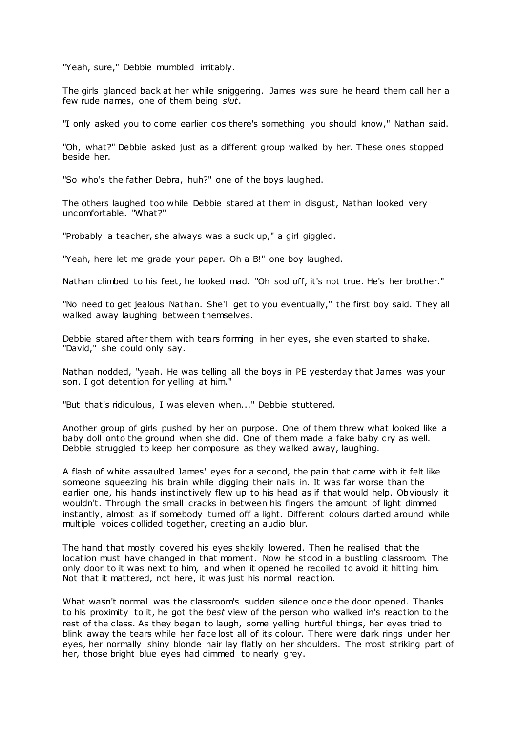"Yeah, sure," Debbie mumbled irritably.

The girls glanced back at her while sniggering. James was sure he heard them call her a few rude names, one of them being *slut*.

"I only asked you to come earlier cos there's something you should know," Nathan said.

"Oh, what?" Debbie asked just as a different group walked by her. These ones stopped beside her.

"So who's the father Debra, huh?" one of the boys laughed.

The others laughed too while Debbie stared at them in disgust, Nathan looked very uncomfortable. "What?"

"Probably a teacher, she always was a suck up," a girl giggled.

"Yeah, here let me grade your paper. Oh a B!" one boy laughed.

Nathan climbed to his feet, he looked mad. "Oh sod off, it's not true. He's her brother."

"No need to get jealous Nathan. She'll get to you eventually," the first boy said. They all walked away laughing between themselves.

Debbie stared after them with tears forming in her eyes, she even started to shake. "David," she could only say.

Nathan nodded, "yeah. He was telling all the boys in PE yesterday that James was your son. I got detention for yelling at him."

"But that's ridiculous, I was eleven when..." Debbie stuttered.

Another group of girls pushed by her on purpose. One of them threw what looked like a baby doll onto the ground when she did. One of them made a fake baby cry as well. Debbie struggled to keep her composure as they walked away, laughing.

A flash of white assaulted James' eyes for a second, the pain that came with it felt like someone squeezing his brain while digging their nails in. It was far worse than the earlier one, his hands instinctively flew up to his head as if that would help. Obviously it wouldn't. Through the small cracks in between his fingers the amount of light dimmed instantly, almost as if somebody turned off a light. Different colours darted around while multiple voices collided together, creating an audio blur.

The hand that mostly covered his eyes shakily lowered. Then he realised that the location must have changed in that moment. Now he stood in a bustling classroom. The only door to it was next to him, and when it opened he recoiled to avoid it hitting him. Not that it mattered, not here, it was just his normal reaction.

What wasn't normal was the classroom's sudden silence once the door opened. Thanks to his proximity to it, he got the *best* view of the person who walked in's reaction to the rest of the class. As they began to laugh, some yelling hurtful things, her eyes tried to blink away the tears while her face lost all of its colour. There were dark rings under her eyes, her normally shiny blonde hair lay flatly on her shoulders. The most striking part of her, those bright blue eyes had dimmed to nearly grey.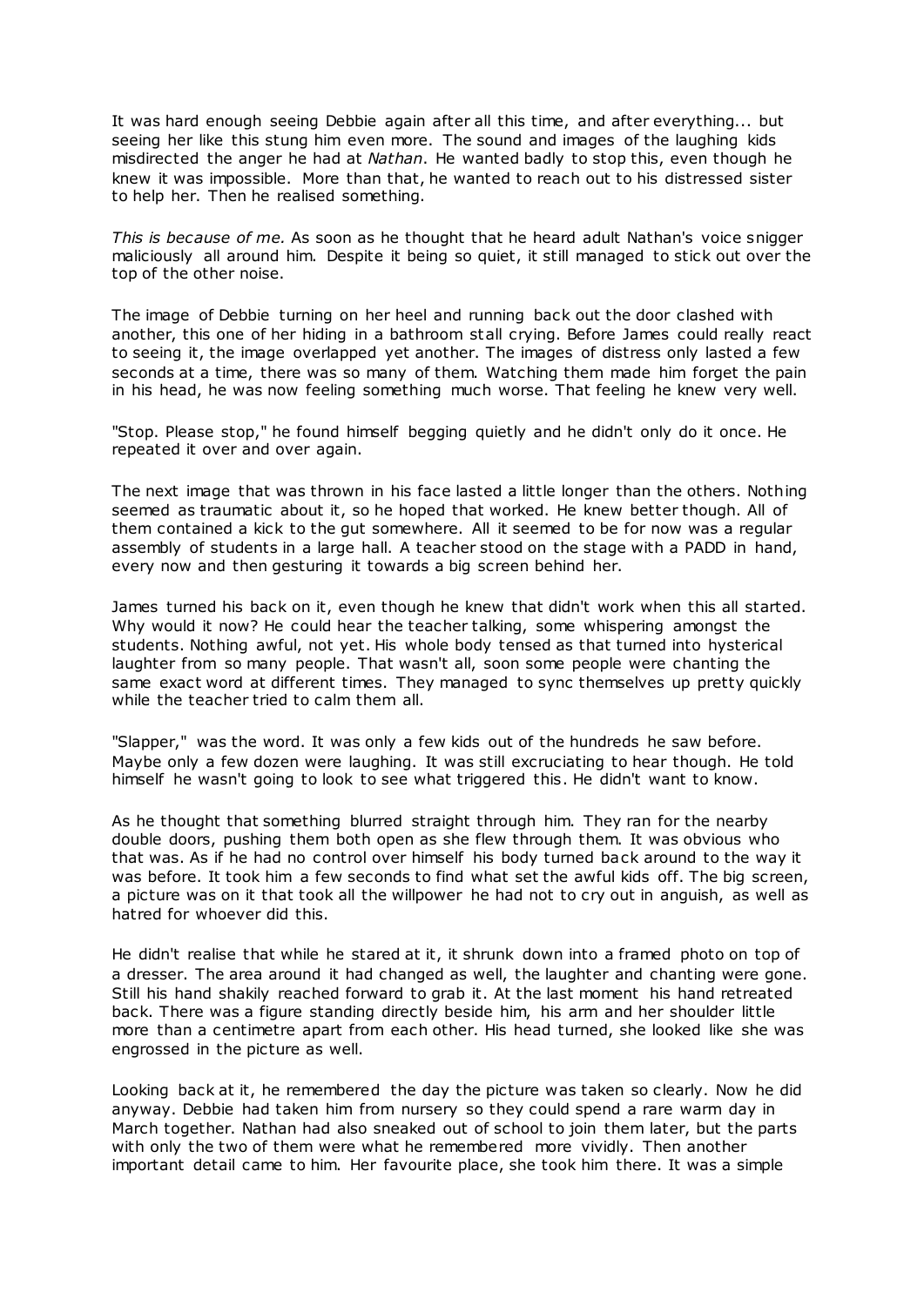It was hard enough seeing Debbie again after all this time, and after everything... but seeing her like this stung him even more. The sound and images of the laughing kids misdirected the anger he had at *Nathan*. He wanted badly to stop this, even though he knew it was impossible. More than that, he wanted to reach out to his distressed sister to help her. Then he realised something.

*This is because of me.* As soon as he thought that he heard adult Nathan's voice snigger maliciously all around him. Despite it being so quiet, it still managed to stick out over the top of the other noise.

The image of Debbie turning on her heel and running back out the door clashed with another, this one of her hiding in a bathroom stall crying. Before James could really react to seeing it, the image overlapped yet another. The images of distress only lasted a few seconds at a time, there was so many of them. Watching them made him forget the pain in his head, he was now feeling something much worse. That feeling he knew very well.

"Stop. Please stop," he found himself begging quietly and he didn't only do it once. He repeated it over and over again.

The next image that was thrown in his face lasted a little longer than the others. Nothing seemed as traumatic about it, so he hoped that worked. He knew better though. All of them contained a kick to the gut somewhere. All it seemed to be for now was a regular assembly of students in a large hall. A teacher stood on the stage with a PADD in hand, every now and then gesturing it towards a big screen behind her.

James turned his back on it, even though he knew that didn't work when this all started. Why would it now? He could hear the teacher talking, some whispering amongst the students. Nothing awful, not yet. His whole body tensed as that turned into hysterical laughter from so many people. That wasn't all, soon some people were chanting the same exact word at different times. They managed to sync themselves up pretty quickly while the teacher tried to calm them all.

"Slapper," was the word. It was only a few kids out of the hundreds he saw before. Maybe only a few dozen were laughing. It was still excruciating to hear though. He told himself he wasn't going to look to see what triggered this. He didn't want to know.

As he thought that something blurred straight through him. They ran for the nearby double doors, pushing them both open as she flew through them. It was obvious who that was. As if he had no control over himself his body turned back around to the way it was before. It took him a few seconds to find what set the awful kids off. The big screen, a picture was on it that took all the willpower he had not to cry out in anguish, as well as hatred for whoever did this.

He didn't realise that while he stared at it, it shrunk down into a framed photo on top of a dresser. The area around it had changed as well, the laughter and chanting were gone. Still his hand shakily reached forward to grab it. At the last moment his hand retreated back. There was a figure standing directly beside him, his arm and her shoulder little more than a centimetre apart from each other. His head turned, she looked like she was engrossed in the picture as well.

Looking back at it, he remembered the day the picture was taken so clearly. Now he did anyway. Debbie had taken him from nursery so they could spend a rare warm day in March together. Nathan had also sneaked out of school to join them later, but the parts with only the two of them were what he remembered more vividly. Then another important detail came to him. Her favourite place, she took him there. It was a simple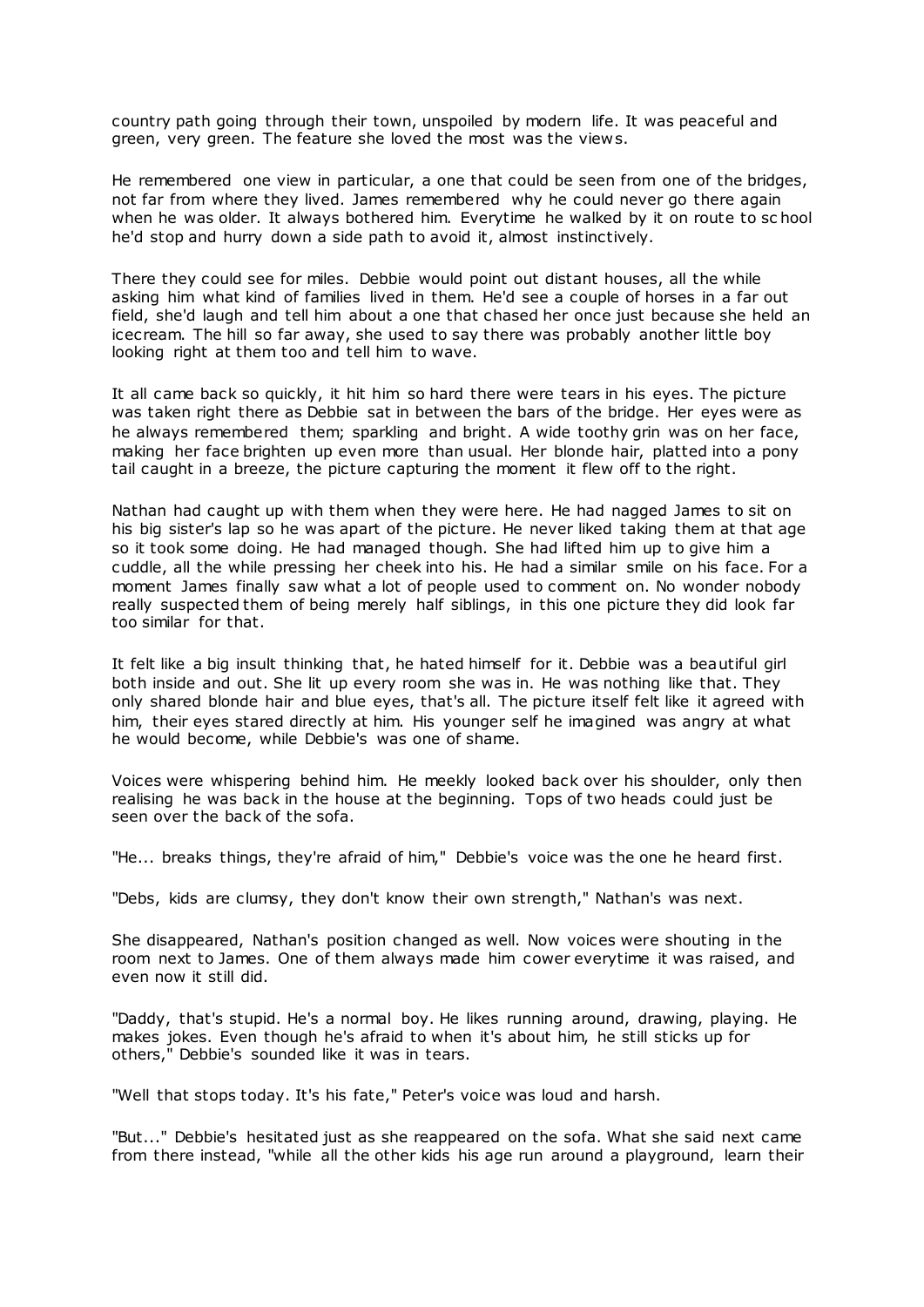country path going through their town, unspoiled by modern life. It was peaceful and green, very green. The feature she loved the most was the views.

He remembered one view in particular, a one that could be seen from one of the bridges, not far from where they lived. James remembered why he could never go there again when he was older. It always bothered him. Everytime he walked by it on route to school he'd stop and hurry down a side path to avoid it, almost instinctively.

There they could see for miles. Debbie would point out distant houses, all the while asking him what kind of families lived in them. He'd see a couple of horses in a far out field, she'd laugh and tell him about a one that chased her once just because she held an icecream. The hill so far away, she used to say there was probably another little boy looking right at them too and tell him to wave.

It all came back so quickly, it hit him so hard there were tears in his eyes. The picture was taken right there as Debbie sat in between the bars of the bridge. Her eyes were as he always remembered them; sparkling and bright. A wide toothy grin was on her face, making her face brighten up even more than usual. Her blonde hair, platted into a pony tail caught in a breeze, the picture capturing the moment it flew off to the right.

Nathan had caught up with them when they were here. He had nagged James to sit on his big sister's lap so he was apart of the picture. He never liked taking them at that age so it took some doing. He had managed though. She had lifted him up to give him a cuddle, all the while pressing her cheek into his. He had a similar smile on his face. For a moment James finally saw what a lot of people used to comment on. No wonder nobody really suspected them of being merely half siblings, in this one picture they did look far too similar for that.

It felt like a big insult thinking that, he hated himself for it. Debbie was a beautiful girl both inside and out. She lit up every room she was in. He was nothing like that. They only shared blonde hair and blue eyes, that's all. The picture itself felt like it agreed with him, their eyes stared directly at him. His younger self he imagined was angry at what he would become, while Debbie's was one of shame.

Voices were whispering behind him. He meekly looked back over his shoulder, only then realising he was back in the house at the beginning. Tops of two heads could just be seen over the back of the sofa.

"He... breaks things, they're afraid of him," Debbie's voice was the one he heard first.

"Debs, kids are clumsy, they don't know their own strength," Nathan's was next.

She disappeared, Nathan's position changed as well. Now voices were shouting in the room next to James. One of them always made him cower everytime it was raised, and even now it still did.

"Daddy, that's stupid. He's a normal boy. He likes running around, drawing, playing. He makes jokes. Even though he's afraid to when it's about him, he still sticks up for others," Debbie's sounded like it was in tears.

"Well that stops today. It's his fate," Peter's voice was loud and harsh.

"But..." Debbie's hesitated just as she reappeared on the sofa. What she said next came from there instead, "while all the other kids his age run around a playground, learn their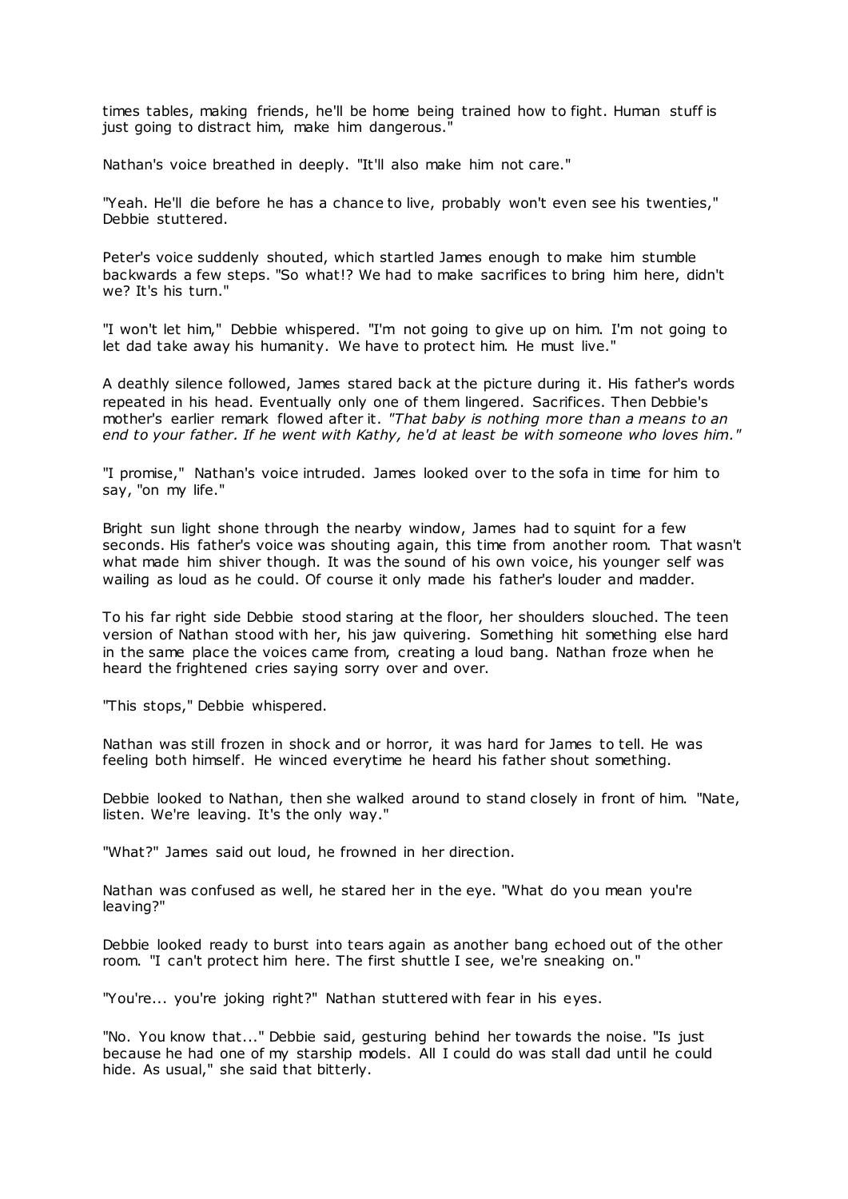times tables, making friends, he'll be home being trained how to fight. Human stuff is just going to distract him, make him dangerous."

Nathan's voice breathed in deeply. "It'll also make him not care."

"Yeah. He'll die before he has a chance to live, probably won't even see his twenties," Debbie stuttered.

Peter's voice suddenly shouted, which startled James enough to make him stumble backwards a few steps. "So what!? We had to make sacrifices to bring him here, didn't we? It's his turn."

"I won't let him," Debbie whispered. "I'm not going to give up on him. I'm not going to let dad take away his humanity. We have to protect him. He must live."

A deathly silence followed, James stared back at the picture during it. His father's words repeated in his head. Eventually only one of them lingered. Sacrifices. Then Debbie's mother's earlier remark flowed after it. *"That baby is nothing more than a means to an end to your father. If he went with Kathy, he'd at least be with someone who loves him."*

"I promise," Nathan's voice intruded. James looked over to the sofa in time for him to say, "on my life."

Bright sun light shone through the nearby window, James had to squint for a few seconds. His father's voice was shouting again, this time from another room. That wasn't what made him shiver though. It was the sound of his own voice, his younger self was wailing as loud as he could. Of course it only made his father's louder and madder.

To his far right side Debbie stood staring at the floor, her shoulders slouched. The teen version of Nathan stood with her, his jaw quivering. Something hit something else hard in the same place the voices came from, creating a loud bang. Nathan froze when he heard the frightened cries saying sorry over and over.

"This stops," Debbie whispered.

Nathan was still frozen in shock and or horror, it was hard for James to tell. He was feeling both himself. He winced everytime he heard his father shout something.

Debbie looked to Nathan, then she walked around to stand closely in front of him. "Nate, listen. We're leaving. It's the only way."

"What?" James said out loud, he frowned in her direction.

Nathan was confused as well, he stared her in the eye. "What do you mean you're leaving?"

Debbie looked ready to burst into tears again as another bang echoed out of the other room. "I can't protect him here. The first shuttle I see, we're sneaking on."

"You're... you're joking right?" Nathan stuttered with fear in his eyes.

"No. You know that..." Debbie said, gesturing behind her towards the noise. "Is just because he had one of my starship models. All I could do was stall dad until he could hide. As usual," she said that bitterly.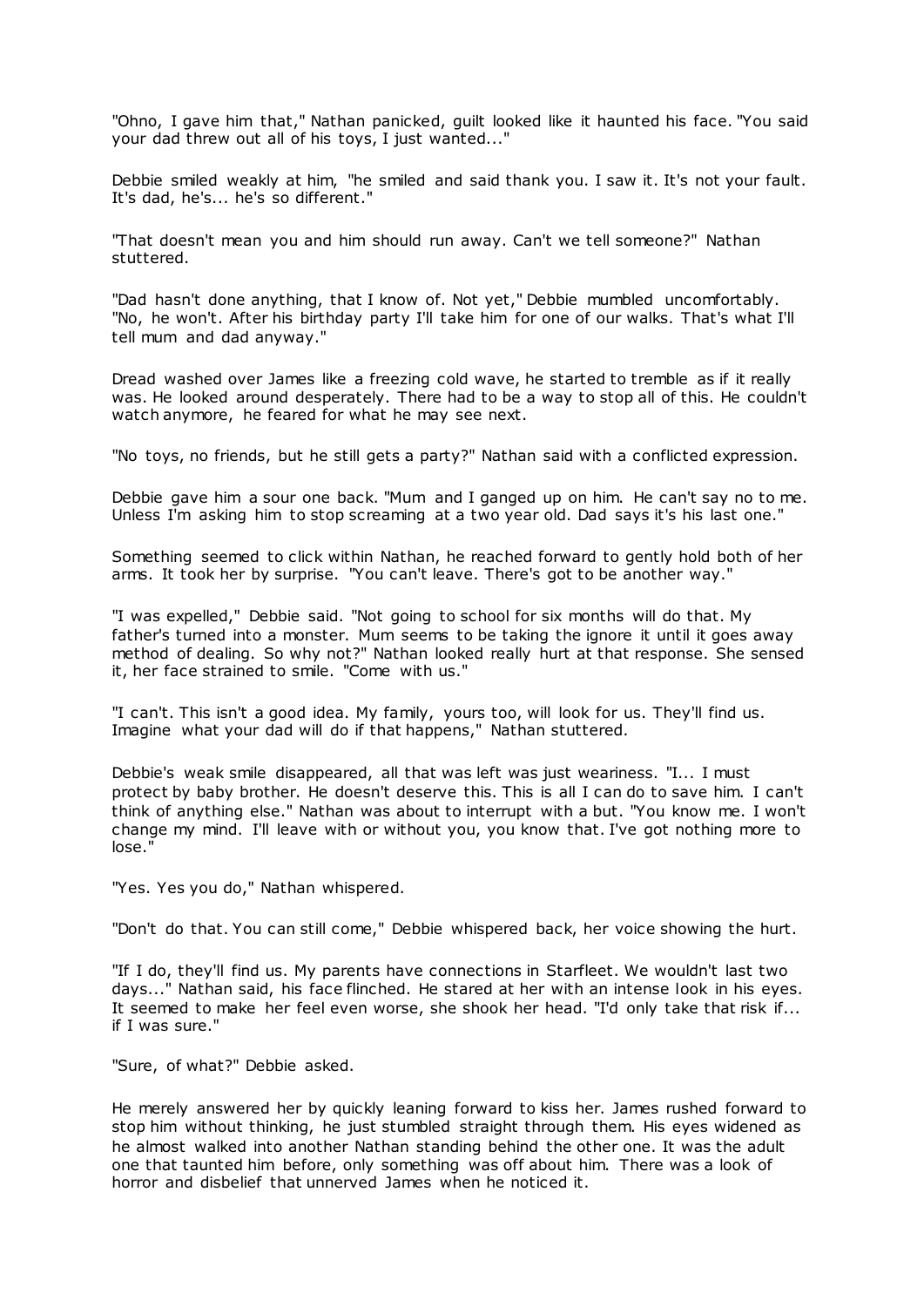"Ohno, I gave him that," Nathan panicked, guilt looked like it haunted his face. "You said your dad threw out all of his toys, I just wanted..."

Debbie smiled weakly at him, "he smiled and said thank you. I saw it. It's not your fault. It's dad, he's... he's so different."

"That doesn't mean you and him should run away. Can't we tell someone?" Nathan stuttered.

"Dad hasn't done anything, that I know of. Not yet," Debbie mumbled uncomfortably. "No, he won't. After his birthday party I'll take him for one of our walks. That's what I'll tell mum and dad anyway."

Dread washed over James like a freezing cold wave, he started to tremble as if it really was. He looked around desperately. There had to be a way to stop all of this. He couldn't watch anymore, he feared for what he may see next.

"No toys, no friends, but he still gets a party?" Nathan said with a conflicted expression.

Debbie gave him a sour one back. "Mum and I ganged up on him. He can't say no to me. Unless I'm asking him to stop screaming at a two year old. Dad says it's his last one."

Something seemed to click within Nathan, he reached forward to gently hold both of her arms. It took her by surprise. "You can't leave. There's got to be another way."

"I was expelled," Debbie said. "Not going to school for six months will do that. My father's turned into a monster. Mum seems to be taking the ignore it until it goes away method of dealing. So why not?" Nathan looked really hurt at that response. She sensed it, her face strained to smile. "Come with us."

"I can't. This isn't a good idea. My family, yours too, will look for us. They'll find us. Imagine what your dad will do if that happens," Nathan stuttered.

Debbie's weak smile disappeared, all that was left was just weariness. "I... I must protect by baby brother. He doesn't deserve this. This is all I can do to save him. I can't think of anything else." Nathan was about to interrupt with a but. "You know me. I won't change my mind. I'll leave with or without you, you know that. I've got nothing more to lose."

"Yes. Yes you do," Nathan whispered.

"Don't do that. You can still come," Debbie whispered back, her voice showing the hurt.

"If I do, they'll find us. My parents have connections in Starfleet. We wouldn't last two days..." Nathan said, his face flinched. He stared at her with an intense look in his eyes. It seemed to make her feel even worse, she shook her head. "I'd only take that risk if... if I was sure."

"Sure, of what?" Debbie asked.

He merely answered her by quickly leaning forward to kiss her. James rushed forward to stop him without thinking, he just stumbled straight through them. His eyes widened as he almost walked into another Nathan standing behind the other one. It was the adult one that taunted him before, only something was off about him. There was a look of horror and disbelief that unnerved James when he noticed it.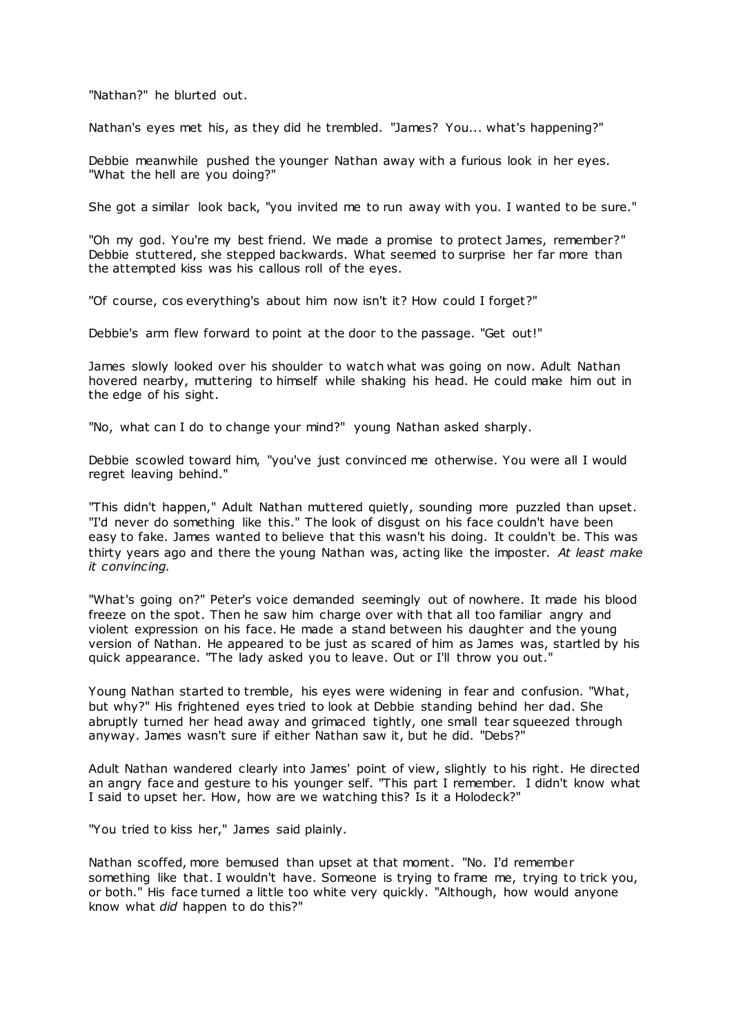"Nathan?" he blurted out.

Nathan's eyes met his, as they did he trembled. "James? You... what's happening?"

Debbie meanwhile pushed the younger Nathan away with a furious look in her eyes. "What the hell are you doing?"

She got a similar look back, "you invited me to run away with you. I wanted to be sure."

"Oh my god. You're my best friend. We made a promise to protect James, remember?" Debbie stuttered, she stepped backwards. What seemed to surprise her far more than the attempted kiss was his callous roll of the eyes.

"Of course, cos everything's about him now isn't it? How could I forget?"

Debbie's arm flew forward to point at the door to the passage. "Get out!"

James slowly looked over his shoulder to watch what was going on now. Adult Nathan hovered nearby, muttering to himself while shaking his head. He could make him out in the edge of his sight.

"No, what can I do to change your mind?" young Nathan asked sharply.

Debbie scowled toward him, "you've just convinced me otherwise. You were all I would regret leaving behind."

"This didn't happen," Adult Nathan muttered quietly, sounding more puzzled than upset. "I'd never do something like this." The look of disgust on his face couldn't have been easy to fake. James wanted to believe that this wasn't his doing. It couldn't be. This was thirty years ago and there the young Nathan was, acting like the imposter. *At least make it convincing.*

"What's going on?" Peter's voice demanded seemingly out of nowhere. It made his blood freeze on the spot. Then he saw him charge over with that all too familiar angry and violent expression on his face. He made a stand between his daughter and the young version of Nathan. He appeared to be just as scared of him as James was, startled by his quick appearance. "The lady asked you to leave. Out or I'll throw you out."

Young Nathan started to tremble, his eyes were widening in fear and confusion. "What, but why?" His frightened eyes tried to look at Debbie standing behind her dad. She abruptly turned her head away and grimaced tightly, one small tear squeezed through anyway. James wasn't sure if either Nathan saw it, but he did. "Debs?"

Adult Nathan wandered clearly into James' point of view, slightly to his right. He directed an angry face and gesture to his younger self. "This part I remember. I didn't know what I said to upset her. How, how are we watching this? Is it a Holodeck?"

"You tried to kiss her," James said plainly.

Nathan scoffed, more bemused than upset at that moment. "No. I'd remember something like that. I wouldn't have. Someone is trying to frame me, trying to trick you, or both." His face turned a little too white very quickly. "Although, how would anyone know what *did* happen to do this?"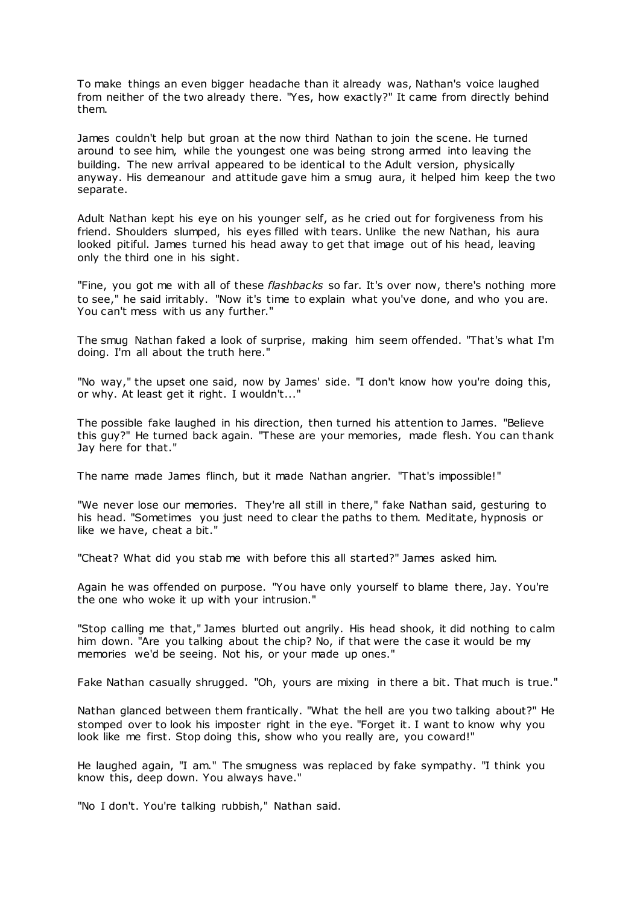To make things an even bigger headache than it already was, Nathan's voice laughed from neither of the two already there. "Yes, how exactly?" It came from directly behind them.

James couldn't help but groan at the now third Nathan to join the scene. He turned around to see him, while the youngest one was being strong armed into leaving the building. The new arrival appeared to be identical to the Adult version, physically anyway. His demeanour and attitude gave him a smug aura, it helped him keep the two separate.

Adult Nathan kept his eye on his younger self, as he cried out for forgiveness from his friend. Shoulders slumped, his eyes filled with tears. Unlike the new Nathan, his aura looked pitiful. James turned his head away to get that image out of his head, leaving only the third one in his sight.

"Fine, you got me with all of these *flashbacks* so far. It's over now, there's nothing more to see," he said irritably. "Now it's time to explain what you've done, and who you are. You can't mess with us any further."

The smug Nathan faked a look of surprise, making him seem offended. "That's what I'm doing. I'm all about the truth here."

"No way," the upset one said, now by James' side. "I don't know how you're doing this, or why. At least get it right. I wouldn't..."

The possible fake laughed in his direction, then turned his attention to James. "Believe this guy?" He turned back again. "These are your memories, made flesh. You can thank Jay here for that."

The name made James flinch, but it made Nathan angrier. "That's impossible!"

"We never lose our memories. They're all still in there," fake Nathan said, gesturing to his head. "Sometimes you just need to clear the paths to them. Meditate, hypnosis or like we have, cheat a bit."

"Cheat? What did you stab me with before this all started?" James asked him.

Again he was offended on purpose. "You have only yourself to blame there, Jay. You're the one who woke it up with your intrusion."

"Stop calling me that," James blurted out angrily. His head shook, it did nothing to calm him down. "Are you talking about the chip? No, if that were the case it would be my memories we'd be seeing. Not his, or your made up ones."

Fake Nathan casually shrugged. "Oh, yours are mixing in there a bit. That much is true."

Nathan glanced between them frantically. "What the hell are you two talking about?" He stomped over to look his imposter right in the eye. "Forget it. I want to know why you look like me first. Stop doing this, show who you really are, you coward!"

He laughed again, "I am." The smugness was replaced by fake sympathy. "I think you know this, deep down. You always have."

"No I don't. You're talking rubbish," Nathan said.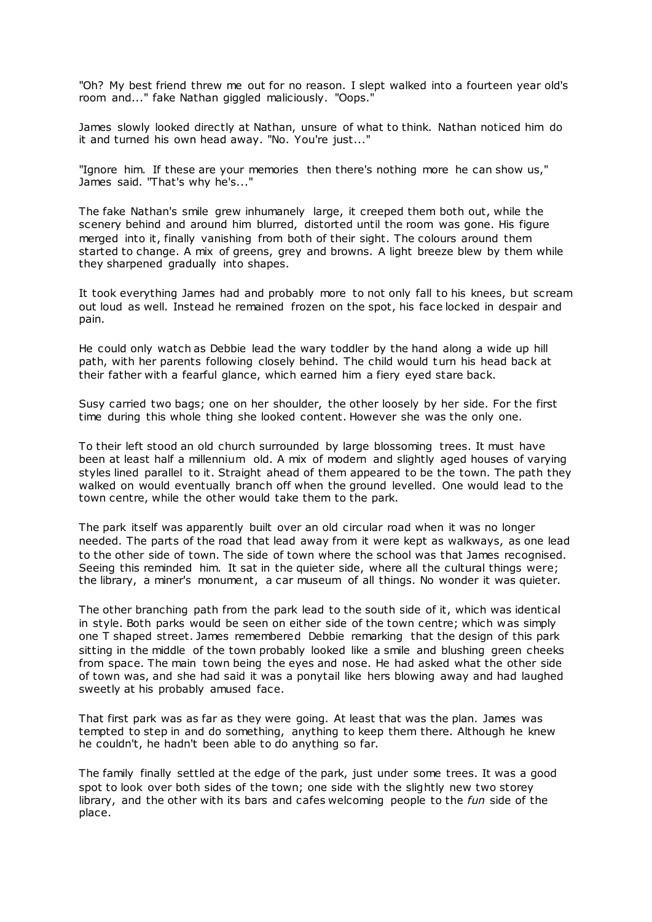"Oh? My best friend threw me out for no reason. I slept walked into a fourteen year old's room and..." fake Nathan giggled maliciously. "Oops."

James slowly looked directly at Nathan, unsure of what to think. Nathan noticed him do it and turned his own head away. "No. You're just..."

"Ignore him. If these are your memories then there's nothing more he can show us," James said. "That's why he's..."

The fake Nathan's smile grew inhumanely large, it creeped them both out, while the scenery behind and around him blurred, distorted until the room was gone. His figure merged into it, finally vanishing from both of their sight. The colours around them started to change. A mix of greens, grey and browns. A light breeze blew by them while they sharpened gradually into shapes.

It took everything James had and probably more to not only fall to his knees, but scream out loud as well. Instead he remained frozen on the spot, his face locked in despair and pain.

He could only watch as Debbie lead the wary toddler by the hand along a wide up hill path, with her parents following closely behind. The child would turn his head back at their father with a fearful glance, which earned him a fiery eyed stare back.

Susy carried two bags; one on her shoulder, the other loosely by her side. For the first time during this whole thing she looked content. However she was the only one.

To their left stood an old church surrounded by large blossoming trees. It must have been at least half a millennium old. A mix of modern and slightly aged houses of varying styles lined parallel to it. Straight ahead of them appeared to be the town. The path they walked on would eventually branch off when the ground levelled. One would lead to the town centre, while the other would take them to the park.

The park itself was apparently built over an old circular road when it was no longer needed. The parts of the road that lead away from it were kept as walkways, as one lead to the other side of town. The side of town where the school was that James recognised. Seeing this reminded him. It sat in the quieter side, where all the cultural things were; the library, a miner's monument, a car museum of all things. No wonder it was quieter.

The other branching path from the park lead to the south side of it, which was identical in style. Both parks would be seen on either side of the town centre; which was simply one T shaped street. James remembered Debbie remarking that the design of this park sitting in the middle of the town probably looked like a smile and blushing green cheeks from space. The main town being the eyes and nose. He had asked what the other side of town was, and she had said it was a ponytail like hers blowing away and had laughed sweetly at his probably amused face.

That first park was as far as they were going. At least that was the plan. James was tempted to step in and do something, anything to keep them there. Although he knew he couldn't, he hadn't been able to do anything so far.

The family finally settled at the edge of the park, just under some trees. It was a good spot to look over both sides of the town; one side with the slightly new two storey library, and the other with its bars and cafes welcoming people to the *fun* side of the place.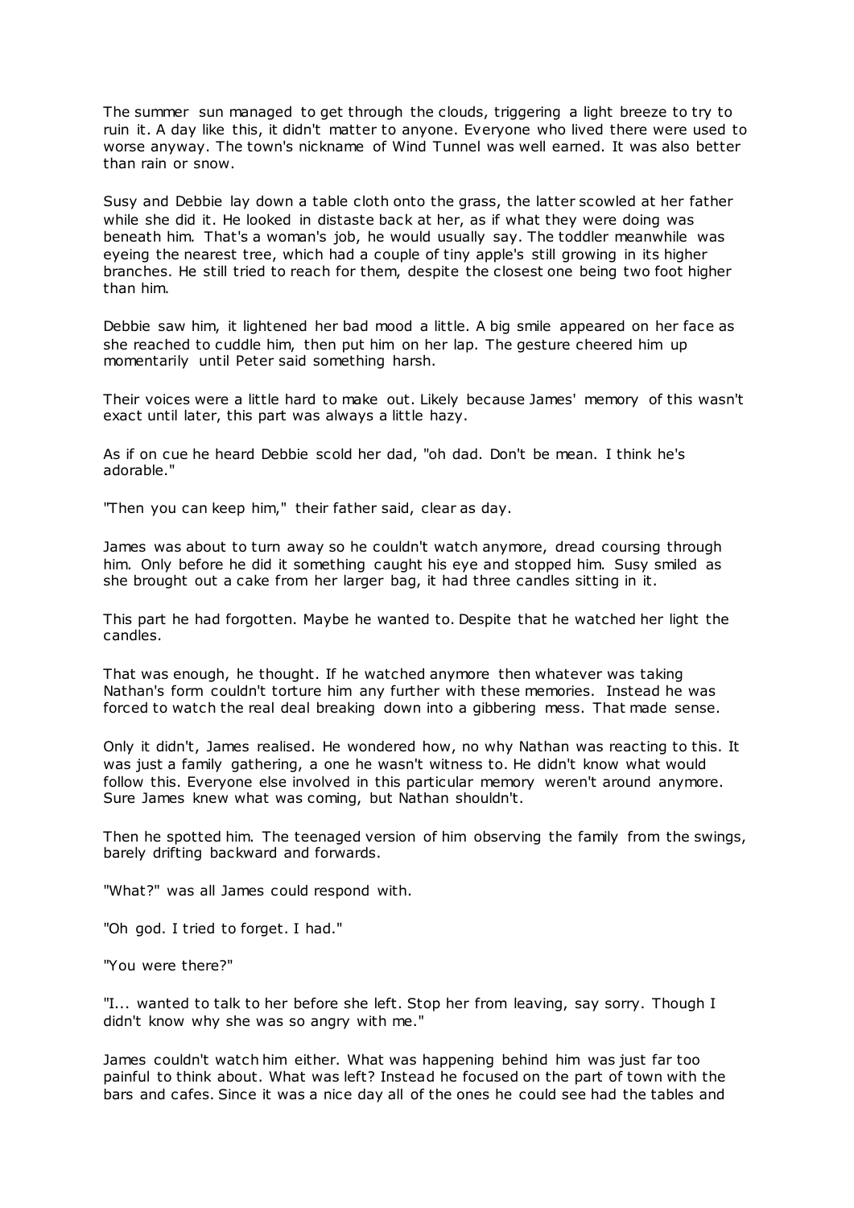The summer sun managed to get through the clouds, triggering a light breeze to try to ruin it. A day like this, it didn't matter to anyone. Everyone who lived there were used to worse anyway. The town's nickname of Wind Tunnel was well earned. It was also better than rain or snow.

Susy and Debbie lay down a table cloth onto the grass, the latter scowled at her father while she did it. He looked in distaste back at her, as if what they were doing was beneath him. That's a woman's job, he would usually say. The toddler meanwhile was eyeing the nearest tree, which had a couple of tiny apple's still growing in its higher branches. He still tried to reach for them, despite the closest one being two foot higher than him.

Debbie saw him, it lightened her bad mood a little. A big smile appeared on her face as she reached to cuddle him, then put him on her lap. The gesture cheered him up momentarily until Peter said something harsh.

Their voices were a little hard to make out. Likely because James' memory of this wasn't exact until later, this part was always a little hazy.

As if on cue he heard Debbie scold her dad, "oh dad. Don't be mean. I think he's adorable."

"Then you can keep him," their father said, clear as day.

James was about to turn away so he couldn't watch anymore, dread coursing through him. Only before he did it something caught his eye and stopped him. Susy smiled as she brought out a cake from her larger bag, it had three candles sitting in it.

This part he had forgotten. Maybe he wanted to. Despite that he watched her light the candles.

That was enough, he thought. If he watched anymore then whatever was taking Nathan's form couldn't torture him any further with these memories. Instead he was forced to watch the real deal breaking down into a gibbering mess. That made sense.

Only it didn't, James realised. He wondered how, no why Nathan was reacting to this. It was just a family gathering, a one he wasn't witness to. He didn't know what would follow this. Everyone else involved in this particular memory weren't around anymore. Sure James knew what was coming, but Nathan shouldn't.

Then he spotted him. The teenaged version of him observing the family from the swings, barely drifting backward and forwards.

"What?" was all James could respond with.

"Oh god. I tried to forget. I had."

"You were there?"

"I... wanted to talk to her before she left. Stop her from leaving, say sorry. Though I didn't know why she was so angry with me."

James couldn't watch him either. What was happening behind him was just far too painful to think about. What was left? Instead he focused on the part of town with the bars and cafes. Since it was a nice day all of the ones he could see had the tables and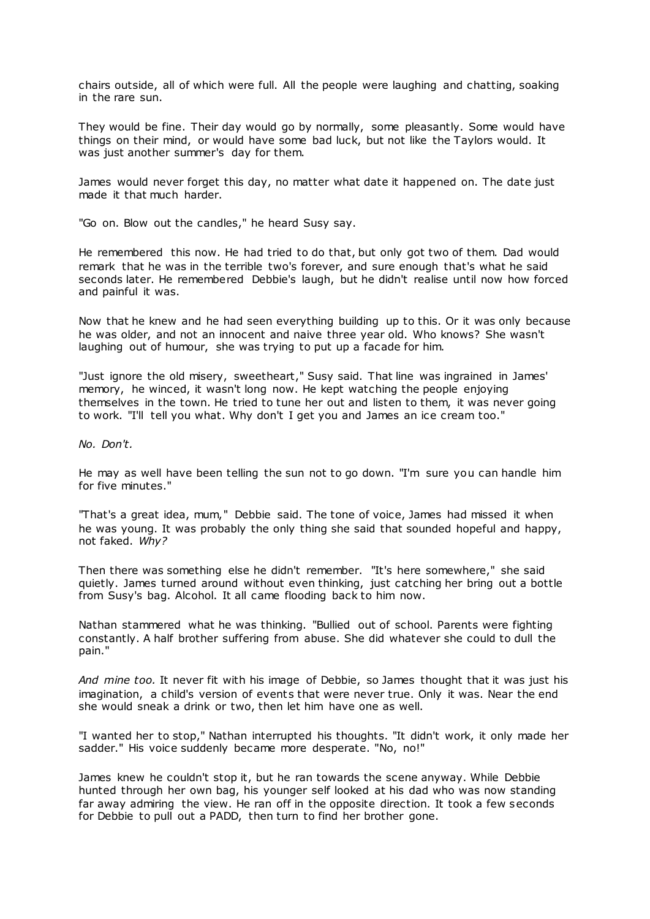chairs outside, all of which were full. All the people were laughing and chatting, soaking in the rare sun.

They would be fine. Their day would go by normally, some pleasantly. Some would have things on their mind, or would have some bad luck, but not like the Taylors would. It was just another summer's day for them.

James would never forget this day, no matter what date it happened on. The date just made it that much harder.

"Go on. Blow out the candles," he heard Susy say.

He remembered this now. He had tried to do that, but only got two of them. Dad would remark that he was in the terrible two's forever, and sure enough that's what he said seconds later. He remembered Debbie's laugh, but he didn't realise until now how forced and painful it was.

Now that he knew and he had seen everything building up to this. Or it was only because he was older, and not an innocent and naive three year old. Who knows? She wasn't laughing out of humour, she was trying to put up a facade for him.

"Just ignore the old misery, sweetheart," Susy said. That line was ingrained in James' memory, he winced, it wasn't long now. He kept watching the people enjoying themselves in the town. He tried to tune her out and listen to them, it was never going to work. "I'll tell you what. Why don't I get you and James an ice cream too."

*No. Don't.*

He may as well have been telling the sun not to go down. "I'm sure you can handle him for five minutes."

"That's a great idea, mum," Debbie said. The tone of voice, James had missed it when he was young. It was probably the only thing she said that sounded hopeful and happy, not faked. *Why?*

Then there was something else he didn't remember. "It's here somewhere," she said quietly. James turned around without even thinking, just catching her bring out a bottle from Susy's bag. Alcohol. It all came flooding back to him now.

Nathan stammered what he was thinking. "Bullied out of school. Parents were fighting constantly. A half brother suffering from abuse. She did whatever she could to dull the pain."

*And mine too.* It never fit with his image of Debbie, so James thought that it was just his imagination, a child's version of events that were never true. Only it was. Near the end she would sneak a drink or two, then let him have one as well.

"I wanted her to stop," Nathan interrupted his thoughts. "It didn't work, it only made her sadder." His voice suddenly became more desperate. "No, no!"

James knew he couldn't stop it, but he ran towards the scene anyway. While Debbie hunted through her own bag, his younger self looked at his dad who was now standing far away admiring the view. He ran off in the opposite direction. It took a few seconds for Debbie to pull out a PADD, then turn to find her brother gone.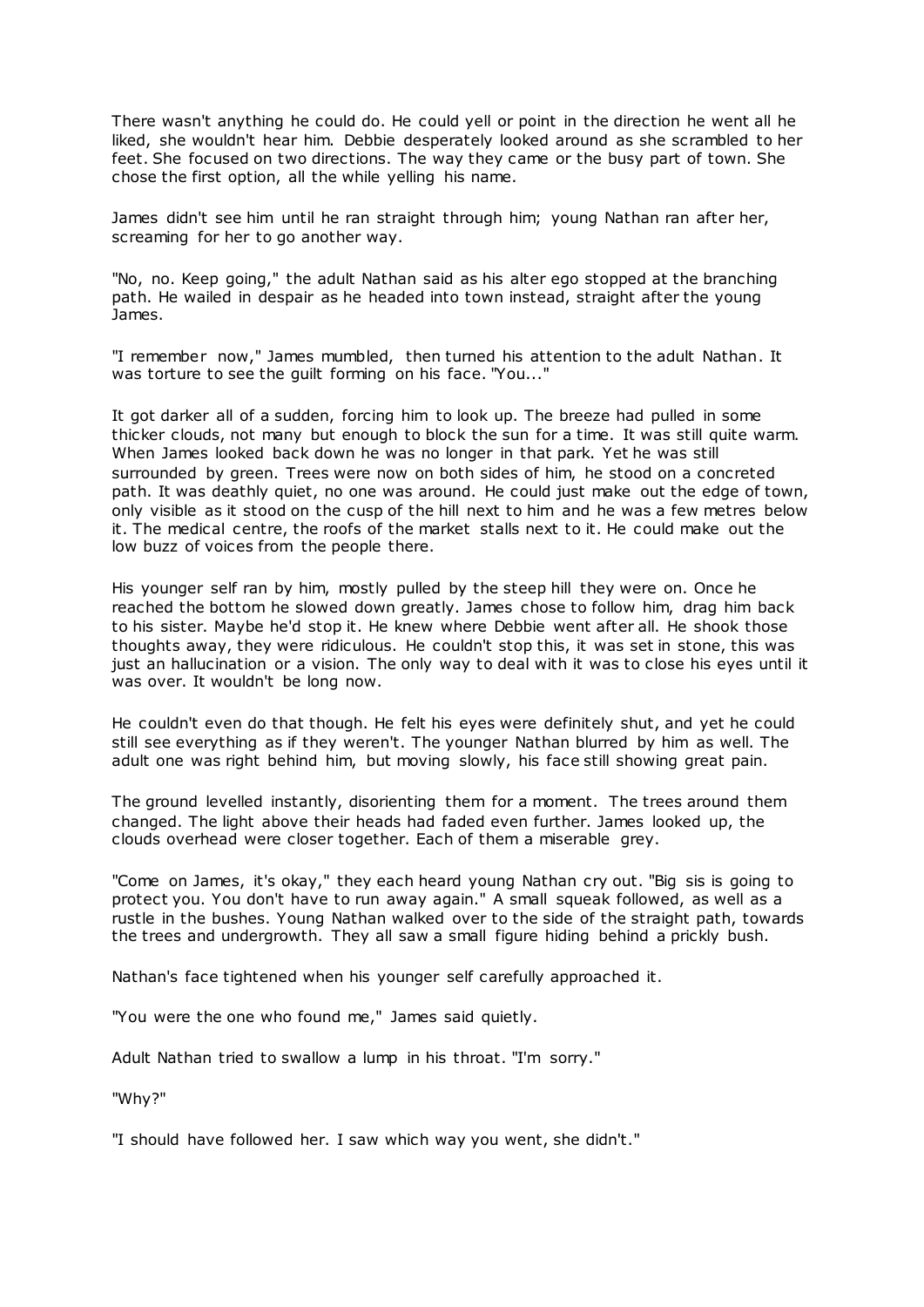There wasn't anything he could do. He could yell or point in the direction he went all he liked, she wouldn't hear him. Debbie desperately looked around as she scrambled to her feet. She focused on two directions. The way they came or the busy part of town. She chose the first option, all the while yelling his name.

James didn't see him until he ran straight through him; young Nathan ran after her, screaming for her to go another way.

"No, no. Keep going," the adult Nathan said as his alter ego stopped at the branching path. He wailed in despair as he headed into town instead, straight after the young James.

"I remember now," James mumbled, then turned his attention to the adult Nathan. It was torture to see the guilt forming on his face. "You..."

It got darker all of a sudden, forcing him to look up. The breeze had pulled in some thicker clouds, not many but enough to block the sun for a time. It was still quite warm. When James looked back down he was no longer in that park. Yet he was still surrounded by green. Trees were now on both sides of him, he stood on a concreted path. It was deathly quiet, no one was around. He could just make out the edge of town, only visible as it stood on the cusp of the hill next to him and he was a few metres below it. The medical centre, the roofs of the market stalls next to it. He could make out the low buzz of voices from the people there.

His younger self ran by him, mostly pulled by the steep hill they were on. Once he reached the bottom he slowed down greatly. James chose to follow him, drag him back to his sister. Maybe he'd stop it. He knew where Debbie went after all. He shook those thoughts away, they were ridiculous. He couldn't stop this, it was set in stone, this was just an hallucination or a vision. The only way to deal with it was to close his eyes until it was over. It wouldn't be long now.

He couldn't even do that though. He felt his eyes were definitely shut, and yet he could still see everything as if they weren't. The younger Nathan blurred by him as well. The adult one was right behind him, but moving slowly, his face still showing great pain.

The ground levelled instantly, disorienting them for a moment. The trees around them changed. The light above their heads had faded even further. James looked up, the clouds overhead were closer together. Each of them a miserable grey.

"Come on James, it's okay," they each heard young Nathan cry out. "Big sis is going to protect you. You don't have to run away again." A small squeak followed, as well as a rustle in the bushes. Young Nathan walked over to the side of the straight path, towards the trees and undergrowth. They all saw a small figure hiding behind a prickly bush.

Nathan's face tightened when his younger self carefully approached it.

"You were the one who found me," James said quietly.

Adult Nathan tried to swallow a lump in his throat. "I'm sorry."

"Why?"

"I should have followed her. I saw which way you went, she didn't."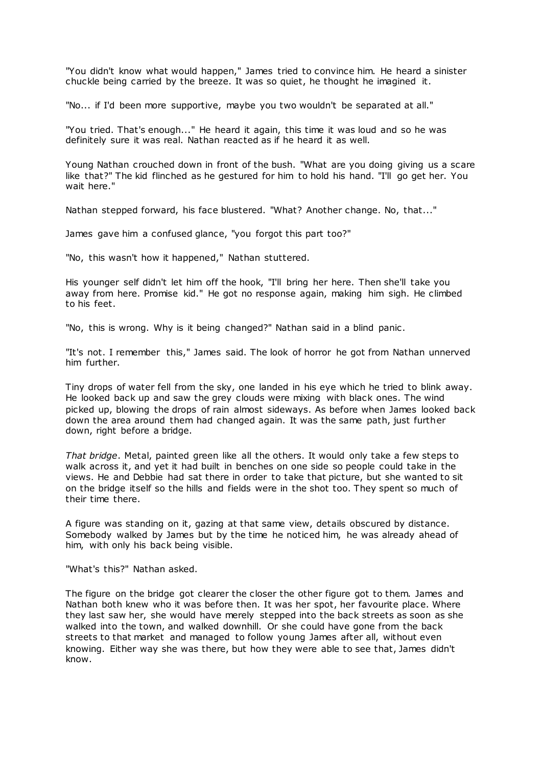"You didn't know what would happen," James tried to convince him. He heard a sinister chuckle being carried by the breeze. It was so quiet, he thought he imagined it.

"No... if I'd been more supportive, maybe you two wouldn't be separated at all."

"You tried. That's enough..." He heard it again, this time it was loud and so he was definitely sure it was real. Nathan reacted as if he heard it as well.

Young Nathan crouched down in front of the bush. "What are you doing giving us a scare like that?" The kid flinched as he gestured for him to hold his hand. "I'll go get her. You wait here."

Nathan stepped forward, his face blustered. "What? Another change. No, that..."

James gave him a confused glance, "you forgot this part too?"

"No, this wasn't how it happened," Nathan stuttered.

His younger self didn't let him off the hook, "I'll bring her here. Then she'll take you away from here. Promise kid." He got no response again, making him sigh. He climbed to his feet.

"No, this is wrong. Why is it being changed?" Nathan said in a blind panic.

"It's not. I remember this," James said. The look of horror he got from Nathan unnerved him further.

Tiny drops of water fell from the sky, one landed in his eye which he tried to blink away. He looked back up and saw the grey clouds were mixing with black ones. The wind picked up, blowing the drops of rain almost sideways. As before when James looked back down the area around them had changed again. It was the same path, just further down, right before a bridge.

*That bridge*. Metal, painted green like all the others. It would only take a few steps to walk across it, and yet it had built in benches on one side so people could take in the views. He and Debbie had sat there in order to take that picture, but she wanted to sit on the bridge itself so the hills and fields were in the shot too. They spent so much of their time there.

A figure was standing on it, gazing at that same view, details obscured by distance. Somebody walked by James but by the time he noticed him, he was already ahead of him, with only his back being visible.

"What's this?" Nathan asked.

The figure on the bridge got clearer the closer the other figure got to them. James and Nathan both knew who it was before then. It was her spot, her favourite place. Where they last saw her, she would have merely stepped into the back streets as soon as she walked into the town, and walked downhill. Or she could have gone from the back streets to that market and managed to follow young James after all, without even knowing. Either way she was there, but how they were able to see that, James didn't know.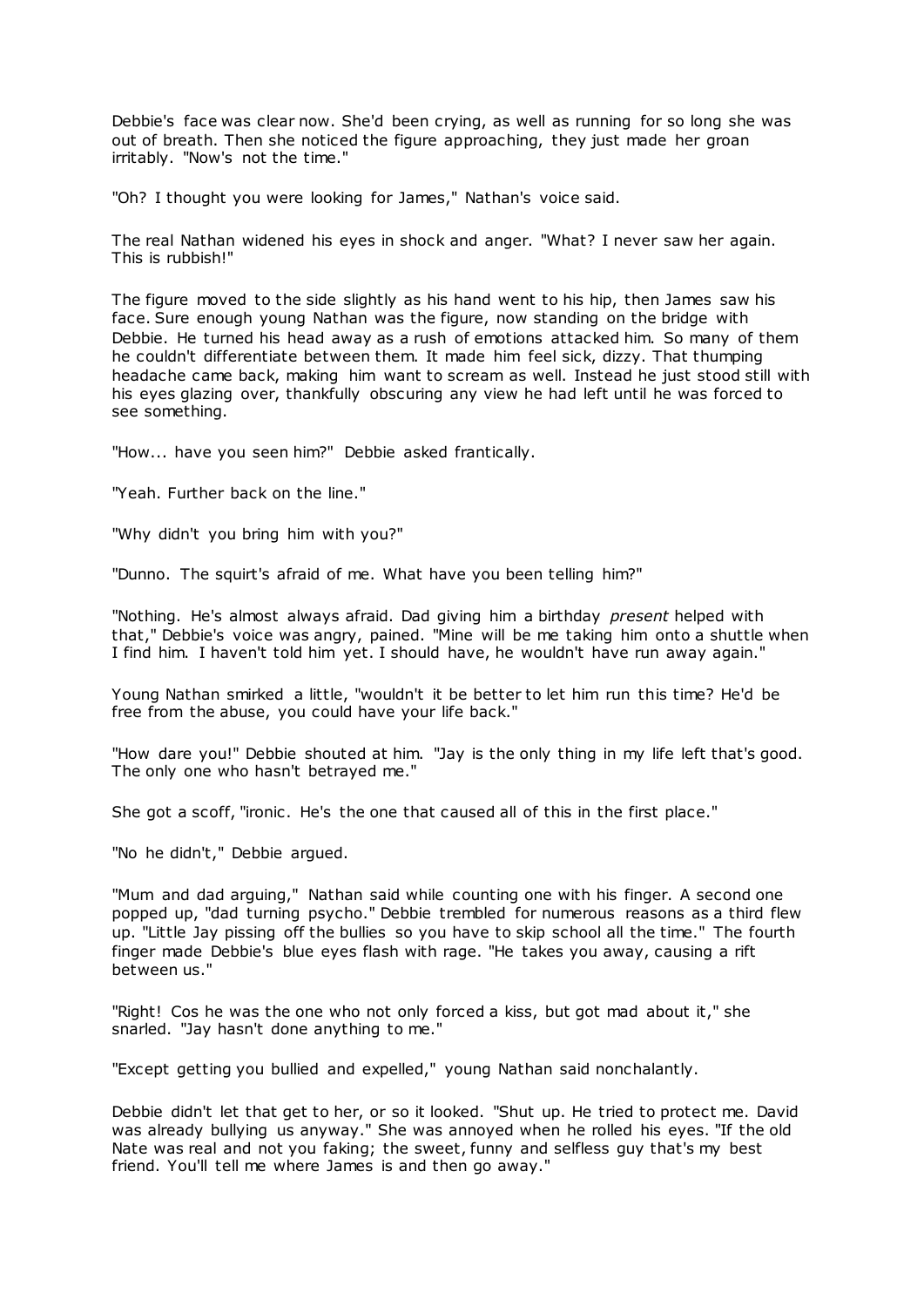Debbie's face was clear now. She'd been crying, as well as running for so long she was out of breath. Then she noticed the figure approaching, they just made her groan irritably. "Now's not the time."

"Oh? I thought you were looking for James," Nathan's voice said.

The real Nathan widened his eyes in shock and anger. "What? I never saw her again. This is rubbish!"

The figure moved to the side slightly as his hand went to his hip, then James saw his face. Sure enough young Nathan was the figure, now standing on the bridge with Debbie. He turned his head away as a rush of emotions attacked him. So many of them he couldn't differentiate between them. It made him feel sick, dizzy. That thumping headache came back, making him want to scream as well. Instead he just stood still with his eyes glazing over, thankfully obscuring any view he had left until he was forced to see something.

"How... have you seen him?" Debbie asked frantically.

"Yeah. Further back on the line."

"Why didn't you bring him with you?"

"Dunno. The squirt's afraid of me. What have you been telling him?"

"Nothing. He's almost always afraid. Dad giving him a birthday *present* helped with that," Debbie's voice was angry, pained. "Mine will be me taking him onto a shuttle when I find him. I haven't told him yet. I should have, he wouldn't have run away again."

Young Nathan smirked a little, "wouldn't it be better to let him run this time? He'd be free from the abuse, you could have your life back."

"How dare you!" Debbie shouted at him. "Jay is the only thing in my life left that's good. The only one who hasn't betrayed me."

She got a scoff, "ironic. He's the one that caused all of this in the first place."

"No he didn't," Debbie argued.

"Mum and dad arguing," Nathan said while counting one with his finger. A second one popped up, "dad turning psycho." Debbie trembled for numerous reasons as a third flew up. "Little Jay pissing off the bullies so you have to skip school all the time." The fourth finger made Debbie's blue eyes flash with rage. "He takes you away, causing a rift between us."

"Right! Cos he was the one who not only forced a kiss, but got mad about it," she snarled. "Jay hasn't done anything to me."

"Except getting you bullied and expelled," young Nathan said nonchalantly.

Debbie didn't let that get to her, or so it looked. "Shut up. He tried to protect me. David was already bullying us anyway." She was annoyed when he rolled his eyes. "If the old Nate was real and not you faking; the sweet, funny and selfless guy that's my best friend. You'll tell me where James is and then go away."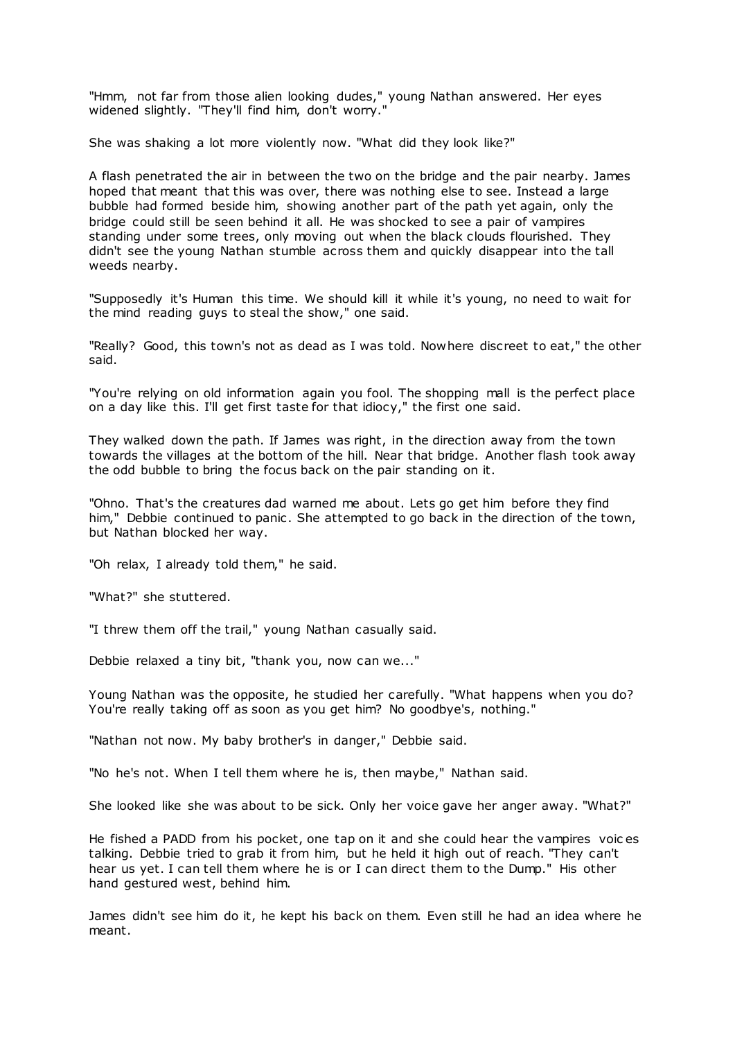"Hmm, not far from those alien looking dudes," young Nathan answered. Her eyes widened slightly. "They'll find him, don't worry."

She was shaking a lot more violently now. "What did they look like?"

A flash penetrated the air in between the two on the bridge and the pair nearby. James hoped that meant that this was over, there was nothing else to see. Instead a large bubble had formed beside him, showing another part of the path yet again, only the bridge could still be seen behind it all. He was shocked to see a pair of vampires standing under some trees, only moving out when the black clouds flourished. They didn't see the young Nathan stumble across them and quickly disappear into the tall weeds nearby.

"Supposedly it's Human this time. We should kill it while it's young, no need to wait for the mind reading guys to steal the show," one said.

"Really? Good, this town's not as dead as I was told. Nowhere discreet to eat," the other said.

"You're relying on old information again you fool. The shopping mall is the perfect place on a day like this. I'll get first taste for that idiocy," the first one said.

They walked down the path. If James was right, in the direction away from the town towards the villages at the bottom of the hill. Near that bridge. Another flash took away the odd bubble to bring the focus back on the pair standing on it.

"Ohno. That's the creatures dad warned me about. Lets go get him before they find him," Debbie continued to panic. She attempted to go back in the direction of the town, but Nathan blocked her way.

"Oh relax, I already told them," he said.

"What?" she stuttered.

"I threw them off the trail," young Nathan casually said.

Debbie relaxed a tiny bit, "thank you, now can we..."

Young Nathan was the opposite, he studied her carefully. "What happens when you do? You're really taking off as soon as you get him? No goodbye's, nothing."

"Nathan not now. My baby brother's in danger," Debbie said.

"No he's not. When I tell them where he is, then maybe," Nathan said.

She looked like she was about to be sick. Only her voice gave her anger away. "What?"

He fished a PADD from his pocket, one tap on it and she could hear the vampires voices talking. Debbie tried to grab it from him, but he held it high out of reach. "They can't hear us yet. I can tell them where he is or I can direct them to the Dump." His other hand gestured west, behind him.

James didn't see him do it, he kept his back on them. Even still he had an idea where he meant.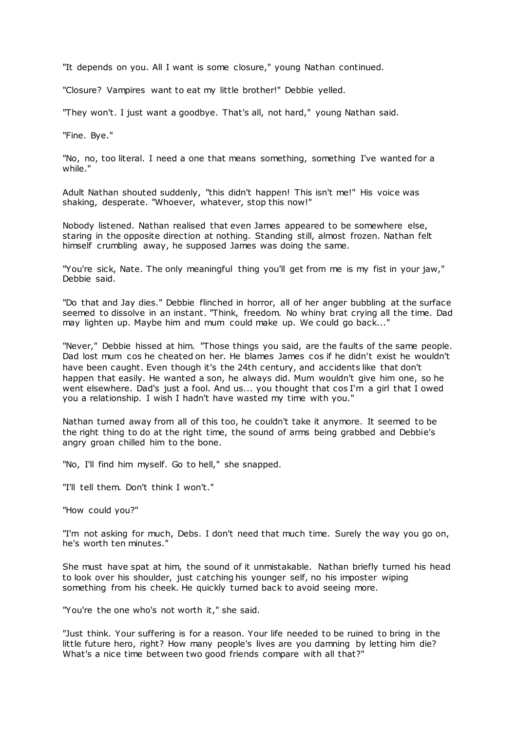"It depends on you. All I want is some closure," young Nathan continued.

"Closure? Vampires want to eat my little brother!" Debbie yelled.

"They won't. I just want a goodbye. That's all, not hard," young Nathan said.

"Fine. Bye."

"No, no, too literal. I need a one that means something, something I've wanted for a while."

Adult Nathan shouted suddenly, "this didn't happen! This isn't me!" His voice was shaking, desperate. "Whoever, whatever, stop this now!"

Nobody listened. Nathan realised that even James appeared to be somewhere else, staring in the opposite direction at nothing. Standing still, almost frozen. Nathan felt himself crumbling away, he supposed James was doing the same.

"You're sick, Nate. The only meaningful thing you'll get from me is my fist in your jaw," Debbie said.

"Do that and Jay dies." Debbie flinched in horror, all of her anger bubbling at the surface seemed to dissolve in an instant. "Think, freedom. No whiny brat crying all the time. Dad may lighten up. Maybe him and mum could make up. We could go back..."

"Never," Debbie hissed at him. "Those things you said, are the faults of the same people. Dad lost mum cos he cheated on her. He blames James cos if he didn't exist he wouldn't have been caught. Even though it's the 24th century, and accidents like that don't happen that easily. He wanted a son, he always did. Mum wouldn't give him one, so he went elsewhere. Dad's just a fool. And us... you thought that cos I'm a girl that I owed you a relationship. I wish I hadn't have wasted my time with you."

Nathan turned away from all of this too, he couldn't take it anymore. It seemed to be the right thing to do at the right time, the sound of arms being grabbed and Debbie's angry groan chilled him to the bone.

"No, I'll find him myself. Go to hell," she snapped.

"I'll tell them. Don't think I won't."

"How could you?"

"I'm not asking for much, Debs. I don't need that much time. Surely the way you go on, he's worth ten minutes."

She must have spat at him, the sound of it unmistakable. Nathan briefly turned his head to look over his shoulder, just catching his younger self, no his imposter wiping something from his cheek. He quickly turned back to avoid seeing more.

"You're the one who's not worth it," she said.

"Just think. Your suffering is for a reason. Your life needed to be ruined to bring in the little future hero, right? How many people's lives are you damning by letting him die? What's a nice time between two good friends compare with all that?"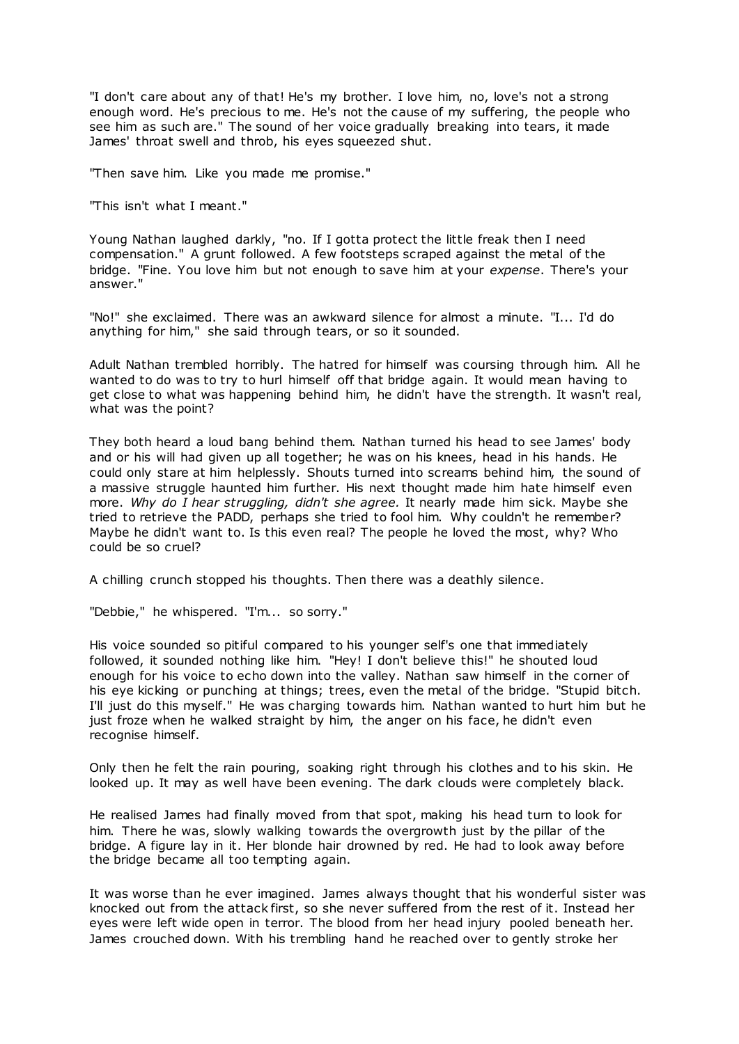"I don't care about any of that! He's my brother. I love him, no, love's not a strong enough word. He's precious to me. He's not the cause of my suffering, the people who see him as such are." The sound of her voice gradually breaking into tears, it made James' throat swell and throb, his eyes squeezed shut.

"Then save him. Like you made me promise."

"This isn't what I meant."

Young Nathan laughed darkly, "no. If I gotta protect the little freak then I need compensation." A grunt followed. A few footsteps scraped against the metal of the bridge. "Fine. You love him but not enough to save him at your *expense*. There's your answer."

"No!" she exclaimed. There was an awkward silence for almost a minute. "I... I'd do anything for him," she said through tears, or so it sounded.

Adult Nathan trembled horribly. The hatred for himself was coursing through him. All he wanted to do was to try to hurl himself off that bridge again. It would mean having to get close to what was happening behind him, he didn't have the strength. It wasn't real, what was the point?

They both heard a loud bang behind them. Nathan turned his head to see James' body and or his will had given up all together; he was on his knees, head in his hands. He could only stare at him helplessly. Shouts turned into screams behind him, the sound of a massive struggle haunted him further. His next thought made him hate himself even more. *Why do I hear struggling, didn't she agree.* It nearly made him sick. Maybe she tried to retrieve the PADD, perhaps she tried to fool him. Why couldn't he remember? Maybe he didn't want to. Is this even real? The people he loved the most, why? Who could be so cruel?

A chilling crunch stopped his thoughts. Then there was a deathly silence.

"Debbie," he whispered. "I'm... so sorry."

His voice sounded so pitiful compared to his younger self's one that immediately followed, it sounded nothing like him. "Hey! I don't believe this!" he shouted loud enough for his voice to echo down into the valley. Nathan saw himself in the corner of his eye kicking or punching at things; trees, even the metal of the bridge. "Stupid bitch. I'll just do this myself." He was charging towards him. Nathan wanted to hurt him but he just froze when he walked straight by him, the anger on his face, he didn't even recognise himself.

Only then he felt the rain pouring, soaking right through his clothes and to his skin. He looked up. It may as well have been evening. The dark clouds were completely black.

He realised James had finally moved from that spot, making his head turn to look for him. There he was, slowly walking towards the overgrowth just by the pillar of the bridge. A figure lay in it. Her blonde hair drowned by red. He had to look away before the bridge became all too tempting again.

It was worse than he ever imagined. James always thought that his wonderful sister was knocked out from the attack first, so she never suffered from the rest of it. Instead her eyes were left wide open in terror. The blood from her head injury pooled beneath her. James crouched down. With his trembling hand he reached over to gently stroke her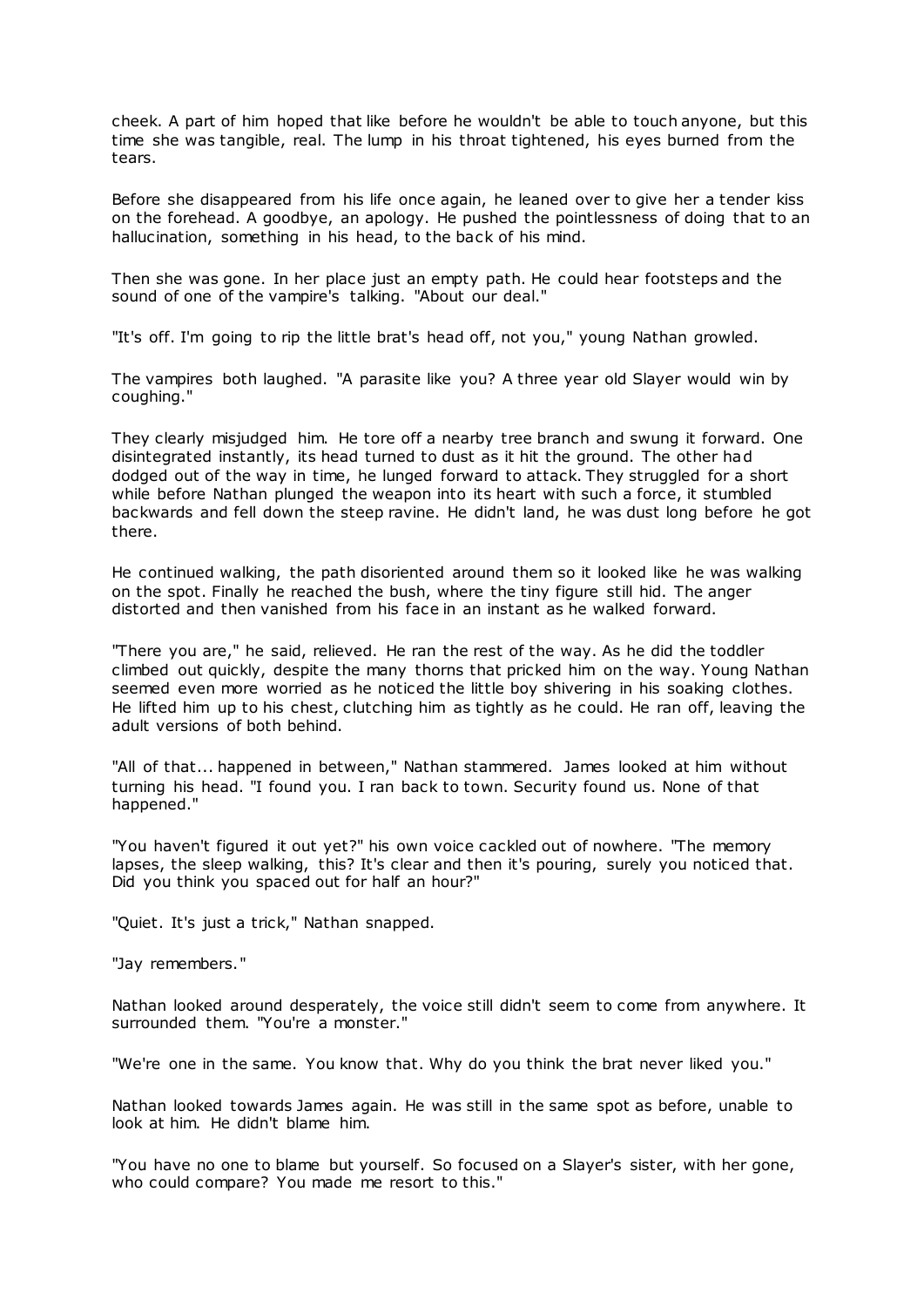cheek. A part of him hoped that like before he wouldn't be able to touch anyone, but this time she was tangible, real. The lump in his throat tightened, his eyes burned from the tears.

Before she disappeared from his life once again, he leaned over to give her a tender kiss on the forehead. A goodbye, an apology. He pushed the pointlessness of doing that to an hallucination, something in his head, to the back of his mind.

Then she was gone. In her place just an empty path. He could hear footsteps and the sound of one of the vampire's talking. "About our deal."

"It's off. I'm going to rip the little brat's head off, not you," young Nathan growled.

The vampires both laughed. "A parasite like you? A three year old Slayer would win by coughing."

They clearly misjudged him. He tore off a nearby tree branch and swung it forward. One disintegrated instantly, its head turned to dust as it hit the ground. The other had dodged out of the way in time, he lunged forward to attack. They struggled for a short while before Nathan plunged the weapon into its heart with such a force, it stumbled backwards and fell down the steep ravine. He didn't land, he was dust long before he got there.

He continued walking, the path disoriented around them so it looked like he was walking on the spot. Finally he reached the bush, where the tiny figure still hid. The anger distorted and then vanished from his face in an instant as he walked forward.

"There you are," he said, relieved. He ran the rest of the way. As he did the toddler climbed out quickly, despite the many thorns that pricked him on the way. Young Nathan seemed even more worried as he noticed the little boy shivering in his soaking clothes. He lifted him up to his chest, clutching him as tightly as he could. He ran off, leaving the adult versions of both behind.

"All of that... happened in between," Nathan stammered. James looked at him without turning his head. "I found you. I ran back to town. Security found us. None of that happened."

"You haven't figured it out yet?" his own voice cackled out of nowhere. "The memory lapses, the sleep walking, this? It's clear and then it's pouring, surely you noticed that. Did you think you spaced out for half an hour?"

"Quiet. It's just a trick," Nathan snapped.

"Jay remembers."

Nathan looked around desperately, the voice still didn't seem to come from anywhere. It surrounded them. "You're a monster."

"We're one in the same. You know that. Why do you think the brat never liked you."

Nathan looked towards James again. He was still in the same spot as before, unable to look at him. He didn't blame him.

"You have no one to blame but yourself. So focused on a Slayer's sister, with her gone, who could compare? You made me resort to this."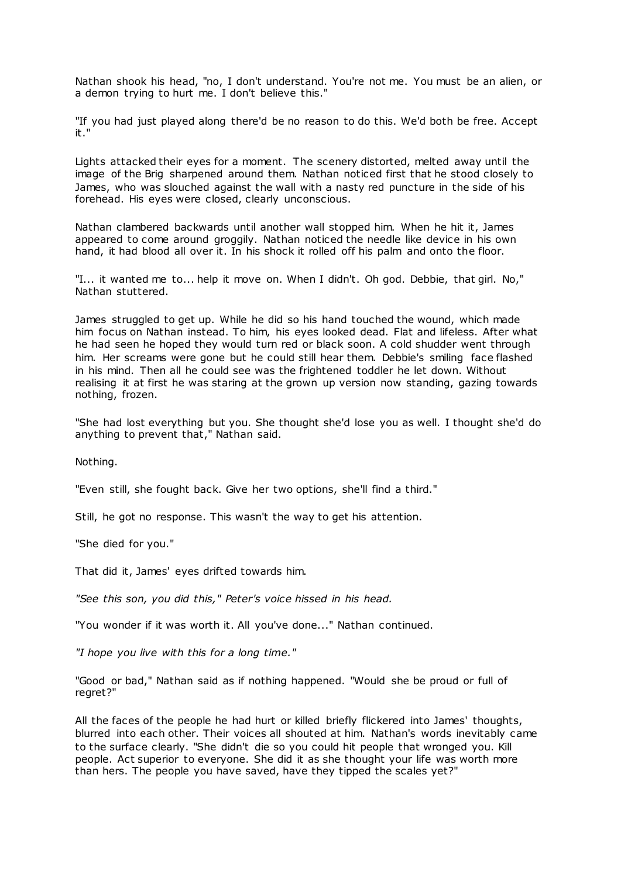Nathan shook his head, "no, I don't understand. You're not me. You must be an alien, or a demon trying to hurt me. I don't believe this."

"If you had just played along there'd be no reason to do this. We'd both be free. Accept it."

Lights attacked their eyes for a moment. The scenery distorted, melted away until the image of the Brig sharpened around them. Nathan noticed first that he stood closely to James, who was slouched against the wall with a nasty red puncture in the side of his forehead. His eyes were closed, clearly unconscious.

Nathan clambered backwards until another wall stopped him. When he hit it, James appeared to come around groggily. Nathan noticed the needle like device in his own hand, it had blood all over it. In his shock it rolled off his palm and onto the floor.

"I... it wanted me to... help it move on. When I didn't. Oh god. Debbie, that girl. No," Nathan stuttered.

James struggled to get up. While he did so his hand touched the wound, which made him focus on Nathan instead. To him, his eyes looked dead. Flat and lifeless. After what he had seen he hoped they would turn red or black soon. A cold shudder went through him. Her screams were gone but he could still hear them. Debbie's smiling face flashed in his mind. Then all he could see was the frightened toddler he let down. Without realising it at first he was staring at the grown up version now standing, gazing towards nothing, frozen.

"She had lost everything but you. She thought she'd lose you as well. I thought she'd do anything to prevent that," Nathan said.

Nothing.

"Even still, she fought back. Give her two options, she'll find a third."

Still, he got no response. This wasn't the way to get his attention.

"She died for you."

That did it, James' eyes drifted towards him.

*"See this son, you did this," Peter's voice hissed in his head.*

"You wonder if it was worth it. All you've done..." Nathan continued.

*"I hope you live with this for a long time."*

"Good or bad," Nathan said as if nothing happened. "Would she be proud or full of regret?"

All the faces of the people he had hurt or killed briefly flickered into James' thoughts, blurred into each other. Their voices all shouted at him. Nathan's words inevitably came to the surface clearly. "She didn't die so you could hit people that wronged you. Kill people. Act superior to everyone. She did it as she thought your life was worth more than hers. The people you have saved, have they tipped the scales yet?"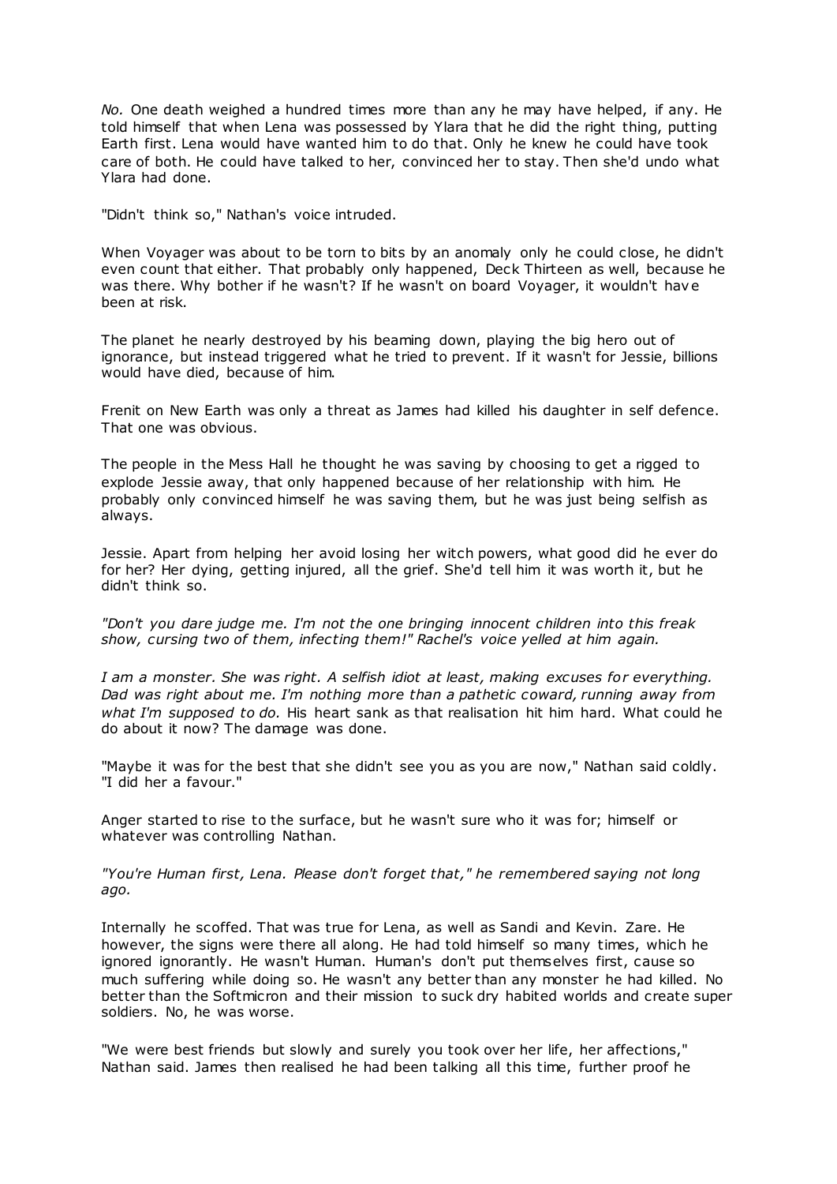*No.* One death weighed a hundred times more than any he may have helped, if any. He told himself that when Lena was possessed by Ylara that he did the right thing, putting Earth first. Lena would have wanted him to do that. Only he knew he could have took care of both. He could have talked to her, convinced her to stay. Then she'd undo what Ylara had done.

"Didn't think so," Nathan's voice intruded.

When Voyager was about to be torn to bits by an anomaly only he could close, he didn't even count that either. That probably only happened, Deck Thirteen as well, because he was there. Why bother if he wasn't? If he wasn't on board Voyager, it wouldn't have been at risk.

The planet he nearly destroyed by his beaming down, playing the big hero out of ignorance, but instead triggered what he tried to prevent. If it wasn't for Jessie, billions would have died, because of him.

Frenit on New Earth was only a threat as James had killed his daughter in self defence. That one was obvious.

The people in the Mess Hall he thought he was saving by choosing to get a rigged to explode Jessie away, that only happened because of her relationship with him. He probably only convinced himself he was saving them, but he was just being selfish as always.

Jessie. Apart from helping her avoid losing her witch powers, what good did he ever do for her? Her dying, getting injured, all the grief. She'd tell him it was worth it, but he didn't think so.

*"Don't you dare judge me. I'm not the one bringing innocent children into this freak show, cursing two of them, infecting them!" Rachel's voice yelled at him again.*

*I am a monster. She was right. A selfish idiot at least, making excuses for everything. Dad was right about me. I'm nothing more than a pathetic coward, running away from what I'm supposed to do.* His heart sank as that realisation hit him hard. What could he do about it now? The damage was done.

"Maybe it was for the best that she didn't see you as you are now," Nathan said coldly. "I did her a favour."

Anger started to rise to the surface, but he wasn't sure who it was for; himself or whatever was controlling Nathan.

*"You're Human first, Lena. Please don't forget that," he remembered saying not long ago.*

Internally he scoffed. That was true for Lena, as well as Sandi and Kevin. Zare. He however, the signs were there all along. He had told himself so many times, which he ignored ignorantly. He wasn't Human. Human's don't put themselves first, cause so much suffering while doing so. He wasn't any better than any monster he had killed. No better than the Softmicron and their mission to suck dry habited worlds and create super soldiers. No, he was worse.

"We were best friends but slowly and surely you took over her life, her affections," Nathan said. James then realised he had been talking all this time, further proof he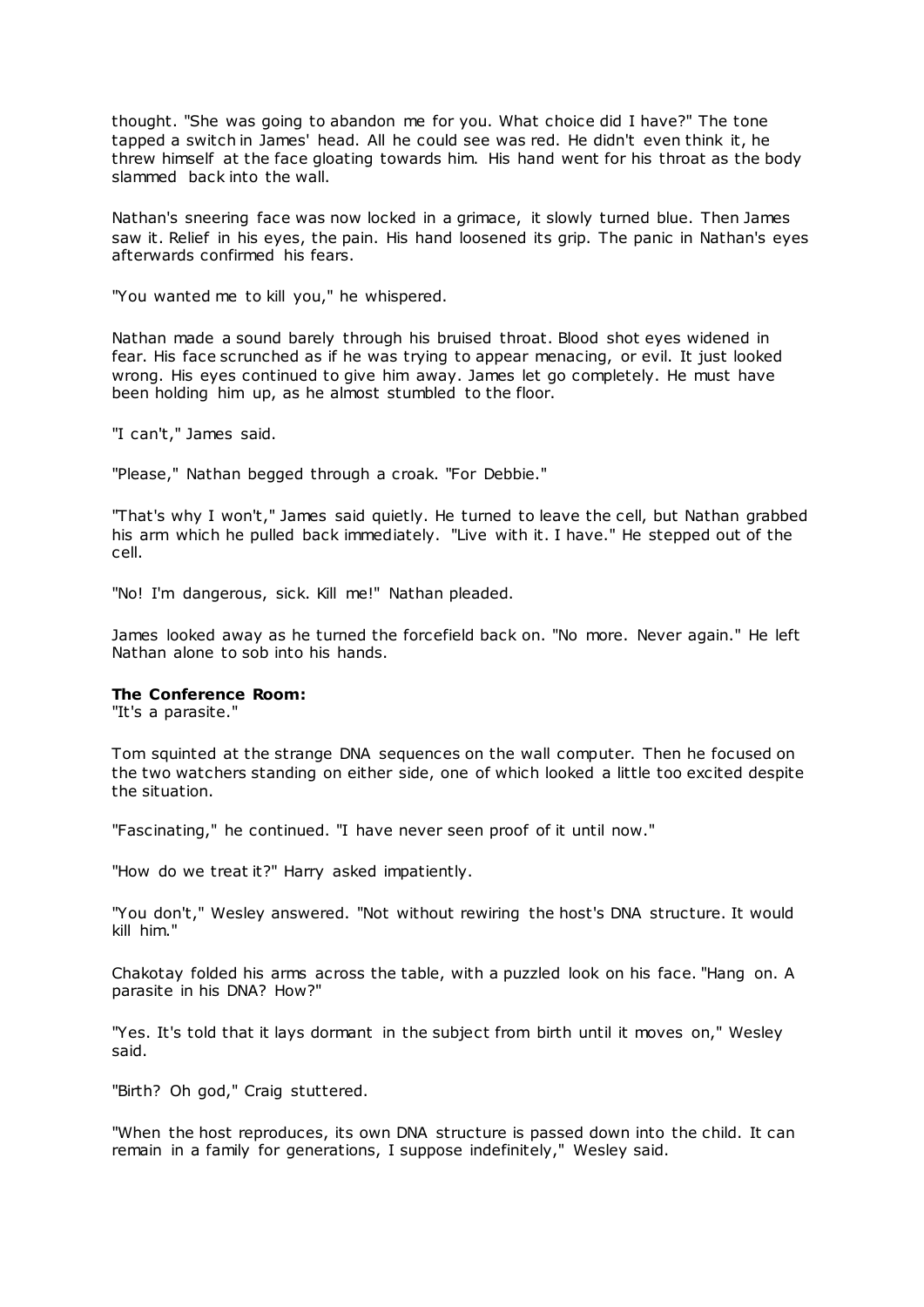thought. "She was going to abandon me for you. What choice did I have?" The tone tapped a switch in James' head. All he could see was red. He didn't even think it, he threw himself at the face gloating towards him. His hand went for his throat as the body slammed back into the wall.

Nathan's sneering face was now locked in a grimace, it slowly turned blue. Then James saw it. Relief in his eyes, the pain. His hand loosened its grip. The panic in Nathan's eyes afterwards confirmed his fears.

"You wanted me to kill you," he whispered.

Nathan made a sound barely through his bruised throat. Blood shot eyes widened in fear. His face scrunched as if he was trying to appear menacing, or evil. It just looked wrong. His eyes continued to give him away. James let go completely. He must have been holding him up, as he almost stumbled to the floor.

"I can't," James said.

"Please," Nathan begged through a croak. "For Debbie."

"That's why I won't," James said quietly. He turned to leave the cell, but Nathan grabbed his arm which he pulled back immediately. "Live with it. I have." He stepped out of the cell.

"No! I'm dangerous, sick. Kill me!" Nathan pleaded.

James looked away as he turned the forcefield back on. "No more. Never again." He left Nathan alone to sob into his hands.

**The Conference Room:**

"It's a parasite."

Tom squinted at the strange DNA sequences on the wall computer. Then he focused on the two watchers standing on either side, one of which looked a little too excited despite the situation.

"Fascinating," he continued. "I have never seen proof of it until now."

"How do we treat it?" Harry asked impatiently.

"You don't," Wesley answered. "Not without rewiring the host's DNA structure. It would kill him."

Chakotay folded his arms across the table, with a puzzled look on his face. "Hang on. A parasite in his DNA? How?"

"Yes. It's told that it lays dormant in the subject from birth until it moves on," Wesley said.

"Birth? Oh god," Craig stuttered.

"When the host reproduces, its own DNA structure is passed down into the child. It can remain in a family for generations, I suppose indefinitely," Wesley said.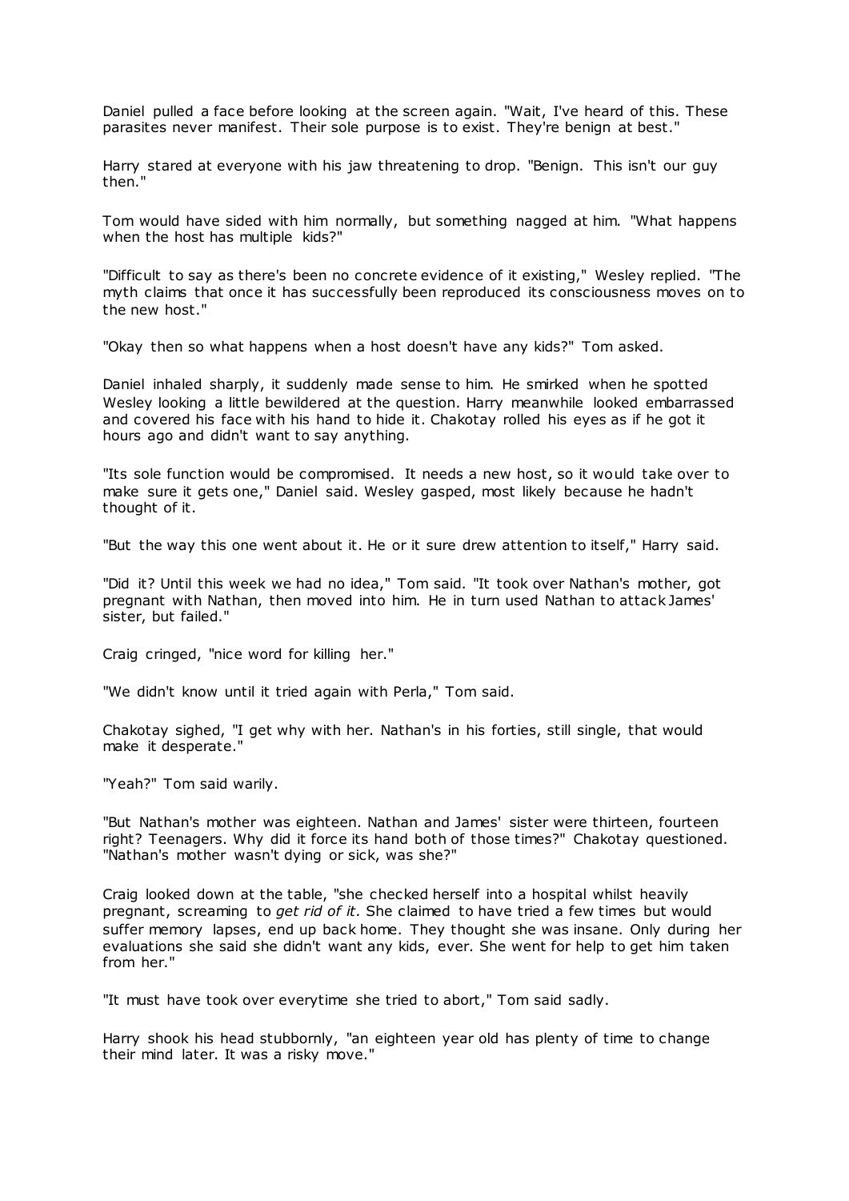Daniel pulled a face before looking at the screen again. "Wait, I've heard of this. These parasites never manifest. Their sole purpose is to exist. They're benign at best."

Harry stared at everyone with his jaw threatening to drop. "Benign. This isn't our guy then."

Tom would have sided with him normally, but something nagged at him. "What happens when the host has multiple kids?"

"Difficult to say as there's been no concrete evidence of it existing," Wesley replied. "The myth claims that once it has successfully been reproduced its consciousness moves on to the new host."

"Okay then so what happens when a host doesn't have any kids?" Tom asked.

Daniel inhaled sharply, it suddenly made sense to him. He smirked when he spotted Wesley looking a little bewildered at the question. Harry meanwhile looked embarrassed and covered his face with his hand to hide it. Chakotay rolled his eyes as if he got it hours ago and didn't want to say anything.

"Its sole function would be compromised. It needs a new host, so it would take over to make sure it gets one," Daniel said. Wesley gasped, most likely because he hadn't thought of it.

"But the way this one went about it. He or it sure drew attention to itself," Harry said.

"Did it? Until this week we had no idea," Tom said. "It took over Nathan's mother, got pregnant with Nathan, then moved into him. He in turn used Nathan to attack James' sister, but failed."

Craig cringed, "nice word for killing her."

"We didn't know until it tried again with Perla," Tom said.

Chakotay sighed, "I get why with her. Nathan's in his forties, still single, that would make it desperate."

"Yeah?" Tom said warily.

"But Nathan's mother was eighteen. Nathan and James' sister were thirteen, fourteen right? Teenagers. Why did it force its hand both of those times?" Chakotay questioned. "Nathan's mother wasn't dying or sick, was she?"

Craig looked down at the table, "she checked herself into a hospital whilst heavily pregnant, screaming to *get rid of it.* She claimed to have tried a few times but would suffer memory lapses, end up back home. They thought she was insane. Only during her evaluations she said she didn't want any kids, ever. She went for help to get him taken from her."

"It must have took over everytime she tried to abort," Tom said sadly.

Harry shook his head stubbornly, "an eighteen year old has plenty of time to change their mind later. It was a risky move."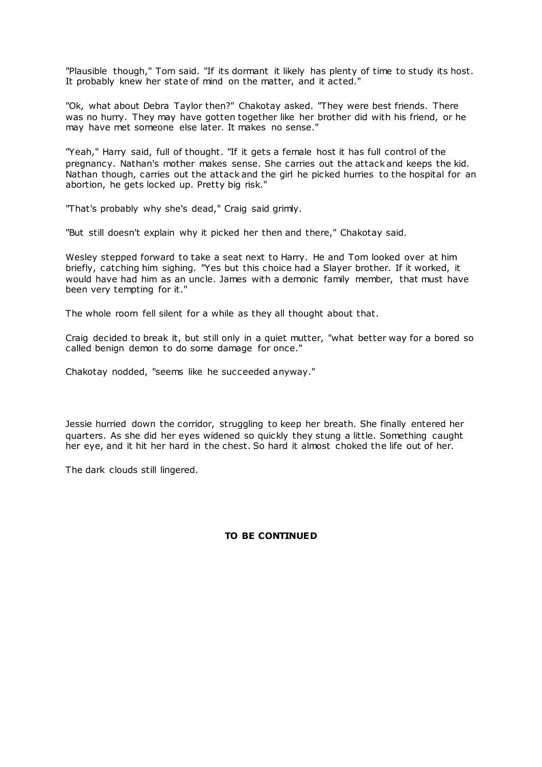"Plausible though," Tom said. "If its dormant it likely has plenty of time to study its host. It probably knew her state of mind on the matter, and it acted."

"Ok, what about Debra Taylor then?" Chakotay asked. "They were best friends. There was no hurry. They may have gotten together like her brother did with his friend, or he may have met someone else later. It makes no sense."

"Yeah," Harry said, full of thought. "If it gets a female host it has full control of the pregnancy. Nathan's mother makes sense. She carries out the attack and keeps the kid. Nathan though, carries out the attack and the girl he picked hurries to the hospital for an abortion, he gets locked up. Pretty big risk."

"That's probably why she's dead," Craig said grimly.

"But still doesn't explain why it picked her then and there," Chakotay said.

Wesley stepped forward to take a seat next to Harry. He and Tom looked over at him briefly, catching him sighing. "Yes but this choice had a Slayer brother. If it worked, it would have had him as an uncle. James with a demonic family member, that must have been very tempting for it."

The whole room fell silent for a while as they all thought about that.

Craig decided to break it, but still only in a quiet mutter, "what better way for a bored so called benign demon to do some damage for once."

Chakotay nodded, "seems like he succeeded anyway."

Jessie hurried down the corridor, struggling to keep her breath. She finally entered her quarters. As she did her eyes widened so quickly they stung a little. Something caught her eye, and it hit her hard in the chest. So hard it almost choked the life out of her.

The dark clouds still lingered.

**TO BE CONTINUED**